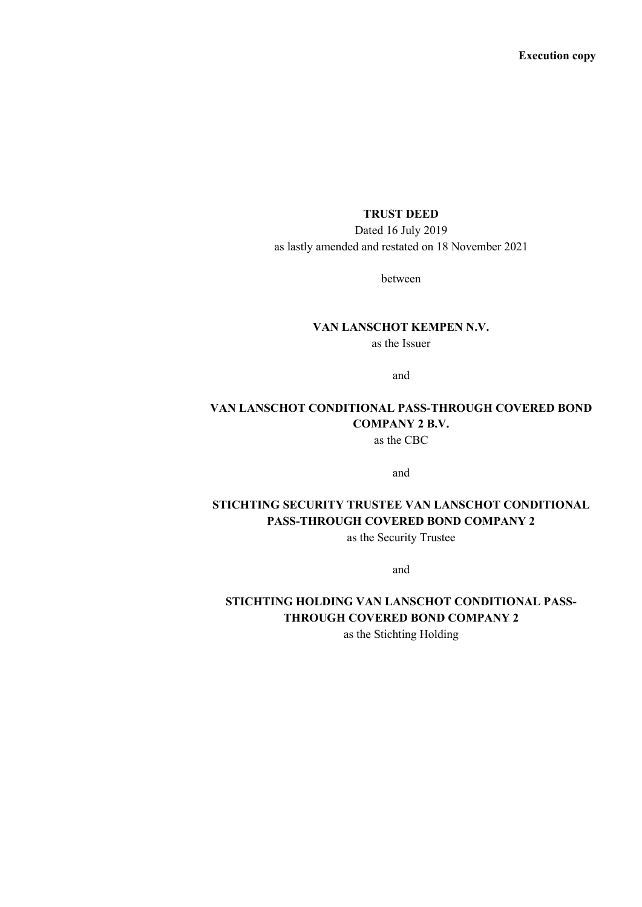**Execution copy**

**TRUST DEED**

Dated 16 July 2019

as lastly amended and restated on 18 November 2021

between

**VAN LANSCHOT KEMPEN N.V.**

as the Issuer

and

**VAN LANSCHOT CONDITIONAL PASS-THROUGH COVERED BOND COMPANY 2 B.V.**

as the CBC

and

**STICHTING SECURITY TRUSTEE VAN LANSCHOT CONDITIONAL PASS-THROUGH COVERED BOND COMPANY 2**

as the Security Trustee

and

**STICHTING HOLDING VAN LANSCHOT CONDITIONAL PASS-THROUGH COVERED BOND COMPANY 2**

as the Stichting Holding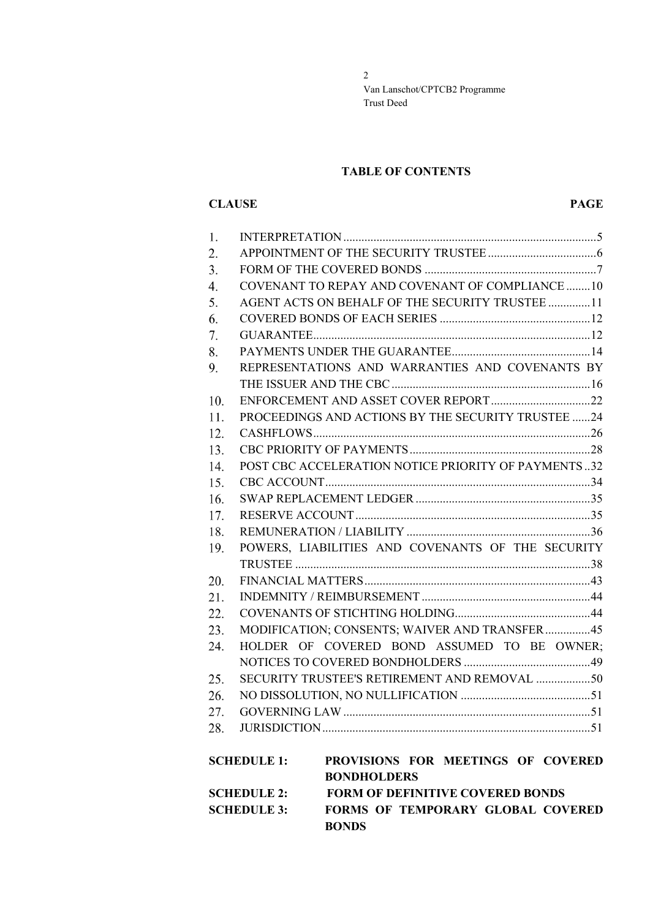## TABLE OF CONTENTS

| CLAUSE | | PAGE |
|---|---|---|
| 1. | INTERPRETATION | 5 |
| 2. | APPOINTMENT OF THE SECURITY TRUSTEE | 6 |
| 3. | FORM OF THE COVERED BONDS | 7 |
| 4. | COVENANT TO REPAY AND COVENANT OF COMPLIANCE | 10 |
| 5. | AGENT ACTS ON BEHALF OF THE SECURITY TRUSTEE | 11 |
| 6. | COVERED BONDS OF EACH SERIES | 12 |
| 7. | GUARANTEE | 12 |
| 8. | PAYMENTS UNDER THE GUARANTEE | 14 |
| 9. | REPRESENTATIONS AND WARRANTIES AND COVENANTS BY THE ISSUER AND THE CBC | 16 |
| 10. | ENFORCEMENT AND ASSET COVER REPORT | 22 |
| 11. | PROCEEDINGS AND ACTIONS BY THE SECURITY TRUSTEE | 24 |
| 12. | CASHFLOWS | 26 |
| 13. | CBC PRIORITY OF PAYMENTS | 28 |
| 14. | POST CBC ACCELERATION NOTICE PRIORITY OF PAYMENTS | 32 |
| 15. | CBC ACCOUNT | 34 |
| 16. | SWAP REPLACEMENT LEDGER | 35 |
| 17. | RESERVE ACCOUNT | 35 |
| 18. | REMUNERATION / LIABILITY | 36 |
| 19. | POWERS, LIABILITIES AND COVENANTS OF THE SECURITY TRUSTEE | 38 |
| 20. | FINANCIAL MATTERS | 43 |
| 21. | INDEMNITY / REIMBURSEMENT | 44 |
| 22. | COVENANTS OF STICHTING HOLDING | 44 |
| 23. | MODIFICATION; CONSENTS; WAIVER AND TRANSFER | 45 |
| 24. | HOLDER OF COVERED BOND ASSUMED TO BE OWNER; NOTICES TO COVERED BONDHOLDERS | 49 |
| 25. | SECURITY TRUSTEE'S RETIREMENT AND REMOVAL | 50 |
| 26. | NO DISSOLUTION, NO NULLIFICATION | 51 |
| 27. | GOVERNING LAW | 51 |
| 28. | JURISDICTION | 51 |

**SCHEDULE 1:** **PROVISIONS FOR MEETINGS OF COVERED BONDHOLDERS**

**SCHEDULE 2:** **FORM OF DEFINITIVE COVERED BONDS**

**SCHEDULE 3:** **FORMS OF TEMPORARY GLOBAL COVERED BONDS**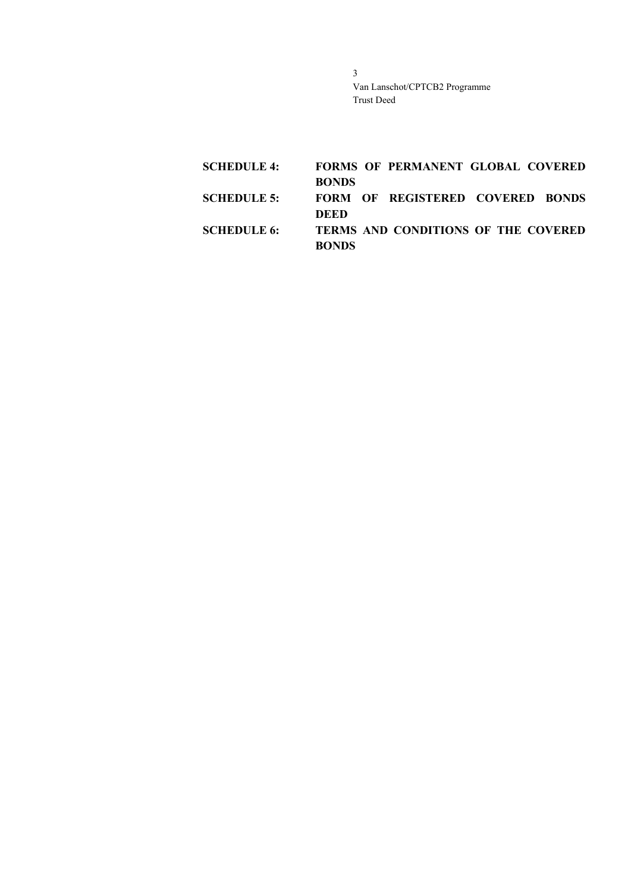| | |
|---|---|
| **SCHEDULE 4:** | **FORMS OF PERMANENT GLOBAL COVERED BONDS** |
| **SCHEDULE 5:** | **FORM OF REGISTERED COVERED BONDS DEED** |
| **SCHEDULE 6:** | **TERMS AND CONDITIONS OF THE COVERED BONDS** |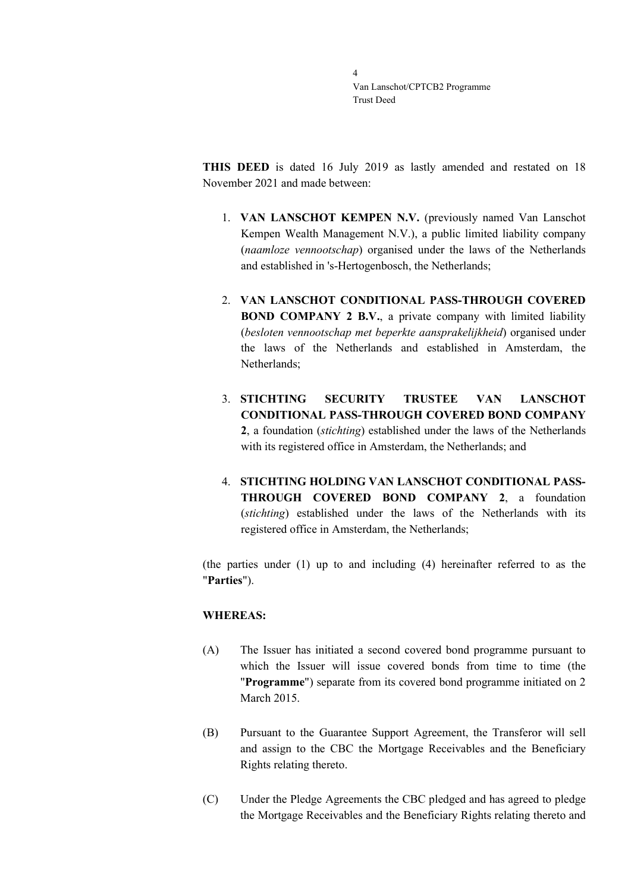**THIS DEED** is dated 16 July 2019 as lastly amended and restated on 18 November 2021 and made between:

1. **VAN LANSCHOT KEMPEN N.V.** (previously named Van Lanschot Kempen Wealth Management N.V.), a public limited liability company (*naamloze vennootschap*) organised under the laws of the Netherlands and established in 's-Hertogenbosch, the Netherlands;

2. **VAN LANSCHOT CONDITIONAL PASS-THROUGH COVERED BOND COMPANY 2 B.V.**, a private company with limited liability (*besloten vennootschap met beperkte aansprakelijkheid*) organised under the laws of the Netherlands and established in Amsterdam, the Netherlands;

3. **STICHTING SECURITY TRUSTEE VAN LANSCHOT CONDITIONAL PASS-THROUGH COVERED BOND COMPANY 2**, a foundation (*stichting*) established under the laws of the Netherlands with its registered office in Amsterdam, the Netherlands; and

4. **STICHTING HOLDING VAN LANSCHOT CONDITIONAL PASS-THROUGH COVERED BOND COMPANY 2**, a foundation (*stichting*) established under the laws of the Netherlands with its registered office in Amsterdam, the Netherlands;

(the parties under (1) up to and including (4) hereinafter referred to as the "**Parties**").

**WHEREAS:**

(A) The Issuer has initiated a second covered bond programme pursuant to which the Issuer will issue covered bonds from time to time (the "**Programme**") separate from its covered bond programme initiated on 2 March 2015.

(B) Pursuant to the Guarantee Support Agreement, the Transferor will sell and assign to the CBC the Mortgage Receivables and the Beneficiary Rights relating thereto.

(C) Under the Pledge Agreements the CBC pledged and has agreed to pledge the Mortgage Receivables and the Beneficiary Rights relating thereto and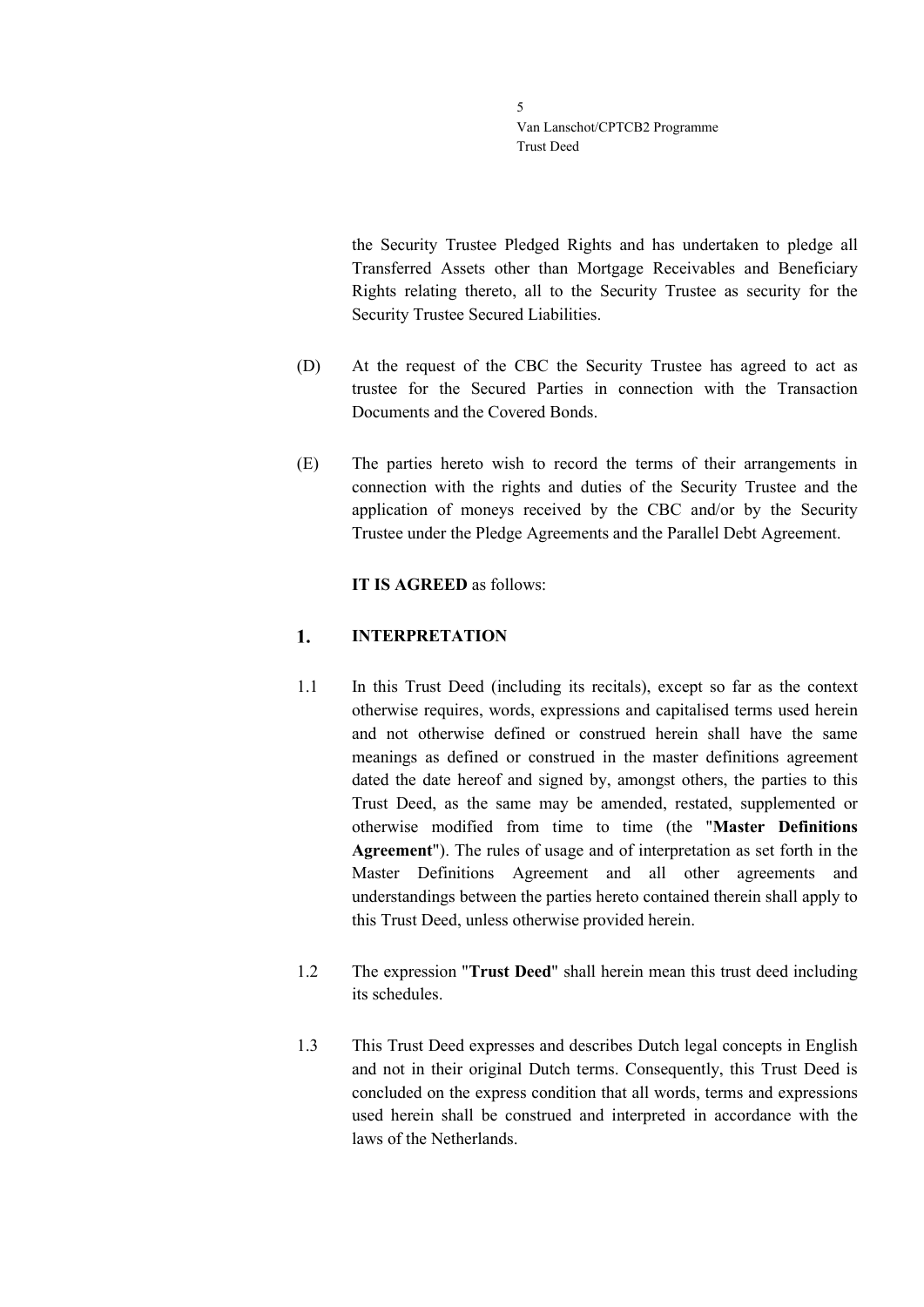the Security Trustee Pledged Rights and has undertaken to pledge all Transferred Assets other than Mortgage Receivables and Beneficiary Rights relating thereto, all to the Security Trustee as security for the Security Trustee Secured Liabilities.

(D) At the request of the CBC the Security Trustee has agreed to act as trustee for the Secured Parties in connection with the Transaction Documents and the Covered Bonds.

(E) The parties hereto wish to record the terms of their arrangements in connection with the rights and duties of the Security Trustee and the application of moneys received by the CBC and/or by the Security Trustee under the Pledge Agreements and the Parallel Debt Agreement.

**IT IS AGREED** as follows:

## 1. INTERPRETATION

1.1 In this Trust Deed (including its recitals), except so far as the context otherwise requires, words, expressions and capitalised terms used herein and not otherwise defined or construed herein shall have the same meanings as defined or construed in the master definitions agreement dated the date hereof and signed by, amongst others, the parties to this Trust Deed, as the same may be amended, restated, supplemented or otherwise modified from time to time (the "**Master Definitions Agreement**"). The rules of usage and of interpretation as set forth in the Master Definitions Agreement and all other agreements and understandings between the parties hereto contained therein shall apply to this Trust Deed, unless otherwise provided herein.

1.2 The expression "**Trust Deed**" shall herein mean this trust deed including its schedules.

1.3 This Trust Deed expresses and describes Dutch legal concepts in English and not in their original Dutch terms. Consequently, this Trust Deed is concluded on the express condition that all words, terms and expressions used herein shall be construed and interpreted in accordance with the laws of the Netherlands.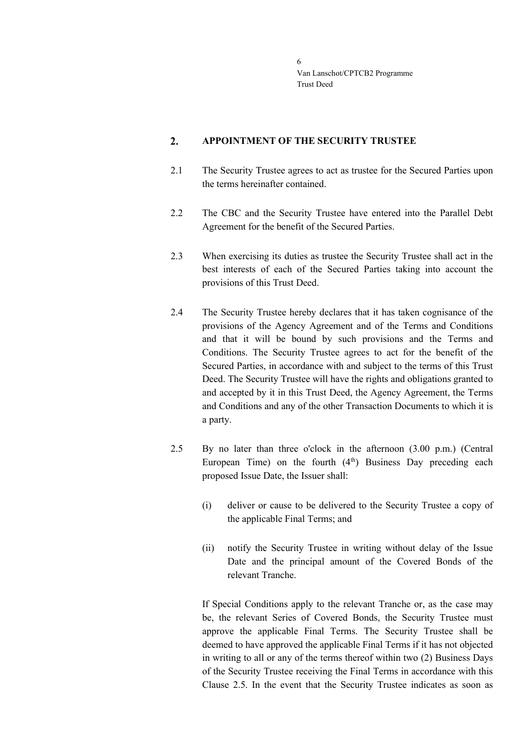## 2. APPOINTMENT OF THE SECURITY TRUSTEE

2.1 The Security Trustee agrees to act as trustee for the Secured Parties upon the terms hereinafter contained.

2.2 The CBC and the Security Trustee have entered into the Parallel Debt Agreement for the benefit of the Secured Parties.

2.3 When exercising its duties as trustee the Security Trustee shall act in the best interests of each of the Secured Parties taking into account the provisions of this Trust Deed.

2.4 The Security Trustee hereby declares that it has taken cognisance of the provisions of the Agency Agreement and of the Terms and Conditions and that it will be bound by such provisions and the Terms and Conditions. The Security Trustee agrees to act for the benefit of the Secured Parties, in accordance with and subject to the terms of this Trust Deed. The Security Trustee will have the rights and obligations granted to and accepted by it in this Trust Deed, the Agency Agreement, the Terms and Conditions and any of the other Transaction Documents to which it is a party.

2.5 By no later than three o'clock in the afternoon (3.00 p.m.) (Central European Time) on the fourth (4th) Business Day preceding each proposed Issue Date, the Issuer shall:

(i) deliver or cause to be delivered to the Security Trustee a copy of the applicable Final Terms; and

(ii) notify the Security Trustee in writing without delay of the Issue Date and the principal amount of the Covered Bonds of the relevant Tranche.

If Special Conditions apply to the relevant Tranche or, as the case may be, the relevant Series of Covered Bonds, the Security Trustee must approve the applicable Final Terms. The Security Trustee shall be deemed to have approved the applicable Final Terms if it has not objected in writing to all or any of the terms thereof within two (2) Business Days of the Security Trustee receiving the Final Terms in accordance with this Clause 2.5. In the event that the Security Trustee indicates as soon as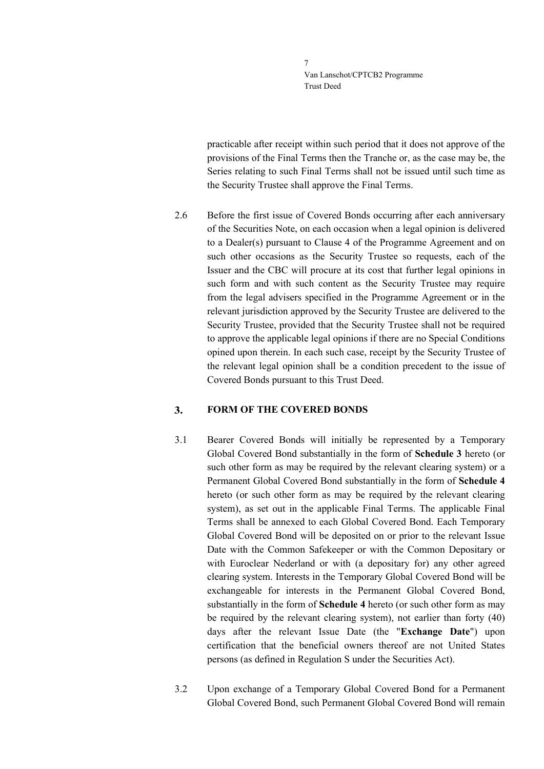practicable after receipt within such period that it does not approve of the provisions of the Final Terms then the Tranche or, as the case may be, the Series relating to such Final Terms shall not be issued until such time as the Security Trustee shall approve the Final Terms.

2.6 Before the first issue of Covered Bonds occurring after each anniversary of the Securities Note, on each occasion when a legal opinion is delivered to a Dealer(s) pursuant to Clause 4 of the Programme Agreement and on such other occasions as the Security Trustee so requests, each of the Issuer and the CBC will procure at its cost that further legal opinions in such form and with such content as the Security Trustee may require from the legal advisers specified in the Programme Agreement or in the relevant jurisdiction approved by the Security Trustee are delivered to the Security Trustee, provided that the Security Trustee shall not be required to approve the applicable legal opinions if there are no Special Conditions opined upon therein. In each such case, receipt by the Security Trustee of the relevant legal opinion shall be a condition precedent to the issue of Covered Bonds pursuant to this Trust Deed.

## 3. FORM OF THE COVERED BONDS

3.1 Bearer Covered Bonds will initially be represented by a Temporary Global Covered Bond substantially in the form of **Schedule 3** hereto (or such other form as may be required by the relevant clearing system) or a Permanent Global Covered Bond substantially in the form of **Schedule 4** hereto (or such other form as may be required by the relevant clearing system), as set out in the applicable Final Terms. The applicable Final Terms shall be annexed to each Global Covered Bond. Each Temporary Global Covered Bond will be deposited on or prior to the relevant Issue Date with the Common Safekeeper or with the Common Depositary or with Euroclear Nederland or with (a depositary for) any other agreed clearing system. Interests in the Temporary Global Covered Bond will be exchangeable for interests in the Permanent Global Covered Bond, substantially in the form of **Schedule 4** hereto (or such other form as may be required by the relevant clearing system), not earlier than forty (40) days after the relevant Issue Date (the "**Exchange Date**") upon certification that the beneficial owners thereof are not United States persons (as defined in Regulation S under the Securities Act).

3.2 Upon exchange of a Temporary Global Covered Bond for a Permanent Global Covered Bond, such Permanent Global Covered Bond will remain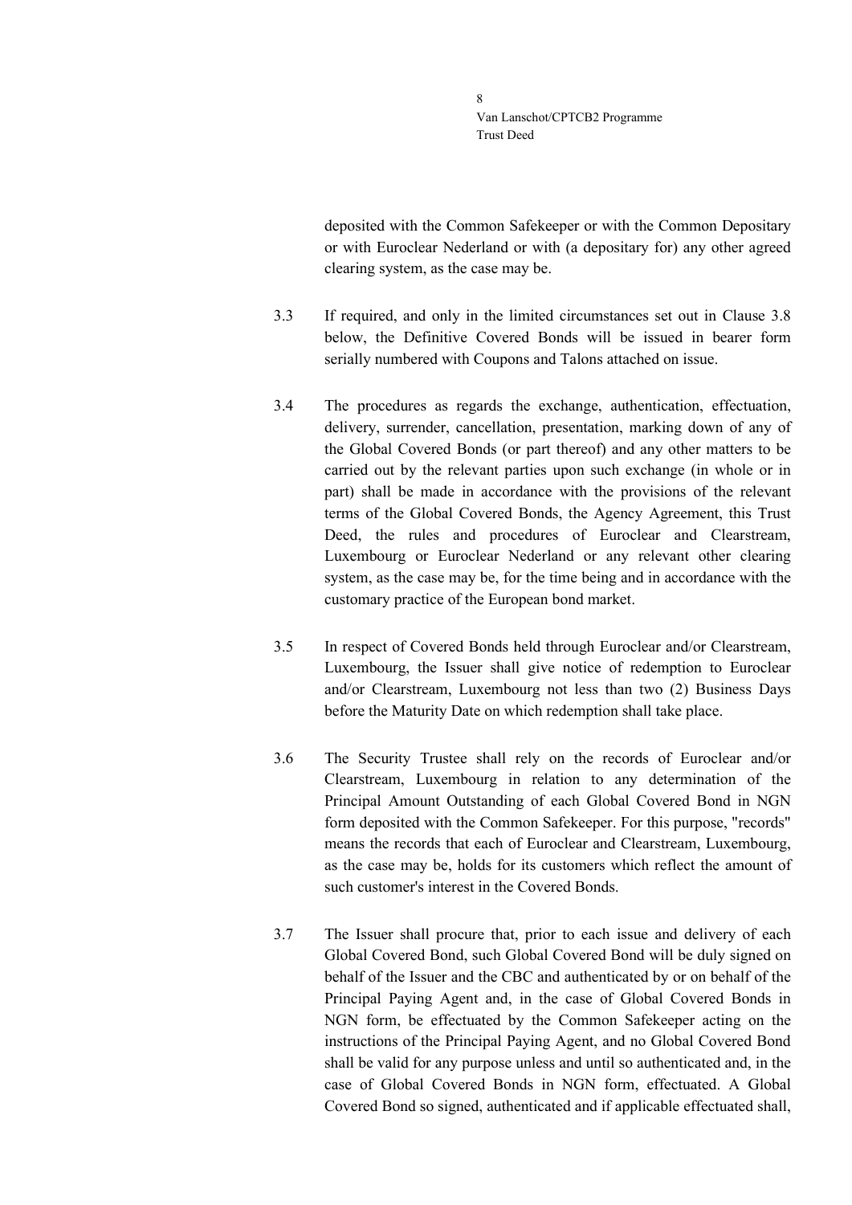deposited with the Common Safekeeper or with the Common Depositary or with Euroclear Nederland or with (a depositary for) any other agreed clearing system, as the case may be.

3.3 If required, and only in the limited circumstances set out in Clause 3.8 below, the Definitive Covered Bonds will be issued in bearer form serially numbered with Coupons and Talons attached on issue.

3.4 The procedures as regards the exchange, authentication, effectuation, delivery, surrender, cancellation, presentation, marking down of any of the Global Covered Bonds (or part thereof) and any other matters to be carried out by the relevant parties upon such exchange (in whole or in part) shall be made in accordance with the provisions of the relevant terms of the Global Covered Bonds, the Agency Agreement, this Trust Deed, the rules and procedures of Euroclear and Clearstream, Luxembourg or Euroclear Nederland or any relevant other clearing system, as the case may be, for the time being and in accordance with the customary practice of the European bond market.

3.5 In respect of Covered Bonds held through Euroclear and/or Clearstream, Luxembourg, the Issuer shall give notice of redemption to Euroclear and/or Clearstream, Luxembourg not less than two (2) Business Days before the Maturity Date on which redemption shall take place.

3.6 The Security Trustee shall rely on the records of Euroclear and/or Clearstream, Luxembourg in relation to any determination of the Principal Amount Outstanding of each Global Covered Bond in NGN form deposited with the Common Safekeeper. For this purpose, "records" means the records that each of Euroclear and Clearstream, Luxembourg, as the case may be, holds for its customers which reflect the amount of such customer's interest in the Covered Bonds.

3.7 The Issuer shall procure that, prior to each issue and delivery of each Global Covered Bond, such Global Covered Bond will be duly signed on behalf of the Issuer and the CBC and authenticated by or on behalf of the Principal Paying Agent and, in the case of Global Covered Bonds in NGN form, be effectuated by the Common Safekeeper acting on the instructions of the Principal Paying Agent, and no Global Covered Bond shall be valid for any purpose unless and until so authenticated and, in the case of Global Covered Bonds in NGN form, effectuated. A Global Covered Bond so signed, authenticated and if applicable effectuated shall,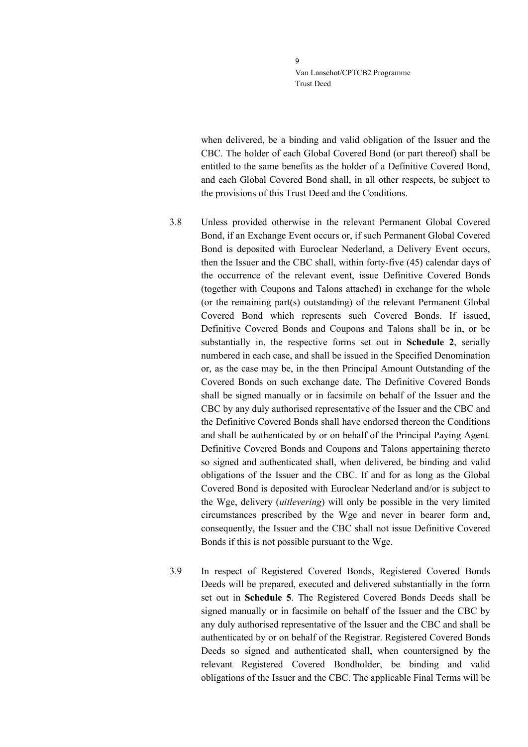when delivered, be a binding and valid obligation of the Issuer and the CBC. The holder of each Global Covered Bond (or part thereof) shall be entitled to the same benefits as the holder of a Definitive Covered Bond, and each Global Covered Bond shall, in all other respects, be subject to the provisions of this Trust Deed and the Conditions.

3.8 Unless provided otherwise in the relevant Permanent Global Covered Bond, if an Exchange Event occurs or, if such Permanent Global Covered Bond is deposited with Euroclear Nederland, a Delivery Event occurs, then the Issuer and the CBC shall, within forty-five (45) calendar days of the occurrence of the relevant event, issue Definitive Covered Bonds (together with Coupons and Talons attached) in exchange for the whole (or the remaining part(s) outstanding) of the relevant Permanent Global Covered Bond which represents such Covered Bonds. If issued, Definitive Covered Bonds and Coupons and Talons shall be in, or be substantially in, the respective forms set out in **Schedule 2**, serially numbered in each case, and shall be issued in the Specified Denomination or, as the case may be, in the then Principal Amount Outstanding of the Covered Bonds on such exchange date. The Definitive Covered Bonds shall be signed manually or in facsimile on behalf of the Issuer and the CBC by any duly authorised representative of the Issuer and the CBC and the Definitive Covered Bonds shall have endorsed thereon the Conditions and shall be authenticated by or on behalf of the Principal Paying Agent. Definitive Covered Bonds and Coupons and Talons appertaining thereto so signed and authenticated shall, when delivered, be binding and valid obligations of the Issuer and the CBC. If and for as long as the Global Covered Bond is deposited with Euroclear Nederland and/or is subject to the Wge, delivery (*uitlevering*) will only be possible in the very limited circumstances prescribed by the Wge and never in bearer form and, consequently, the Issuer and the CBC shall not issue Definitive Covered Bonds if this is not possible pursuant to the Wge.

3.9 In respect of Registered Covered Bonds, Registered Covered Bonds Deeds will be prepared, executed and delivered substantially in the form set out in **Schedule 5**. The Registered Covered Bonds Deeds shall be signed manually or in facsimile on behalf of the Issuer and the CBC by any duly authorised representative of the Issuer and the CBC and shall be authenticated by or on behalf of the Registrar. Registered Covered Bonds Deeds so signed and authenticated shall, when countersigned by the relevant Registered Covered Bondholder, be binding and valid obligations of the Issuer and the CBC. The applicable Final Terms will be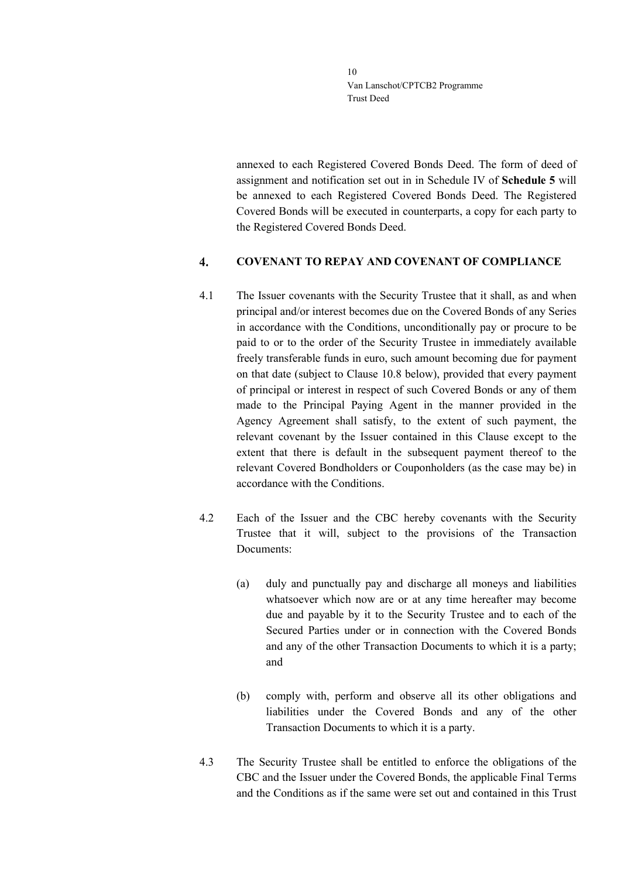annexed to each Registered Covered Bonds Deed. The form of deed of assignment and notification set out in in Schedule IV of **Schedule 5** will be annexed to each Registered Covered Bonds Deed. The Registered Covered Bonds will be executed in counterparts, a copy for each party to the Registered Covered Bonds Deed.

## 4. COVENANT TO REPAY AND COVENANT OF COMPLIANCE

4.1 The Issuer covenants with the Security Trustee that it shall, as and when principal and/or interest becomes due on the Covered Bonds of any Series in accordance with the Conditions, unconditionally pay or procure to be paid to or to the order of the Security Trustee in immediately available freely transferable funds in euro, such amount becoming due for payment on that date (subject to Clause 10.8 below), provided that every payment of principal or interest in respect of such Covered Bonds or any of them made to the Principal Paying Agent in the manner provided in the Agency Agreement shall satisfy, to the extent of such payment, the relevant covenant by the Issuer contained in this Clause except to the extent that there is default in the subsequent payment thereof to the relevant Covered Bondholders or Couponholders (as the case may be) in accordance with the Conditions.

4.2 Each of the Issuer and the CBC hereby covenants with the Security Trustee that it will, subject to the provisions of the Transaction Documents:

(a) duly and punctually pay and discharge all moneys and liabilities whatsoever which now are or at any time hereafter may become due and payable by it to the Security Trustee and to each of the Secured Parties under or in connection with the Covered Bonds and any of the other Transaction Documents to which it is a party; and

(b) comply with, perform and observe all its other obligations and liabilities under the Covered Bonds and any of the other Transaction Documents to which it is a party.

4.3 The Security Trustee shall be entitled to enforce the obligations of the CBC and the Issuer under the Covered Bonds, the applicable Final Terms and the Conditions as if the same were set out and contained in this Trust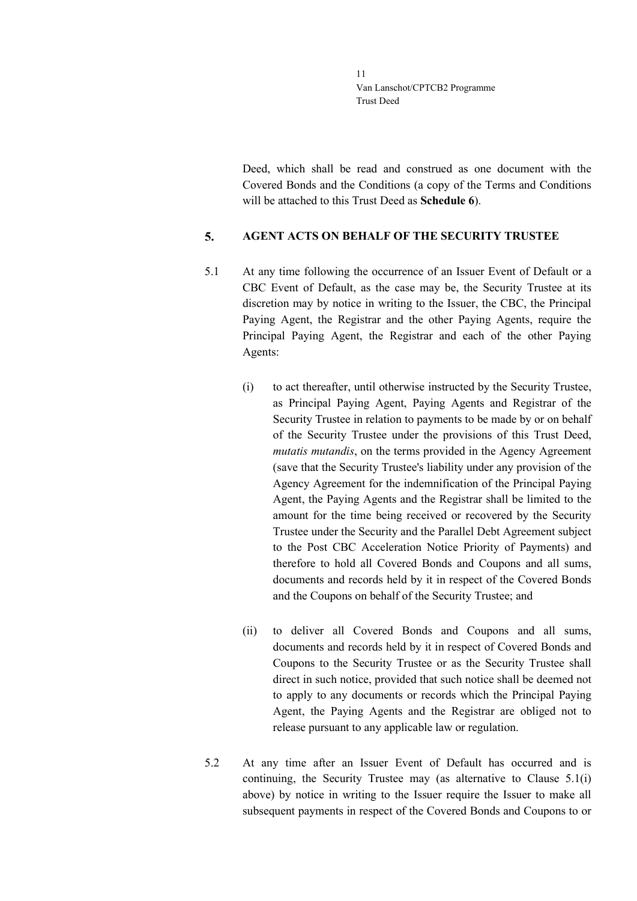Deed, which shall be read and construed as one document with the Covered Bonds and the Conditions (a copy of the Terms and Conditions will be attached to this Trust Deed as **Schedule 6**).

## 5. AGENT ACTS ON BEHALF OF THE SECURITY TRUSTEE

5.1 At any time following the occurrence of an Issuer Event of Default or a CBC Event of Default, as the case may be, the Security Trustee at its discretion may by notice in writing to the Issuer, the CBC, the Principal Paying Agent, the Registrar and the other Paying Agents, require the Principal Paying Agent, the Registrar and each of the other Paying Agents:

(i) to act thereafter, until otherwise instructed by the Security Trustee, as Principal Paying Agent, Paying Agents and Registrar of the Security Trustee in relation to payments to be made by or on behalf of the Security Trustee under the provisions of this Trust Deed, *mutatis mutandis*, on the terms provided in the Agency Agreement (save that the Security Trustee's liability under any provision of the Agency Agreement for the indemnification of the Principal Paying Agent, the Paying Agents and the Registrar shall be limited to the amount for the time being received or recovered by the Security Trustee under the Security and the Parallel Debt Agreement subject to the Post CBC Acceleration Notice Priority of Payments) and therefore to hold all Covered Bonds and Coupons and all sums, documents and records held by it in respect of the Covered Bonds and the Coupons on behalf of the Security Trustee; and

(ii) to deliver all Covered Bonds and Coupons and all sums, documents and records held by it in respect of Covered Bonds and Coupons to the Security Trustee or as the Security Trustee shall direct in such notice, provided that such notice shall be deemed not to apply to any documents or records which the Principal Paying Agent, the Paying Agents and the Registrar are obliged not to release pursuant to any applicable law or regulation.

5.2 At any time after an Issuer Event of Default has occurred and is continuing, the Security Trustee may (as alternative to Clause 5.1(i) above) by notice in writing to the Issuer require the Issuer to make all subsequent payments in respect of the Covered Bonds and Coupons to or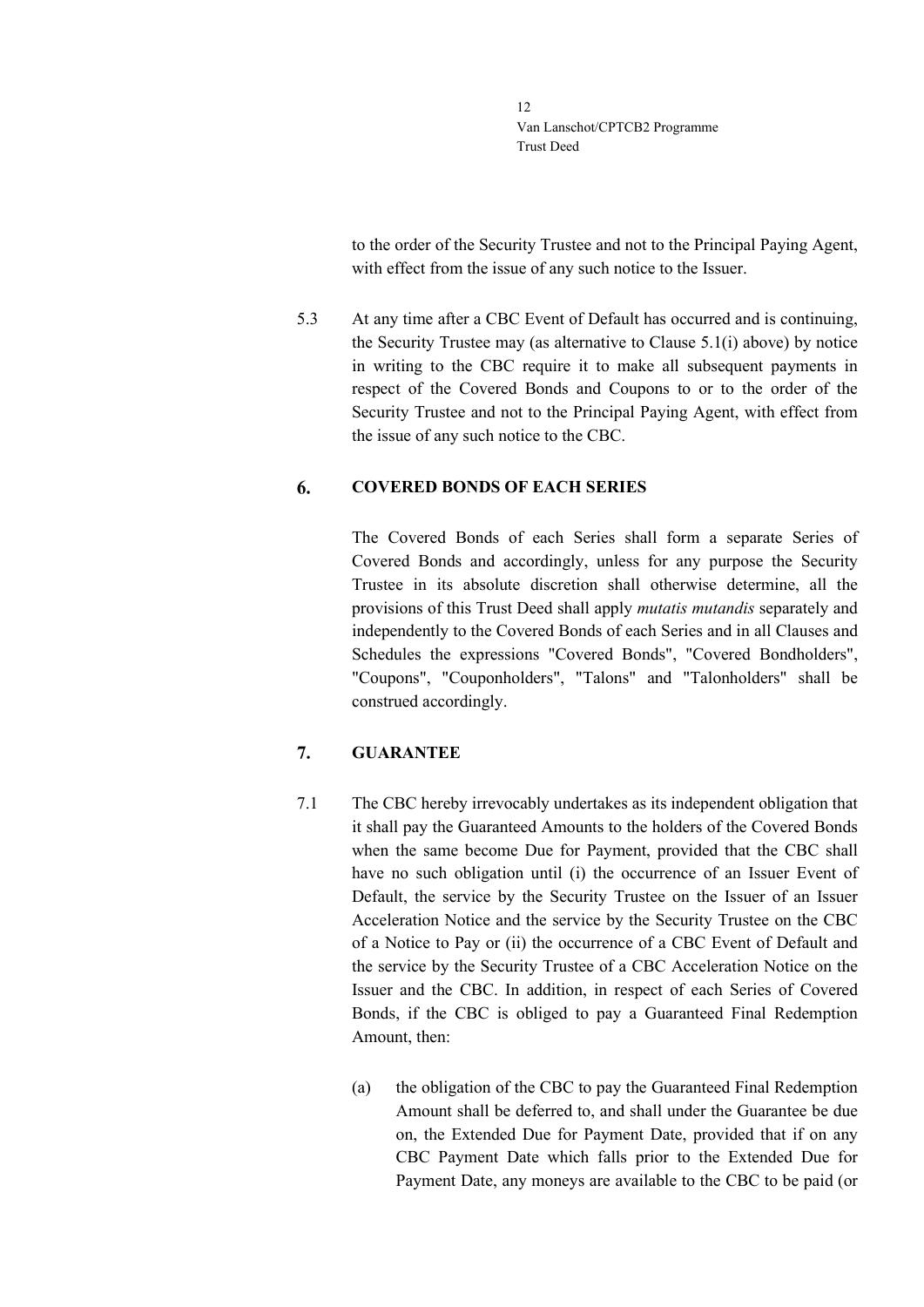to the order of the Security Trustee and not to the Principal Paying Agent, with effect from the issue of any such notice to the Issuer.

5.3 At any time after a CBC Event of Default has occurred and is continuing, the Security Trustee may (as alternative to Clause 5.1(i) above) by notice in writing to the CBC require it to make all subsequent payments in respect of the Covered Bonds and Coupons to or to the order of the Security Trustee and not to the Principal Paying Agent, with effect from the issue of any such notice to the CBC.

## 6. COVERED BONDS OF EACH SERIES

The Covered Bonds of each Series shall form a separate Series of Covered Bonds and accordingly, unless for any purpose the Security Trustee in its absolute discretion shall otherwise determine, all the provisions of this Trust Deed shall apply *mutatis mutandis* separately and independently to the Covered Bonds of each Series and in all Clauses and Schedules the expressions "Covered Bonds", "Covered Bondholders", "Coupons", "Couponholders", "Talons" and "Talonholders" shall be construed accordingly.

## 7. GUARANTEE

7.1 The CBC hereby irrevocably undertakes as its independent obligation that it shall pay the Guaranteed Amounts to the holders of the Covered Bonds when the same become Due for Payment, provided that the CBC shall have no such obligation until (i) the occurrence of an Issuer Event of Default, the service by the Security Trustee on the Issuer of an Issuer Acceleration Notice and the service by the Security Trustee on the CBC of a Notice to Pay or (ii) the occurrence of a CBC Event of Default and the service by the Security Trustee of a CBC Acceleration Notice on the Issuer and the CBC. In addition, in respect of each Series of Covered Bonds, if the CBC is obliged to pay a Guaranteed Final Redemption Amount, then:

(a) the obligation of the CBC to pay the Guaranteed Final Redemption Amount shall be deferred to, and shall under the Guarantee be due on, the Extended Due for Payment Date, provided that if on any CBC Payment Date which falls prior to the Extended Due for Payment Date, any moneys are available to the CBC to be paid (or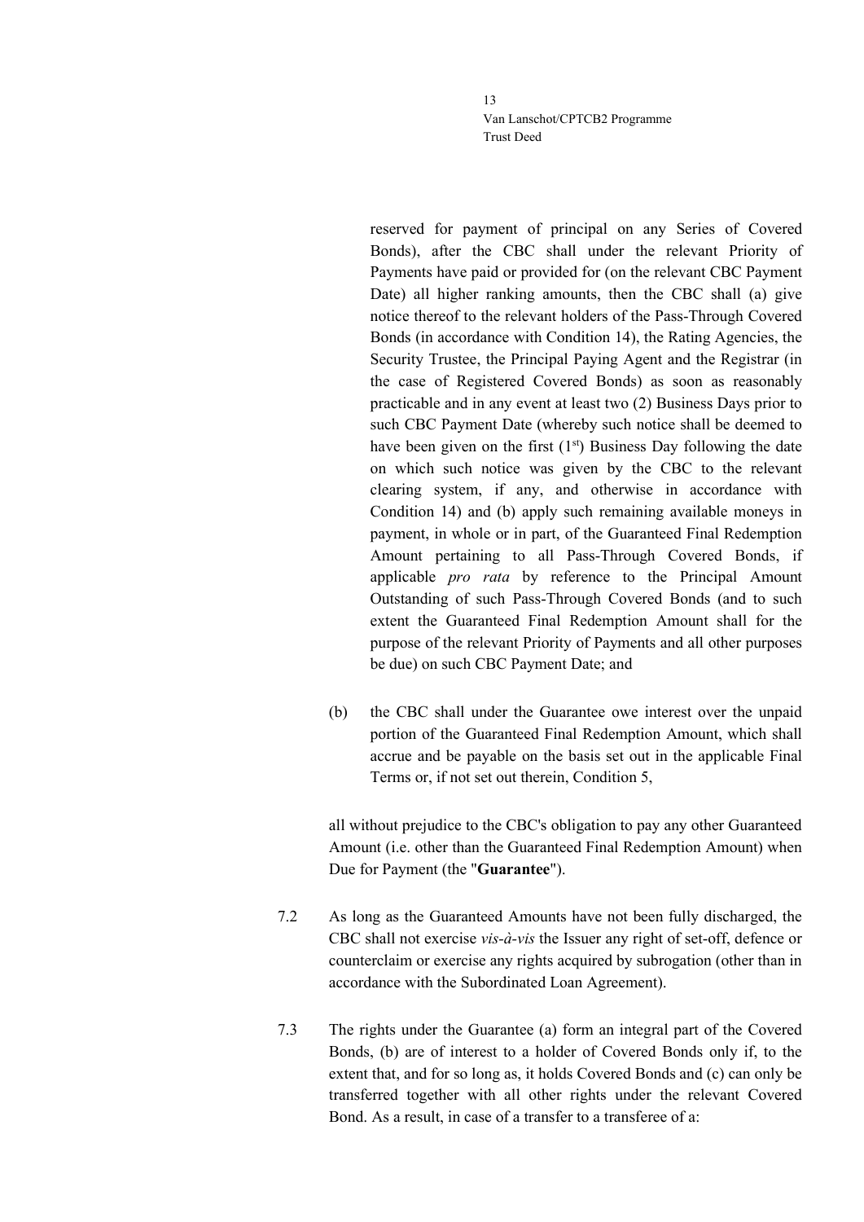reserved for payment of principal on any Series of Covered Bonds), after the CBC shall under the relevant Priority of Payments have paid or provided for (on the relevant CBC Payment Date) all higher ranking amounts, then the CBC shall (a) give notice thereof to the relevant holders of the Pass-Through Covered Bonds (in accordance with Condition 14), the Rating Agencies, the Security Trustee, the Principal Paying Agent and the Registrar (in the case of Registered Covered Bonds) as soon as reasonably practicable and in any event at least two (2) Business Days prior to such CBC Payment Date (whereby such notice shall be deemed to have been given on the first (1st) Business Day following the date on which such notice was given by the CBC to the relevant clearing system, if any, and otherwise in accordance with Condition 14) and (b) apply such remaining available moneys in payment, in whole or in part, of the Guaranteed Final Redemption Amount pertaining to all Pass-Through Covered Bonds, if applicable *pro rata* by reference to the Principal Amount Outstanding of such Pass-Through Covered Bonds (and to such extent the Guaranteed Final Redemption Amount shall for the purpose of the relevant Priority of Payments and all other purposes be due) on such CBC Payment Date; and

(b) the CBC shall under the Guarantee owe interest over the unpaid portion of the Guaranteed Final Redemption Amount, which shall accrue and be payable on the basis set out in the applicable Final Terms or, if not set out therein, Condition 5,

all without prejudice to the CBC's obligation to pay any other Guaranteed Amount (i.e. other than the Guaranteed Final Redemption Amount) when Due for Payment (the "**Guarantee**").

7.2 As long as the Guaranteed Amounts have not been fully discharged, the CBC shall not exercise *vis-à-vis* the Issuer any right of set-off, defence or counterclaim or exercise any rights acquired by subrogation (other than in accordance with the Subordinated Loan Agreement).

7.3 The rights under the Guarantee (a) form an integral part of the Covered Bonds, (b) are of interest to a holder of Covered Bonds only if, to the extent that, and for so long as, it holds Covered Bonds and (c) can only be transferred together with all other rights under the relevant Covered Bond. As a result, in case of a transfer to a transferee of a: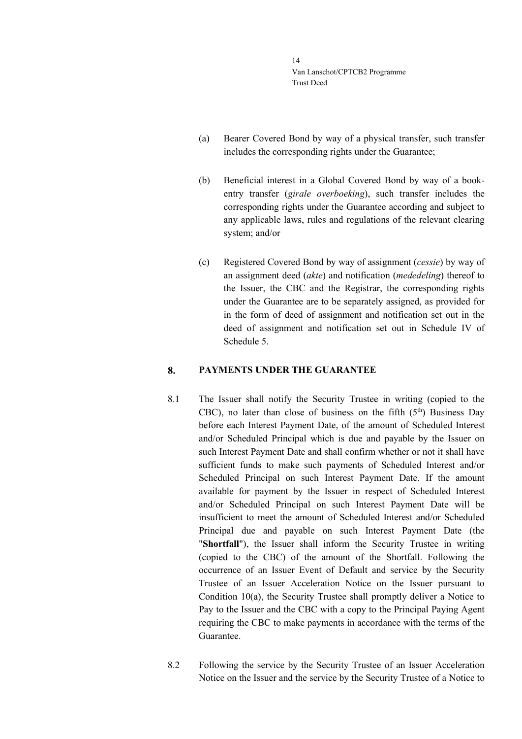(a) Bearer Covered Bond by way of a physical transfer, such transfer includes the corresponding rights under the Guarantee;

(b) Beneficial interest in a Global Covered Bond by way of a book-entry transfer (*girale overboeking*), such transfer includes the corresponding rights under the Guarantee according and subject to any applicable laws, rules and regulations of the relevant clearing system; and/or

(c) Registered Covered Bond by way of assignment (*cessie*) by way of an assignment deed (*akte*) and notification (*mededeling*) thereof to the Issuer, the CBC and the Registrar, the corresponding rights under the Guarantee are to be separately assigned, as provided for in the form of deed of assignment and notification set out in the deed of assignment and notification set out in Schedule IV of Schedule 5.

## 8. PAYMENTS UNDER THE GUARANTEE

8.1 The Issuer shall notify the Security Trustee in writing (copied to the CBC), no later than close of business on the fifth (5th) Business Day before each Interest Payment Date, of the amount of Scheduled Interest and/or Scheduled Principal which is due and payable by the Issuer on such Interest Payment Date and shall confirm whether or not it shall have sufficient funds to make such payments of Scheduled Interest and/or Scheduled Principal on such Interest Payment Date. If the amount available for payment by the Issuer in respect of Scheduled Interest and/or Scheduled Principal on such Interest Payment Date will be insufficient to meet the amount of Scheduled Interest and/or Scheduled Principal due and payable on such Interest Payment Date (the "**Shortfall**"), the Issuer shall inform the Security Trustee in writing (copied to the CBC) of the amount of the Shortfall. Following the occurrence of an Issuer Event of Default and service by the Security Trustee of an Issuer Acceleration Notice on the Issuer pursuant to Condition 10(a), the Security Trustee shall promptly deliver a Notice to Pay to the Issuer and the CBC with a copy to the Principal Paying Agent requiring the CBC to make payments in accordance with the terms of the Guarantee.

8.2 Following the service by the Security Trustee of an Issuer Acceleration Notice on the Issuer and the service by the Security Trustee of a Notice to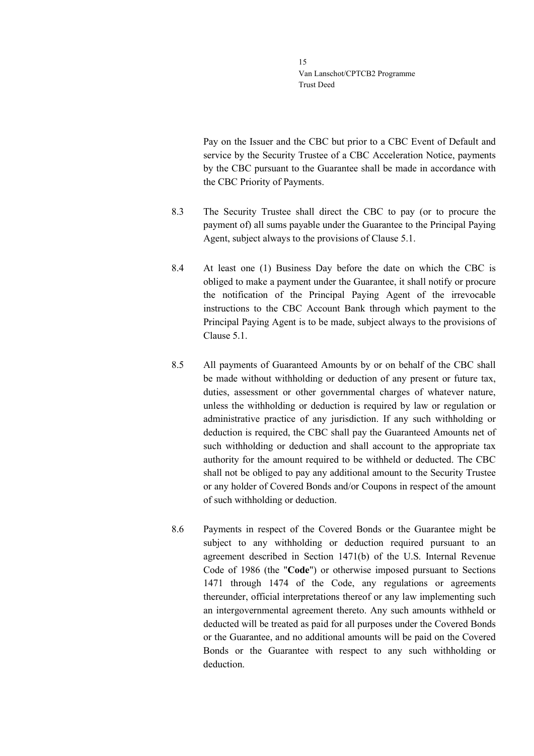Pay on the Issuer and the CBC but prior to a CBC Event of Default and service by the Security Trustee of a CBC Acceleration Notice, payments by the CBC pursuant to the Guarantee shall be made in accordance with the CBC Priority of Payments.

8.3 The Security Trustee shall direct the CBC to pay (or to procure the payment of) all sums payable under the Guarantee to the Principal Paying Agent, subject always to the provisions of Clause 5.1.

8.4 At least one (1) Business Day before the date on which the CBC is obliged to make a payment under the Guarantee, it shall notify or procure the notification of the Principal Paying Agent of the irrevocable instructions to the CBC Account Bank through which payment to the Principal Paying Agent is to be made, subject always to the provisions of Clause 5.1.

8.5 All payments of Guaranteed Amounts by or on behalf of the CBC shall be made without withholding or deduction of any present or future tax, duties, assessment or other governmental charges of whatever nature, unless the withholding or deduction is required by law or regulation or administrative practice of any jurisdiction. If any such withholding or deduction is required, the CBC shall pay the Guaranteed Amounts net of such withholding or deduction and shall account to the appropriate tax authority for the amount required to be withheld or deducted. The CBC shall not be obliged to pay any additional amount to the Security Trustee or any holder of Covered Bonds and/or Coupons in respect of the amount of such withholding or deduction.

8.6 Payments in respect of the Covered Bonds or the Guarantee might be subject to any withholding or deduction required pursuant to an agreement described in Section 1471(b) of the U.S. Internal Revenue Code of 1986 (the "**Code**") or otherwise imposed pursuant to Sections 1471 through 1474 of the Code, any regulations or agreements thereunder, official interpretations thereof or any law implementing such an intergovernmental agreement thereto. Any such amounts withheld or deducted will be treated as paid for all purposes under the Covered Bonds or the Guarantee, and no additional amounts will be paid on the Covered Bonds or the Guarantee with respect to any such withholding or deduction.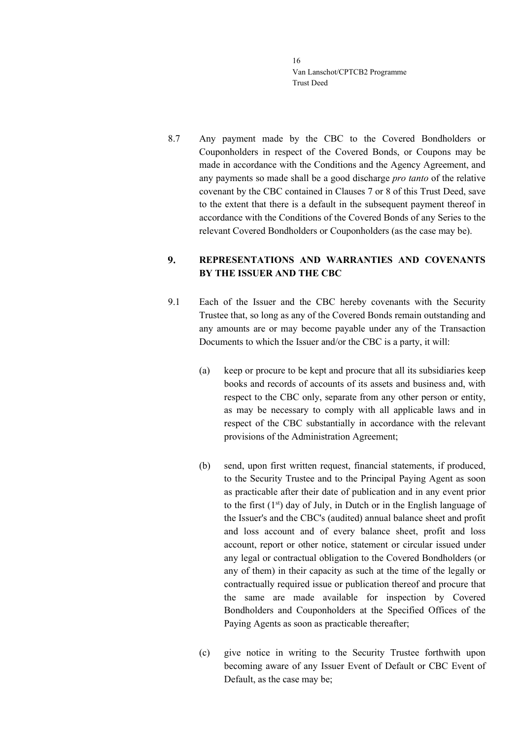8.7 Any payment made by the CBC to the Covered Bondholders or Couponholders in respect of the Covered Bonds, or Coupons may be made in accordance with the Conditions and the Agency Agreement, and any payments so made shall be a good discharge *pro tanto* of the relative covenant by the CBC contained in Clauses 7 or 8 of this Trust Deed, save to the extent that there is a default in the subsequent payment thereof in accordance with the Conditions of the Covered Bonds of any Series to the relevant Covered Bondholders or Couponholders (as the case may be).

## 9. REPRESENTATIONS AND WARRANTIES AND COVENANTS BY THE ISSUER AND THE CBC

9.1 Each of the Issuer and the CBC hereby covenants with the Security Trustee that, so long as any of the Covered Bonds remain outstanding and any amounts are or may become payable under any of the Transaction Documents to which the Issuer and/or the CBC is a party, it will:

(a) keep or procure to be kept and procure that all its subsidiaries keep books and records of accounts of its assets and business and, with respect to the CBC only, separate from any other person or entity, as may be necessary to comply with all applicable laws and in respect of the CBC substantially in accordance with the relevant provisions of the Administration Agreement;

(b) send, upon first written request, financial statements, if produced, to the Security Trustee and to the Principal Paying Agent as soon as practicable after their date of publication and in any event prior to the first (1st) day of July, in Dutch or in the English language of the Issuer's and the CBC's (audited) annual balance sheet and profit and loss account and of every balance sheet, profit and loss account, report or other notice, statement or circular issued under any legal or contractual obligation to the Covered Bondholders (or any of them) in their capacity as such at the time of the legally or contractually required issue or publication thereof and procure that the same are made available for inspection by Covered Bondholders and Couponholders at the Specified Offices of the Paying Agents as soon as practicable thereafter;

(c) give notice in writing to the Security Trustee forthwith upon becoming aware of any Issuer Event of Default or CBC Event of Default, as the case may be;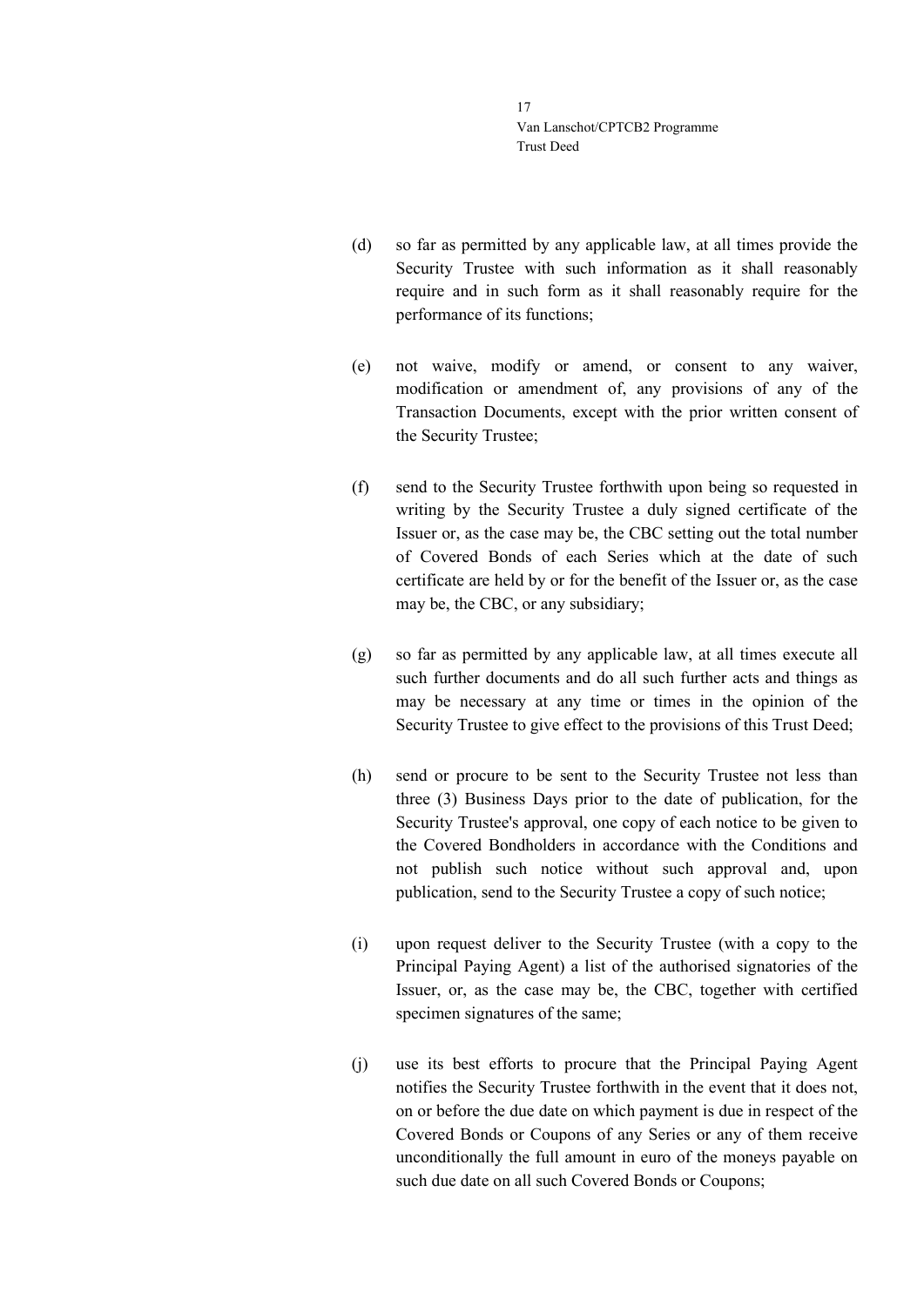(d) so far as permitted by any applicable law, at all times provide the Security Trustee with such information as it shall reasonably require and in such form as it shall reasonably require for the performance of its functions;

(e) not waive, modify or amend, or consent to any waiver, modification or amendment of, any provisions of any of the Transaction Documents, except with the prior written consent of the Security Trustee;

(f) send to the Security Trustee forthwith upon being so requested in writing by the Security Trustee a duly signed certificate of the Issuer or, as the case may be, the CBC setting out the total number of Covered Bonds of each Series which at the date of such certificate are held by or for the benefit of the Issuer or, as the case may be, the CBC, or any subsidiary;

(g) so far as permitted by any applicable law, at all times execute all such further documents and do all such further acts and things as may be necessary at any time or times in the opinion of the Security Trustee to give effect to the provisions of this Trust Deed;

(h) send or procure to be sent to the Security Trustee not less than three (3) Business Days prior to the date of publication, for the Security Trustee's approval, one copy of each notice to be given to the Covered Bondholders in accordance with the Conditions and not publish such notice without such approval and, upon publication, send to the Security Trustee a copy of such notice;

(i) upon request deliver to the Security Trustee (with a copy to the Principal Paying Agent) a list of the authorised signatories of the Issuer, or, as the case may be, the CBC, together with certified specimen signatures of the same;

(j) use its best efforts to procure that the Principal Paying Agent notifies the Security Trustee forthwith in the event that it does not, on or before the due date on which payment is due in respect of the Covered Bonds or Coupons of any Series or any of them receive unconditionally the full amount in euro of the moneys payable on such due date on all such Covered Bonds or Coupons;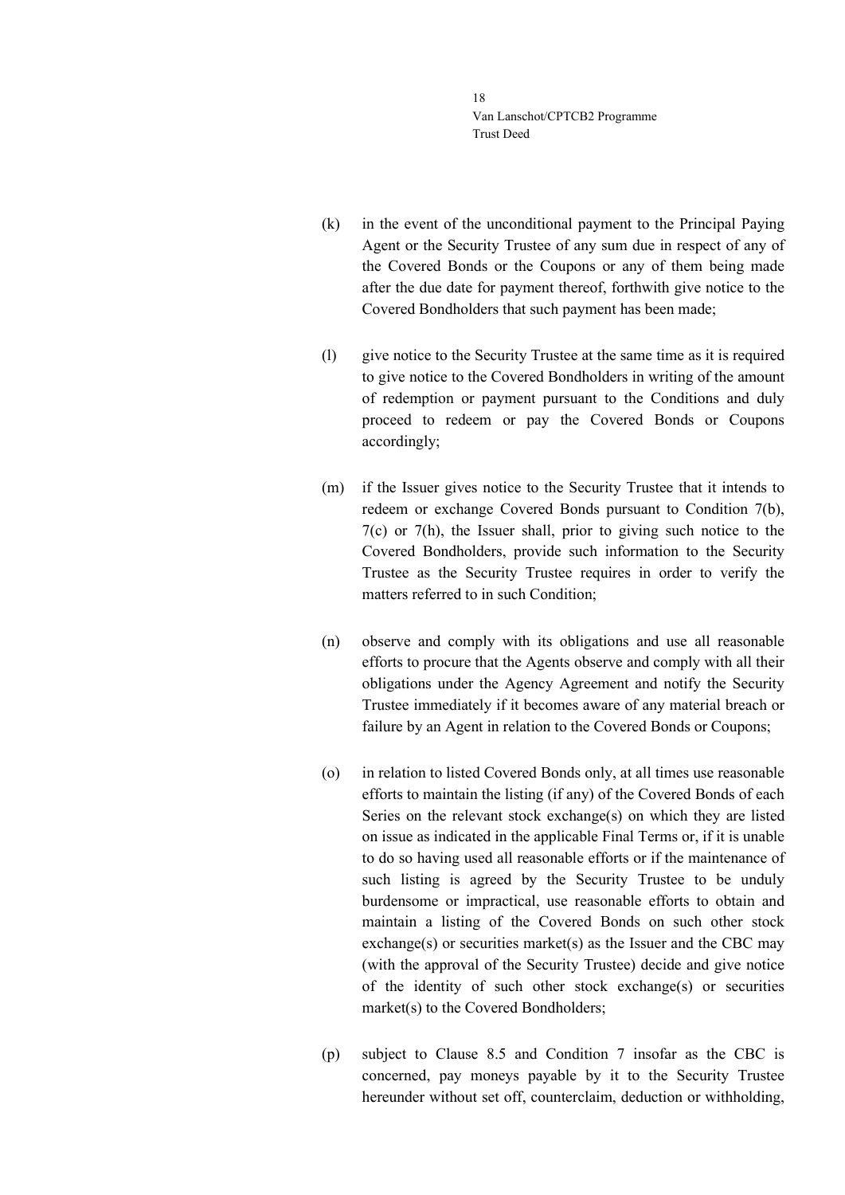(k) in the event of the unconditional payment to the Principal Paying Agent or the Security Trustee of any sum due in respect of any of the Covered Bonds or the Coupons or any of them being made after the due date for payment thereof, forthwith give notice to the Covered Bondholders that such payment has been made;

(l) give notice to the Security Trustee at the same time as it is required to give notice to the Covered Bondholders in writing of the amount of redemption or payment pursuant to the Conditions and duly proceed to redeem or pay the Covered Bonds or Coupons accordingly;

(m) if the Issuer gives notice to the Security Trustee that it intends to redeem or exchange Covered Bonds pursuant to Condition 7(b), 7(c) or 7(h), the Issuer shall, prior to giving such notice to the Covered Bondholders, provide such information to the Security Trustee as the Security Trustee requires in order to verify the matters referred to in such Condition;

(n) observe and comply with its obligations and use all reasonable efforts to procure that the Agents observe and comply with all their obligations under the Agency Agreement and notify the Security Trustee immediately if it becomes aware of any material breach or failure by an Agent in relation to the Covered Bonds or Coupons;

(o) in relation to listed Covered Bonds only, at all times use reasonable efforts to maintain the listing (if any) of the Covered Bonds of each Series on the relevant stock exchange(s) on which they are listed on issue as indicated in the applicable Final Terms or, if it is unable to do so having used all reasonable efforts or if the maintenance of such listing is agreed by the Security Trustee to be unduly burdensome or impractical, use reasonable efforts to obtain and maintain a listing of the Covered Bonds on such other stock exchange(s) or securities market(s) as the Issuer and the CBC may (with the approval of the Security Trustee) decide and give notice of the identity of such other stock exchange(s) or securities market(s) to the Covered Bondholders;

(p) subject to Clause 8.5 and Condition 7 insofar as the CBC is concerned, pay moneys payable by it to the Security Trustee hereunder without set off, counterclaim, deduction or withholding,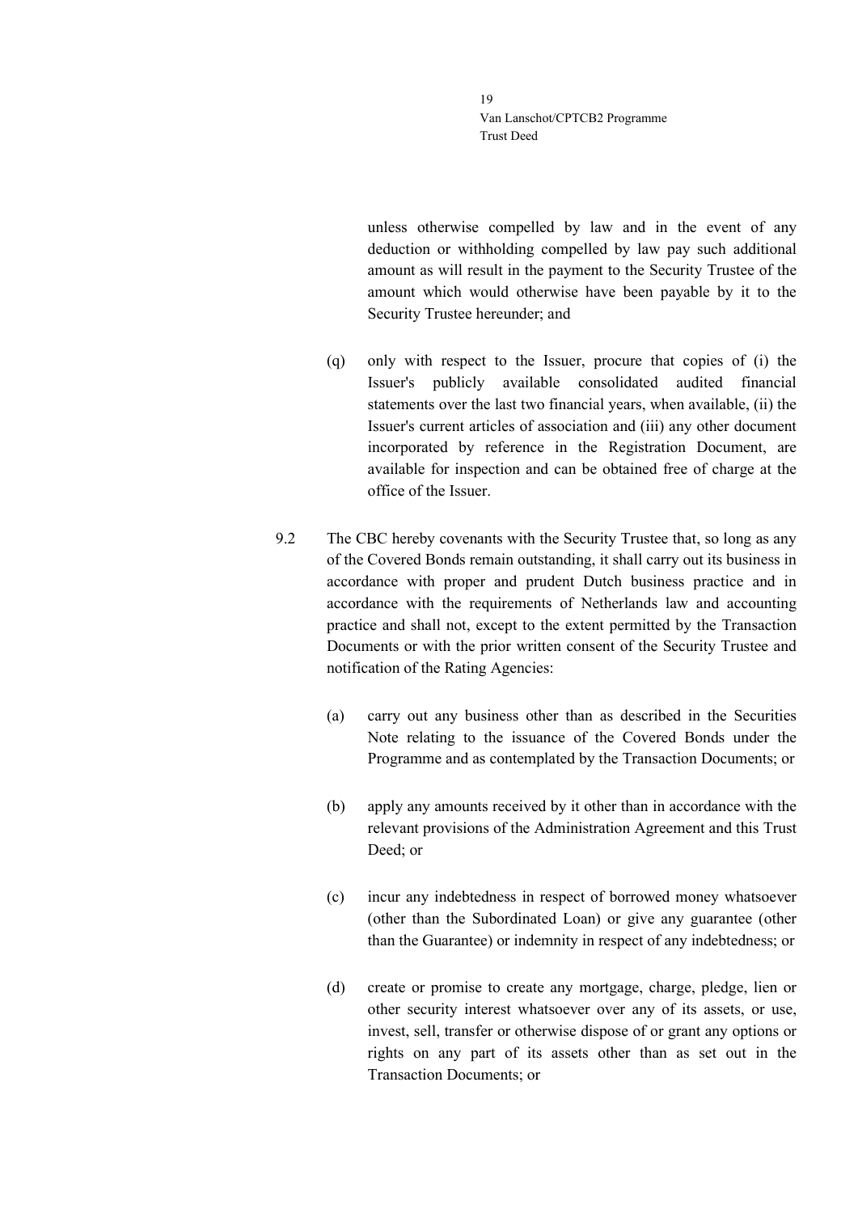unless otherwise compelled by law and in the event of any deduction or withholding compelled by law pay such additional amount as will result in the payment to the Security Trustee of the amount which would otherwise have been payable by it to the Security Trustee hereunder; and

(q) only with respect to the Issuer, procure that copies of (i) the Issuer's publicly available consolidated audited financial statements over the last two financial years, when available, (ii) the Issuer's current articles of association and (iii) any other document incorporated by reference in the Registration Document, are available for inspection and can be obtained free of charge at the office of the Issuer.

9.2 The CBC hereby covenants with the Security Trustee that, so long as any of the Covered Bonds remain outstanding, it shall carry out its business in accordance with proper and prudent Dutch business practice and in accordance with the requirements of Netherlands law and accounting practice and shall not, except to the extent permitted by the Transaction Documents or with the prior written consent of the Security Trustee and notification of the Rating Agencies:

(a) carry out any business other than as described in the Securities Note relating to the issuance of the Covered Bonds under the Programme and as contemplated by the Transaction Documents; or

(b) apply any amounts received by it other than in accordance with the relevant provisions of the Administration Agreement and this Trust Deed; or

(c) incur any indebtedness in respect of borrowed money whatsoever (other than the Subordinated Loan) or give any guarantee (other than the Guarantee) or indemnity in respect of any indebtedness; or

(d) create or promise to create any mortgage, charge, pledge, lien or other security interest whatsoever over any of its assets, or use, invest, sell, transfer or otherwise dispose of or grant any options or rights on any part of its assets other than as set out in the Transaction Documents; or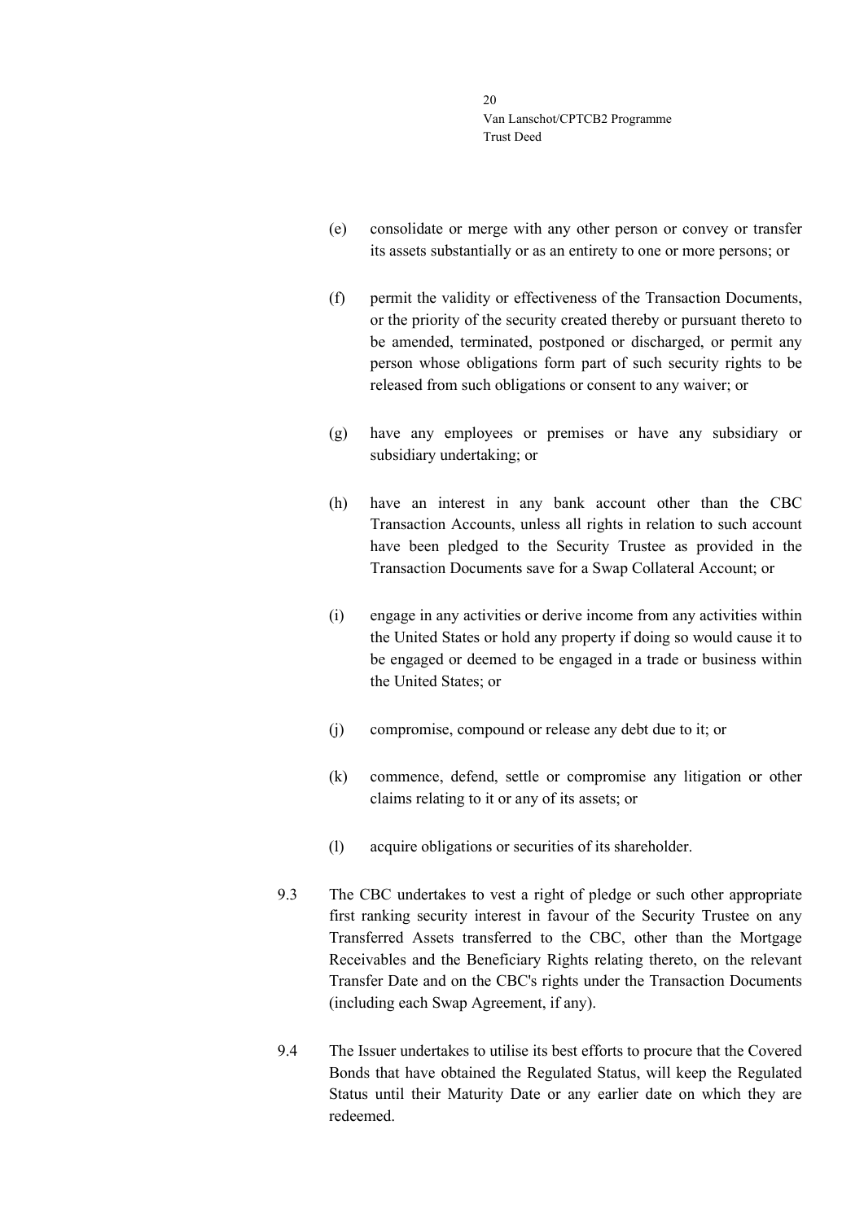(e) consolidate or merge with any other person or convey or transfer its assets substantially or as an entirety to one or more persons; or

(f) permit the validity or effectiveness of the Transaction Documents, or the priority of the security created thereby or pursuant thereto to be amended, terminated, postponed or discharged, or permit any person whose obligations form part of such security rights to be released from such obligations or consent to any waiver; or

(g) have any employees or premises or have any subsidiary or subsidiary undertaking; or

(h) have an interest in any bank account other than the CBC Transaction Accounts, unless all rights in relation to such account have been pledged to the Security Trustee as provided in the Transaction Documents save for a Swap Collateral Account; or

(i) engage in any activities or derive income from any activities within the United States or hold any property if doing so would cause it to be engaged or deemed to be engaged in a trade or business within the United States; or

(j) compromise, compound or release any debt due to it; or

(k) commence, defend, settle or compromise any litigation or other claims relating to it or any of its assets; or

(l) acquire obligations or securities of its shareholder.

9.3 The CBC undertakes to vest a right of pledge or such other appropriate first ranking security interest in favour of the Security Trustee on any Transferred Assets transferred to the CBC, other than the Mortgage Receivables and the Beneficiary Rights relating thereto, on the relevant Transfer Date and on the CBC's rights under the Transaction Documents (including each Swap Agreement, if any).

9.4 The Issuer undertakes to utilise its best efforts to procure that the Covered Bonds that have obtained the Regulated Status, will keep the Regulated Status until their Maturity Date or any earlier date on which they are redeemed.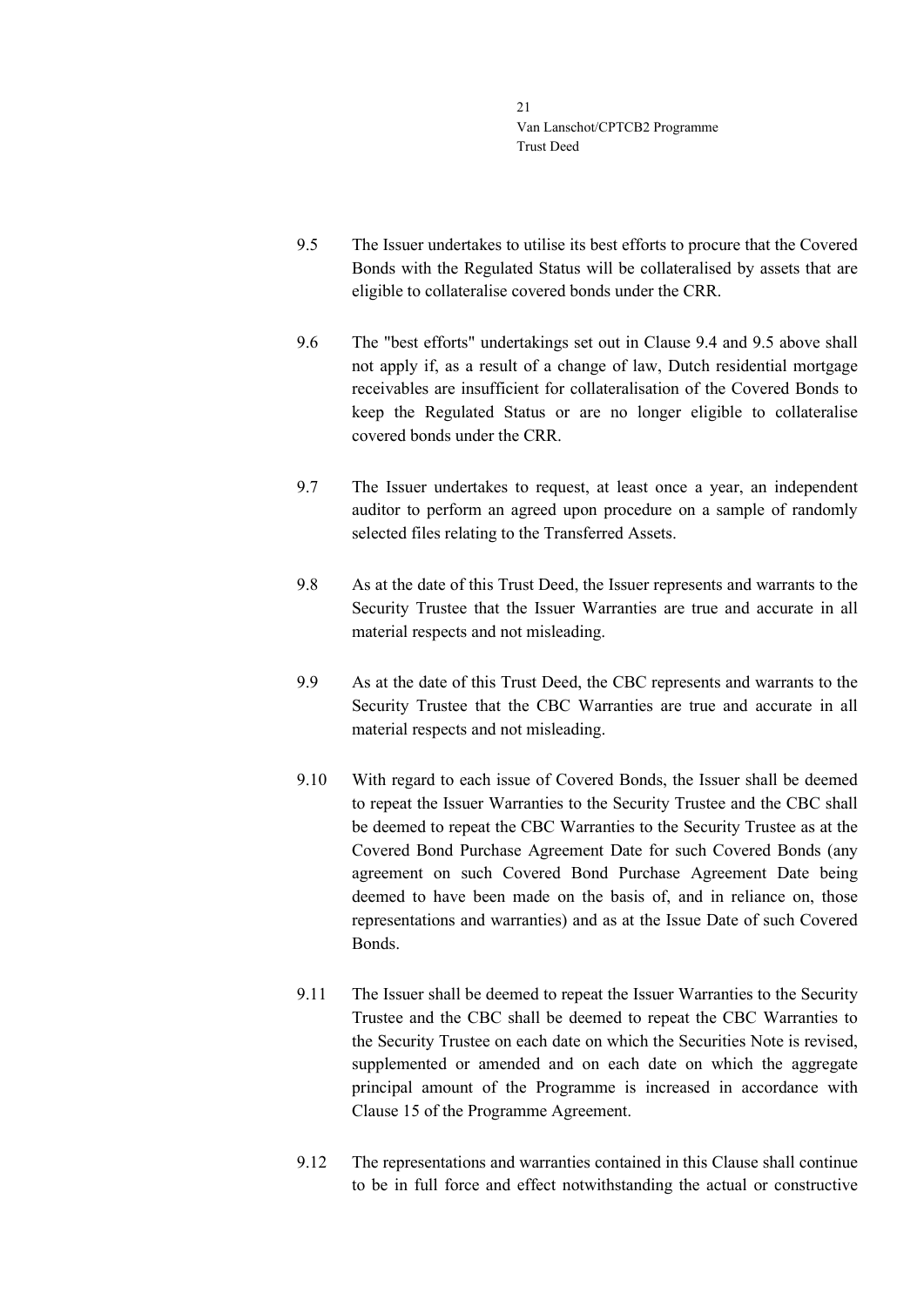9.5 The Issuer undertakes to utilise its best efforts to procure that the Covered Bonds with the Regulated Status will be collateralised by assets that are eligible to collateralise covered bonds under the CRR.

9.6 The "best efforts" undertakings set out in Clause 9.4 and 9.5 above shall not apply if, as a result of a change of law, Dutch residential mortgage receivables are insufficient for collateralisation of the Covered Bonds to keep the Regulated Status or are no longer eligible to collateralise covered bonds under the CRR.

9.7 The Issuer undertakes to request, at least once a year, an independent auditor to perform an agreed upon procedure on a sample of randomly selected files relating to the Transferred Assets.

9.8 As at the date of this Trust Deed, the Issuer represents and warrants to the Security Trustee that the Issuer Warranties are true and accurate in all material respects and not misleading.

9.9 As at the date of this Trust Deed, the CBC represents and warrants to the Security Trustee that the CBC Warranties are true and accurate in all material respects and not misleading.

9.10 With regard to each issue of Covered Bonds, the Issuer shall be deemed to repeat the Issuer Warranties to the Security Trustee and the CBC shall be deemed to repeat the CBC Warranties to the Security Trustee as at the Covered Bond Purchase Agreement Date for such Covered Bonds (any agreement on such Covered Bond Purchase Agreement Date being deemed to have been made on the basis of, and in reliance on, those representations and warranties) and as at the Issue Date of such Covered Bonds.

9.11 The Issuer shall be deemed to repeat the Issuer Warranties to the Security Trustee and the CBC shall be deemed to repeat the CBC Warranties to the Security Trustee on each date on which the Securities Note is revised, supplemented or amended and on each date on which the aggregate principal amount of the Programme is increased in accordance with Clause 15 of the Programme Agreement.

9.12 The representations and warranties contained in this Clause shall continue to be in full force and effect notwithstanding the actual or constructive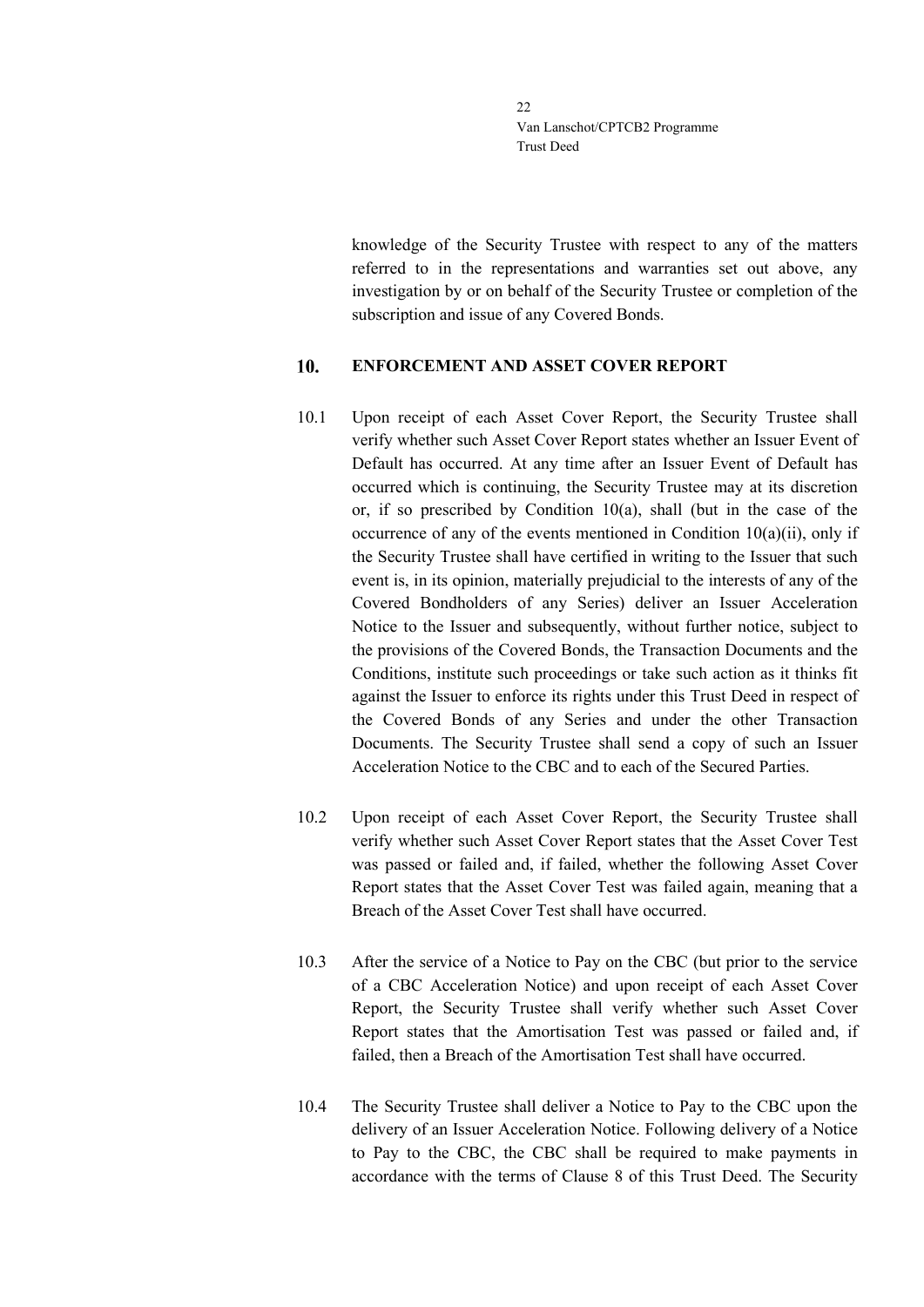knowledge of the Security Trustee with respect to any of the matters referred to in the representations and warranties set out above, any investigation by or on behalf of the Security Trustee or completion of the subscription and issue of any Covered Bonds.

## 10. ENFORCEMENT AND ASSET COVER REPORT

10.1 Upon receipt of each Asset Cover Report, the Security Trustee shall verify whether such Asset Cover Report states whether an Issuer Event of Default has occurred. At any time after an Issuer Event of Default has occurred which is continuing, the Security Trustee may at its discretion or, if so prescribed by Condition 10(a), shall (but in the case of the occurrence of any of the events mentioned in Condition 10(a)(ii), only if the Security Trustee shall have certified in writing to the Issuer that such event is, in its opinion, materially prejudicial to the interests of any of the Covered Bondholders of any Series) deliver an Issuer Acceleration Notice to the Issuer and subsequently, without further notice, subject to the provisions of the Covered Bonds, the Transaction Documents and the Conditions, institute such proceedings or take such action as it thinks fit against the Issuer to enforce its rights under this Trust Deed in respect of the Covered Bonds of any Series and under the other Transaction Documents. The Security Trustee shall send a copy of such an Issuer Acceleration Notice to the CBC and to each of the Secured Parties.

10.2 Upon receipt of each Asset Cover Report, the Security Trustee shall verify whether such Asset Cover Report states that the Asset Cover Test was passed or failed and, if failed, whether the following Asset Cover Report states that the Asset Cover Test was failed again, meaning that a Breach of the Asset Cover Test shall have occurred.

10.3 After the service of a Notice to Pay on the CBC (but prior to the service of a CBC Acceleration Notice) and upon receipt of each Asset Cover Report, the Security Trustee shall verify whether such Asset Cover Report states that the Amortisation Test was passed or failed and, if failed, then a Breach of the Amortisation Test shall have occurred.

10.4 The Security Trustee shall deliver a Notice to Pay to the CBC upon the delivery of an Issuer Acceleration Notice. Following delivery of a Notice to Pay to the CBC, the CBC shall be required to make payments in accordance with the terms of Clause 8 of this Trust Deed. The Security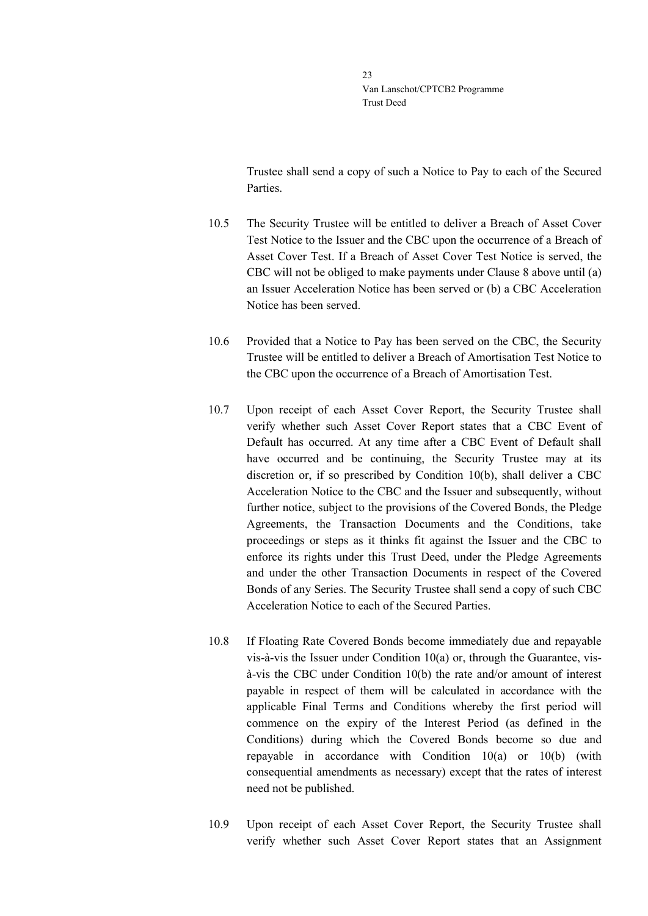Trustee shall send a copy of such a Notice to Pay to each of the Secured Parties.

10.5 The Security Trustee will be entitled to deliver a Breach of Asset Cover Test Notice to the Issuer and the CBC upon the occurrence of a Breach of Asset Cover Test. If a Breach of Asset Cover Test Notice is served, the CBC will not be obliged to make payments under Clause 8 above until (a) an Issuer Acceleration Notice has been served or (b) a CBC Acceleration Notice has been served.

10.6 Provided that a Notice to Pay has been served on the CBC, the Security Trustee will be entitled to deliver a Breach of Amortisation Test Notice to the CBC upon the occurrence of a Breach of Amortisation Test.

10.7 Upon receipt of each Asset Cover Report, the Security Trustee shall verify whether such Asset Cover Report states that a CBC Event of Default has occurred. At any time after a CBC Event of Default shall have occurred and be continuing, the Security Trustee may at its discretion or, if so prescribed by Condition 10(b), shall deliver a CBC Acceleration Notice to the CBC and the Issuer and subsequently, without further notice, subject to the provisions of the Covered Bonds, the Pledge Agreements, the Transaction Documents and the Conditions, take proceedings or steps as it thinks fit against the Issuer and the CBC to enforce its rights under this Trust Deed, under the Pledge Agreements and under the other Transaction Documents in respect of the Covered Bonds of any Series. The Security Trustee shall send a copy of such CBC Acceleration Notice to each of the Secured Parties.

10.8 If Floating Rate Covered Bonds become immediately due and repayable vis-à-vis the Issuer under Condition 10(a) or, through the Guarantee, vis-à-vis the CBC under Condition 10(b) the rate and/or amount of interest payable in respect of them will be calculated in accordance with the applicable Final Terms and Conditions whereby the first period will commence on the expiry of the Interest Period (as defined in the Conditions) during which the Covered Bonds become so due and repayable in accordance with Condition 10(a) or 10(b) (with consequential amendments as necessary) except that the rates of interest need not be published.

10.9 Upon receipt of each Asset Cover Report, the Security Trustee shall verify whether such Asset Cover Report states that an Assignment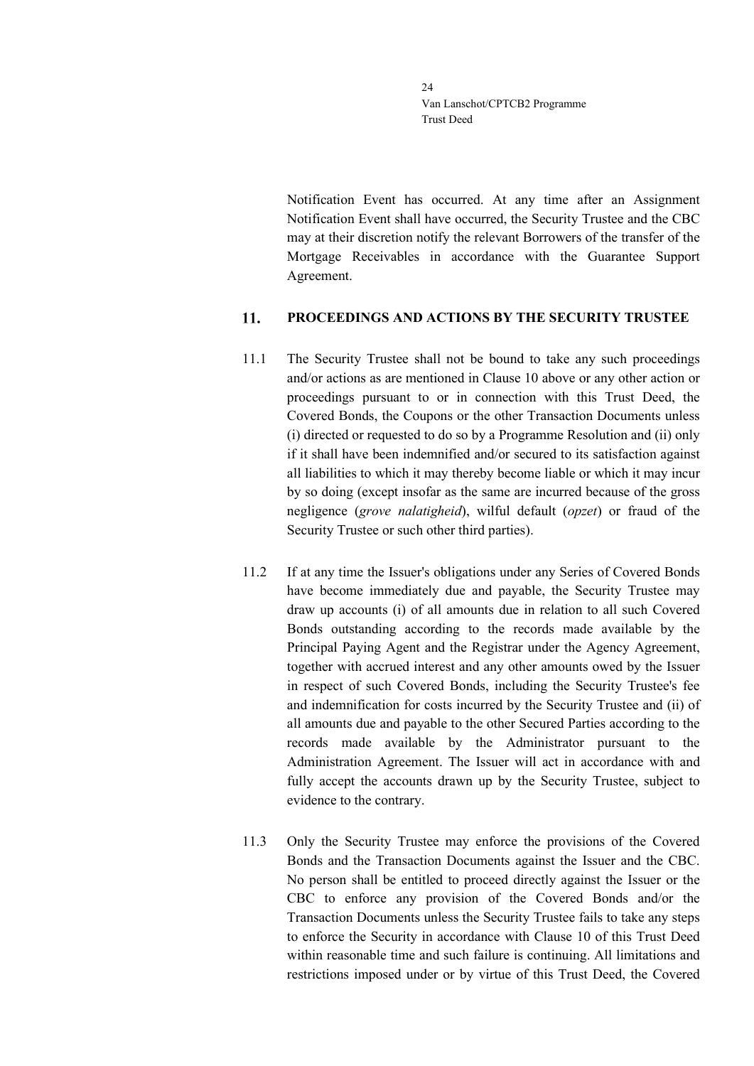Notification Event has occurred. At any time after an Assignment Notification Event shall have occurred, the Security Trustee and the CBC may at their discretion notify the relevant Borrowers of the transfer of the Mortgage Receivables in accordance with the Guarantee Support Agreement.

## 11. PROCEEDINGS AND ACTIONS BY THE SECURITY TRUSTEE

11.1 The Security Trustee shall not be bound to take any such proceedings and/or actions as are mentioned in Clause 10 above or any other action or proceedings pursuant to or in connection with this Trust Deed, the Covered Bonds, the Coupons or the other Transaction Documents unless (i) directed or requested to do so by a Programme Resolution and (ii) only if it shall have been indemnified and/or secured to its satisfaction against all liabilities to which it may thereby become liable or which it may incur by so doing (except insofar as the same are incurred because of the gross negligence (*grove nalatigheid*), wilful default (*opzet*) or fraud of the Security Trustee or such other third parties).

11.2 If at any time the Issuer's obligations under any Series of Covered Bonds have become immediately due and payable, the Security Trustee may draw up accounts (i) of all amounts due in relation to all such Covered Bonds outstanding according to the records made available by the Principal Paying Agent and the Registrar under the Agency Agreement, together with accrued interest and any other amounts owed by the Issuer in respect of such Covered Bonds, including the Security Trustee's fee and indemnification for costs incurred by the Security Trustee and (ii) of all amounts due and payable to the other Secured Parties according to the records made available by the Administrator pursuant to the Administration Agreement. The Issuer will act in accordance with and fully accept the accounts drawn up by the Security Trustee, subject to evidence to the contrary.

11.3 Only the Security Trustee may enforce the provisions of the Covered Bonds and the Transaction Documents against the Issuer and the CBC. No person shall be entitled to proceed directly against the Issuer or the CBC to enforce any provision of the Covered Bonds and/or the Transaction Documents unless the Security Trustee fails to take any steps to enforce the Security in accordance with Clause 10 of this Trust Deed within reasonable time and such failure is continuing. All limitations and restrictions imposed under or by virtue of this Trust Deed, the Covered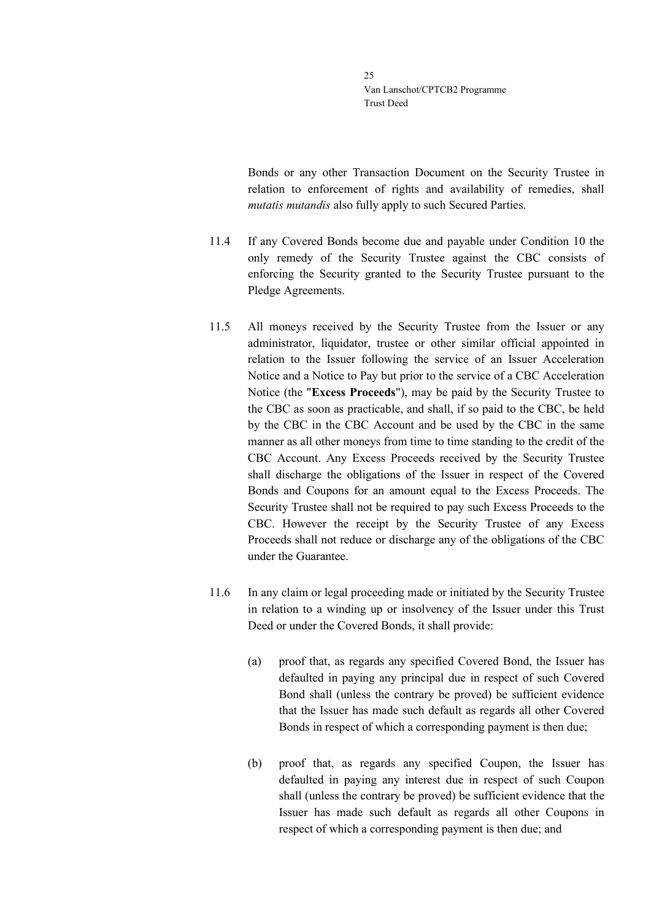Bonds or any other Transaction Document on the Security Trustee in relation to enforcement of rights and availability of remedies, shall *mutatis mutandis* also fully apply to such Secured Parties.

11.4 If any Covered Bonds become due and payable under Condition 10 the only remedy of the Security Trustee against the CBC consists of enforcing the Security granted to the Security Trustee pursuant to the Pledge Agreements.

11.5 All moneys received by the Security Trustee from the Issuer or any administrator, liquidator, trustee or other similar official appointed in relation to the Issuer following the service of an Issuer Acceleration Notice and a Notice to Pay but prior to the service of a CBC Acceleration Notice (the "**Excess Proceeds**"), may be paid by the Security Trustee to the CBC as soon as practicable, and shall, if so paid to the CBC, be held by the CBC in the CBC Account and be used by the CBC in the same manner as all other moneys from time to time standing to the credit of the CBC Account. Any Excess Proceeds received by the Security Trustee shall discharge the obligations of the Issuer in respect of the Covered Bonds and Coupons for an amount equal to the Excess Proceeds. The Security Trustee shall not be required to pay such Excess Proceeds to the CBC. However the receipt by the Security Trustee of any Excess Proceeds shall not reduce or discharge any of the obligations of the CBC under the Guarantee.

11.6 In any claim or legal proceeding made or initiated by the Security Trustee in relation to a winding up or insolvency of the Issuer under this Trust Deed or under the Covered Bonds, it shall provide:

(a) proof that, as regards any specified Covered Bond, the Issuer has defaulted in paying any principal due in respect of such Covered Bond shall (unless the contrary be proved) be sufficient evidence that the Issuer has made such default as regards all other Covered Bonds in respect of which a corresponding payment is then due;

(b) proof that, as regards any specified Coupon, the Issuer has defaulted in paying any interest due in respect of such Coupon shall (unless the contrary be proved) be sufficient evidence that the Issuer has made such default as regards all other Coupons in respect of which a corresponding payment is then due; and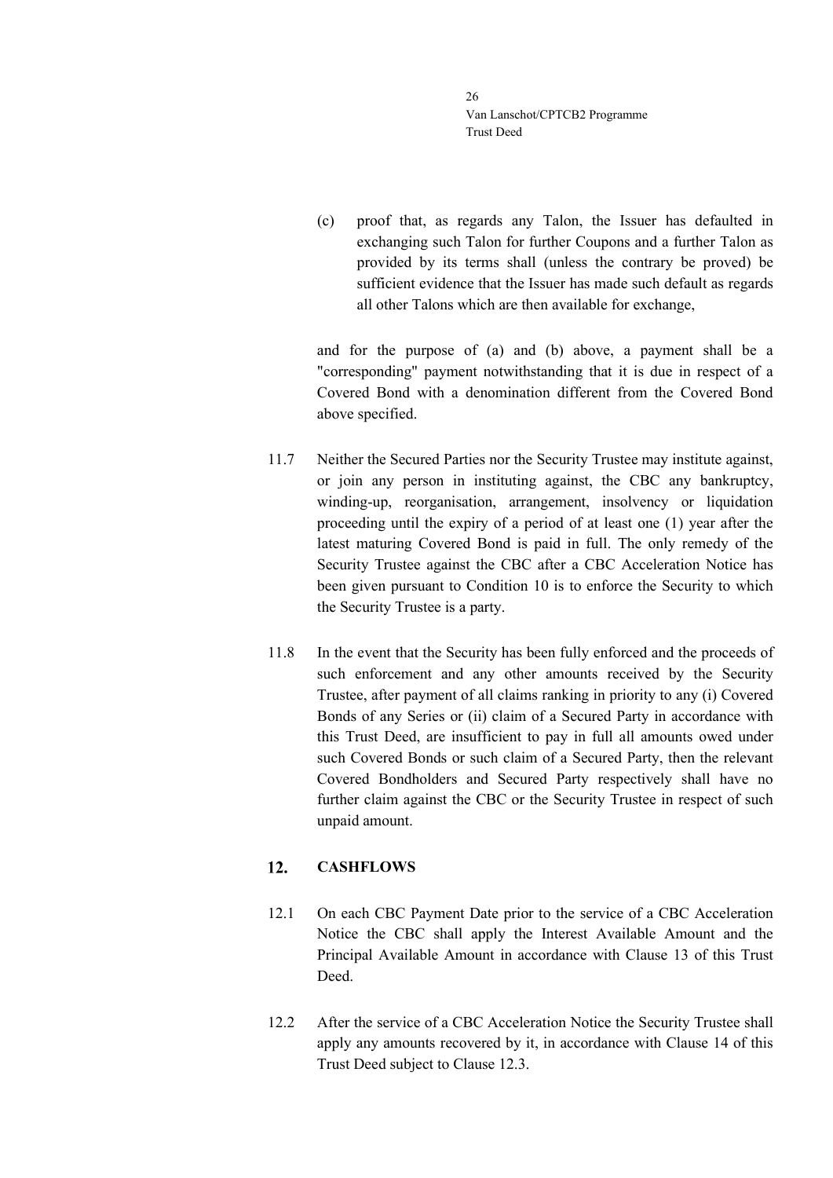(c) proof that, as regards any Talon, the Issuer has defaulted in exchanging such Talon for further Coupons and a further Talon as provided by its terms shall (unless the contrary be proved) be sufficient evidence that the Issuer has made such default as regards all other Talons which are then available for exchange,

and for the purpose of (a) and (b) above, a payment shall be a "corresponding" payment notwithstanding that it is due in respect of a Covered Bond with a denomination different from the Covered Bond above specified.

11.7 Neither the Secured Parties nor the Security Trustee may institute against, or join any person in instituting against, the CBC any bankruptcy, winding-up, reorganisation, arrangement, insolvency or liquidation proceeding until the expiry of a period of at least one (1) year after the latest maturing Covered Bond is paid in full. The only remedy of the Security Trustee against the CBC after a CBC Acceleration Notice has been given pursuant to Condition 10 is to enforce the Security to which the Security Trustee is a party.

11.8 In the event that the Security has been fully enforced and the proceeds of such enforcement and any other amounts received by the Security Trustee, after payment of all claims ranking in priority to any (i) Covered Bonds of any Series or (ii) claim of a Secured Party in accordance with this Trust Deed, are insufficient to pay in full all amounts owed under such Covered Bonds or such claim of a Secured Party, then the relevant Covered Bondholders and Secured Party respectively shall have no further claim against the CBC or the Security Trustee in respect of such unpaid amount.

## 12. CASHFLOWS

12.1 On each CBC Payment Date prior to the service of a CBC Acceleration Notice the CBC shall apply the Interest Available Amount and the Principal Available Amount in accordance with Clause 13 of this Trust Deed.

12.2 After the service of a CBC Acceleration Notice the Security Trustee shall apply any amounts recovered by it, in accordance with Clause 14 of this Trust Deed subject to Clause 12.3.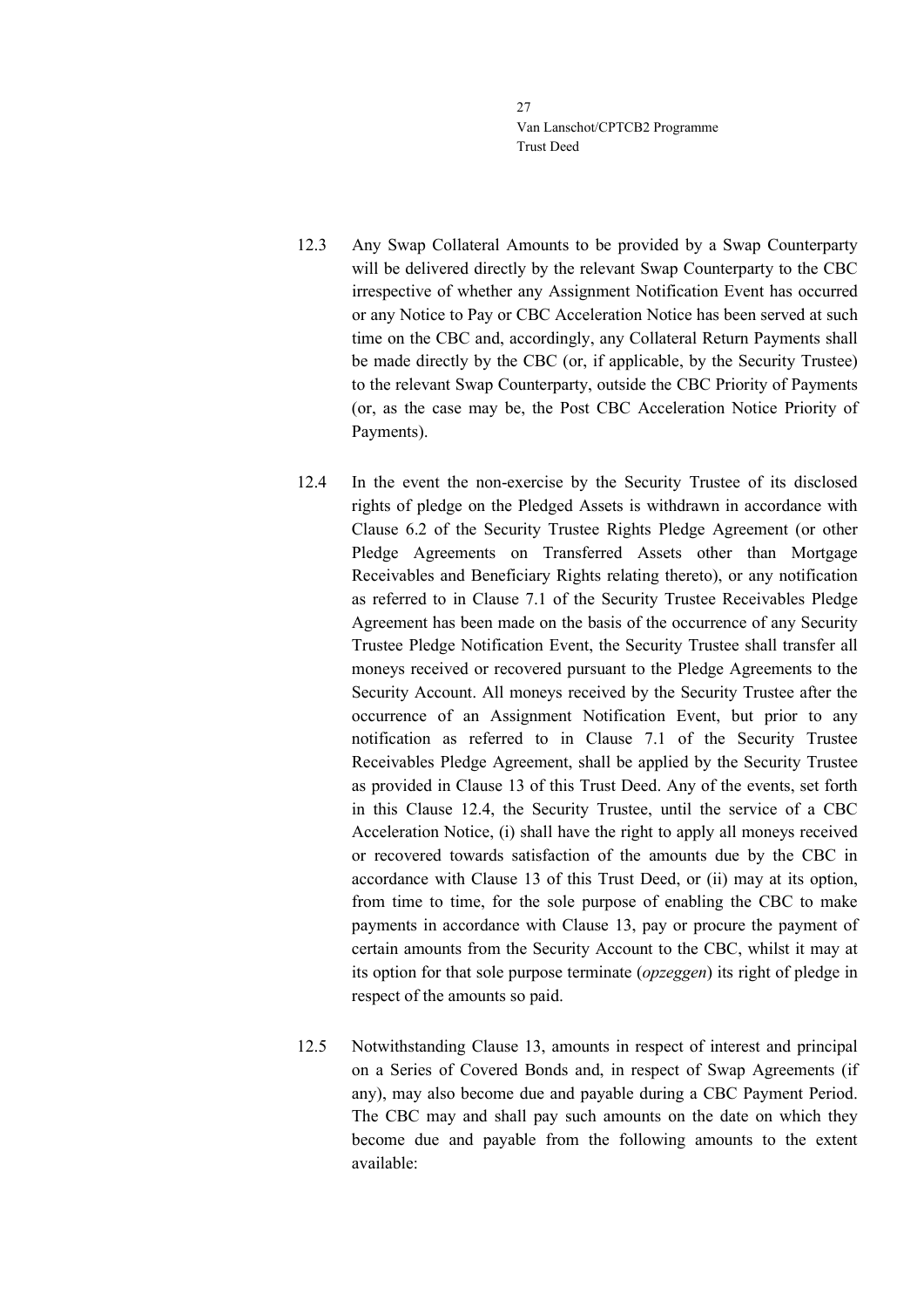12.3 Any Swap Collateral Amounts to be provided by a Swap Counterparty will be delivered directly by the relevant Swap Counterparty to the CBC irrespective of whether any Assignment Notification Event has occurred or any Notice to Pay or CBC Acceleration Notice has been served at such time on the CBC and, accordingly, any Collateral Return Payments shall be made directly by the CBC (or, if applicable, by the Security Trustee) to the relevant Swap Counterparty, outside the CBC Priority of Payments (or, as the case may be, the Post CBC Acceleration Notice Priority of Payments).

12.4 In the event the non-exercise by the Security Trustee of its disclosed rights of pledge on the Pledged Assets is withdrawn in accordance with Clause 6.2 of the Security Trustee Rights Pledge Agreement (or other Pledge Agreements on Transferred Assets other than Mortgage Receivables and Beneficiary Rights relating thereto), or any notification as referred to in Clause 7.1 of the Security Trustee Receivables Pledge Agreement has been made on the basis of the occurrence of any Security Trustee Pledge Notification Event, the Security Trustee shall transfer all moneys received or recovered pursuant to the Pledge Agreements to the Security Account. All moneys received by the Security Trustee after the occurrence of an Assignment Notification Event, but prior to any notification as referred to in Clause 7.1 of the Security Trustee Receivables Pledge Agreement, shall be applied by the Security Trustee as provided in Clause 13 of this Trust Deed. Any of the events, set forth in this Clause 12.4, the Security Trustee, until the service of a CBC Acceleration Notice, (i) shall have the right to apply all moneys received or recovered towards satisfaction of the amounts due by the CBC in accordance with Clause 13 of this Trust Deed, or (ii) may at its option, from time to time, for the sole purpose of enabling the CBC to make payments in accordance with Clause 13, pay or procure the payment of certain amounts from the Security Account to the CBC, whilst it may at its option for that sole purpose terminate (*opzeggen*) its right of pledge in respect of the amounts so paid.

12.5 Notwithstanding Clause 13, amounts in respect of interest and principal on a Series of Covered Bonds and, in respect of Swap Agreements (if any), may also become due and payable during a CBC Payment Period. The CBC may and shall pay such amounts on the date on which they become due and payable from the following amounts to the extent available: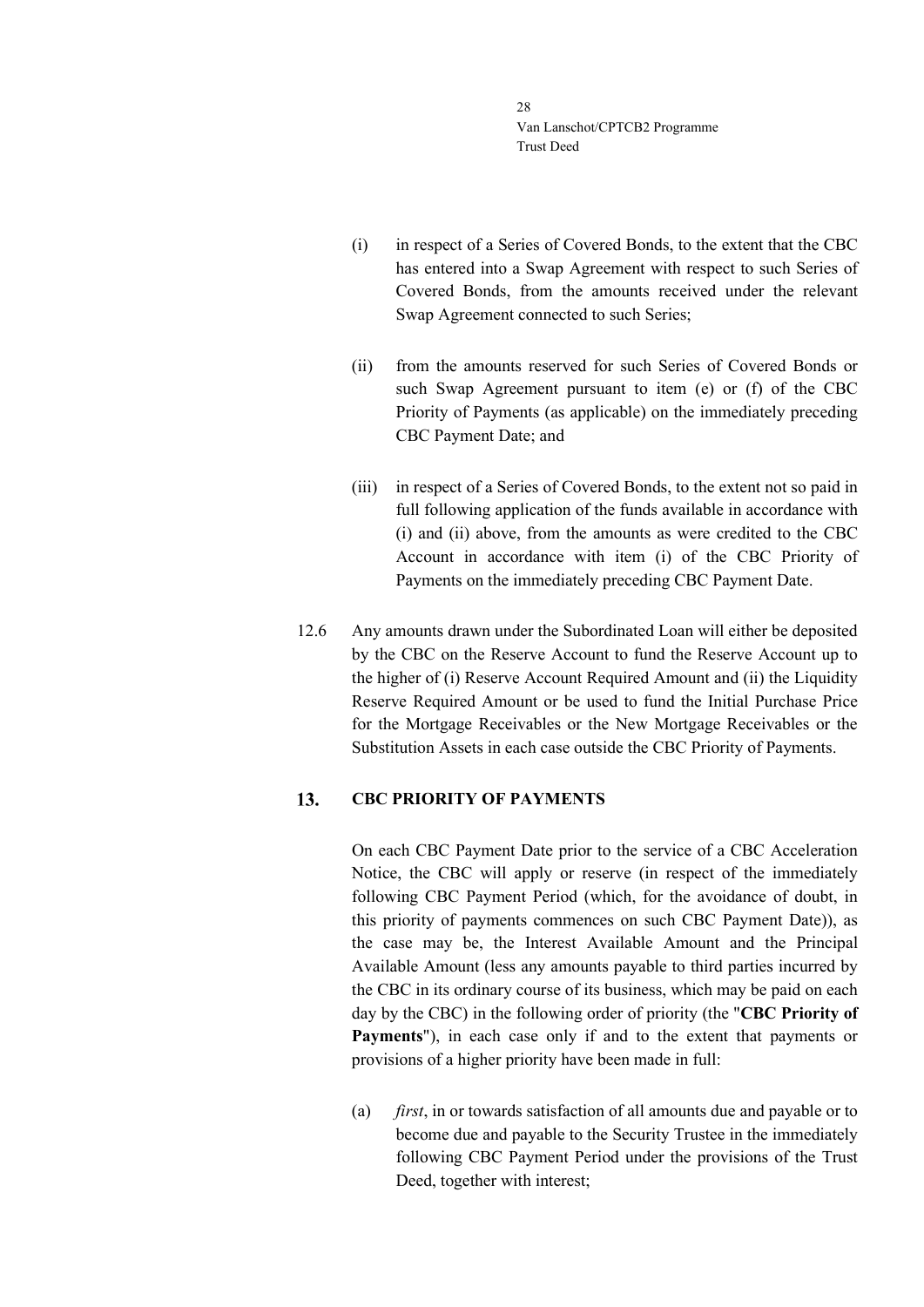(i) in respect of a Series of Covered Bonds, to the extent that the CBC has entered into a Swap Agreement with respect to such Series of Covered Bonds, from the amounts received under the relevant Swap Agreement connected to such Series;

(ii) from the amounts reserved for such Series of Covered Bonds or such Swap Agreement pursuant to item (e) or (f) of the CBC Priority of Payments (as applicable) on the immediately preceding CBC Payment Date; and

(iii) in respect of a Series of Covered Bonds, to the extent not so paid in full following application of the funds available in accordance with (i) and (ii) above, from the amounts as were credited to the CBC Account in accordance with item (i) of the CBC Priority of Payments on the immediately preceding CBC Payment Date.

12.6 Any amounts drawn under the Subordinated Loan will either be deposited by the CBC on the Reserve Account to fund the Reserve Account up to the higher of (i) Reserve Account Required Amount and (ii) the Liquidity Reserve Required Amount or be used to fund the Initial Purchase Price for the Mortgage Receivables or the New Mortgage Receivables or the Substitution Assets in each case outside the CBC Priority of Payments.

## 13. CBC PRIORITY OF PAYMENTS

On each CBC Payment Date prior to the service of a CBC Acceleration Notice, the CBC will apply or reserve (in respect of the immediately following CBC Payment Period (which, for the avoidance of doubt, in this priority of payments commences on such CBC Payment Date)), as the case may be, the Interest Available Amount and the Principal Available Amount (less any amounts payable to third parties incurred by the CBC in its ordinary course of its business, which may be paid on each day by the CBC) in the following order of priority (the "**CBC Priority of Payments**"), in each case only if and to the extent that payments or provisions of a higher priority have been made in full:

(a) *first*, in or towards satisfaction of all amounts due and payable or to become due and payable to the Security Trustee in the immediately following CBC Payment Period under the provisions of the Trust Deed, together with interest;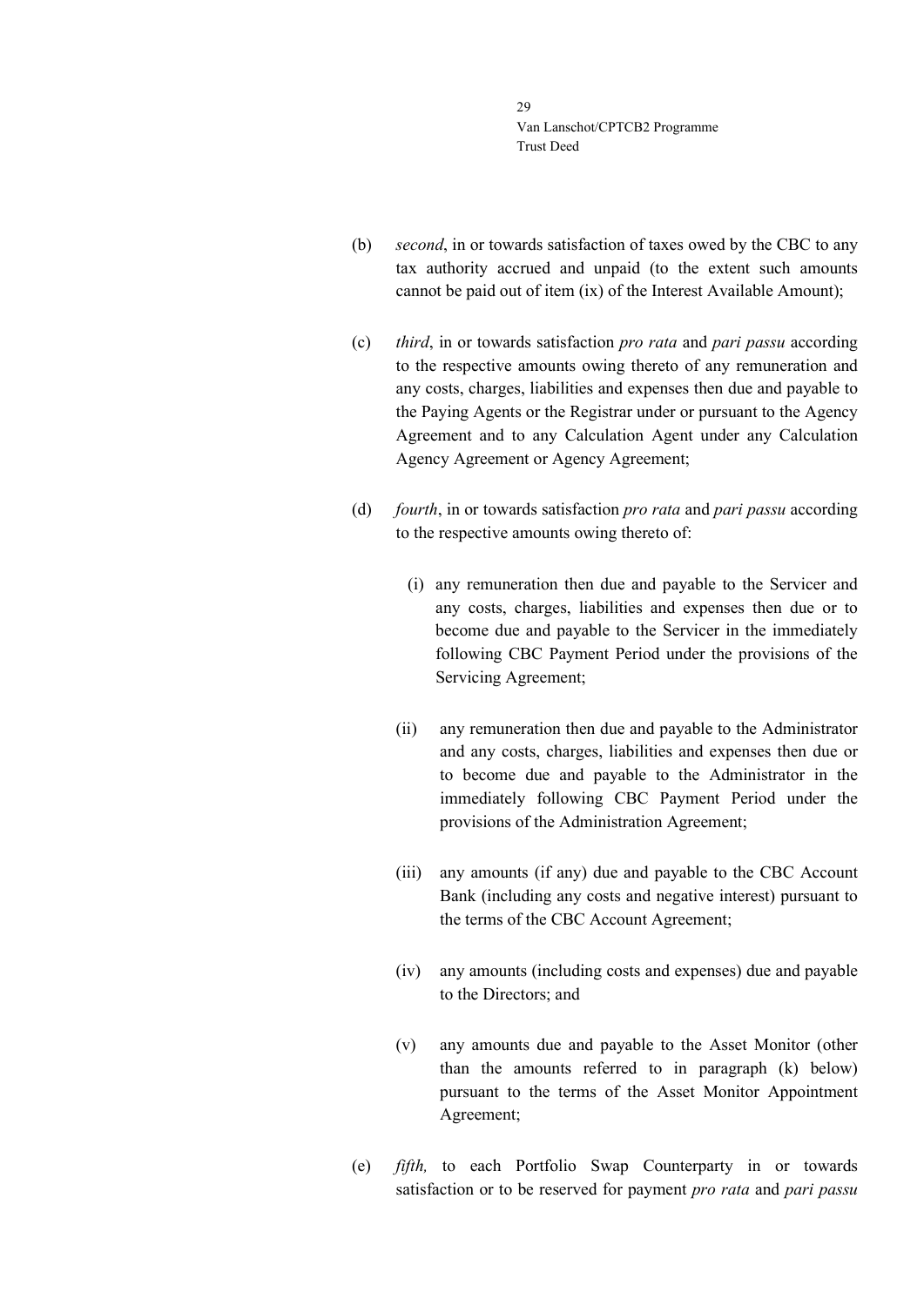(b) *second*, in or towards satisfaction of taxes owed by the CBC to any tax authority accrued and unpaid (to the extent such amounts cannot be paid out of item (ix) of the Interest Available Amount);

(c) *third*, in or towards satisfaction *pro rata* and *pari passu* according to the respective amounts owing thereto of any remuneration and any costs, charges, liabilities and expenses then due and payable to the Paying Agents or the Registrar under or pursuant to the Agency Agreement and to any Calculation Agent under any Calculation Agency Agreement or Agency Agreement;

(d) *fourth*, in or towards satisfaction *pro rata* and *pari passu* according to the respective amounts owing thereto of:

   (i) any remuneration then due and payable to the Servicer and any costs, charges, liabilities and expenses then due or to become due and payable to the Servicer in the immediately following CBC Payment Period under the provisions of the Servicing Agreement;

   (ii) any remuneration then due and payable to the Administrator and any costs, charges, liabilities and expenses then due or to become due and payable to the Administrator in the immediately following CBC Payment Period under the provisions of the Administration Agreement;

   (iii) any amounts (if any) due and payable to the CBC Account Bank (including any costs and negative interest) pursuant to the terms of the CBC Account Agreement;

   (iv) any amounts (including costs and expenses) due and payable to the Directors; and

   (v) any amounts due and payable to the Asset Monitor (other than the amounts referred to in paragraph (k) below) pursuant to the terms of the Asset Monitor Appointment Agreement;

(e) *fifth,* to each Portfolio Swap Counterparty in or towards satisfaction or to be reserved for payment *pro rata* and *pari passu*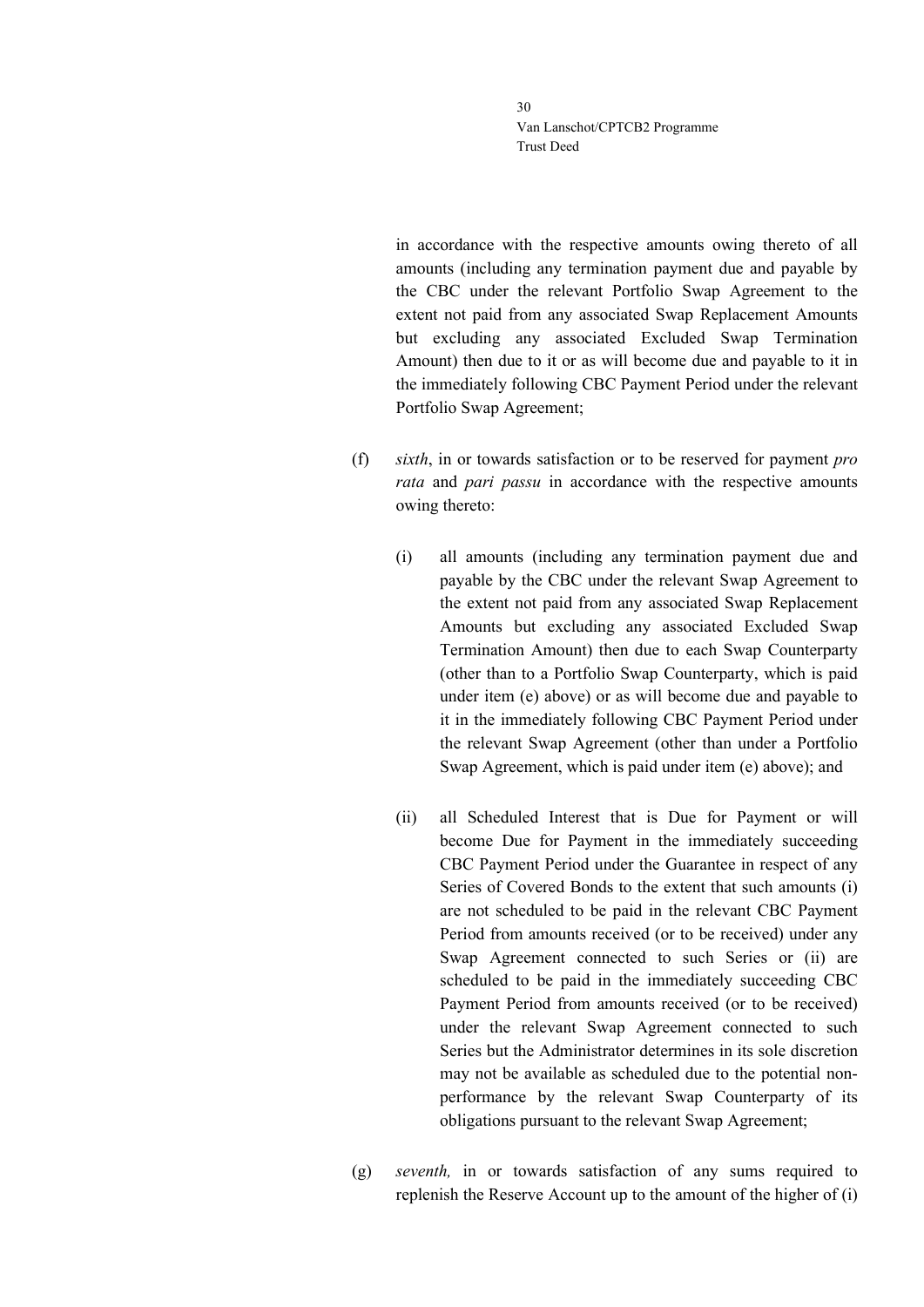in accordance with the respective amounts owing thereto of all amounts (including any termination payment due and payable by the CBC under the relevant Portfolio Swap Agreement to the extent not paid from any associated Swap Replacement Amounts but excluding any associated Excluded Swap Termination Amount) then due to it or as will become due and payable to it in the immediately following CBC Payment Period under the relevant Portfolio Swap Agreement;

(f) *sixth*, in or towards satisfaction or to be reserved for payment *pro rata* and *pari passu* in accordance with the respective amounts owing thereto:

   (i) all amounts (including any termination payment due and payable by the CBC under the relevant Swap Agreement to the extent not paid from any associated Swap Replacement Amounts but excluding any associated Excluded Swap Termination Amount) then due to each Swap Counterparty (other than to a Portfolio Swap Counterparty, which is paid under item (e) above) or as will become due and payable to it in the immediately following CBC Payment Period under the relevant Swap Agreement (other than under a Portfolio Swap Agreement, which is paid under item (e) above); and

   (ii) all Scheduled Interest that is Due for Payment or will become Due for Payment in the immediately succeeding CBC Payment Period under the Guarantee in respect of any Series of Covered Bonds to the extent that such amounts (i) are not scheduled to be paid in the relevant CBC Payment Period from amounts received (or to be received) under any Swap Agreement connected to such Series or (ii) are scheduled to be paid in the immediately succeeding CBC Payment Period from amounts received (or to be received) under the relevant Swap Agreement connected to such Series but the Administrator determines in its sole discretion may not be available as scheduled due to the potential non-performance by the relevant Swap Counterparty of its obligations pursuant to the relevant Swap Agreement;

(g) *seventh,* in or towards satisfaction of any sums required to replenish the Reserve Account up to the amount of the higher of (i)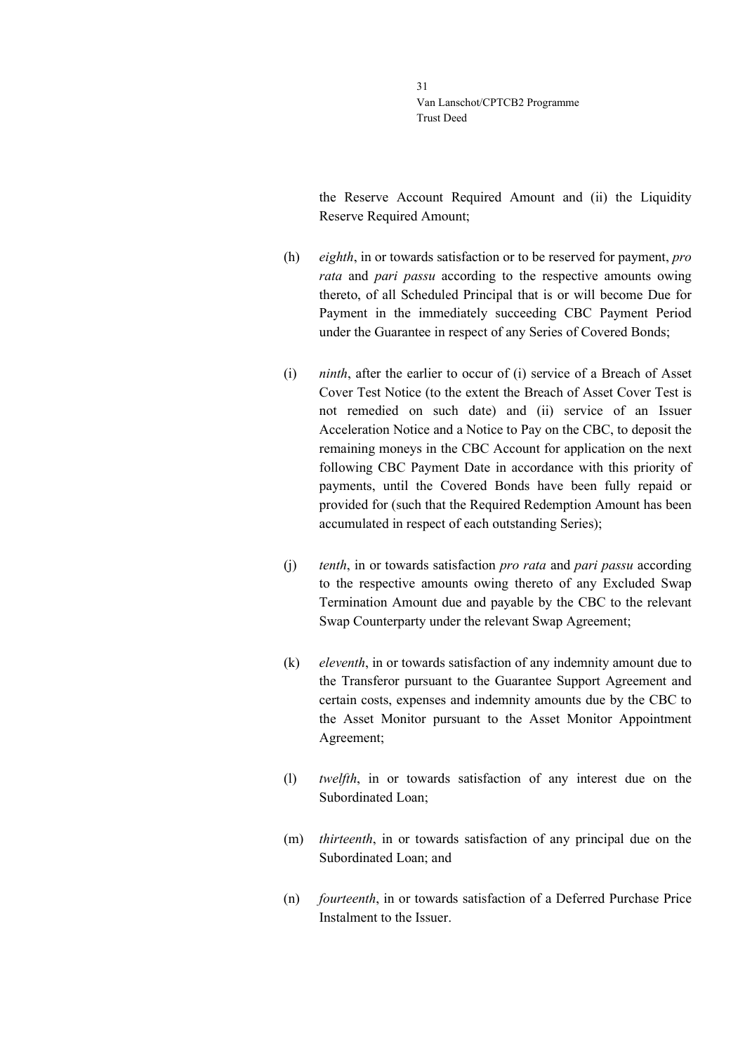the Reserve Account Required Amount and (ii) the Liquidity Reserve Required Amount;

(h) *eighth*, in or towards satisfaction or to be reserved for payment, *pro rata* and *pari passu* according to the respective amounts owing thereto, of all Scheduled Principal that is or will become Due for Payment in the immediately succeeding CBC Payment Period under the Guarantee in respect of any Series of Covered Bonds;

(i) *ninth*, after the earlier to occur of (i) service of a Breach of Asset Cover Test Notice (to the extent the Breach of Asset Cover Test is not remedied on such date) and (ii) service of an Issuer Acceleration Notice and a Notice to Pay on the CBC, to deposit the remaining moneys in the CBC Account for application on the next following CBC Payment Date in accordance with this priority of payments, until the Covered Bonds have been fully repaid or provided for (such that the Required Redemption Amount has been accumulated in respect of each outstanding Series);

(j) *tenth*, in or towards satisfaction *pro rata* and *pari passu* according to the respective amounts owing thereto of any Excluded Swap Termination Amount due and payable by the CBC to the relevant Swap Counterparty under the relevant Swap Agreement;

(k) *eleventh*, in or towards satisfaction of any indemnity amount due to the Transferor pursuant to the Guarantee Support Agreement and certain costs, expenses and indemnity amounts due by the CBC to the Asset Monitor pursuant to the Asset Monitor Appointment Agreement;

(l) *twelfth*, in or towards satisfaction of any interest due on the Subordinated Loan;

(m) *thirteenth*, in or towards satisfaction of any principal due on the Subordinated Loan; and

(n) *fourteenth*, in or towards satisfaction of a Deferred Purchase Price Instalment to the Issuer.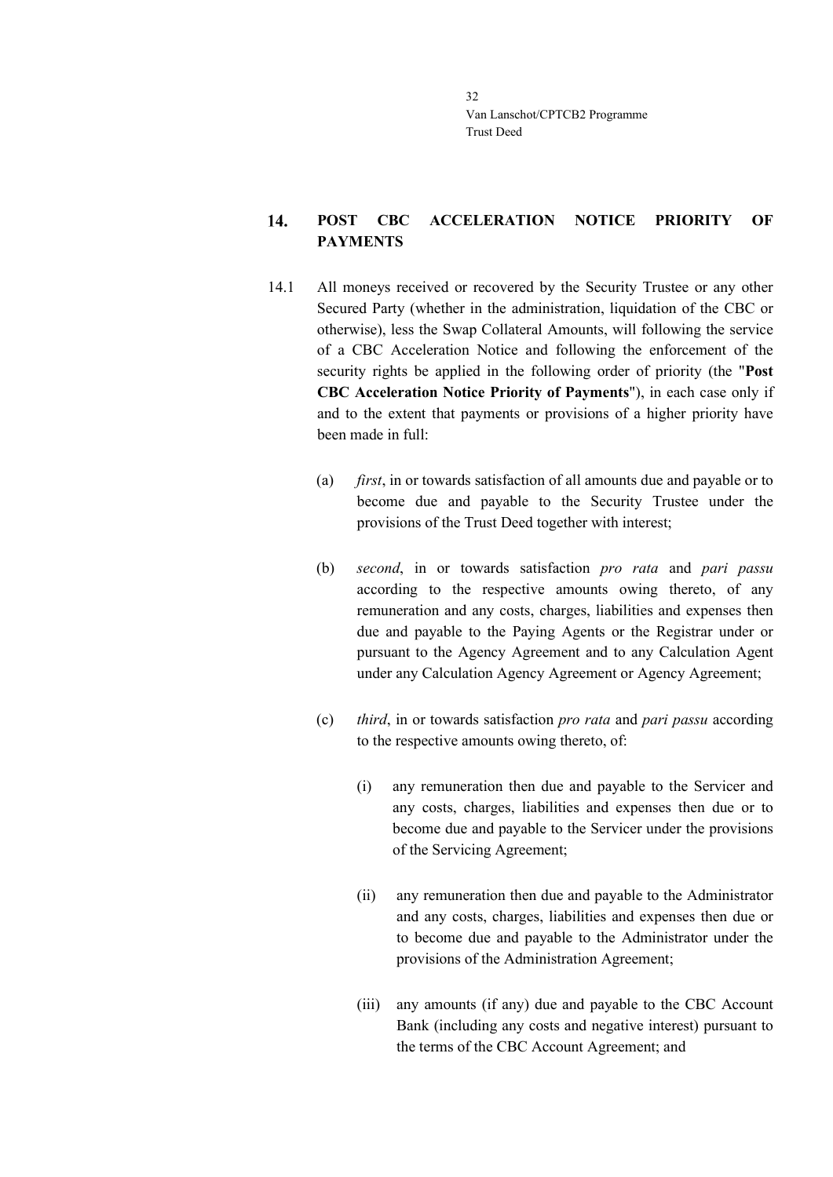## 14. POST CBC ACCELERATION NOTICE PRIORITY OF PAYMENTS

14.1 All moneys received or recovered by the Security Trustee or any other Secured Party (whether in the administration, liquidation of the CBC or otherwise), less the Swap Collateral Amounts, will following the service of a CBC Acceleration Notice and following the enforcement of the security rights be applied in the following order of priority (the "**Post CBC Acceleration Notice Priority of Payments**"), in each case only if and to the extent that payments or provisions of a higher priority have been made in full:

(a) *first*, in or towards satisfaction of all amounts due and payable or to become due and payable to the Security Trustee under the provisions of the Trust Deed together with interest;

(b) *second*, in or towards satisfaction *pro rata* and *pari passu* according to the respective amounts owing thereto, of any remuneration and any costs, charges, liabilities and expenses then due and payable to the Paying Agents or the Registrar under or pursuant to the Agency Agreement and to any Calculation Agent under any Calculation Agency Agreement or Agency Agreement;

(c) *third*, in or towards satisfaction *pro rata* and *pari passu* according to the respective amounts owing thereto, of:

(i) any remuneration then due and payable to the Servicer and any costs, charges, liabilities and expenses then due or to become due and payable to the Servicer under the provisions of the Servicing Agreement;

(ii) any remuneration then due and payable to the Administrator and any costs, charges, liabilities and expenses then due or to become due and payable to the Administrator under the provisions of the Administration Agreement;

(iii) any amounts (if any) due and payable to the CBC Account Bank (including any costs and negative interest) pursuant to the terms of the CBC Account Agreement; and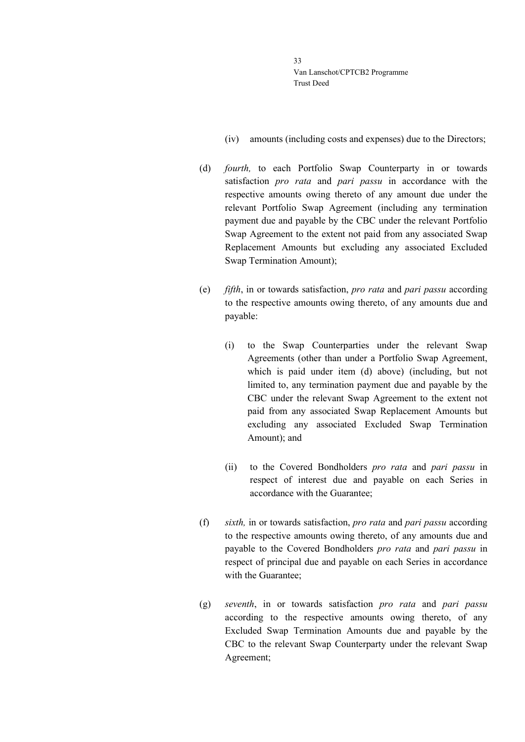(iv) amounts (including costs and expenses) due to the Directors;

(d) *fourth,* to each Portfolio Swap Counterparty in or towards satisfaction *pro rata* and *pari passu* in accordance with the respective amounts owing thereto of any amount due under the relevant Portfolio Swap Agreement (including any termination payment due and payable by the CBC under the relevant Portfolio Swap Agreement to the extent not paid from any associated Swap Replacement Amounts but excluding any associated Excluded Swap Termination Amount);

(e) *fifth*, in or towards satisfaction, *pro rata* and *pari passu* according to the respective amounts owing thereto, of any amounts due and payable:

  (i) to the Swap Counterparties under the relevant Swap Agreements (other than under a Portfolio Swap Agreement, which is paid under item (d) above) (including, but not limited to, any termination payment due and payable by the CBC under the relevant Swap Agreement to the extent not paid from any associated Swap Replacement Amounts but excluding any associated Excluded Swap Termination Amount); and

  (ii) to the Covered Bondholders *pro rata* and *pari passu* in respect of interest due and payable on each Series in accordance with the Guarantee;

(f) *sixth,* in or towards satisfaction, *pro rata* and *pari passu* according to the respective amounts owing thereto, of any amounts due and payable to the Covered Bondholders *pro rata* and *pari passu* in respect of principal due and payable on each Series in accordance with the Guarantee;

(g) *seventh*, in or towards satisfaction *pro rata* and *pari passu* according to the respective amounts owing thereto, of any Excluded Swap Termination Amounts due and payable by the CBC to the relevant Swap Counterparty under the relevant Swap Agreement;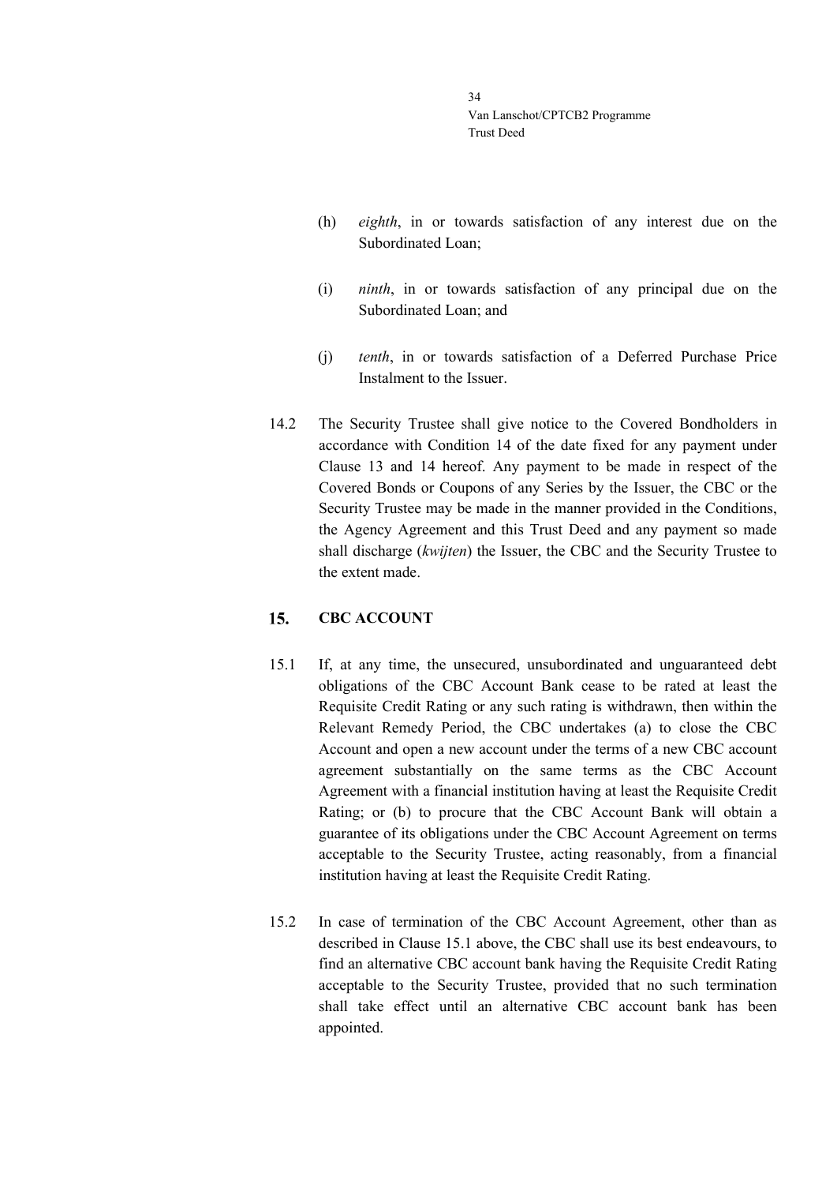(h) *eighth*, in or towards satisfaction of any interest due on the Subordinated Loan;

(i) *ninth*, in or towards satisfaction of any principal due on the Subordinated Loan; and

(j) *tenth*, in or towards satisfaction of a Deferred Purchase Price Instalment to the Issuer.

14.2 The Security Trustee shall give notice to the Covered Bondholders in accordance with Condition 14 of the date fixed for any payment under Clause 13 and 14 hereof. Any payment to be made in respect of the Covered Bonds or Coupons of any Series by the Issuer, the CBC or the Security Trustee may be made in the manner provided in the Conditions, the Agency Agreement and this Trust Deed and any payment so made shall discharge (*kwijten*) the Issuer, the CBC and the Security Trustee to the extent made.

## 15. CBC ACCOUNT

15.1 If, at any time, the unsecured, unsubordinated and unguaranteed debt obligations of the CBC Account Bank cease to be rated at least the Requisite Credit Rating or any such rating is withdrawn, then within the Relevant Remedy Period, the CBC undertakes (a) to close the CBC Account and open a new account under the terms of a new CBC account agreement substantially on the same terms as the CBC Account Agreement with a financial institution having at least the Requisite Credit Rating; or (b) to procure that the CBC Account Bank will obtain a guarantee of its obligations under the CBC Account Agreement on terms acceptable to the Security Trustee, acting reasonably, from a financial institution having at least the Requisite Credit Rating.

15.2 In case of termination of the CBC Account Agreement, other than as described in Clause 15.1 above, the CBC shall use its best endeavours, to find an alternative CBC account bank having the Requisite Credit Rating acceptable to the Security Trustee, provided that no such termination shall take effect until an alternative CBC account bank has been appointed.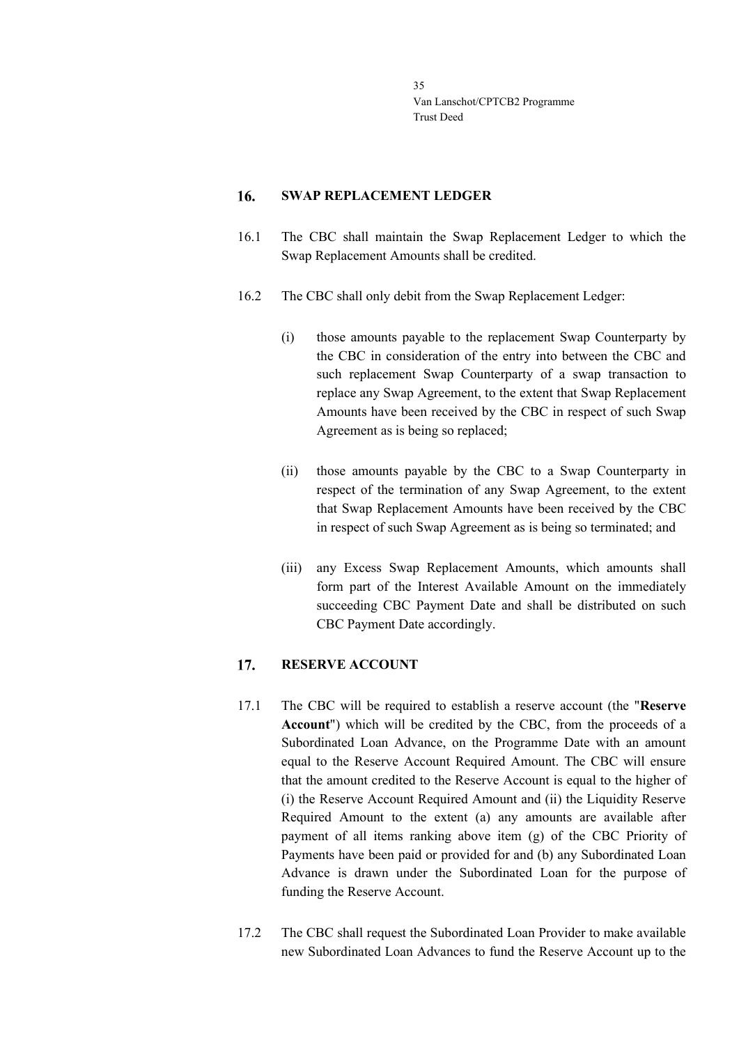## 16. SWAP REPLACEMENT LEDGER

16.1 The CBC shall maintain the Swap Replacement Ledger to which the Swap Replacement Amounts shall be credited.

16.2 The CBC shall only debit from the Swap Replacement Ledger:

(i) those amounts payable to the replacement Swap Counterparty by the CBC in consideration of the entry into between the CBC and such replacement Swap Counterparty of a swap transaction to replace any Swap Agreement, to the extent that Swap Replacement Amounts have been received by the CBC in respect of such Swap Agreement as is being so replaced;

(ii) those amounts payable by the CBC to a Swap Counterparty in respect of the termination of any Swap Agreement, to the extent that Swap Replacement Amounts have been received by the CBC in respect of such Swap Agreement as is being so terminated; and

(iii) any Excess Swap Replacement Amounts, which amounts shall form part of the Interest Available Amount on the immediately succeeding CBC Payment Date and shall be distributed on such CBC Payment Date accordingly.

## 17. RESERVE ACCOUNT

17.1 The CBC will be required to establish a reserve account (the "**Reserve Account**") which will be credited by the CBC, from the proceeds of a Subordinated Loan Advance, on the Programme Date with an amount equal to the Reserve Account Required Amount. The CBC will ensure that the amount credited to the Reserve Account is equal to the higher of (i) the Reserve Account Required Amount and (ii) the Liquidity Reserve Required Amount to the extent (a) any amounts are available after payment of all items ranking above item (g) of the CBC Priority of Payments have been paid or provided for and (b) any Subordinated Loan Advance is drawn under the Subordinated Loan for the purpose of funding the Reserve Account.

17.2 The CBC shall request the Subordinated Loan Provider to make available new Subordinated Loan Advances to fund the Reserve Account up to the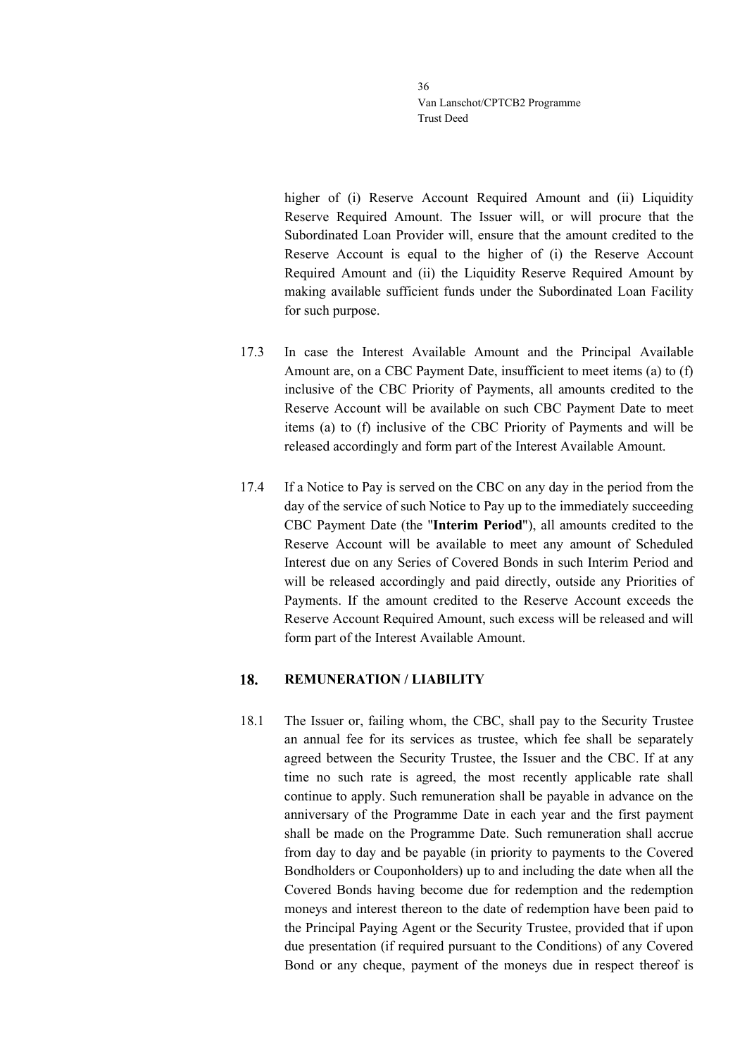higher of (i) Reserve Account Required Amount and (ii) Liquidity Reserve Required Amount. The Issuer will, or will procure that the Subordinated Loan Provider will, ensure that the amount credited to the Reserve Account is equal to the higher of (i) the Reserve Account Required Amount and (ii) the Liquidity Reserve Required Amount by making available sufficient funds under the Subordinated Loan Facility for such purpose.

17.3 In case the Interest Available Amount and the Principal Available Amount are, on a CBC Payment Date, insufficient to meet items (a) to (f) inclusive of the CBC Priority of Payments, all amounts credited to the Reserve Account will be available on such CBC Payment Date to meet items (a) to (f) inclusive of the CBC Priority of Payments and will be released accordingly and form part of the Interest Available Amount.

17.4 If a Notice to Pay is served on the CBC on any day in the period from the day of the service of such Notice to Pay up to the immediately succeeding CBC Payment Date (the "**Interim Period**"), all amounts credited to the Reserve Account will be available to meet any amount of Scheduled Interest due on any Series of Covered Bonds in such Interim Period and will be released accordingly and paid directly, outside any Priorities of Payments. If the amount credited to the Reserve Account exceeds the Reserve Account Required Amount, such excess will be released and will form part of the Interest Available Amount.

## 18. REMUNERATION / LIABILITY

18.1 The Issuer or, failing whom, the CBC, shall pay to the Security Trustee an annual fee for its services as trustee, which fee shall be separately agreed between the Security Trustee, the Issuer and the CBC. If at any time no such rate is agreed, the most recently applicable rate shall continue to apply. Such remuneration shall be payable in advance on the anniversary of the Programme Date in each year and the first payment shall be made on the Programme Date. Such remuneration shall accrue from day to day and be payable (in priority to payments to the Covered Bondholders or Couponholders) up to and including the date when all the Covered Bonds having become due for redemption and the redemption moneys and interest thereon to the date of redemption have been paid to the Principal Paying Agent or the Security Trustee, provided that if upon due presentation (if required pursuant to the Conditions) of any Covered Bond or any cheque, payment of the moneys due in respect thereof is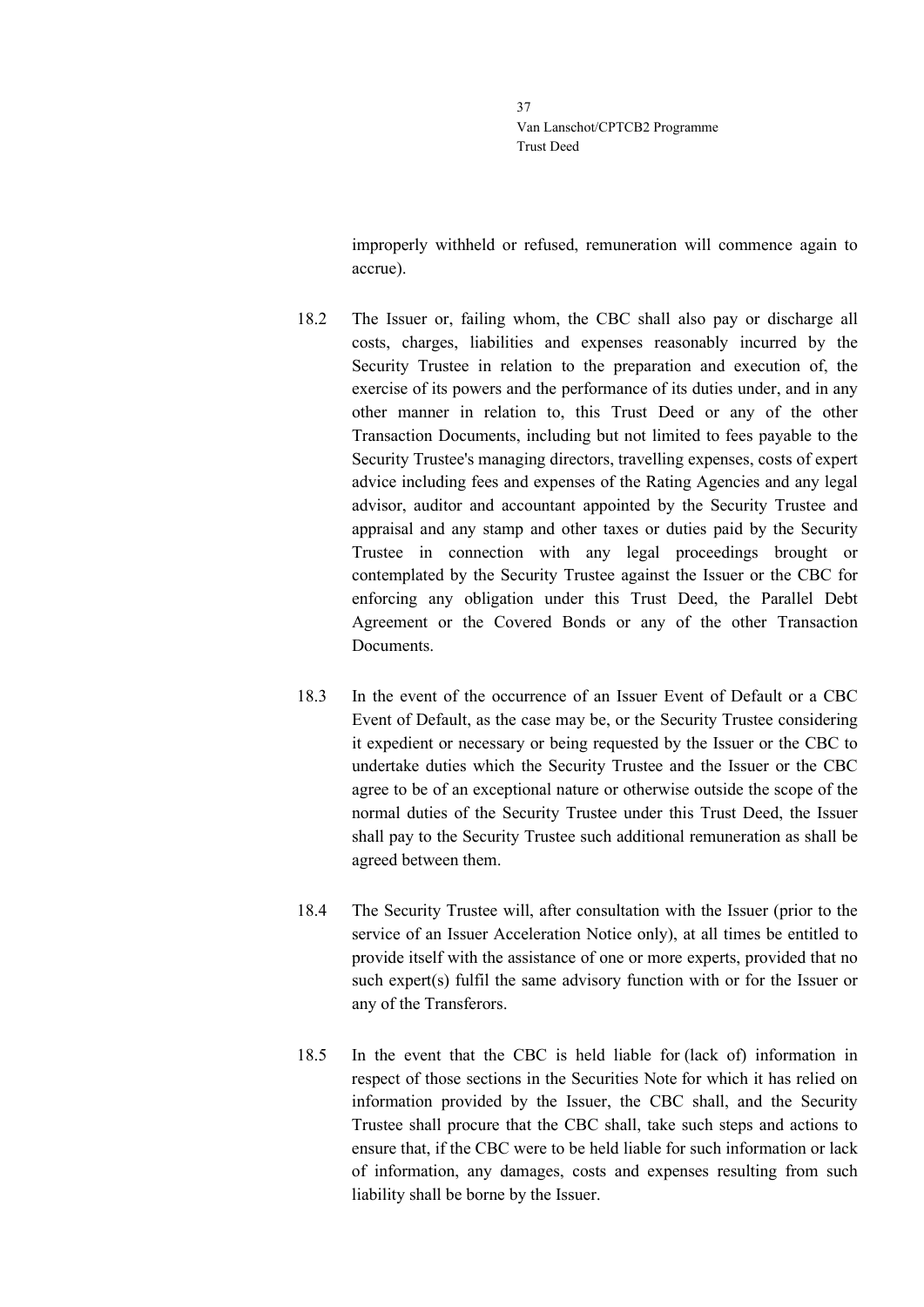improperly withheld or refused, remuneration will commence again to accrue).

18.2 The Issuer or, failing whom, the CBC shall also pay or discharge all costs, charges, liabilities and expenses reasonably incurred by the Security Trustee in relation to the preparation and execution of, the exercise of its powers and the performance of its duties under, and in any other manner in relation to, this Trust Deed or any of the other Transaction Documents, including but not limited to fees payable to the Security Trustee's managing directors, travelling expenses, costs of expert advice including fees and expenses of the Rating Agencies and any legal advisor, auditor and accountant appointed by the Security Trustee and appraisal and any stamp and other taxes or duties paid by the Security Trustee in connection with any legal proceedings brought or contemplated by the Security Trustee against the Issuer or the CBC for enforcing any obligation under this Trust Deed, the Parallel Debt Agreement or the Covered Bonds or any of the other Transaction Documents.

18.3 In the event of the occurrence of an Issuer Event of Default or a CBC Event of Default, as the case may be, or the Security Trustee considering it expedient or necessary or being requested by the Issuer or the CBC to undertake duties which the Security Trustee and the Issuer or the CBC agree to be of an exceptional nature or otherwise outside the scope of the normal duties of the Security Trustee under this Trust Deed, the Issuer shall pay to the Security Trustee such additional remuneration as shall be agreed between them.

18.4 The Security Trustee will, after consultation with the Issuer (prior to the service of an Issuer Acceleration Notice only), at all times be entitled to provide itself with the assistance of one or more experts, provided that no such expert(s) fulfil the same advisory function with or for the Issuer or any of the Transferors.

18.5 In the event that the CBC is held liable for (lack of) information in respect of those sections in the Securities Note for which it has relied on information provided by the Issuer, the CBC shall, and the Security Trustee shall procure that the CBC shall, take such steps and actions to ensure that, if the CBC were to be held liable for such information or lack of information, any damages, costs and expenses resulting from such liability shall be borne by the Issuer.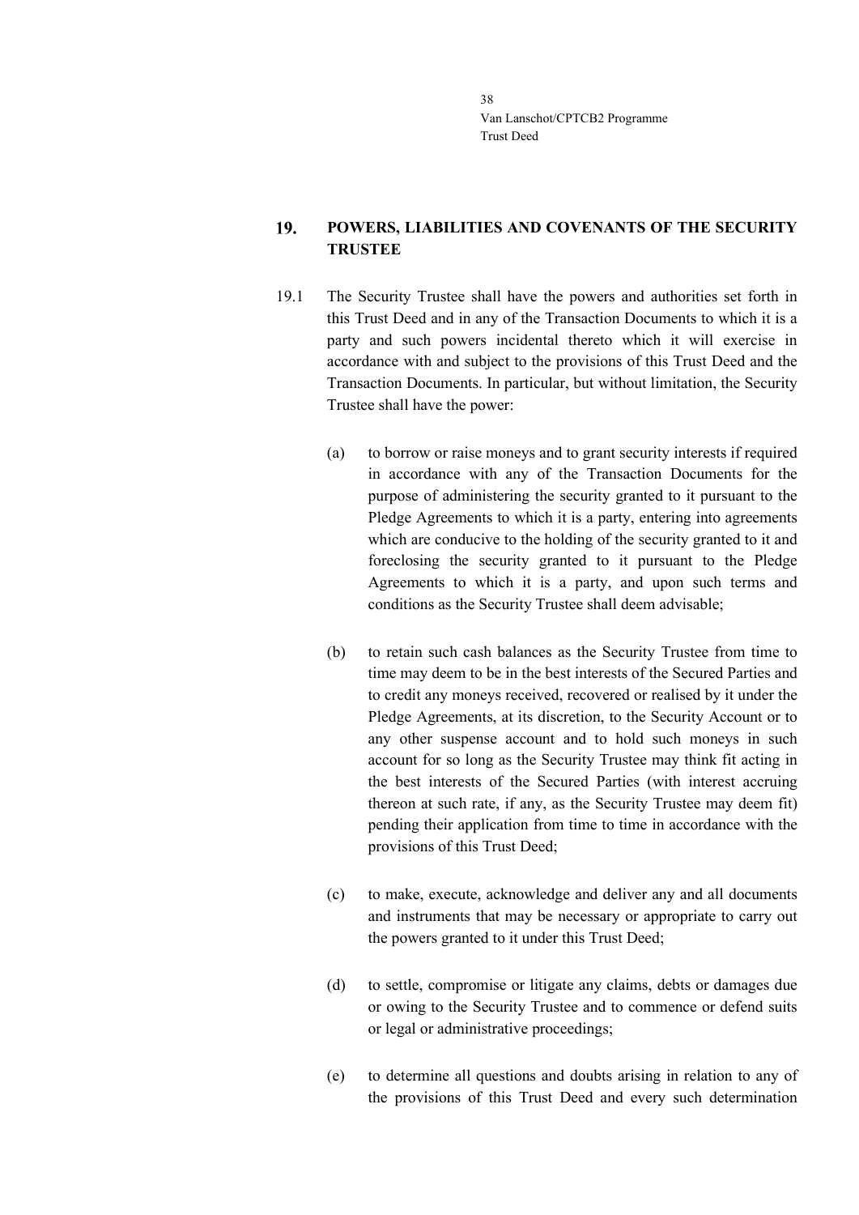## 19. POWERS, LIABILITIES AND COVENANTS OF THE SECURITY TRUSTEE

19.1 The Security Trustee shall have the powers and authorities set forth in this Trust Deed and in any of the Transaction Documents to which it is a party and such powers incidental thereto which it will exercise in accordance with and subject to the provisions of this Trust Deed and the Transaction Documents. In particular, but without limitation, the Security Trustee shall have the power:

(a) to borrow or raise moneys and to grant security interests if required in accordance with any of the Transaction Documents for the purpose of administering the security granted to it pursuant to the Pledge Agreements to which it is a party, entering into agreements which are conducive to the holding of the security granted to it and foreclosing the security granted to it pursuant to the Pledge Agreements to which it is a party, and upon such terms and conditions as the Security Trustee shall deem advisable;

(b) to retain such cash balances as the Security Trustee from time to time may deem to be in the best interests of the Secured Parties and to credit any moneys received, recovered or realised by it under the Pledge Agreements, at its discretion, to the Security Account or to any other suspense account and to hold such moneys in such account for so long as the Security Trustee may think fit acting in the best interests of the Secured Parties (with interest accruing thereon at such rate, if any, as the Security Trustee may deem fit) pending their application from time to time in accordance with the provisions of this Trust Deed;

(c) to make, execute, acknowledge and deliver any and all documents and instruments that may be necessary or appropriate to carry out the powers granted to it under this Trust Deed;

(d) to settle, compromise or litigate any claims, debts or damages due or owing to the Security Trustee and to commence or defend suits or legal or administrative proceedings;

(e) to determine all questions and doubts arising in relation to any of the provisions of this Trust Deed and every such determination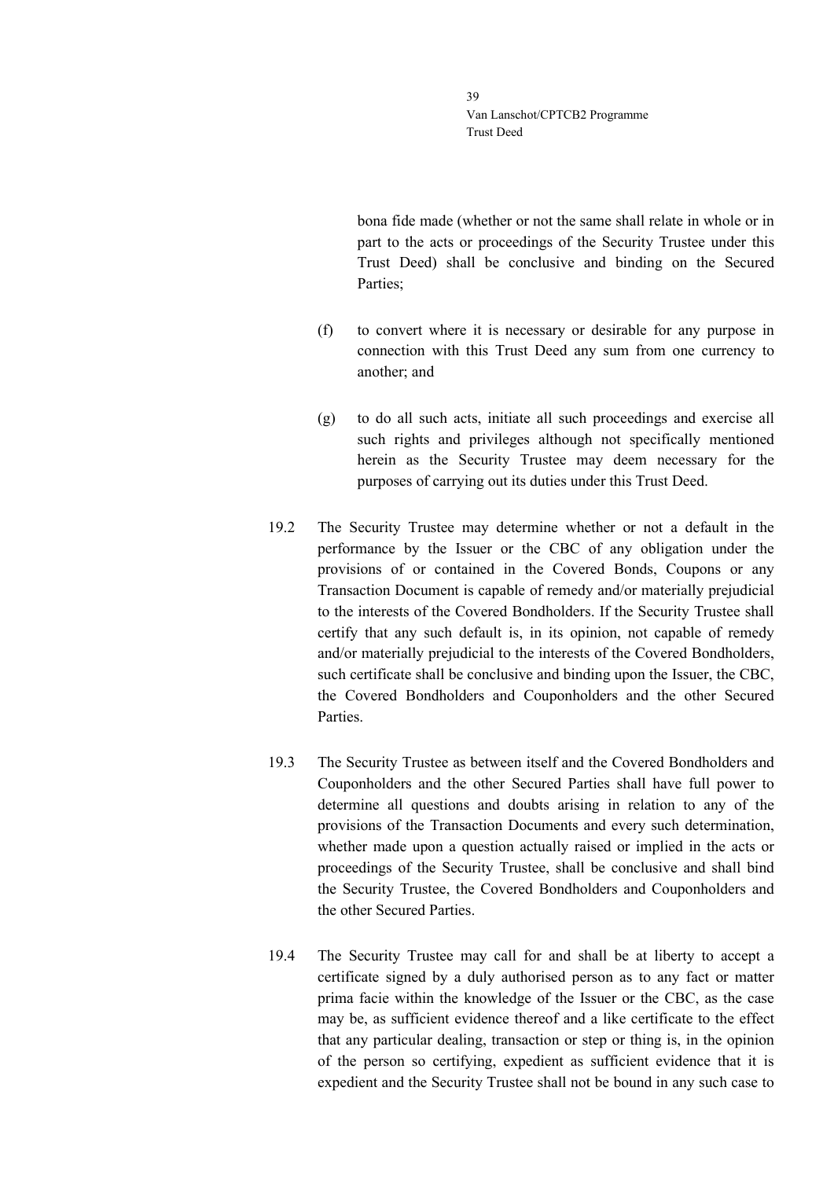bona fide made (whether or not the same shall relate in whole or in part to the acts or proceedings of the Security Trustee under this Trust Deed) shall be conclusive and binding on the Secured Parties;

(f) to convert where it is necessary or desirable for any purpose in connection with this Trust Deed any sum from one currency to another; and

(g) to do all such acts, initiate all such proceedings and exercise all such rights and privileges although not specifically mentioned herein as the Security Trustee may deem necessary for the purposes of carrying out its duties under this Trust Deed.

19.2 The Security Trustee may determine whether or not a default in the performance by the Issuer or the CBC of any obligation under the provisions of or contained in the Covered Bonds, Coupons or any Transaction Document is capable of remedy and/or materially prejudicial to the interests of the Covered Bondholders. If the Security Trustee shall certify that any such default is, in its opinion, not capable of remedy and/or materially prejudicial to the interests of the Covered Bondholders, such certificate shall be conclusive and binding upon the Issuer, the CBC, the Covered Bondholders and Couponholders and the other Secured Parties.

19.3 The Security Trustee as between itself and the Covered Bondholders and Couponholders and the other Secured Parties shall have full power to determine all questions and doubts arising in relation to any of the provisions of the Transaction Documents and every such determination, whether made upon a question actually raised or implied in the acts or proceedings of the Security Trustee, shall be conclusive and shall bind the Security Trustee, the Covered Bondholders and Couponholders and the other Secured Parties.

19.4 The Security Trustee may call for and shall be at liberty to accept a certificate signed by a duly authorised person as to any fact or matter prima facie within the knowledge of the Issuer or the CBC, as the case may be, as sufficient evidence thereof and a like certificate to the effect that any particular dealing, transaction or step or thing is, in the opinion of the person so certifying, expedient as sufficient evidence that it is expedient and the Security Trustee shall not be bound in any such case to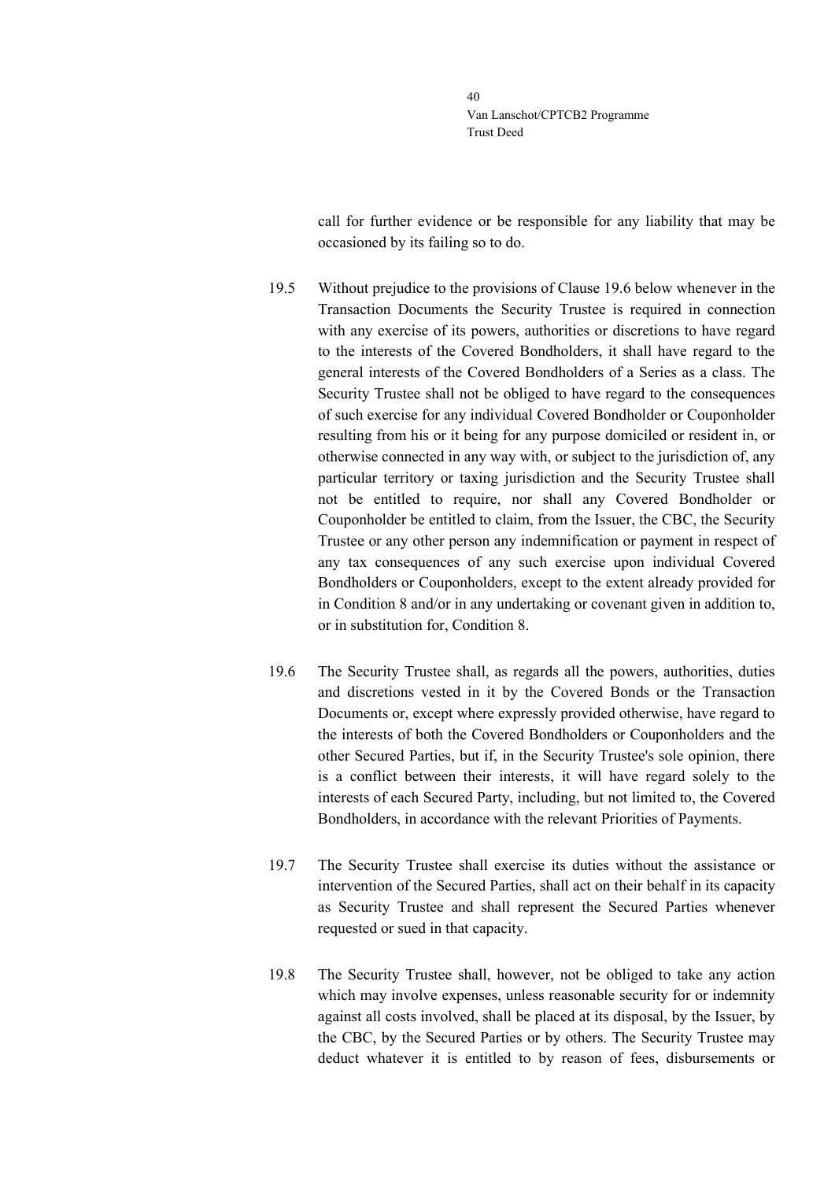call for further evidence or be responsible for any liability that may be occasioned by its failing so to do.

19.5 Without prejudice to the provisions of Clause 19.6 below whenever in the Transaction Documents the Security Trustee is required in connection with any exercise of its powers, authorities or discretions to have regard to the interests of the Covered Bondholders, it shall have regard to the general interests of the Covered Bondholders of a Series as a class. The Security Trustee shall not be obliged to have regard to the consequences of such exercise for any individual Covered Bondholder or Couponholder resulting from his or it being for any purpose domiciled or resident in, or otherwise connected in any way with, or subject to the jurisdiction of, any particular territory or taxing jurisdiction and the Security Trustee shall not be entitled to require, nor shall any Covered Bondholder or Couponholder be entitled to claim, from the Issuer, the CBC, the Security Trustee or any other person any indemnification or payment in respect of any tax consequences of any such exercise upon individual Covered Bondholders or Couponholders, except to the extent already provided for in Condition 8 and/or in any undertaking or covenant given in addition to, or in substitution for, Condition 8.

19.6 The Security Trustee shall, as regards all the powers, authorities, duties and discretions vested in it by the Covered Bonds or the Transaction Documents or, except where expressly provided otherwise, have regard to the interests of both the Covered Bondholders or Couponholders and the other Secured Parties, but if, in the Security Trustee's sole opinion, there is a conflict between their interests, it will have regard solely to the interests of each Secured Party, including, but not limited to, the Covered Bondholders, in accordance with the relevant Priorities of Payments.

19.7 The Security Trustee shall exercise its duties without the assistance or intervention of the Secured Parties, shall act on their behalf in its capacity as Security Trustee and shall represent the Secured Parties whenever requested or sued in that capacity.

19.8 The Security Trustee shall, however, not be obliged to take any action which may involve expenses, unless reasonable security for or indemnity against all costs involved, shall be placed at its disposal, by the Issuer, by the CBC, by the Secured Parties or by others. The Security Trustee may deduct whatever it is entitled to by reason of fees, disbursements or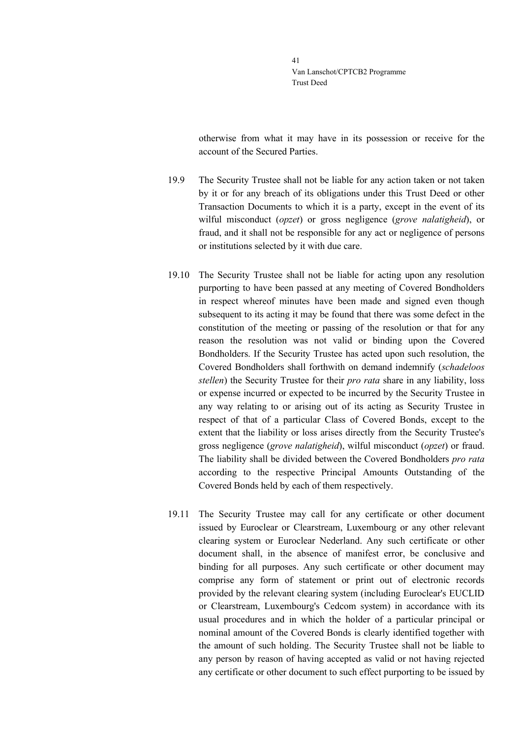otherwise from what it may have in its possession or receive for the account of the Secured Parties.

19.9 The Security Trustee shall not be liable for any action taken or not taken by it or for any breach of its obligations under this Trust Deed or other Transaction Documents to which it is a party, except in the event of its wilful misconduct (*opzet*) or gross negligence (*grove nalatigheid*), or fraud, and it shall not be responsible for any act or negligence of persons or institutions selected by it with due care.

19.10 The Security Trustee shall not be liable for acting upon any resolution purporting to have been passed at any meeting of Covered Bondholders in respect whereof minutes have been made and signed even though subsequent to its acting it may be found that there was some defect in the constitution of the meeting or passing of the resolution or that for any reason the resolution was not valid or binding upon the Covered Bondholders. If the Security Trustee has acted upon such resolution, the Covered Bondholders shall forthwith on demand indemnify (*schadeloos stellen*) the Security Trustee for their *pro rata* share in any liability, loss or expense incurred or expected to be incurred by the Security Trustee in any way relating to or arising out of its acting as Security Trustee in respect of that of a particular Class of Covered Bonds, except to the extent that the liability or loss arises directly from the Security Trustee's gross negligence (*grove nalatigheid*), wilful misconduct (*opzet*) or fraud. The liability shall be divided between the Covered Bondholders *pro rata* according to the respective Principal Amounts Outstanding of the Covered Bonds held by each of them respectively.

19.11 The Security Trustee may call for any certificate or other document issued by Euroclear or Clearstream, Luxembourg or any other relevant clearing system or Euroclear Nederland. Any such certificate or other document shall, in the absence of manifest error, be conclusive and binding for all purposes. Any such certificate or other document may comprise any form of statement or print out of electronic records provided by the relevant clearing system (including Euroclear's EUCLID or Clearstream, Luxembourg's Cedcom system) in accordance with its usual procedures and in which the holder of a particular principal or nominal amount of the Covered Bonds is clearly identified together with the amount of such holding. The Security Trustee shall not be liable to any person by reason of having accepted as valid or not having rejected any certificate or other document to such effect purporting to be issued by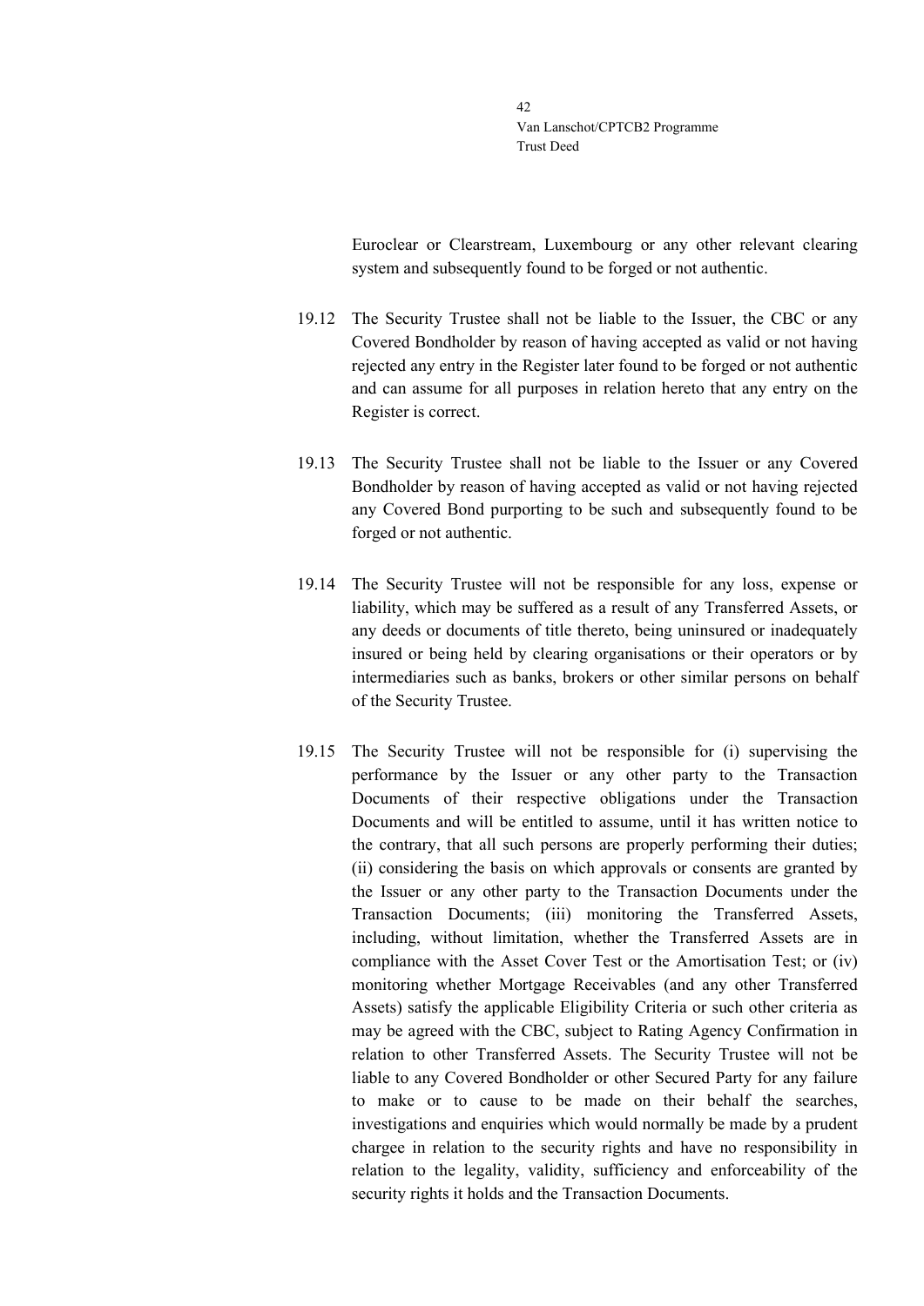Euroclear or Clearstream, Luxembourg or any other relevant clearing system and subsequently found to be forged or not authentic.

19.12 The Security Trustee shall not be liable to the Issuer, the CBC or any Covered Bondholder by reason of having accepted as valid or not having rejected any entry in the Register later found to be forged or not authentic and can assume for all purposes in relation hereto that any entry on the Register is correct.

19.13 The Security Trustee shall not be liable to the Issuer or any Covered Bondholder by reason of having accepted as valid or not having rejected any Covered Bond purporting to be such and subsequently found to be forged or not authentic.

19.14 The Security Trustee will not be responsible for any loss, expense or liability, which may be suffered as a result of any Transferred Assets, or any deeds or documents of title thereto, being uninsured or inadequately insured or being held by clearing organisations or their operators or by intermediaries such as banks, brokers or other similar persons on behalf of the Security Trustee.

19.15 The Security Trustee will not be responsible for (i) supervising the performance by the Issuer or any other party to the Transaction Documents of their respective obligations under the Transaction Documents and will be entitled to assume, until it has written notice to the contrary, that all such persons are properly performing their duties; (ii) considering the basis on which approvals or consents are granted by the Issuer or any other party to the Transaction Documents under the Transaction Documents; (iii) monitoring the Transferred Assets, including, without limitation, whether the Transferred Assets are in compliance with the Asset Cover Test or the Amortisation Test; or (iv) monitoring whether Mortgage Receivables (and any other Transferred Assets) satisfy the applicable Eligibility Criteria or such other criteria as may be agreed with the CBC, subject to Rating Agency Confirmation in relation to other Transferred Assets. The Security Trustee will not be liable to any Covered Bondholder or other Secured Party for any failure to make or to cause to be made on their behalf the searches, investigations and enquiries which would normally be made by a prudent chargee in relation to the security rights and have no responsibility in relation to the legality, validity, sufficiency and enforceability of the security rights it holds and the Transaction Documents.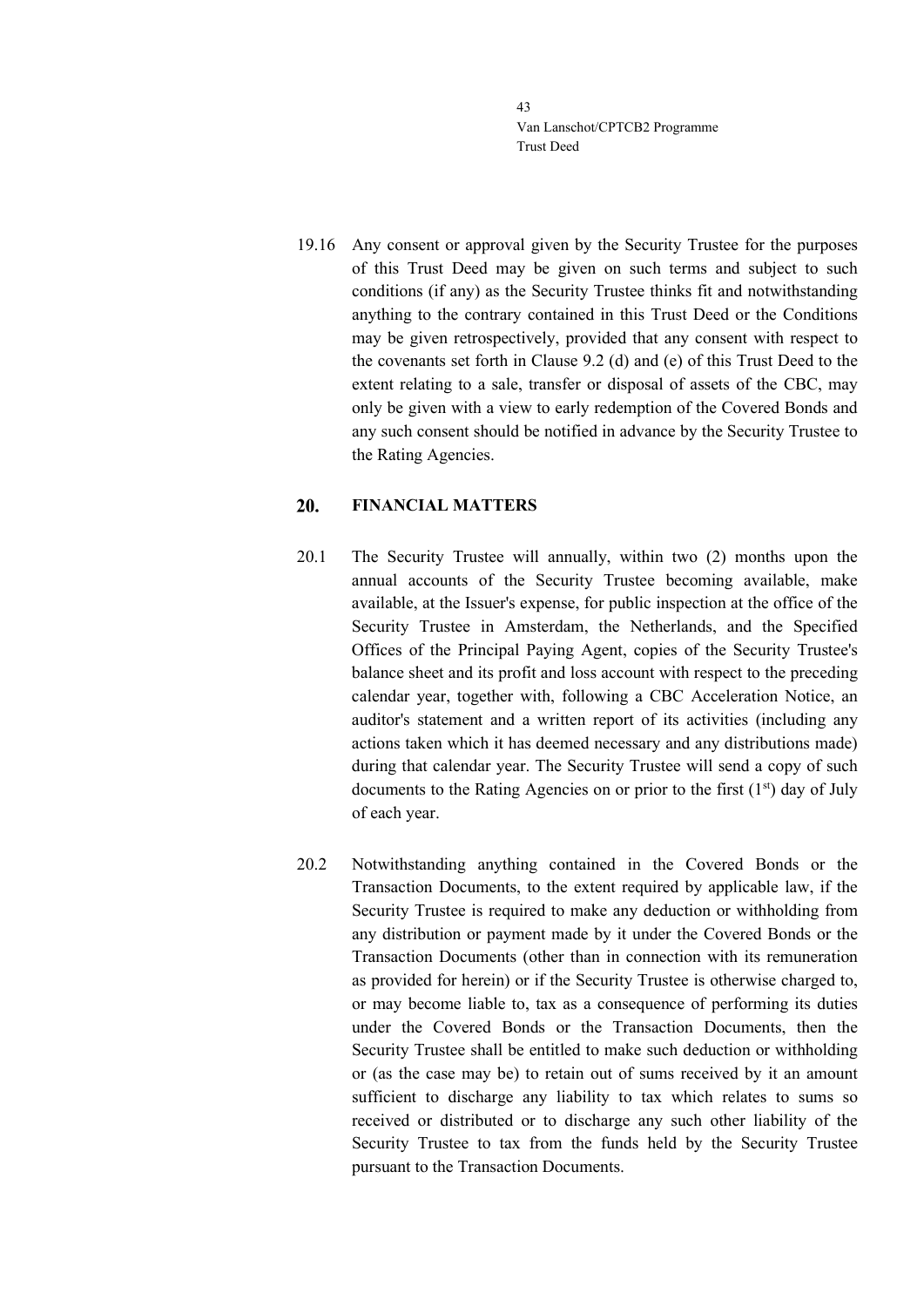19.16 Any consent or approval given by the Security Trustee for the purposes of this Trust Deed may be given on such terms and subject to such conditions (if any) as the Security Trustee thinks fit and notwithstanding anything to the contrary contained in this Trust Deed or the Conditions may be given retrospectively, provided that any consent with respect to the covenants set forth in Clause 9.2 (d) and (e) of this Trust Deed to the extent relating to a sale, transfer or disposal of assets of the CBC, may only be given with a view to early redemption of the Covered Bonds and any such consent should be notified in advance by the Security Trustee to the Rating Agencies.

## 20. FINANCIAL MATTERS

20.1 The Security Trustee will annually, within two (2) months upon the annual accounts of the Security Trustee becoming available, make available, at the Issuer's expense, for public inspection at the office of the Security Trustee in Amsterdam, the Netherlands, and the Specified Offices of the Principal Paying Agent, copies of the Security Trustee's balance sheet and its profit and loss account with respect to the preceding calendar year, together with, following a CBC Acceleration Notice, an auditor's statement and a written report of its activities (including any actions taken which it has deemed necessary and any distributions made) during that calendar year. The Security Trustee will send a copy of such documents to the Rating Agencies on or prior to the first (1st) day of July of each year.

20.2 Notwithstanding anything contained in the Covered Bonds or the Transaction Documents, to the extent required by applicable law, if the Security Trustee is required to make any deduction or withholding from any distribution or payment made by it under the Covered Bonds or the Transaction Documents (other than in connection with its remuneration as provided for herein) or if the Security Trustee is otherwise charged to, or may become liable to, tax as a consequence of performing its duties under the Covered Bonds or the Transaction Documents, then the Security Trustee shall be entitled to make such deduction or withholding or (as the case may be) to retain out of sums received by it an amount sufficient to discharge any liability to tax which relates to sums so received or distributed or to discharge any such other liability of the Security Trustee to tax from the funds held by the Security Trustee pursuant to the Transaction Documents.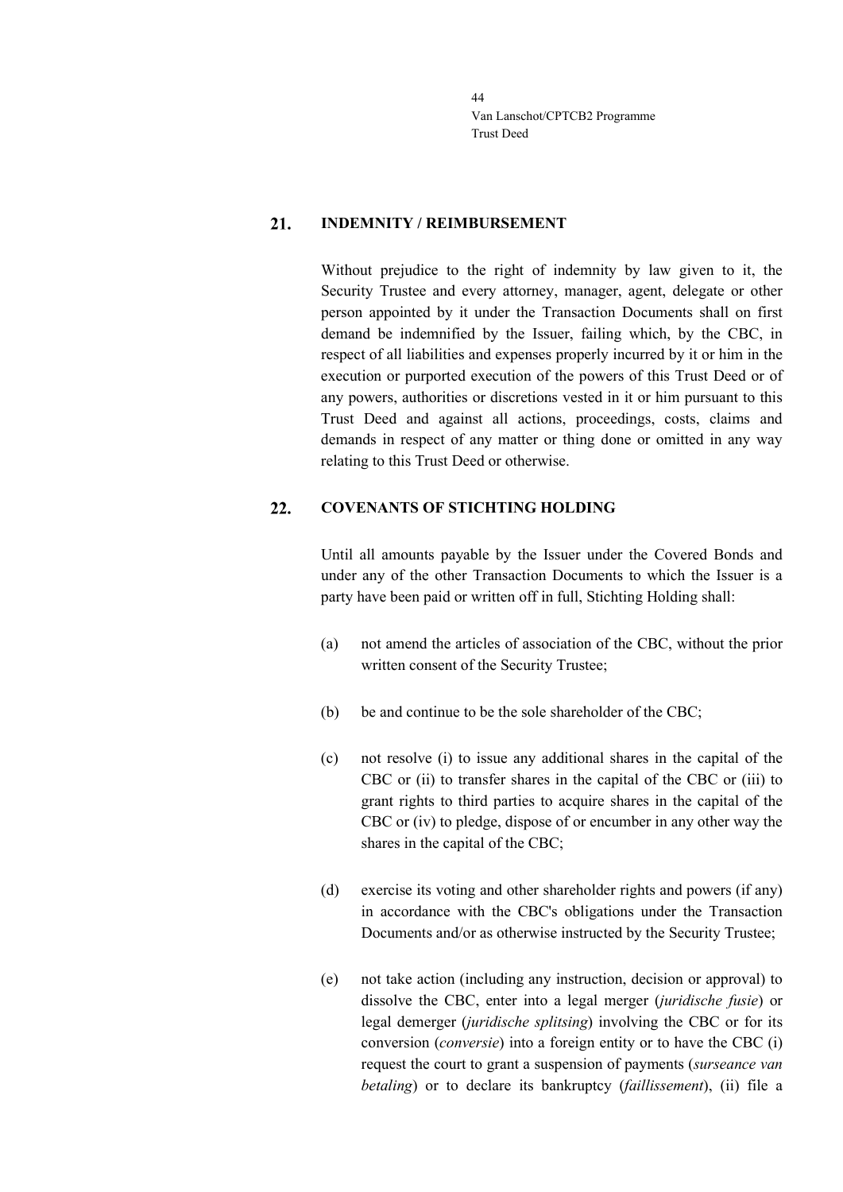## 21. INDEMNITY / REIMBURSEMENT

Without prejudice to the right of indemnity by law given to it, the Security Trustee and every attorney, manager, agent, delegate or other person appointed by it under the Transaction Documents shall on first demand be indemnified by the Issuer, failing which, by the CBC, in respect of all liabilities and expenses properly incurred by it or him in the execution or purported execution of the powers of this Trust Deed or of any powers, authorities or discretions vested in it or him pursuant to this Trust Deed and against all actions, proceedings, costs, claims and demands in respect of any matter or thing done or omitted in any way relating to this Trust Deed or otherwise.

## 22. COVENANTS OF STICHTING HOLDING

Until all amounts payable by the Issuer under the Covered Bonds and under any of the other Transaction Documents to which the Issuer is a party have been paid or written off in full, Stichting Holding shall:

(a) not amend the articles of association of the CBC, without the prior written consent of the Security Trustee;

(b) be and continue to be the sole shareholder of the CBC;

(c) not resolve (i) to issue any additional shares in the capital of the CBC or (ii) to transfer shares in the capital of the CBC or (iii) to grant rights to third parties to acquire shares in the capital of the CBC or (iv) to pledge, dispose of or encumber in any other way the shares in the capital of the CBC;

(d) exercise its voting and other shareholder rights and powers (if any) in accordance with the CBC's obligations under the Transaction Documents and/or as otherwise instructed by the Security Trustee;

(e) not take action (including any instruction, decision or approval) to dissolve the CBC, enter into a legal merger (*juridische fusie*) or legal demerger (*juridische splitsing*) involving the CBC or for its conversion (*conversie*) into a foreign entity or to have the CBC (i) request the court to grant a suspension of payments (*surseance van betaling*) or to declare its bankruptcy (*faillissement*), (ii) file a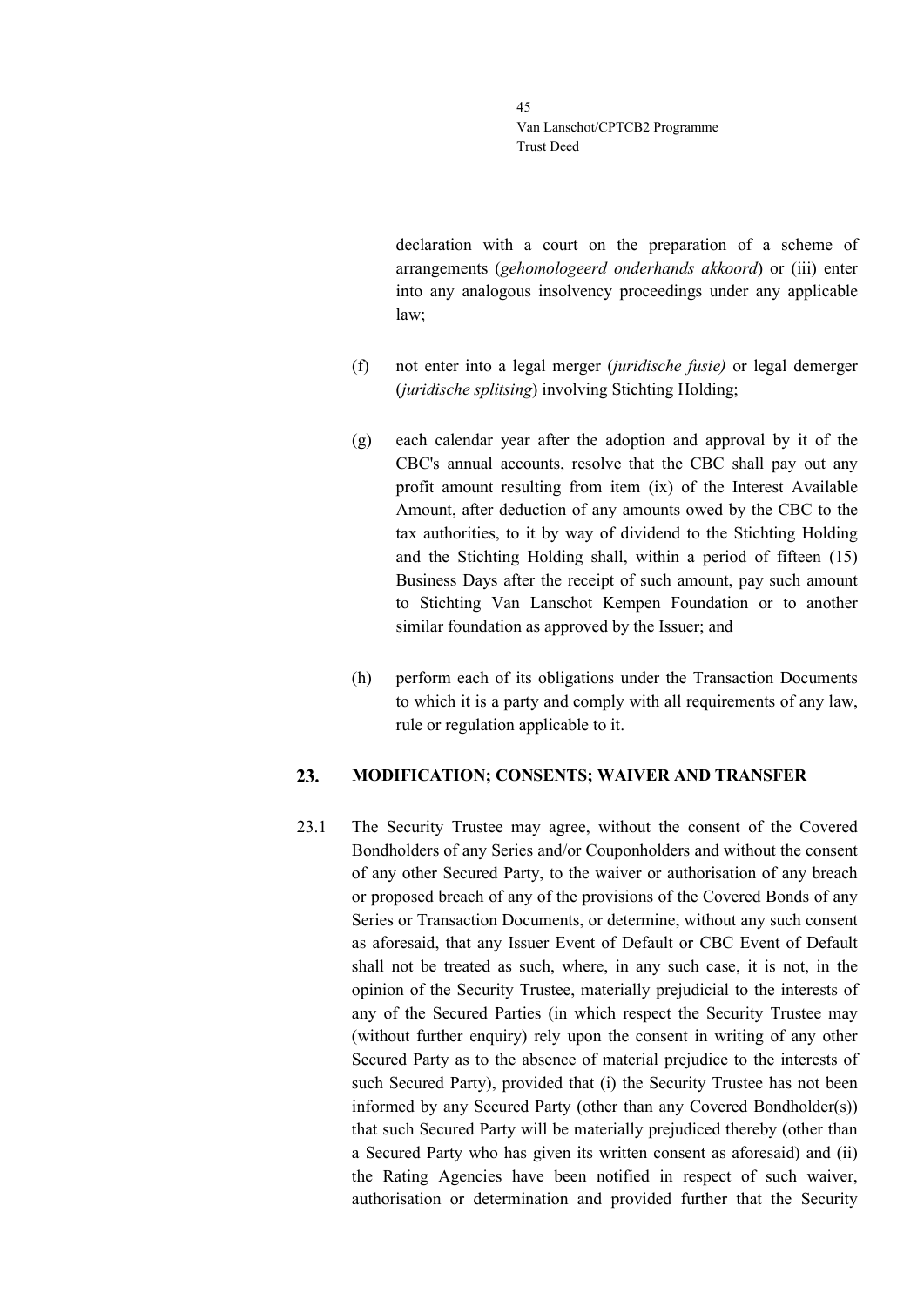declaration with a court on the preparation of a scheme of arrangements (*gehomologeerd onderhands akkoord*) or (iii) enter into any analogous insolvency proceedings under any applicable law;

(f) not enter into a legal merger (*juridische fusie)* or legal demerger (*juridische splitsing*) involving Stichting Holding;

(g) each calendar year after the adoption and approval by it of the CBC's annual accounts, resolve that the CBC shall pay out any profit amount resulting from item (ix) of the Interest Available Amount, after deduction of any amounts owed by the CBC to the tax authorities, to it by way of dividend to the Stichting Holding and the Stichting Holding shall, within a period of fifteen (15) Business Days after the receipt of such amount, pay such amount to Stichting Van Lanschot Kempen Foundation or to another similar foundation as approved by the Issuer; and

(h) perform each of its obligations under the Transaction Documents to which it is a party and comply with all requirements of any law, rule or regulation applicable to it.

## 23. MODIFICATION; CONSENTS; WAIVER AND TRANSFER

23.1 The Security Trustee may agree, without the consent of the Covered Bondholders of any Series and/or Couponholders and without the consent of any other Secured Party, to the waiver or authorisation of any breach or proposed breach of any of the provisions of the Covered Bonds of any Series or Transaction Documents, or determine, without any such consent as aforesaid, that any Issuer Event of Default or CBC Event of Default shall not be treated as such, where, in any such case, it is not, in the opinion of the Security Trustee, materially prejudicial to the interests of any of the Secured Parties (in which respect the Security Trustee may (without further enquiry) rely upon the consent in writing of any other Secured Party as to the absence of material prejudice to the interests of such Secured Party), provided that (i) the Security Trustee has not been informed by any Secured Party (other than any Covered Bondholder(s)) that such Secured Party will be materially prejudiced thereby (other than a Secured Party who has given its written consent as aforesaid) and (ii) the Rating Agencies have been notified in respect of such waiver, authorisation or determination and provided further that the Security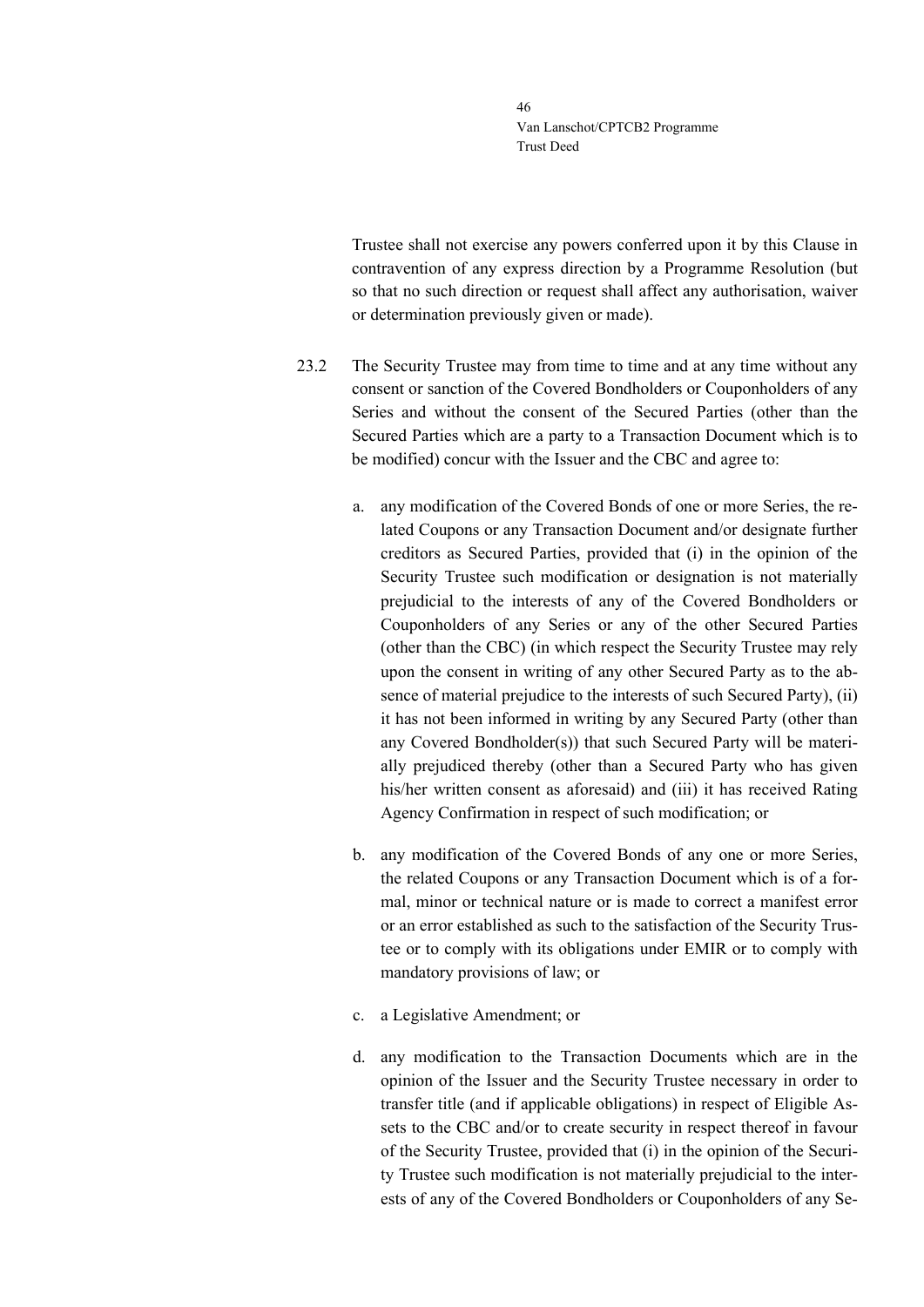Trustee shall not exercise any powers conferred upon it by this Clause in contravention of any express direction by a Programme Resolution (but so that no such direction or request shall affect any authorisation, waiver or determination previously given or made).

23.2 The Security Trustee may from time to time and at any time without any consent or sanction of the Covered Bondholders or Couponholders of any Series and without the consent of the Secured Parties (other than the Secured Parties which are a party to a Transaction Document which is to be modified) concur with the Issuer and the CBC and agree to:

a. any modification of the Covered Bonds of one or more Series, the related Coupons or any Transaction Document and/or designate further creditors as Secured Parties, provided that (i) in the opinion of the Security Trustee such modification or designation is not materially prejudicial to the interests of any of the Covered Bondholders or Couponholders of any Series or any of the other Secured Parties (other than the CBC) (in which respect the Security Trustee may rely upon the consent in writing of any other Secured Party as to the absence of material prejudice to the interests of such Secured Party), (ii) it has not been informed in writing by any Secured Party (other than any Covered Bondholder(s)) that such Secured Party will be materially prejudiced thereby (other than a Secured Party who has given his/her written consent as aforesaid) and (iii) it has received Rating Agency Confirmation in respect of such modification; or

b. any modification of the Covered Bonds of any one or more Series, the related Coupons or any Transaction Document which is of a formal, minor or technical nature or is made to correct a manifest error or an error established as such to the satisfaction of the Security Trustee or to comply with its obligations under EMIR or to comply with mandatory provisions of law; or

c. a Legislative Amendment; or

d. any modification to the Transaction Documents which are in the opinion of the Issuer and the Security Trustee necessary in order to transfer title (and if applicable obligations) in respect of Eligible Assets to the CBC and/or to create security in respect thereof in favour of the Security Trustee, provided that (i) in the opinion of the Security Trustee such modification is not materially prejudicial to the interests of any of the Covered Bondholders or Couponholders of any Se-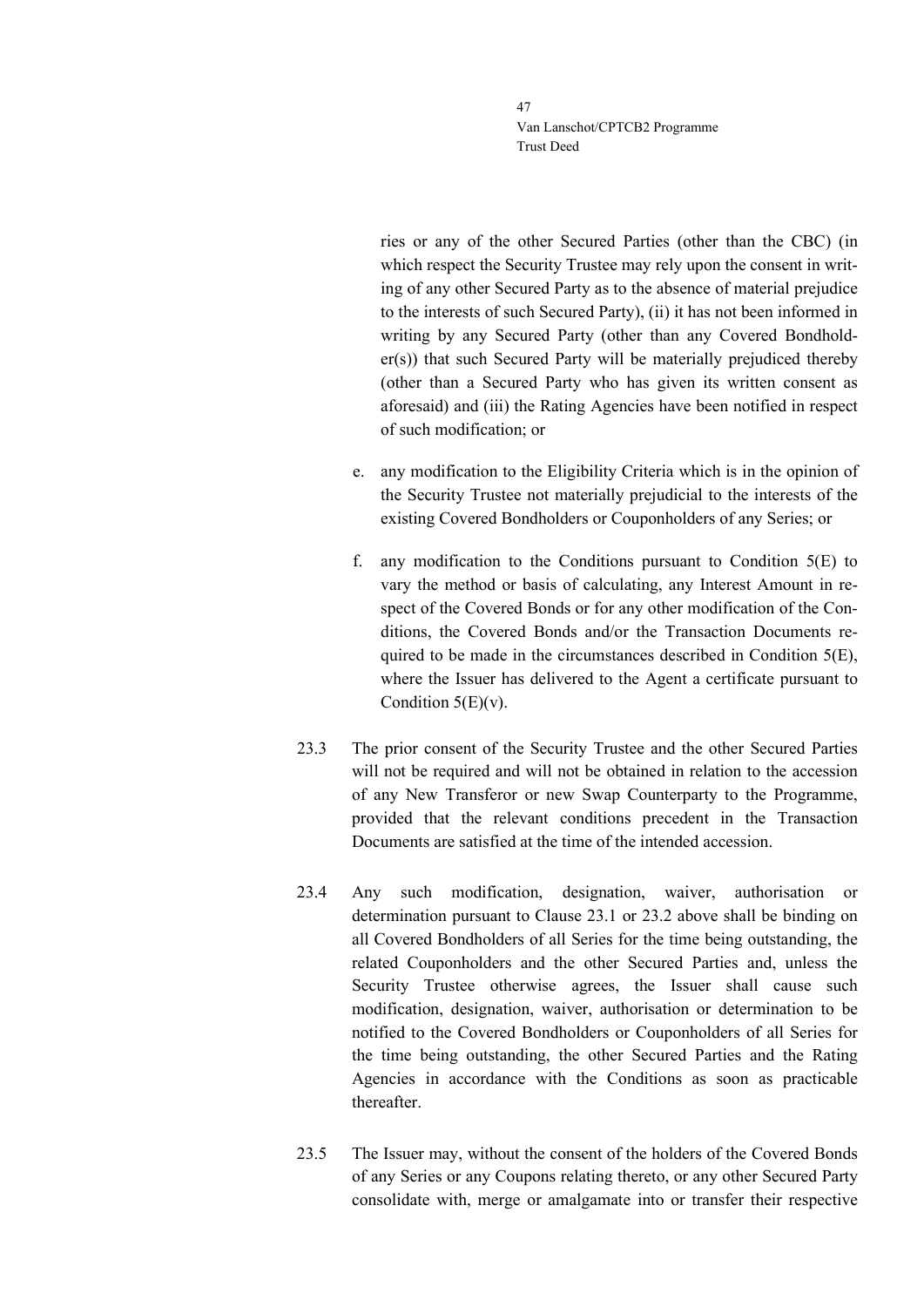ries or any of the other Secured Parties (other than the CBC) (in which respect the Security Trustee may rely upon the consent in writing of any other Secured Party as to the absence of material prejudice to the interests of such Secured Party), (ii) it has not been informed in writing by any Secured Party (other than any Covered Bondholder(s)) that such Secured Party will be materially prejudiced thereby (other than a Secured Party who has given its written consent as aforesaid) and (iii) the Rating Agencies have been notified in respect of such modification; or

e. any modification to the Eligibility Criteria which is in the opinion of the Security Trustee not materially prejudicial to the interests of the existing Covered Bondholders or Couponholders of any Series; or

f. any modification to the Conditions pursuant to Condition 5(E) to vary the method or basis of calculating, any Interest Amount in respect of the Covered Bonds or for any other modification of the Conditions, the Covered Bonds and/or the Transaction Documents required to be made in the circumstances described in Condition 5(E), where the Issuer has delivered to the Agent a certificate pursuant to Condition 5(E)(v).

23.3 The prior consent of the Security Trustee and the other Secured Parties will not be required and will not be obtained in relation to the accession of any New Transferor or new Swap Counterparty to the Programme, provided that the relevant conditions precedent in the Transaction Documents are satisfied at the time of the intended accession.

23.4 Any such modification, designation, waiver, authorisation or determination pursuant to Clause 23.1 or 23.2 above shall be binding on all Covered Bondholders of all Series for the time being outstanding, the related Couponholders and the other Secured Parties and, unless the Security Trustee otherwise agrees, the Issuer shall cause such modification, designation, waiver, authorisation or determination to be notified to the Covered Bondholders or Couponholders of all Series for the time being outstanding, the other Secured Parties and the Rating Agencies in accordance with the Conditions as soon as practicable thereafter.

23.5 The Issuer may, without the consent of the holders of the Covered Bonds of any Series or any Coupons relating thereto, or any other Secured Party consolidate with, merge or amalgamate into or transfer their respective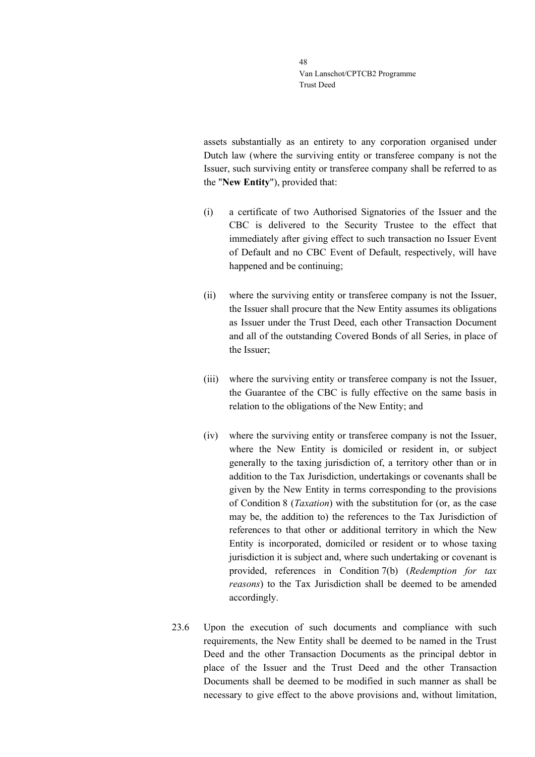assets substantially as an entirety to any corporation organised under Dutch law (where the surviving entity or transferee company is not the Issuer, such surviving entity or transferee company shall be referred to as the "**New Entity**"), provided that:

(i) a certificate of two Authorised Signatories of the Issuer and the CBC is delivered to the Security Trustee to the effect that immediately after giving effect to such transaction no Issuer Event of Default and no CBC Event of Default, respectively, will have happened and be continuing;

(ii) where the surviving entity or transferee company is not the Issuer, the Issuer shall procure that the New Entity assumes its obligations as Issuer under the Trust Deed, each other Transaction Document and all of the outstanding Covered Bonds of all Series, in place of the Issuer;

(iii) where the surviving entity or transferee company is not the Issuer, the Guarantee of the CBC is fully effective on the same basis in relation to the obligations of the New Entity; and

(iv) where the surviving entity or transferee company is not the Issuer, where the New Entity is domiciled or resident in, or subject generally to the taxing jurisdiction of, a territory other than or in addition to the Tax Jurisdiction, undertakings or covenants shall be given by the New Entity in terms corresponding to the provisions of Condition 8 (*Taxation*) with the substitution for (or, as the case may be, the addition to) the references to the Tax Jurisdiction of references to that other or additional territory in which the New Entity is incorporated, domiciled or resident or to whose taxing jurisdiction it is subject and, where such undertaking or covenant is provided, references in Condition 7(b) (*Redemption for tax reasons*) to the Tax Jurisdiction shall be deemed to be amended accordingly.

23.6 Upon the execution of such documents and compliance with such requirements, the New Entity shall be deemed to be named in the Trust Deed and the other Transaction Documents as the principal debtor in place of the Issuer and the Trust Deed and the other Transaction Documents shall be deemed to be modified in such manner as shall be necessary to give effect to the above provisions and, without limitation,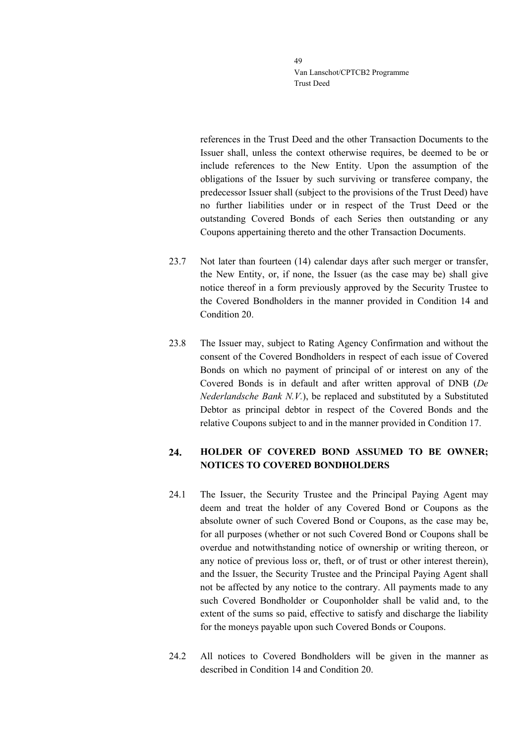references in the Trust Deed and the other Transaction Documents to the Issuer shall, unless the context otherwise requires, be deemed to be or include references to the New Entity. Upon the assumption of the obligations of the Issuer by such surviving or transferee company, the predecessor Issuer shall (subject to the provisions of the Trust Deed) have no further liabilities under or in respect of the Trust Deed or the outstanding Covered Bonds of each Series then outstanding or any Coupons appertaining thereto and the other Transaction Documents.

23.7 Not later than fourteen (14) calendar days after such merger or transfer, the New Entity, or, if none, the Issuer (as the case may be) shall give notice thereof in a form previously approved by the Security Trustee to the Covered Bondholders in the manner provided in Condition 14 and Condition 20.

23.8 The Issuer may, subject to Rating Agency Confirmation and without the consent of the Covered Bondholders in respect of each issue of Covered Bonds on which no payment of principal of or interest on any of the Covered Bonds is in default and after written approval of DNB (*De Nederlandsche Bank N.V.*), be replaced and substituted by a Substituted Debtor as principal debtor in respect of the Covered Bonds and the relative Coupons subject to and in the manner provided in Condition 17.

## 24. HOLDER OF COVERED BOND ASSUMED TO BE OWNER; NOTICES TO COVERED BONDHOLDERS

24.1 The Issuer, the Security Trustee and the Principal Paying Agent may deem and treat the holder of any Covered Bond or Coupons as the absolute owner of such Covered Bond or Coupons, as the case may be, for all purposes (whether or not such Covered Bond or Coupons shall be overdue and notwithstanding notice of ownership or writing thereon, or any notice of previous loss or, theft, or of trust or other interest therein), and the Issuer, the Security Trustee and the Principal Paying Agent shall not be affected by any notice to the contrary. All payments made to any such Covered Bondholder or Couponholder shall be valid and, to the extent of the sums so paid, effective to satisfy and discharge the liability for the moneys payable upon such Covered Bonds or Coupons.

24.2 All notices to Covered Bondholders will be given in the manner as described in Condition 14 and Condition 20.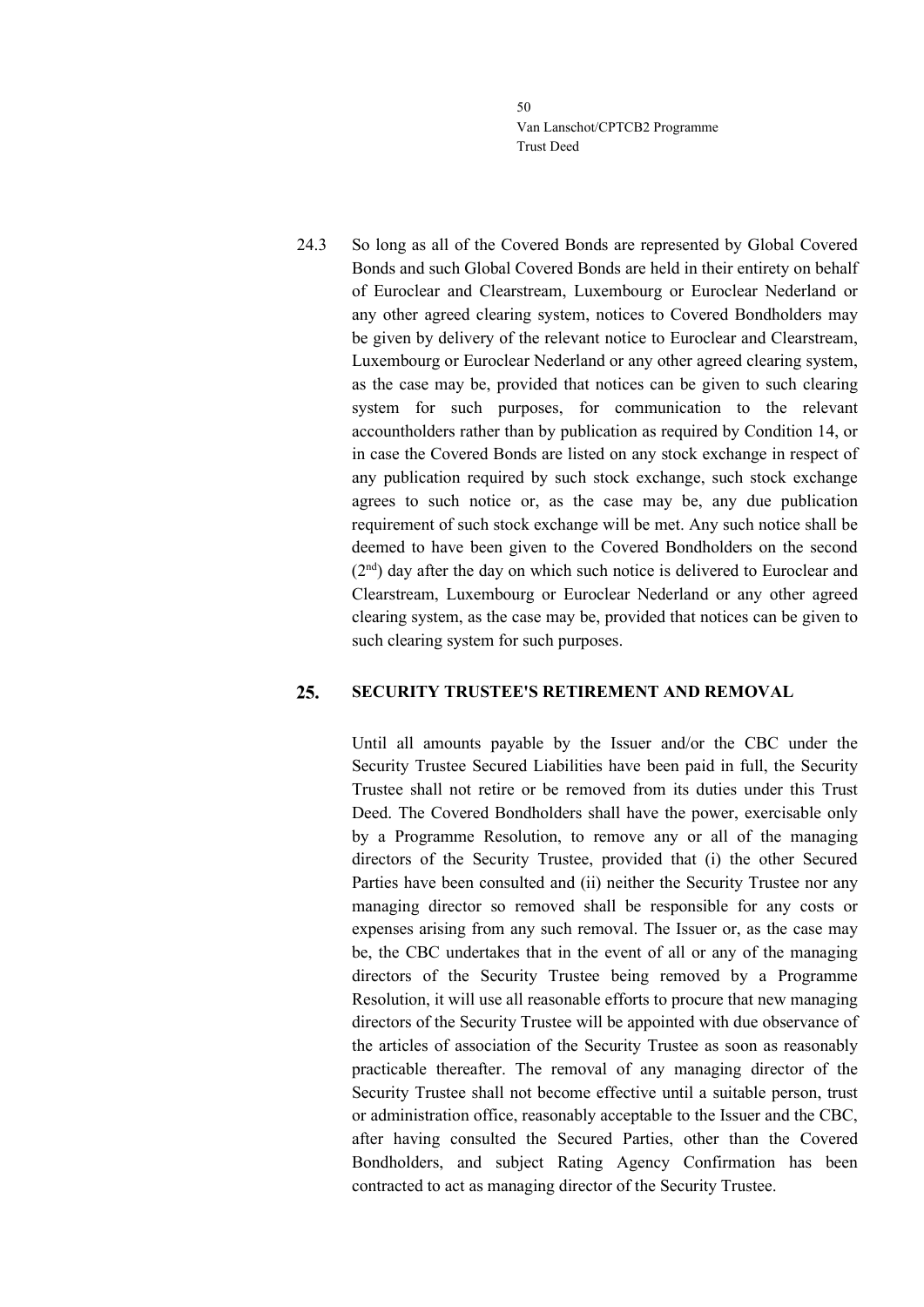24.3 So long as all of the Covered Bonds are represented by Global Covered Bonds and such Global Covered Bonds are held in their entirety on behalf of Euroclear and Clearstream, Luxembourg or Euroclear Nederland or any other agreed clearing system, notices to Covered Bondholders may be given by delivery of the relevant notice to Euroclear and Clearstream, Luxembourg or Euroclear Nederland or any other agreed clearing system, as the case may be, provided that notices can be given to such clearing system for such purposes, for communication to the relevant accountholders rather than by publication as required by Condition 14, or in case the Covered Bonds are listed on any stock exchange in respect of any publication required by such stock exchange, such stock exchange agrees to such notice or, as the case may be, any due publication requirement of such stock exchange will be met. Any such notice shall be deemed to have been given to the Covered Bondholders on the second (2nd) day after the day on which such notice is delivered to Euroclear and Clearstream, Luxembourg or Euroclear Nederland or any other agreed clearing system, as the case may be, provided that notices can be given to such clearing system for such purposes.

## 25. SECURITY TRUSTEE'S RETIREMENT AND REMOVAL

Until all amounts payable by the Issuer and/or the CBC under the Security Trustee Secured Liabilities have been paid in full, the Security Trustee shall not retire or be removed from its duties under this Trust Deed. The Covered Bondholders shall have the power, exercisable only by a Programme Resolution, to remove any or all of the managing directors of the Security Trustee, provided that (i) the other Secured Parties have been consulted and (ii) neither the Security Trustee nor any managing director so removed shall be responsible for any costs or expenses arising from any such removal. The Issuer or, as the case may be, the CBC undertakes that in the event of all or any of the managing directors of the Security Trustee being removed by a Programme Resolution, it will use all reasonable efforts to procure that new managing directors of the Security Trustee will be appointed with due observance of the articles of association of the Security Trustee as soon as reasonably practicable thereafter. The removal of any managing director of the Security Trustee shall not become effective until a suitable person, trust or administration office, reasonably acceptable to the Issuer and the CBC, after having consulted the Secured Parties, other than the Covered Bondholders, and subject Rating Agency Confirmation has been contracted to act as managing director of the Security Trustee.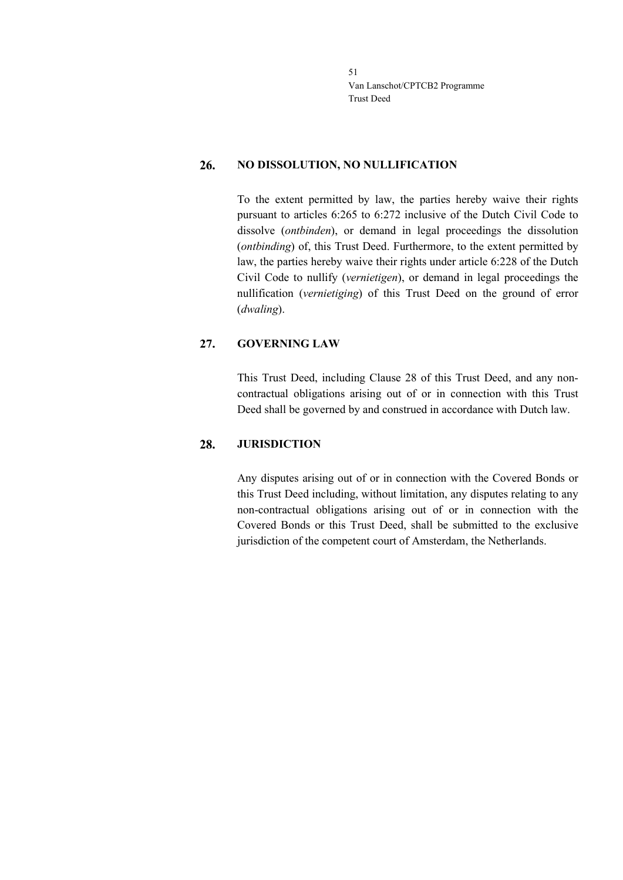## 26. NO DISSOLUTION, NO NULLIFICATION

To the extent permitted by law, the parties hereby waive their rights pursuant to articles 6:265 to 6:272 inclusive of the Dutch Civil Code to dissolve (*ontbinden*), or demand in legal proceedings the dissolution (*ontbinding*) of, this Trust Deed. Furthermore, to the extent permitted by law, the parties hereby waive their rights under article 6:228 of the Dutch Civil Code to nullify (*vernietigen*), or demand in legal proceedings the nullification (*vernietiging*) of this Trust Deed on the ground of error (*dwaling*).

## 27. GOVERNING LAW

This Trust Deed, including Clause 28 of this Trust Deed, and any non-contractual obligations arising out of or in connection with this Trust Deed shall be governed by and construed in accordance with Dutch law.

## 28. JURISDICTION

Any disputes arising out of or in connection with the Covered Bonds or this Trust Deed including, without limitation, any disputes relating to any non-contractual obligations arising out of or in connection with the Covered Bonds or this Trust Deed, shall be submitted to the exclusive jurisdiction of the competent court of Amsterdam, the Netherlands.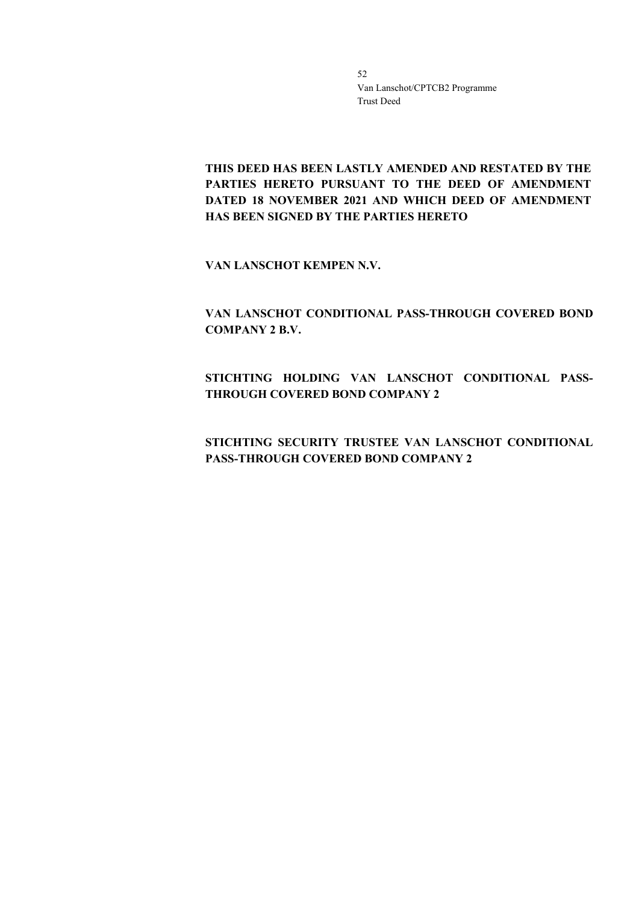**THIS DEED HAS BEEN LASTLY AMENDED AND RESTATED BY THE PARTIES HERETO PURSUANT TO THE DEED OF AMENDMENT DATED 18 NOVEMBER 2021 AND WHICH DEED OF AMENDMENT HAS BEEN SIGNED BY THE PARTIES HERETO**

**VAN LANSCHOT KEMPEN N.V.**

**VAN LANSCHOT CONDITIONAL PASS-THROUGH COVERED BOND COMPANY 2 B.V.**

**STICHTING HOLDING VAN LANSCHOT CONDITIONAL PASS-THROUGH COVERED BOND COMPANY 2**

**STICHTING SECURITY TRUSTEE VAN LANSCHOT CONDITIONAL PASS-THROUGH COVERED BOND COMPANY 2**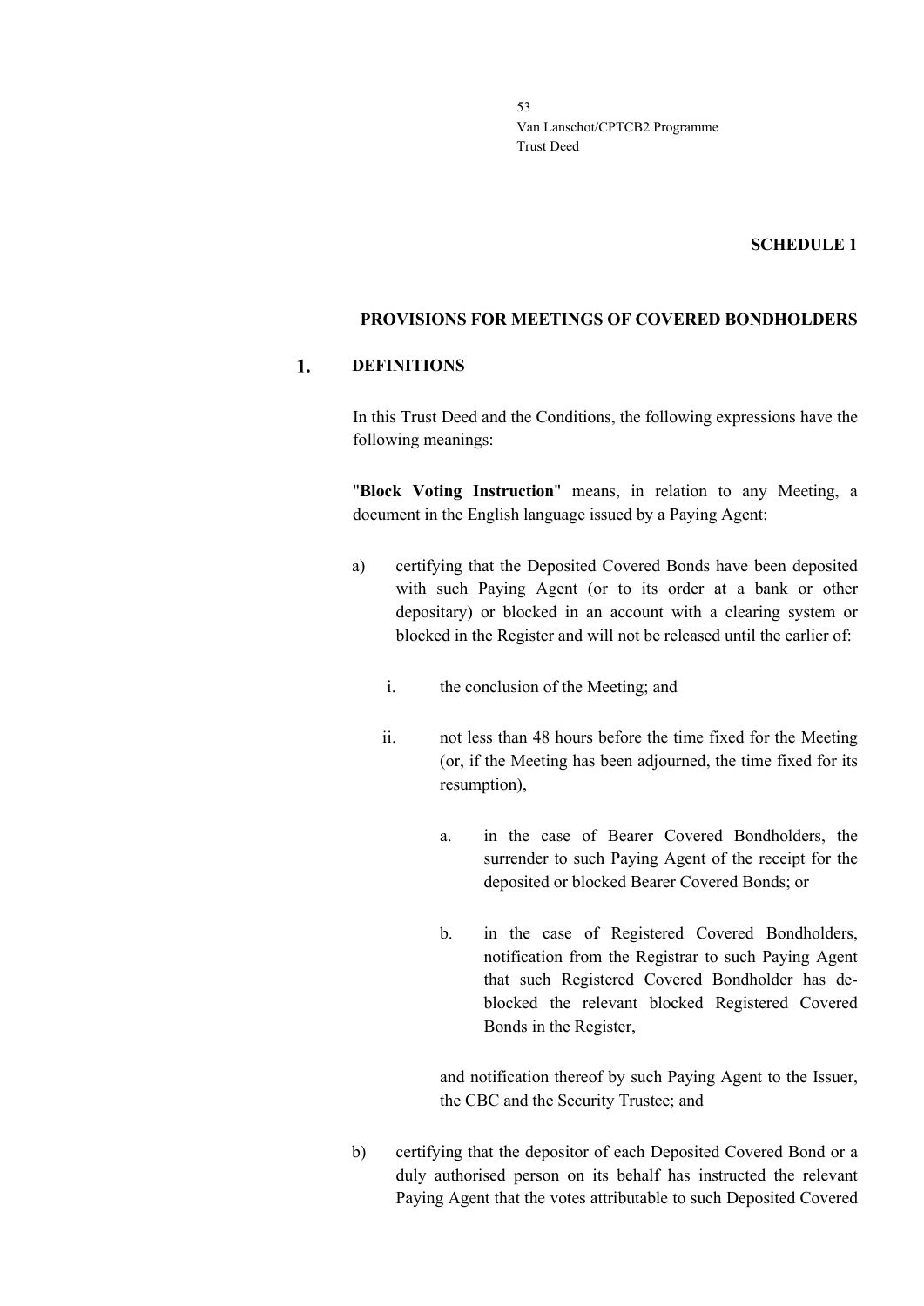**SCHEDULE 1**

**PROVISIONS FOR MEETINGS OF COVERED BONDHOLDERS**

## 1. DEFINITIONS

In this Trust Deed and the Conditions, the following expressions have the following meanings:

"**Block Voting Instruction**" means, in relation to any Meeting, a document in the English language issued by a Paying Agent:

a) certifying that the Deposited Covered Bonds have been deposited with such Paying Agent (or to its order at a bank or other depositary) or blocked in an account with a clearing system or blocked in the Register and will not be released until the earlier of:

   i. the conclusion of the Meeting; and

   ii. not less than 48 hours before the time fixed for the Meeting (or, if the Meeting has been adjourned, the time fixed for its resumption),

      a. in the case of Bearer Covered Bondholders, the surrender to such Paying Agent of the receipt for the deposited or blocked Bearer Covered Bonds; or

      b. in the case of Registered Covered Bondholders, notification from the Registrar to such Paying Agent that such Registered Covered Bondholder has de-blocked the relevant blocked Registered Covered Bonds in the Register,

      and notification thereof by such Paying Agent to the Issuer, the CBC and the Security Trustee; and

b) certifying that the depositor of each Deposited Covered Bond or a duly authorised person on its behalf has instructed the relevant Paying Agent that the votes attributable to such Deposited Covered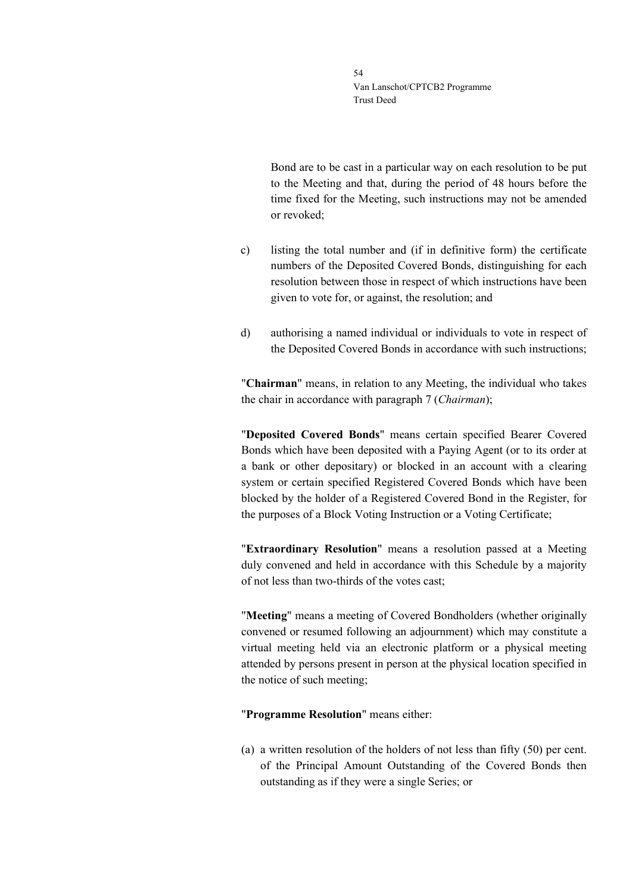Bond are to be cast in a particular way on each resolution to be put to the Meeting and that, during the period of 48 hours before the time fixed for the Meeting, such instructions may not be amended or revoked;

c) listing the total number and (if in definitive form) the certificate numbers of the Deposited Covered Bonds, distinguishing for each resolution between those in respect of which instructions have been given to vote for, or against, the resolution; and

d) authorising a named individual or individuals to vote in respect of the Deposited Covered Bonds in accordance with such instructions;

"**Chairman**" means, in relation to any Meeting, the individual who takes the chair in accordance with paragraph 7 (*Chairman*);

"**Deposited Covered Bonds**" means certain specified Bearer Covered Bonds which have been deposited with a Paying Agent (or to its order at a bank or other depositary) or blocked in an account with a clearing system or certain specified Registered Covered Bonds which have been blocked by the holder of a Registered Covered Bond in the Register, for the purposes of a Block Voting Instruction or a Voting Certificate;

"**Extraordinary Resolution**" means a resolution passed at a Meeting duly convened and held in accordance with this Schedule by a majority of not less than two-thirds of the votes cast;

"**Meeting**" means a meeting of Covered Bondholders (whether originally convened or resumed following an adjournment) which may constitute a virtual meeting held via an electronic platform or a physical meeting attended by persons present in person at the physical location specified in the notice of such meeting;

"**Programme Resolution**" means either:

(a) a written resolution of the holders of not less than fifty (50) per cent. of the Principal Amount Outstanding of the Covered Bonds then outstanding as if they were a single Series; or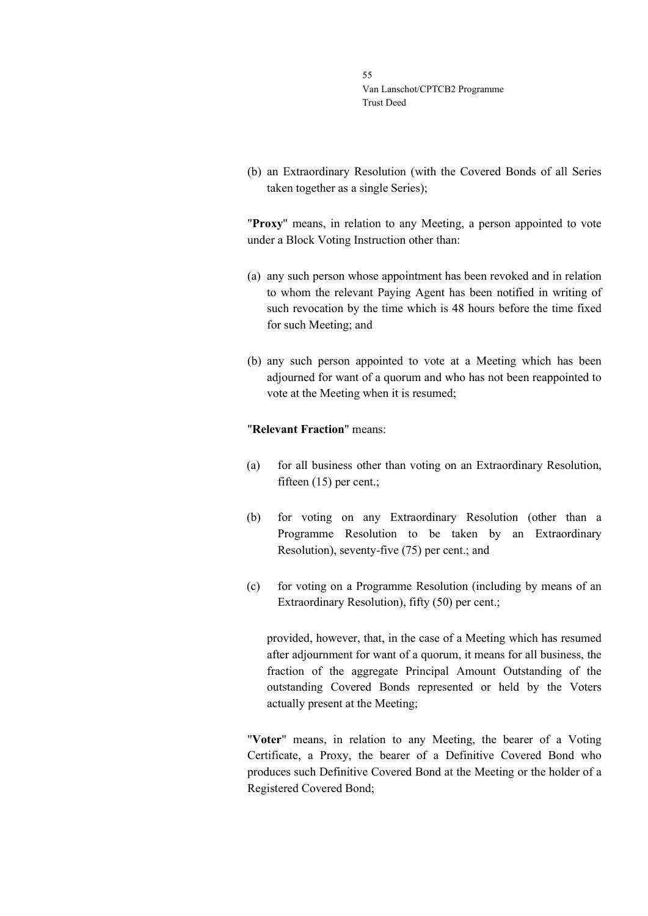(b) an Extraordinary Resolution (with the Covered Bonds of all Series taken together as a single Series);

"**Proxy**" means, in relation to any Meeting, a person appointed to vote under a Block Voting Instruction other than:

(a) any such person whose appointment has been revoked and in relation to whom the relevant Paying Agent has been notified in writing of such revocation by the time which is 48 hours before the time fixed for such Meeting; and

(b) any such person appointed to vote at a Meeting which has been adjourned for want of a quorum and who has not been reappointed to vote at the Meeting when it is resumed;

"**Relevant Fraction**" means:

(a) for all business other than voting on an Extraordinary Resolution, fifteen (15) per cent.;

(b) for voting on any Extraordinary Resolution (other than a Programme Resolution to be taken by an Extraordinary Resolution), seventy-five (75) per cent.; and

(c) for voting on a Programme Resolution (including by means of an Extraordinary Resolution), fifty (50) per cent.;

provided, however, that, in the case of a Meeting which has resumed after adjournment for want of a quorum, it means for all business, the fraction of the aggregate Principal Amount Outstanding of the outstanding Covered Bonds represented or held by the Voters actually present at the Meeting;

"**Voter**" means, in relation to any Meeting, the bearer of a Voting Certificate, a Proxy, the bearer of a Definitive Covered Bond who produces such Definitive Covered Bond at the Meeting or the holder of a Registered Covered Bond;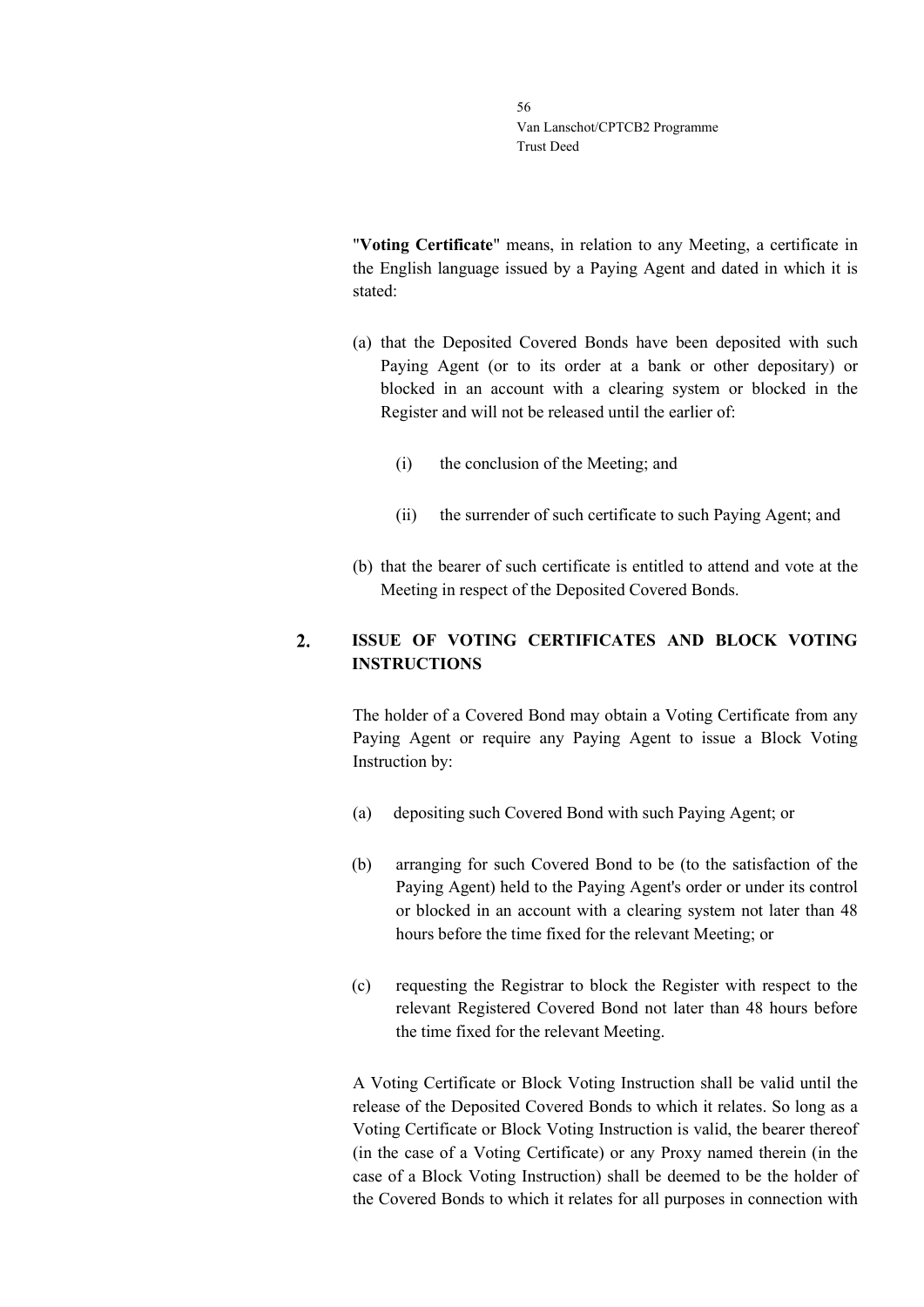"**Voting Certificate**" means, in relation to any Meeting, a certificate in the English language issued by a Paying Agent and dated in which it is stated:

(a) that the Deposited Covered Bonds have been deposited with such Paying Agent (or to its order at a bank or other depositary) or blocked in an account with a clearing system or blocked in the Register and will not be released until the earlier of:

   (i) the conclusion of the Meeting; and

   (ii) the surrender of such certificate to such Paying Agent; and

(b) that the bearer of such certificate is entitled to attend and vote at the Meeting in respect of the Deposited Covered Bonds.

## 2. ISSUE OF VOTING CERTIFICATES AND BLOCK VOTING INSTRUCTIONS

The holder of a Covered Bond may obtain a Voting Certificate from any Paying Agent or require any Paying Agent to issue a Block Voting Instruction by:

(a) depositing such Covered Bond with such Paying Agent; or

(b) arranging for such Covered Bond to be (to the satisfaction of the Paying Agent) held to the Paying Agent's order or under its control or blocked in an account with a clearing system not later than 48 hours before the time fixed for the relevant Meeting; or

(c) requesting the Registrar to block the Register with respect to the relevant Registered Covered Bond not later than 48 hours before the time fixed for the relevant Meeting.

A Voting Certificate or Block Voting Instruction shall be valid until the release of the Deposited Covered Bonds to which it relates. So long as a Voting Certificate or Block Voting Instruction is valid, the bearer thereof (in the case of a Voting Certificate) or any Proxy named therein (in the case of a Block Voting Instruction) shall be deemed to be the holder of the Covered Bonds to which it relates for all purposes in connection with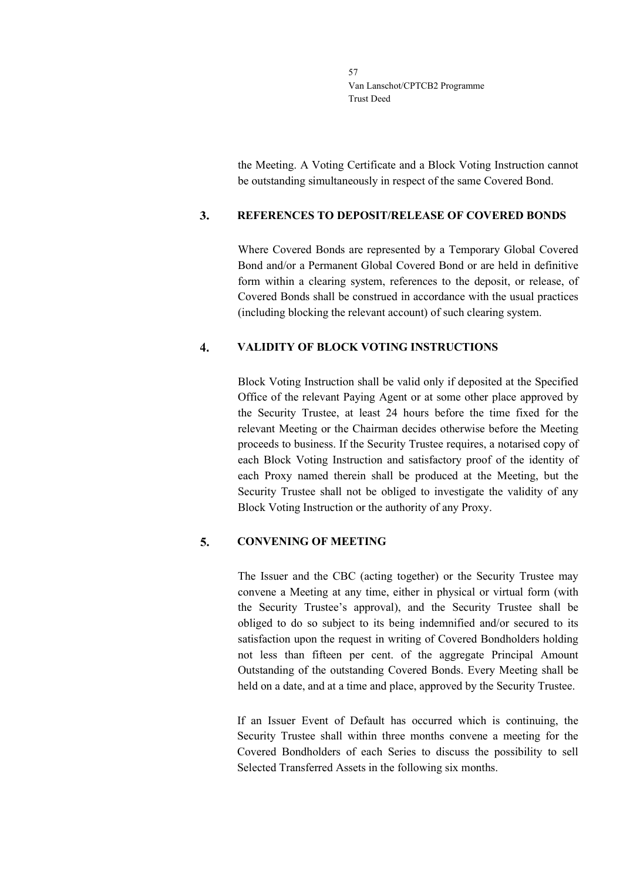the Meeting. A Voting Certificate and a Block Voting Instruction cannot be outstanding simultaneously in respect of the same Covered Bond.

## 3. REFERENCES TO DEPOSIT/RELEASE OF COVERED BONDS

Where Covered Bonds are represented by a Temporary Global Covered Bond and/or a Permanent Global Covered Bond or are held in definitive form within a clearing system, references to the deposit, or release, of Covered Bonds shall be construed in accordance with the usual practices (including blocking the relevant account) of such clearing system.

## 4. VALIDITY OF BLOCK VOTING INSTRUCTIONS

Block Voting Instruction shall be valid only if deposited at the Specified Office of the relevant Paying Agent or at some other place approved by the Security Trustee, at least 24 hours before the time fixed for the relevant Meeting or the Chairman decides otherwise before the Meeting proceeds to business. If the Security Trustee requires, a notarised copy of each Block Voting Instruction and satisfactory proof of the identity of each Proxy named therein shall be produced at the Meeting, but the Security Trustee shall not be obliged to investigate the validity of any Block Voting Instruction or the authority of any Proxy.

## 5. CONVENING OF MEETING

The Issuer and the CBC (acting together) or the Security Trustee may convene a Meeting at any time, either in physical or virtual form (with the Security Trustee's approval), and the Security Trustee shall be obliged to do so subject to its being indemnified and/or secured to its satisfaction upon the request in writing of Covered Bondholders holding not less than fifteen per cent. of the aggregate Principal Amount Outstanding of the outstanding Covered Bonds. Every Meeting shall be held on a date, and at a time and place, approved by the Security Trustee.

If an Issuer Event of Default has occurred which is continuing, the Security Trustee shall within three months convene a meeting for the Covered Bondholders of each Series to discuss the possibility to sell Selected Transferred Assets in the following six months.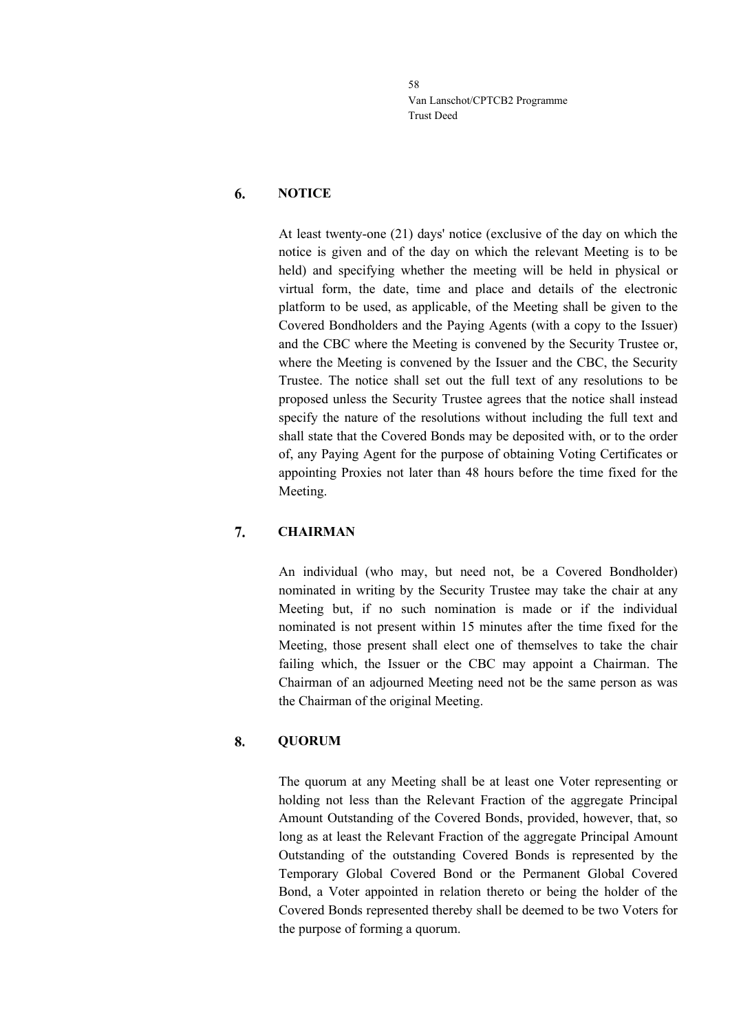## 6. NOTICE

At least twenty-one (21) days' notice (exclusive of the day on which the notice is given and of the day on which the relevant Meeting is to be held) and specifying whether the meeting will be held in physical or virtual form, the date, time and place and details of the electronic platform to be used, as applicable, of the Meeting shall be given to the Covered Bondholders and the Paying Agents (with a copy to the Issuer) and the CBC where the Meeting is convened by the Security Trustee or, where the Meeting is convened by the Issuer and the CBC, the Security Trustee. The notice shall set out the full text of any resolutions to be proposed unless the Security Trustee agrees that the notice shall instead specify the nature of the resolutions without including the full text and shall state that the Covered Bonds may be deposited with, or to the order of, any Paying Agent for the purpose of obtaining Voting Certificates or appointing Proxies not later than 48 hours before the time fixed for the Meeting.

## 7. CHAIRMAN

An individual (who may, but need not, be a Covered Bondholder) nominated in writing by the Security Trustee may take the chair at any Meeting but, if no such nomination is made or if the individual nominated is not present within 15 minutes after the time fixed for the Meeting, those present shall elect one of themselves to take the chair failing which, the Issuer or the CBC may appoint a Chairman. The Chairman of an adjourned Meeting need not be the same person as was the Chairman of the original Meeting.

## 8. QUORUM

The quorum at any Meeting shall be at least one Voter representing or holding not less than the Relevant Fraction of the aggregate Principal Amount Outstanding of the Covered Bonds, provided, however, that, so long as at least the Relevant Fraction of the aggregate Principal Amount Outstanding of the outstanding Covered Bonds is represented by the Temporary Global Covered Bond or the Permanent Global Covered Bond, a Voter appointed in relation thereto or being the holder of the Covered Bonds represented thereby shall be deemed to be two Voters for the purpose of forming a quorum.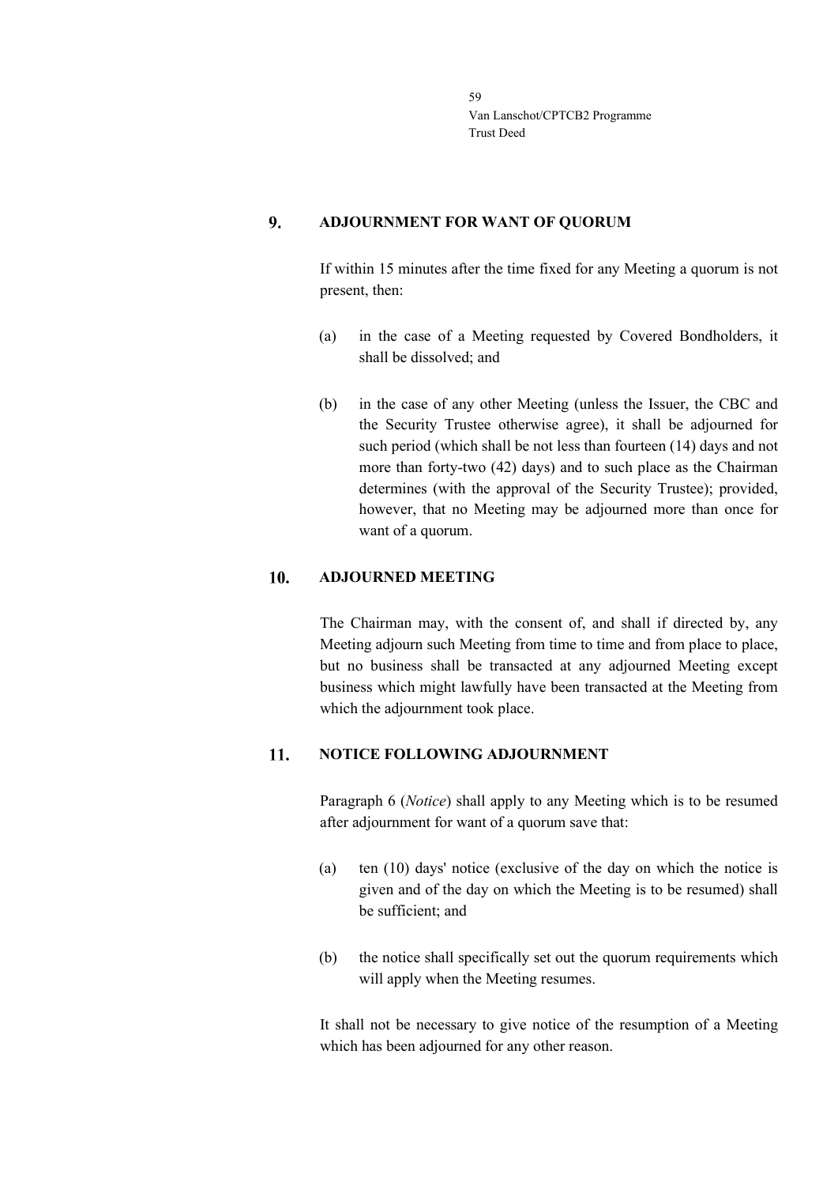## 9. ADJOURNMENT FOR WANT OF QUORUM

If within 15 minutes after the time fixed for any Meeting a quorum is not present, then:

(a) in the case of a Meeting requested by Covered Bondholders, it shall be dissolved; and

(b) in the case of any other Meeting (unless the Issuer, the CBC and the Security Trustee otherwise agree), it shall be adjourned for such period (which shall be not less than fourteen (14) days and not more than forty-two (42) days) and to such place as the Chairman determines (with the approval of the Security Trustee); provided, however, that no Meeting may be adjourned more than once for want of a quorum.

## 10. ADJOURNED MEETING

The Chairman may, with the consent of, and shall if directed by, any Meeting adjourn such Meeting from time to time and from place to place, but no business shall be transacted at any adjourned Meeting except business which might lawfully have been transacted at the Meeting from which the adjournment took place.

## 11. NOTICE FOLLOWING ADJOURNMENT

Paragraph 6 (*Notice*) shall apply to any Meeting which is to be resumed after adjournment for want of a quorum save that:

(a) ten (10) days' notice (exclusive of the day on which the notice is given and of the day on which the Meeting is to be resumed) shall be sufficient; and

(b) the notice shall specifically set out the quorum requirements which will apply when the Meeting resumes.

It shall not be necessary to give notice of the resumption of a Meeting which has been adjourned for any other reason.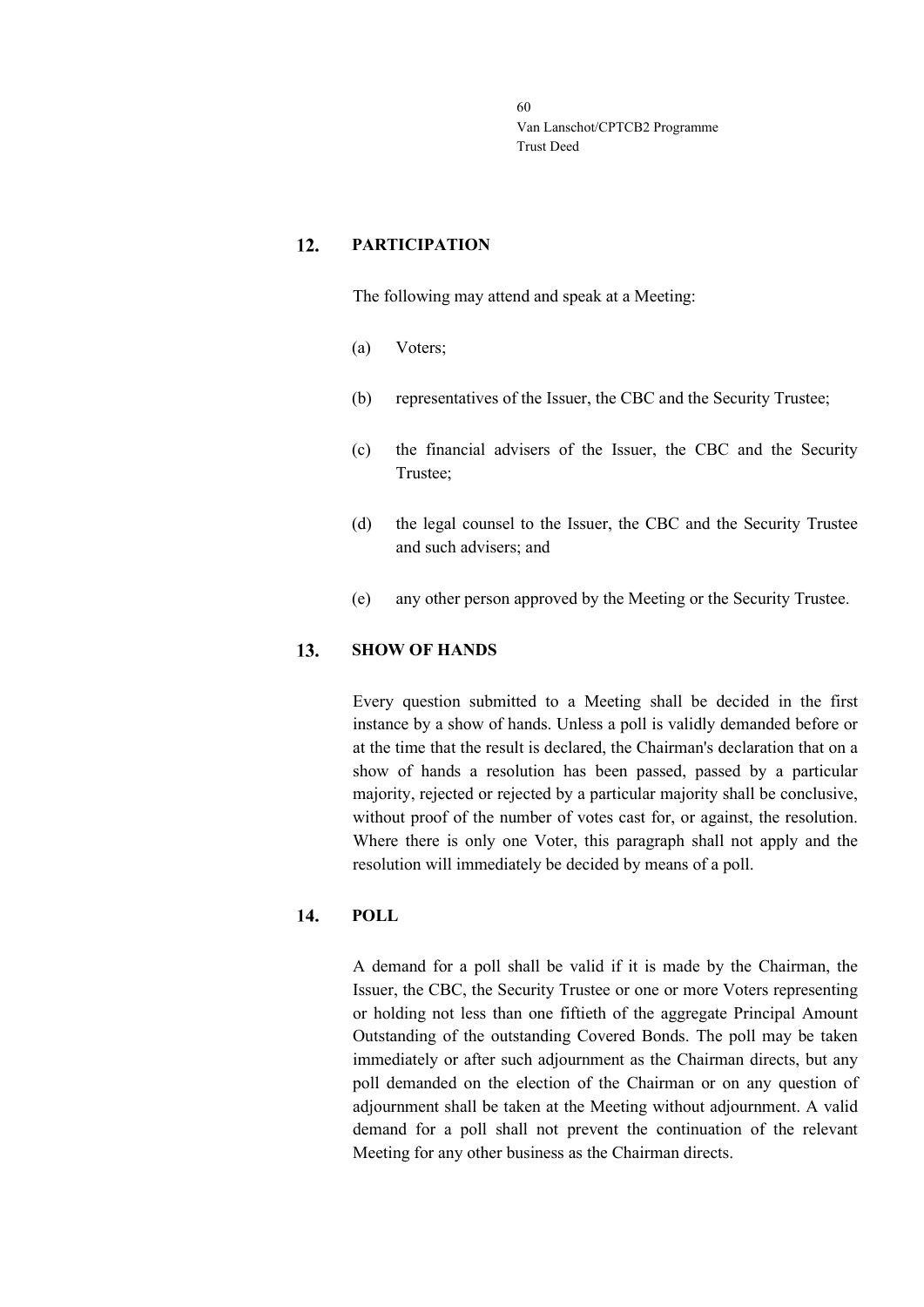## 12. PARTICIPATION

The following may attend and speak at a Meeting:

(a) Voters;

(b) representatives of the Issuer, the CBC and the Security Trustee;

(c) the financial advisers of the Issuer, the CBC and the Security Trustee;

(d) the legal counsel to the Issuer, the CBC and the Security Trustee and such advisers; and

(e) any other person approved by the Meeting or the Security Trustee.

## 13. SHOW OF HANDS

Every question submitted to a Meeting shall be decided in the first instance by a show of hands. Unless a poll is validly demanded before or at the time that the result is declared, the Chairman's declaration that on a show of hands a resolution has been passed, passed by a particular majority, rejected or rejected by a particular majority shall be conclusive, without proof of the number of votes cast for, or against, the resolution. Where there is only one Voter, this paragraph shall not apply and the resolution will immediately be decided by means of a poll.

## 14. POLL

A demand for a poll shall be valid if it is made by the Chairman, the Issuer, the CBC, the Security Trustee or one or more Voters representing or holding not less than one fiftieth of the aggregate Principal Amount Outstanding of the outstanding Covered Bonds. The poll may be taken immediately or after such adjournment as the Chairman directs, but any poll demanded on the election of the Chairman or on any question of adjournment shall be taken at the Meeting without adjournment. A valid demand for a poll shall not prevent the continuation of the relevant Meeting for any other business as the Chairman directs.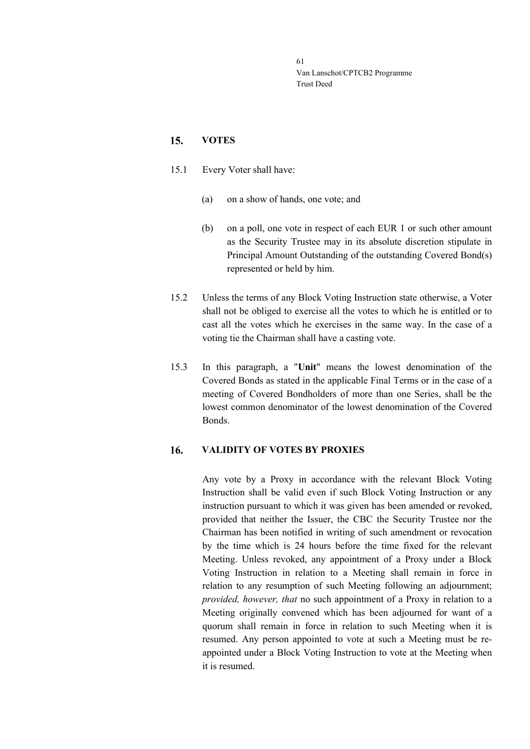## 15. VOTES

15.1 Every Voter shall have:

(a) on a show of hands, one vote; and

(b) on a poll, one vote in respect of each EUR 1 or such other amount as the Security Trustee may in its absolute discretion stipulate in Principal Amount Outstanding of the outstanding Covered Bond(s) represented or held by him.

15.2 Unless the terms of any Block Voting Instruction state otherwise, a Voter shall not be obliged to exercise all the votes to which he is entitled or to cast all the votes which he exercises in the same way. In the case of a voting tie the Chairman shall have a casting vote.

15.3 In this paragraph, a "**Unit**" means the lowest denomination of the Covered Bonds as stated in the applicable Final Terms or in the case of a meeting of Covered Bondholders of more than one Series, shall be the lowest common denominator of the lowest denomination of the Covered Bonds.

## 16. VALIDITY OF VOTES BY PROXIES

Any vote by a Proxy in accordance with the relevant Block Voting Instruction shall be valid even if such Block Voting Instruction or any instruction pursuant to which it was given has been amended or revoked, provided that neither the Issuer, the CBC the Security Trustee nor the Chairman has been notified in writing of such amendment or revocation by the time which is 24 hours before the time fixed for the relevant Meeting. Unless revoked, any appointment of a Proxy under a Block Voting Instruction in relation to a Meeting shall remain in force in relation to any resumption of such Meeting following an adjournment; *provided, however, that* no such appointment of a Proxy in relation to a Meeting originally convened which has been adjourned for want of a quorum shall remain in force in relation to such Meeting when it is resumed. Any person appointed to vote at such a Meeting must be re-appointed under a Block Voting Instruction to vote at the Meeting when it is resumed.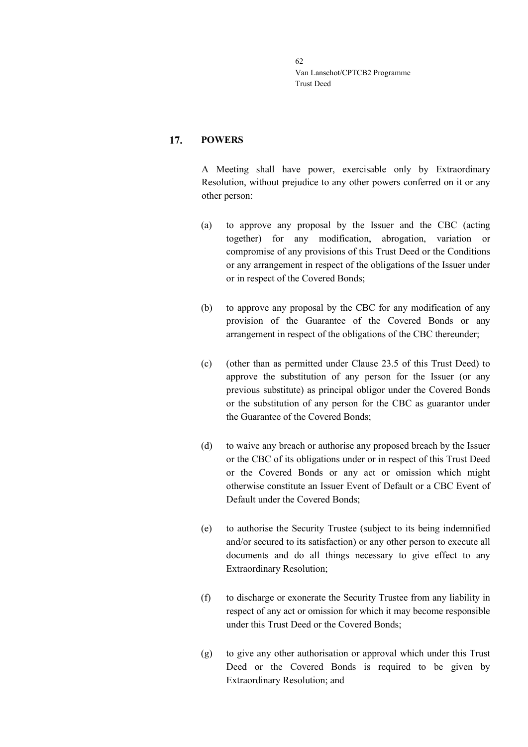## 17. POWERS

A Meeting shall have power, exercisable only by Extraordinary Resolution, without prejudice to any other powers conferred on it or any other person:

(a) to approve any proposal by the Issuer and the CBC (acting together) for any modification, abrogation, variation or compromise of any provisions of this Trust Deed or the Conditions or any arrangement in respect of the obligations of the Issuer under or in respect of the Covered Bonds;

(b) to approve any proposal by the CBC for any modification of any provision of the Guarantee of the Covered Bonds or any arrangement in respect of the obligations of the CBC thereunder;

(c) (other than as permitted under Clause 23.5 of this Trust Deed) to approve the substitution of any person for the Issuer (or any previous substitute) as principal obligor under the Covered Bonds or the substitution of any person for the CBC as guarantor under the Guarantee of the Covered Bonds;

(d) to waive any breach or authorise any proposed breach by the Issuer or the CBC of its obligations under or in respect of this Trust Deed or the Covered Bonds or any act or omission which might otherwise constitute an Issuer Event of Default or a CBC Event of Default under the Covered Bonds;

(e) to authorise the Security Trustee (subject to its being indemnified and/or secured to its satisfaction) or any other person to execute all documents and do all things necessary to give effect to any Extraordinary Resolution;

(f) to discharge or exonerate the Security Trustee from any liability in respect of any act or omission for which it may become responsible under this Trust Deed or the Covered Bonds;

(g) to give any other authorisation or approval which under this Trust Deed or the Covered Bonds is required to be given by Extraordinary Resolution; and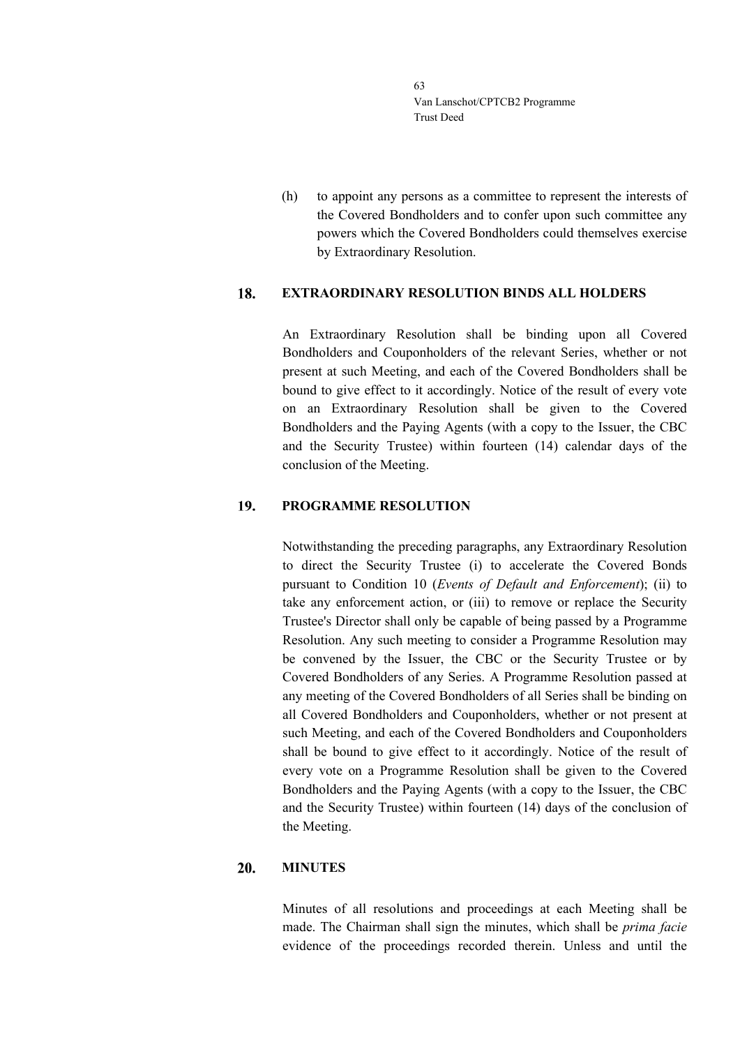(h) to appoint any persons as a committee to represent the interests of the Covered Bondholders and to confer upon such committee any powers which the Covered Bondholders could themselves exercise by Extraordinary Resolution.

## 18. EXTRAORDINARY RESOLUTION BINDS ALL HOLDERS

An Extraordinary Resolution shall be binding upon all Covered Bondholders and Couponholders of the relevant Series, whether or not present at such Meeting, and each of the Covered Bondholders shall be bound to give effect to it accordingly. Notice of the result of every vote on an Extraordinary Resolution shall be given to the Covered Bondholders and the Paying Agents (with a copy to the Issuer, the CBC and the Security Trustee) within fourteen (14) calendar days of the conclusion of the Meeting.

## 19. PROGRAMME RESOLUTION

Notwithstanding the preceding paragraphs, any Extraordinary Resolution to direct the Security Trustee (i) to accelerate the Covered Bonds pursuant to Condition 10 (*Events of Default and Enforcement*); (ii) to take any enforcement action, or (iii) to remove or replace the Security Trustee's Director shall only be capable of being passed by a Programme Resolution. Any such meeting to consider a Programme Resolution may be convened by the Issuer, the CBC or the Security Trustee or by Covered Bondholders of any Series. A Programme Resolution passed at any meeting of the Covered Bondholders of all Series shall be binding on all Covered Bondholders and Couponholders, whether or not present at such Meeting, and each of the Covered Bondholders and Couponholders shall be bound to give effect to it accordingly. Notice of the result of every vote on a Programme Resolution shall be given to the Covered Bondholders and the Paying Agents (with a copy to the Issuer, the CBC and the Security Trustee) within fourteen (14) days of the conclusion of the Meeting.

## 20. MINUTES

Minutes of all resolutions and proceedings at each Meeting shall be made. The Chairman shall sign the minutes, which shall be *prima facie* evidence of the proceedings recorded therein. Unless and until the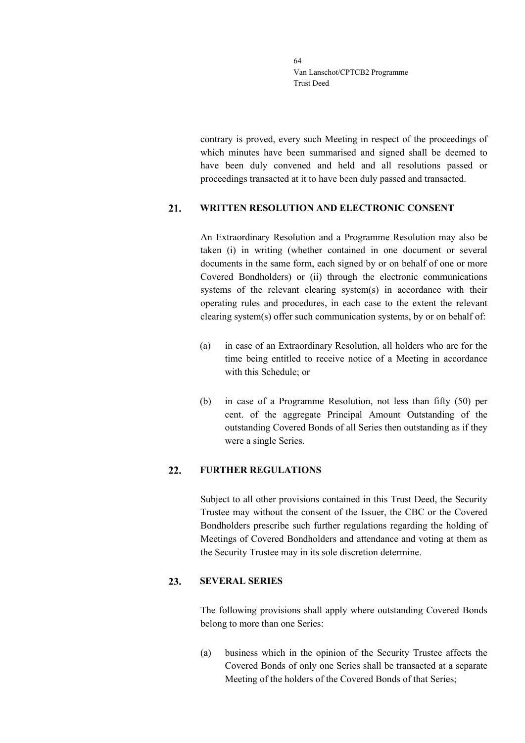contrary is proved, every such Meeting in respect of the proceedings of which minutes have been summarised and signed shall be deemed to have been duly convened and held and all resolutions passed or proceedings transacted at it to have been duly passed and transacted.

## 21. WRITTEN RESOLUTION AND ELECTRONIC CONSENT

An Extraordinary Resolution and a Programme Resolution may also be taken (i) in writing (whether contained in one document or several documents in the same form, each signed by or on behalf of one or more Covered Bondholders) or (ii) through the electronic communications systems of the relevant clearing system(s) in accordance with their operating rules and procedures, in each case to the extent the relevant clearing system(s) offer such communication systems, by or on behalf of:

(a) in case of an Extraordinary Resolution, all holders who are for the time being entitled to receive notice of a Meeting in accordance with this Schedule; or

(b) in case of a Programme Resolution, not less than fifty (50) per cent. of the aggregate Principal Amount Outstanding of the outstanding Covered Bonds of all Series then outstanding as if they were a single Series.

## 22. FURTHER REGULATIONS

Subject to all other provisions contained in this Trust Deed, the Security Trustee may without the consent of the Issuer, the CBC or the Covered Bondholders prescribe such further regulations regarding the holding of Meetings of Covered Bondholders and attendance and voting at them as the Security Trustee may in its sole discretion determine.

## 23. SEVERAL SERIES

The following provisions shall apply where outstanding Covered Bonds belong to more than one Series:

(a) business which in the opinion of the Security Trustee affects the Covered Bonds of only one Series shall be transacted at a separate Meeting of the holders of the Covered Bonds of that Series;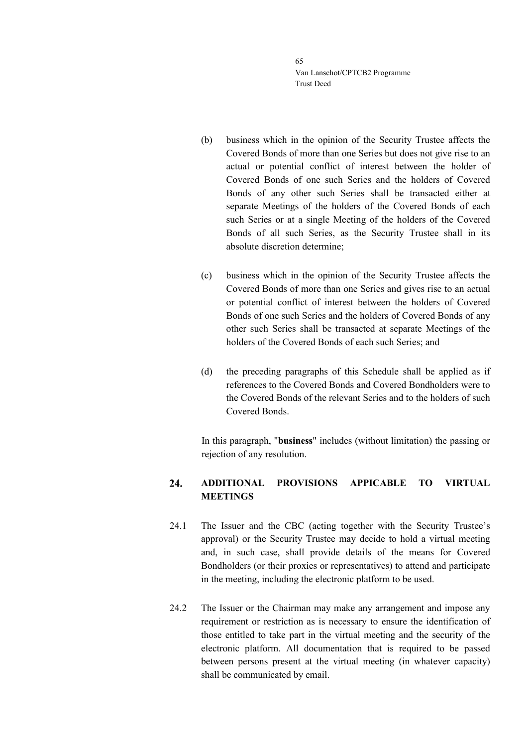(b) business which in the opinion of the Security Trustee affects the Covered Bonds of more than one Series but does not give rise to an actual or potential conflict of interest between the holder of Covered Bonds of one such Series and the holders of Covered Bonds of any other such Series shall be transacted either at separate Meetings of the holders of the Covered Bonds of each such Series or at a single Meeting of the holders of the Covered Bonds of all such Series, as the Security Trustee shall in its absolute discretion determine;

(c) business which in the opinion of the Security Trustee affects the Covered Bonds of more than one Series and gives rise to an actual or potential conflict of interest between the holders of Covered Bonds of one such Series and the holders of Covered Bonds of any other such Series shall be transacted at separate Meetings of the holders of the Covered Bonds of each such Series; and

(d) the preceding paragraphs of this Schedule shall be applied as if references to the Covered Bonds and Covered Bondholders were to the Covered Bonds of the relevant Series and to the holders of such Covered Bonds.

In this paragraph, "**business**" includes (without limitation) the passing or rejection of any resolution.

## 24. ADDITIONAL PROVISIONS APPICABLE TO VIRTUAL MEETINGS

24.1 The Issuer and the CBC (acting together with the Security Trustee's approval) or the Security Trustee may decide to hold a virtual meeting and, in such case, shall provide details of the means for Covered Bondholders (or their proxies or representatives) to attend and participate in the meeting, including the electronic platform to be used.

24.2 The Issuer or the Chairman may make any arrangement and impose any requirement or restriction as is necessary to ensure the identification of those entitled to take part in the virtual meeting and the security of the electronic platform. All documentation that is required to be passed between persons present at the virtual meeting (in whatever capacity) shall be communicated by email.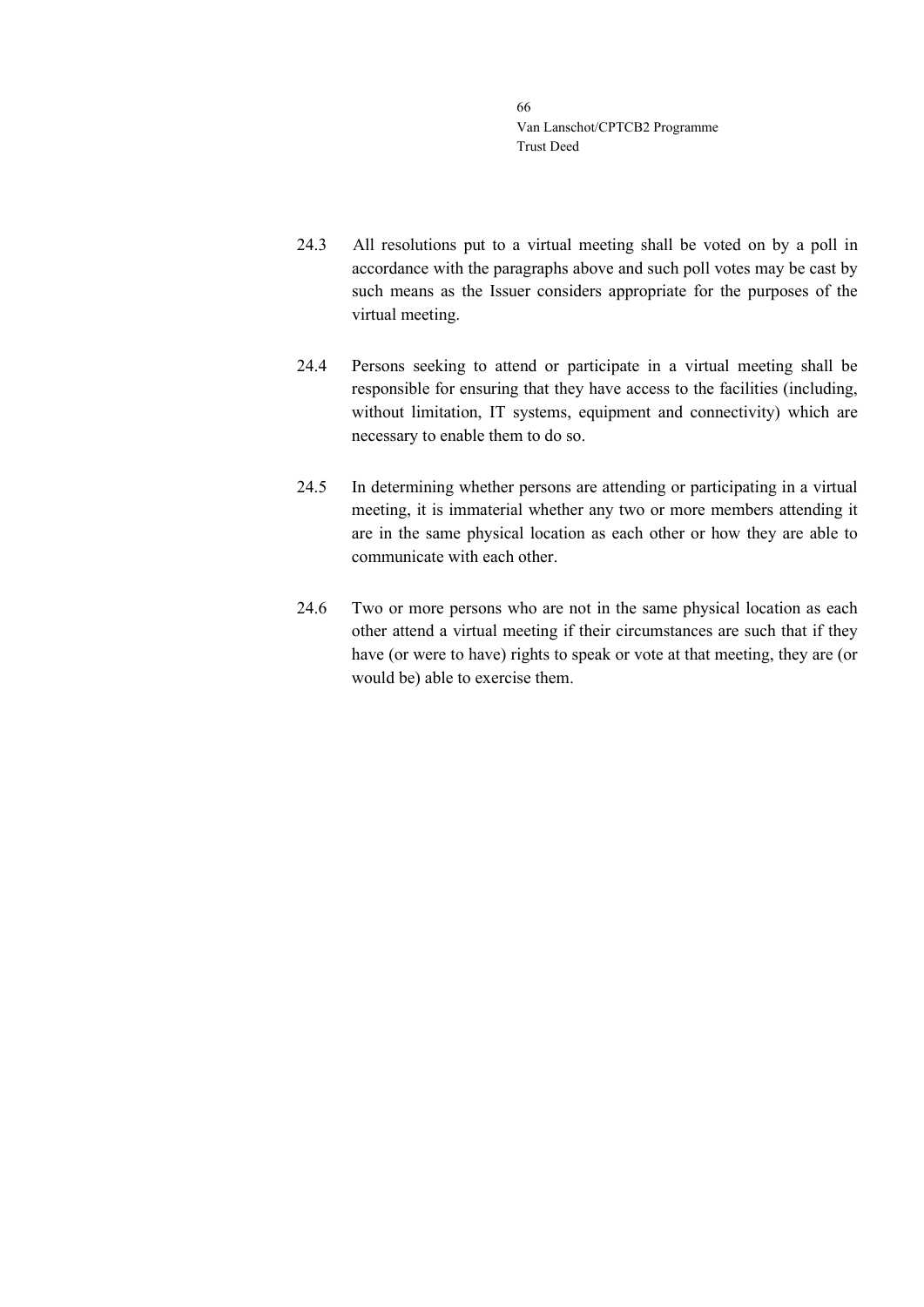24.3 All resolutions put to a virtual meeting shall be voted on by a poll in accordance with the paragraphs above and such poll votes may be cast by such means as the Issuer considers appropriate for the purposes of the virtual meeting.

24.4 Persons seeking to attend or participate in a virtual meeting shall be responsible for ensuring that they have access to the facilities (including, without limitation, IT systems, equipment and connectivity) which are necessary to enable them to do so.

24.5 In determining whether persons are attending or participating in a virtual meeting, it is immaterial whether any two or more members attending it are in the same physical location as each other or how they are able to communicate with each other.

24.6 Two or more persons who are not in the same physical location as each other attend a virtual meeting if their circumstances are such that if they have (or were to have) rights to speak or vote at that meeting, they are (or would be) able to exercise them.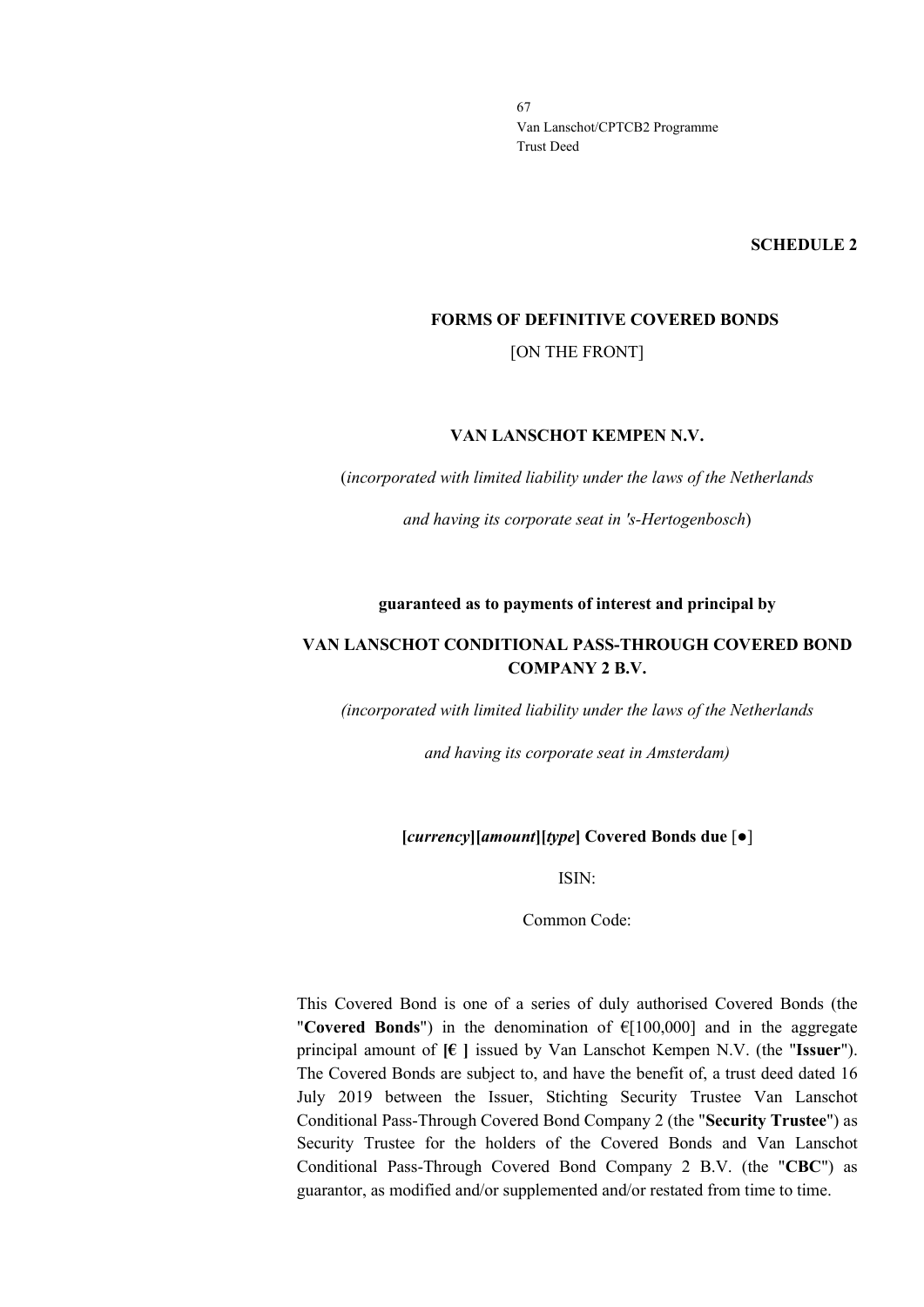**SCHEDULE 2**

**FORMS OF DEFINITIVE COVERED BONDS**

[ON THE FRONT]

**VAN LANSCHOT KEMPEN N.V.**

(*incorporated with limited liability under the laws of the Netherlands*

*and having its corporate seat in 's-Hertogenbosch*)

**guaranteed as to payments of interest and principal by**

**VAN LANSCHOT CONDITIONAL PASS-THROUGH COVERED BOND COMPANY 2 B.V.**

*(incorporated with limited liability under the laws of the Netherlands*

*and having its corporate seat in Amsterdam)*

**[*currency*][*amount*][*type*] Covered Bonds due** [●]

ISIN:

Common Code:

This Covered Bond is one of a series of duly authorised Covered Bonds (the "**Covered Bonds**") in the denomination of €[100,000] and in the aggregate principal amount of **[€ ]** issued by Van Lanschot Kempen N.V. (the "**Issuer**"). The Covered Bonds are subject to, and have the benefit of, a trust deed dated 16 July 2019 between the Issuer, Stichting Security Trustee Van Lanschot Conditional Pass-Through Covered Bond Company 2 (the "**Security Trustee**") as Security Trustee for the holders of the Covered Bonds and Van Lanschot Conditional Pass-Through Covered Bond Company 2 B.V. (the "**CBC**") as guarantor, as modified and/or supplemented and/or restated from time to time.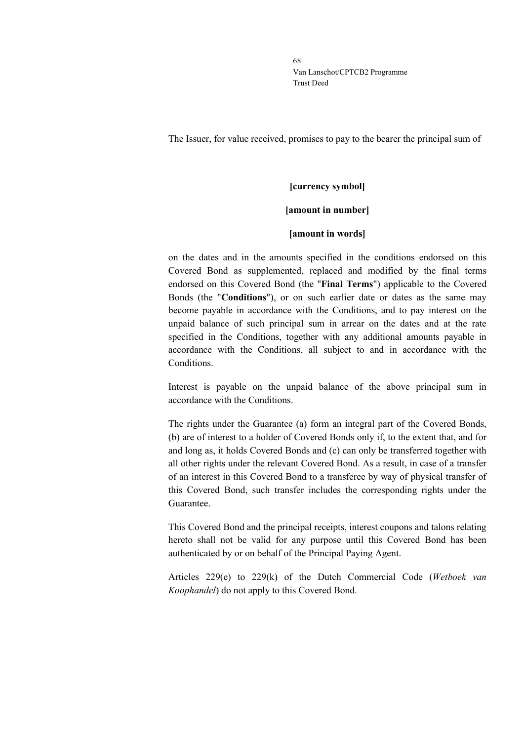The Issuer, for value received, promises to pay to the bearer the principal sum of

**[currency symbol]**

**[amount in number]**

**[amount in words]**

on the dates and in the amounts specified in the conditions endorsed on this Covered Bond as supplemented, replaced and modified by the final terms endorsed on this Covered Bond (the "**Final Terms**") applicable to the Covered Bonds (the "**Conditions**"), or on such earlier date or dates as the same may become payable in accordance with the Conditions, and to pay interest on the unpaid balance of such principal sum in arrear on the dates and at the rate specified in the Conditions, together with any additional amounts payable in accordance with the Conditions, all subject to and in accordance with the Conditions.

Interest is payable on the unpaid balance of the above principal sum in accordance with the Conditions.

The rights under the Guarantee (a) form an integral part of the Covered Bonds, (b) are of interest to a holder of Covered Bonds only if, to the extent that, and for and long as, it holds Covered Bonds and (c) can only be transferred together with all other rights under the relevant Covered Bond. As a result, in case of a transfer of an interest in this Covered Bond to a transferee by way of physical transfer of this Covered Bond, such transfer includes the corresponding rights under the Guarantee.

This Covered Bond and the principal receipts, interest coupons and talons relating hereto shall not be valid for any purpose until this Covered Bond has been authenticated by or on behalf of the Principal Paying Agent.

Articles 229(e) to 229(k) of the Dutch Commercial Code (*Wetboek van Koophandel*) do not apply to this Covered Bond.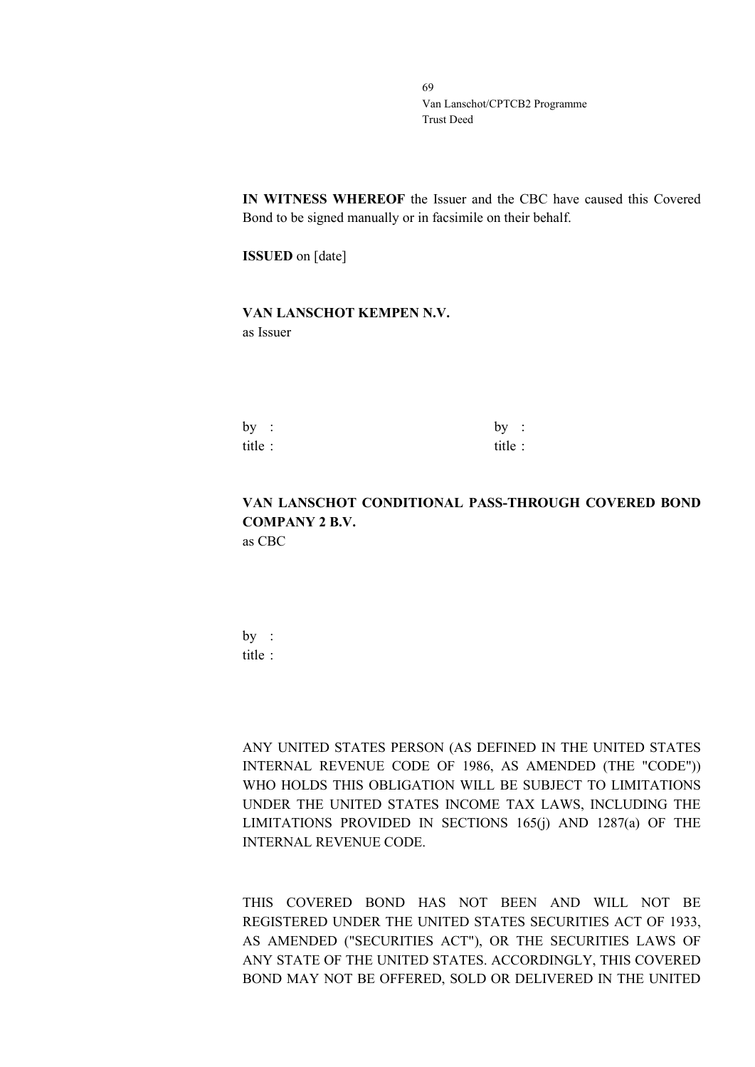**IN WITNESS WHEREOF** the Issuer and the CBC have caused this Covered Bond to be signed manually or in facsimile on their behalf.

**ISSUED** on [date]

**VAN LANSCHOT KEMPEN N.V.**
as Issuer

| | |
|---|---|
| by : | by : |
| title : | title : |

**VAN LANSCHOT CONDITIONAL PASS-THROUGH COVERED BOND COMPANY 2 B.V.**
as CBC

by :
title :

ANY UNITED STATES PERSON (AS DEFINED IN THE UNITED STATES INTERNAL REVENUE CODE OF 1986, AS AMENDED (THE "CODE")) WHO HOLDS THIS OBLIGATION WILL BE SUBJECT TO LIMITATIONS UNDER THE UNITED STATES INCOME TAX LAWS, INCLUDING THE LIMITATIONS PROVIDED IN SECTIONS 165(j) AND 1287(a) OF THE INTERNAL REVENUE CODE.

THIS COVERED BOND HAS NOT BEEN AND WILL NOT BE REGISTERED UNDER THE UNITED STATES SECURITIES ACT OF 1933, AS AMENDED ("SECURITIES ACT"), OR THE SECURITIES LAWS OF ANY STATE OF THE UNITED STATES. ACCORDINGLY, THIS COVERED BOND MAY NOT BE OFFERED, SOLD OR DELIVERED IN THE UNITED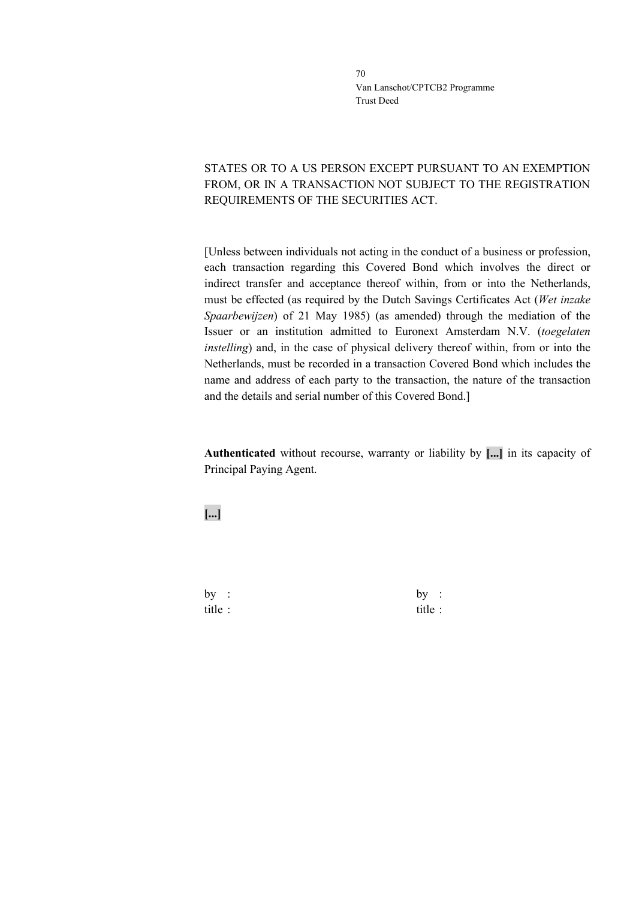STATES OR TO A US PERSON EXCEPT PURSUANT TO AN EXEMPTION FROM, OR IN A TRANSACTION NOT SUBJECT TO THE REGISTRATION REQUIREMENTS OF THE SECURITIES ACT.

[Unless between individuals not acting in the conduct of a business or profession, each transaction regarding this Covered Bond which involves the direct or indirect transfer and acceptance thereof within, from or into the Netherlands, must be effected (as required by the Dutch Savings Certificates Act (*Wet inzake Spaarbewijzen*) of 21 May 1985) (as amended) through the mediation of the Issuer or an institution admitted to Euronext Amsterdam N.V. (*toegelaten instelling*) and, in the case of physical delivery thereof within, from or into the Netherlands, must be recorded in a transaction Covered Bond which includes the name and address of each party to the transaction, the nature of the transaction and the details and serial number of this Covered Bond.]

**Authenticated** without recourse, warranty or liability by **[...]** in its capacity of Principal Paying Agent.

**[...]**

| | |
|---|---|
| by : | by : |
| title : | title : |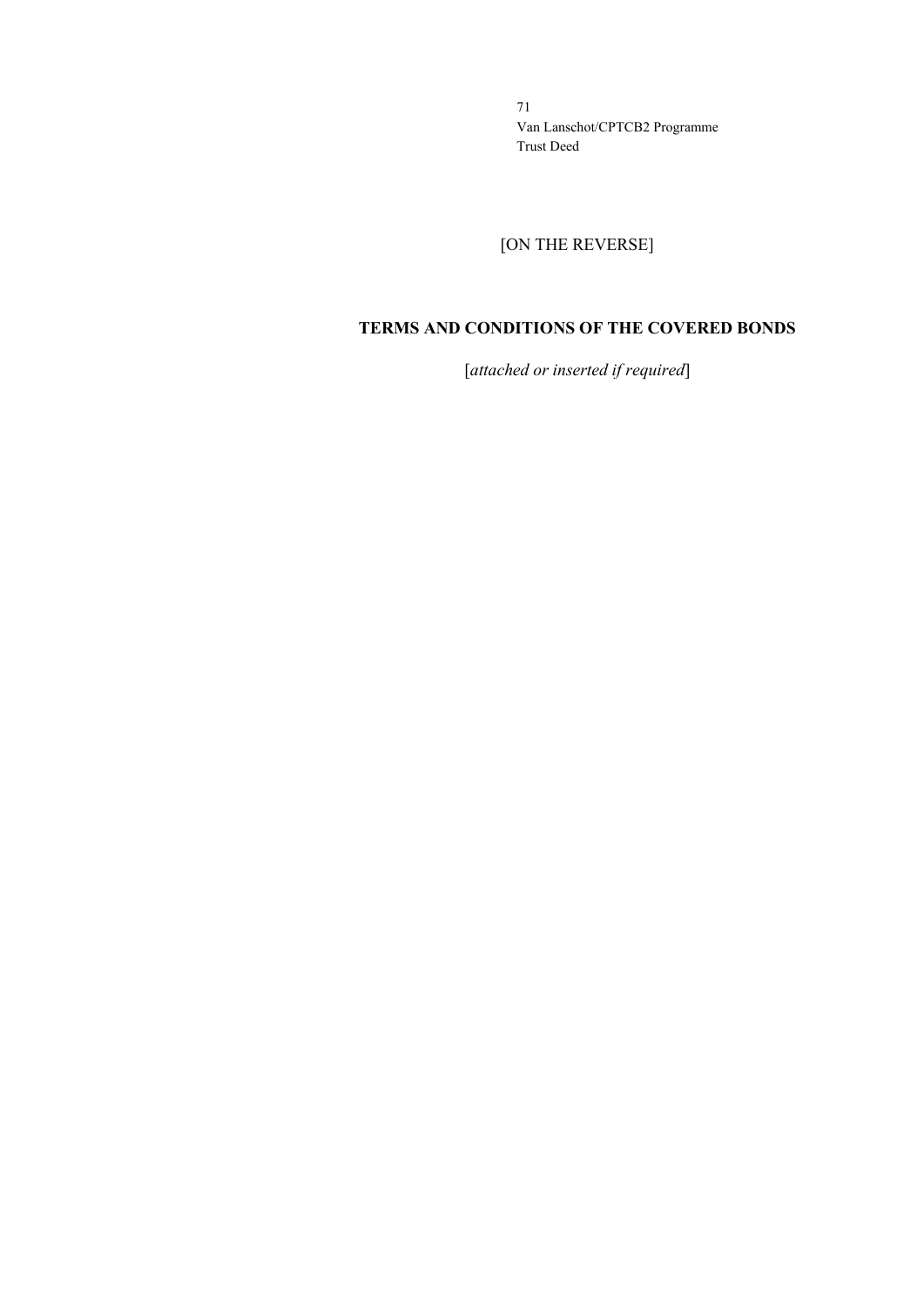[ON THE REVERSE]

**TERMS AND CONDITIONS OF THE COVERED BONDS**

[*attached or inserted if required*]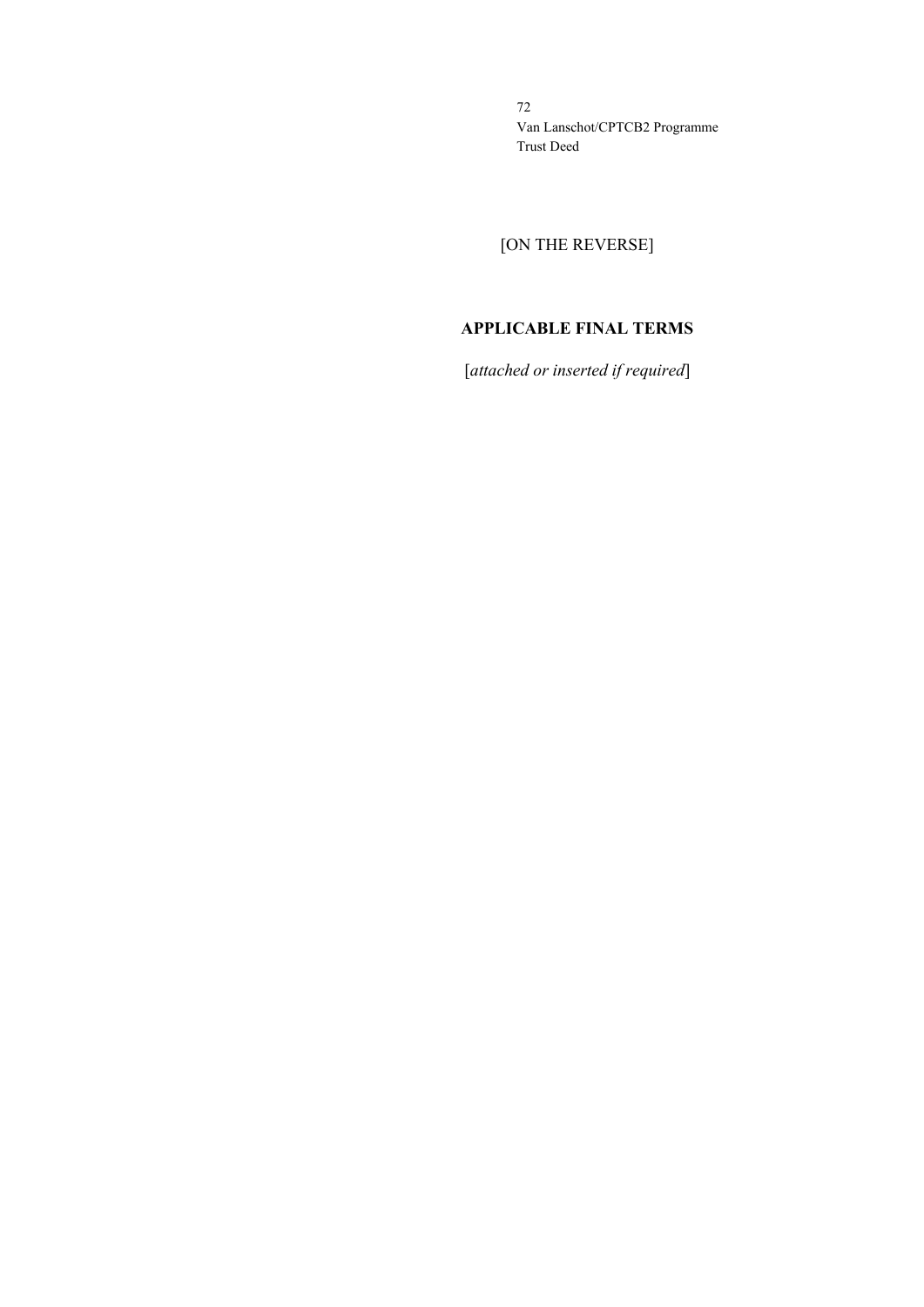[ON THE REVERSE]

**APPLICABLE FINAL TERMS**

[*attached or inserted if required*]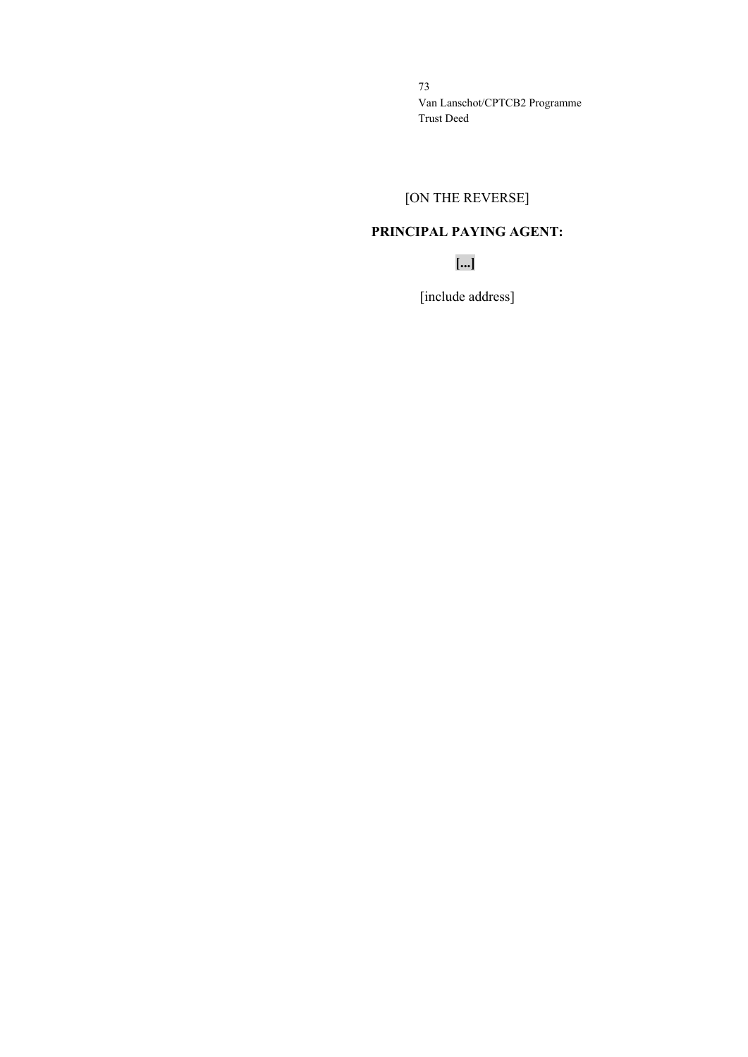[ON THE REVERSE]

**PRINCIPAL PAYING AGENT:**

**[...]**

[include address]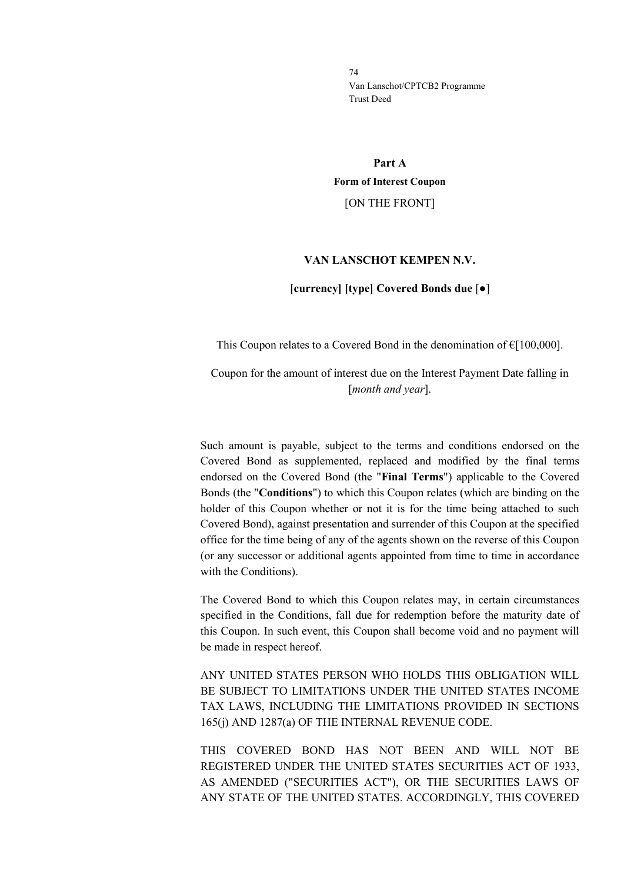## Part A

### Form of Interest Coupon

[ON THE FRONT]

**VAN LANSCHOT KEMPEN N.V.**

**[currency] [type] Covered Bonds due** [●]

This Coupon relates to a Covered Bond in the denomination of €[100,000].

Coupon for the amount of interest due on the Interest Payment Date falling in [*month and year*].

Such amount is payable, subject to the terms and conditions endorsed on the Covered Bond as supplemented, replaced and modified by the final terms endorsed on the Covered Bond (the "**Final Terms**") applicable to the Covered Bonds (the "**Conditions**") to which this Coupon relates (which are binding on the holder of this Coupon whether or not it is for the time being attached to such Covered Bond), against presentation and surrender of this Coupon at the specified office for the time being of any of the agents shown on the reverse of this Coupon (or any successor or additional agents appointed from time to time in accordance with the Conditions).

The Covered Bond to which this Coupon relates may, in certain circumstances specified in the Conditions, fall due for redemption before the maturity date of this Coupon. In such event, this Coupon shall become void and no payment will be made in respect hereof.

ANY UNITED STATES PERSON WHO HOLDS THIS OBLIGATION WILL BE SUBJECT TO LIMITATIONS UNDER THE UNITED STATES INCOME TAX LAWS, INCLUDING THE LIMITATIONS PROVIDED IN SECTIONS 165(j) AND 1287(a) OF THE INTERNAL REVENUE CODE.

THIS COVERED BOND HAS NOT BEEN AND WILL NOT BE REGISTERED UNDER THE UNITED STATES SECURITIES ACT OF 1933, AS AMENDED ("SECURITIES ACT"), OR THE SECURITIES LAWS OF ANY STATE OF THE UNITED STATES. ACCORDINGLY, THIS COVERED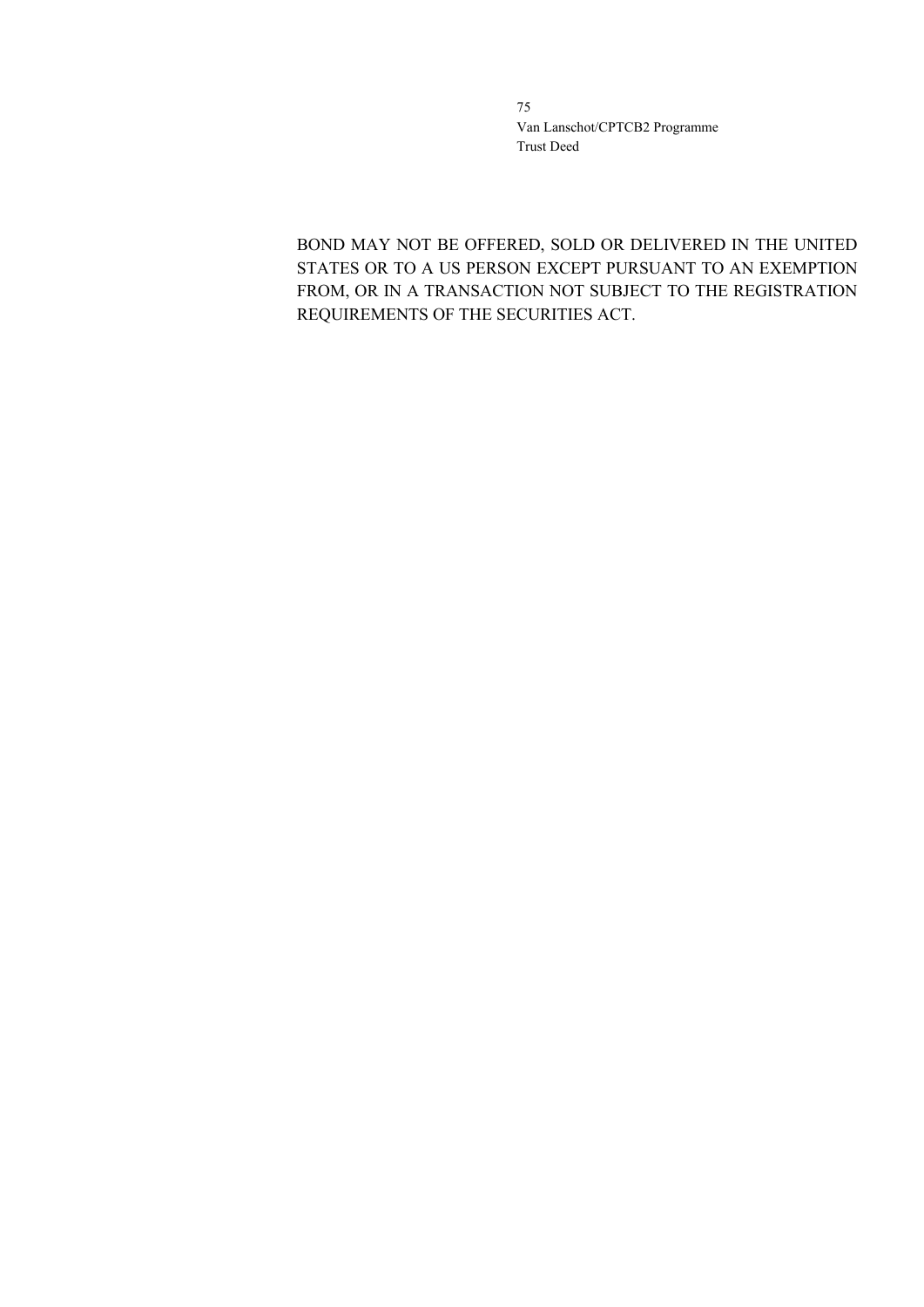BOND MAY NOT BE OFFERED, SOLD OR DELIVERED IN THE UNITED STATES OR TO A US PERSON EXCEPT PURSUANT TO AN EXEMPTION FROM, OR IN A TRANSACTION NOT SUBJECT TO THE REGISTRATION REQUIREMENTS OF THE SECURITIES ACT.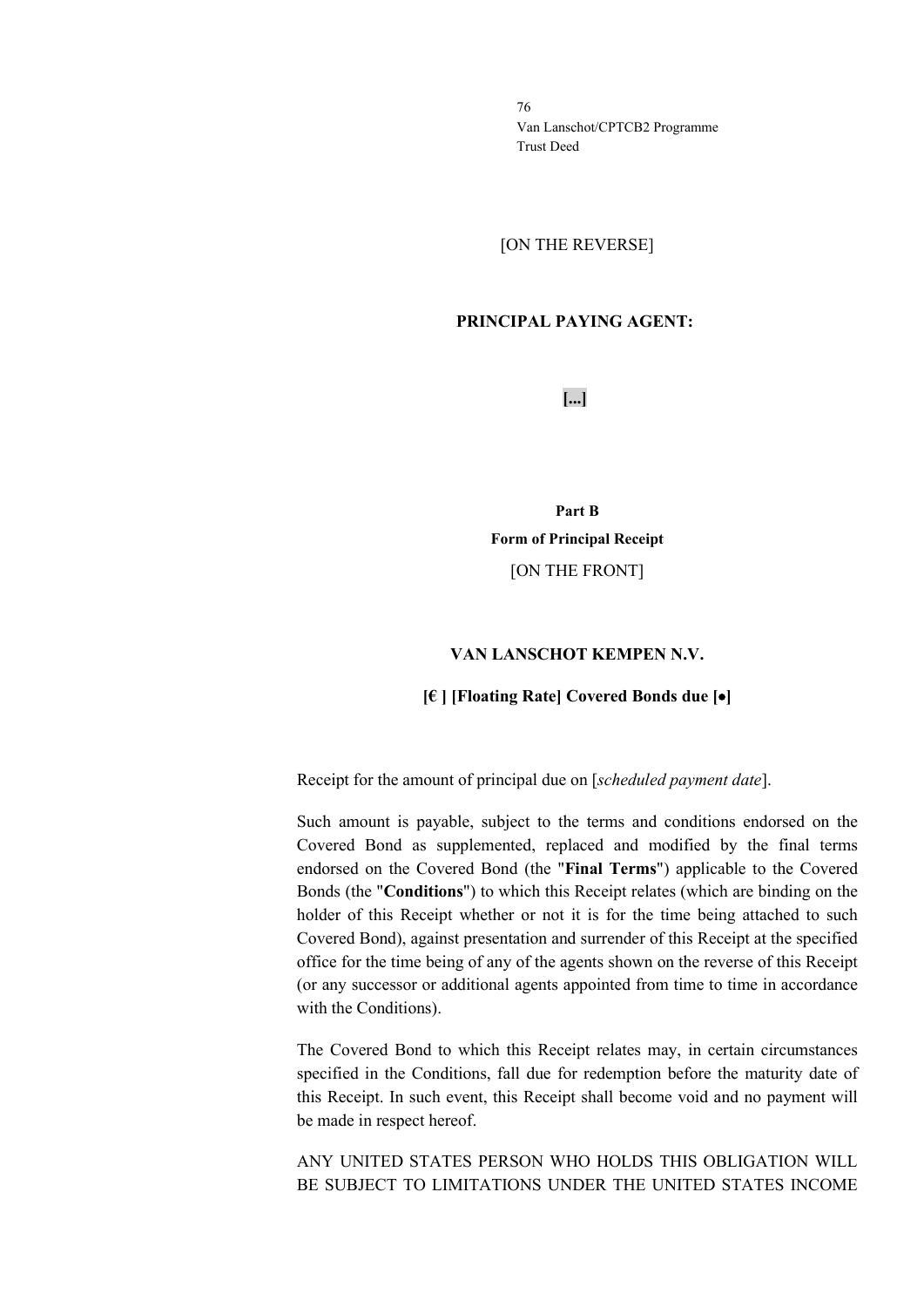[ON THE REVERSE]

**PRINCIPAL PAYING AGENT:**

**[...]**

**Part B**

**Form of Principal Receipt**

[ON THE FRONT]

**VAN LANSCHOT KEMPEN N.V.**

**[€ ] [Floating Rate] Covered Bonds due [•]**

Receipt for the amount of principal due on [*scheduled payment date*].

Such amount is payable, subject to the terms and conditions endorsed on the Covered Bond as supplemented, replaced and modified by the final terms endorsed on the Covered Bond (the "**Final Terms**") applicable to the Covered Bonds (the "**Conditions**") to which this Receipt relates (which are binding on the holder of this Receipt whether or not it is for the time being attached to such Covered Bond), against presentation and surrender of this Receipt at the specified office for the time being of any of the agents shown on the reverse of this Receipt (or any successor or additional agents appointed from time to time in accordance with the Conditions).

The Covered Bond to which this Receipt relates may, in certain circumstances specified in the Conditions, fall due for redemption before the maturity date of this Receipt. In such event, this Receipt shall become void and no payment will be made in respect hereof.

ANY UNITED STATES PERSON WHO HOLDS THIS OBLIGATION WILL BE SUBJECT TO LIMITATIONS UNDER THE UNITED STATES INCOME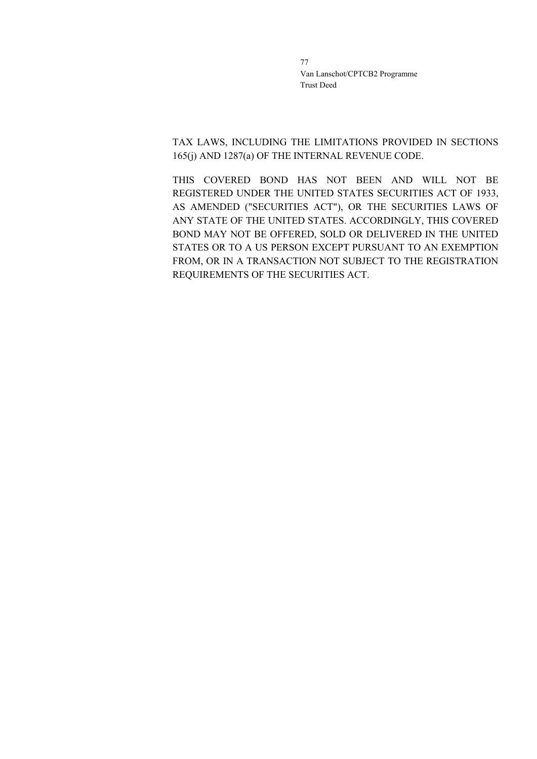TAX LAWS, INCLUDING THE LIMITATIONS PROVIDED IN SECTIONS 165(j) AND 1287(a) OF THE INTERNAL REVENUE CODE.

THIS COVERED BOND HAS NOT BEEN AND WILL NOT BE REGISTERED UNDER THE UNITED STATES SECURITIES ACT OF 1933, AS AMENDED ("SECURITIES ACT"), OR THE SECURITIES LAWS OF ANY STATE OF THE UNITED STATES. ACCORDINGLY, THIS COVERED BOND MAY NOT BE OFFERED, SOLD OR DELIVERED IN THE UNITED STATES OR TO A US PERSON EXCEPT PURSUANT TO AN EXEMPTION FROM, OR IN A TRANSACTION NOT SUBJECT TO THE REGISTRATION REQUIREMENTS OF THE SECURITIES ACT.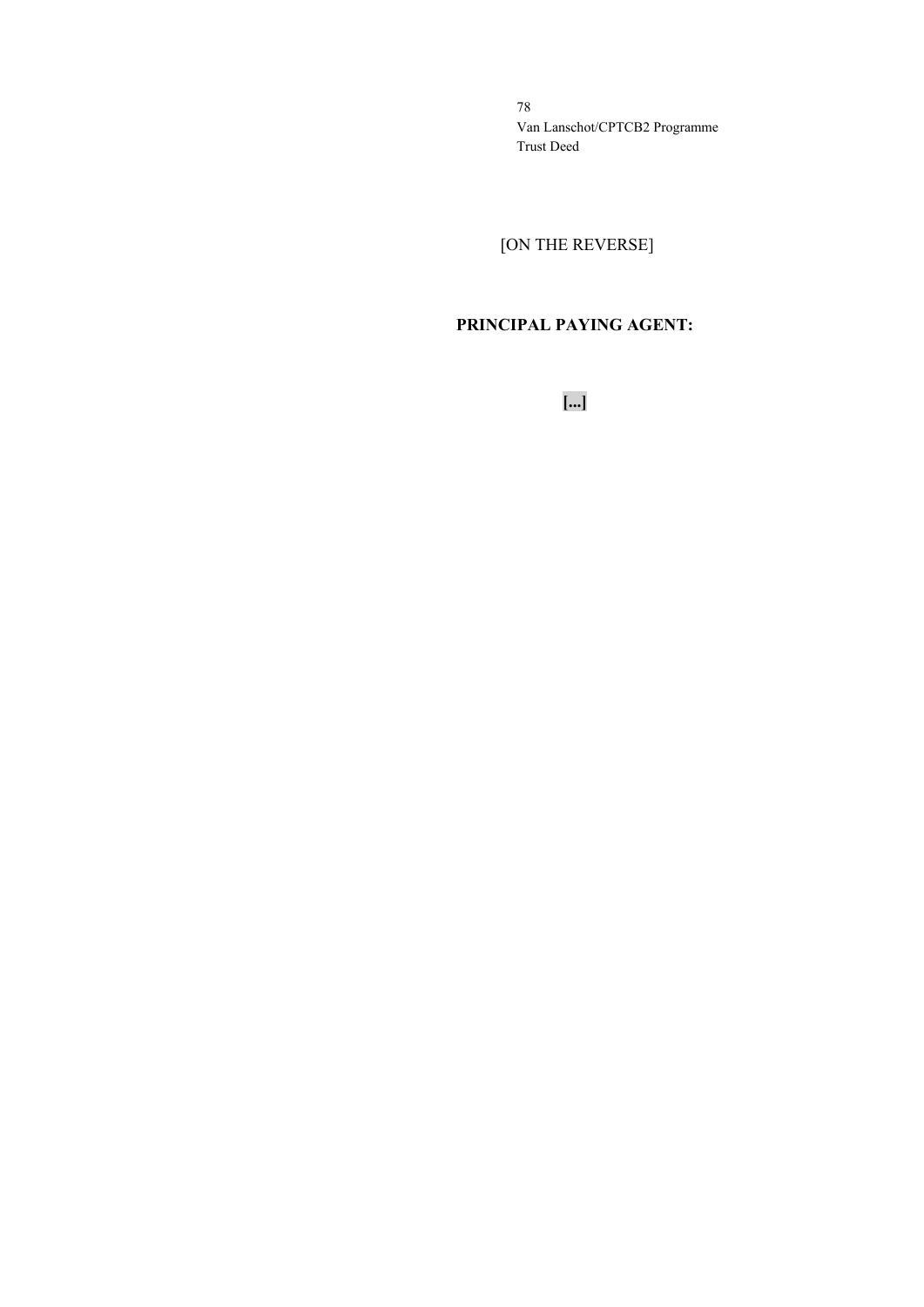[ON THE REVERSE]

**PRINCIPAL PAYING AGENT:**

**[...]**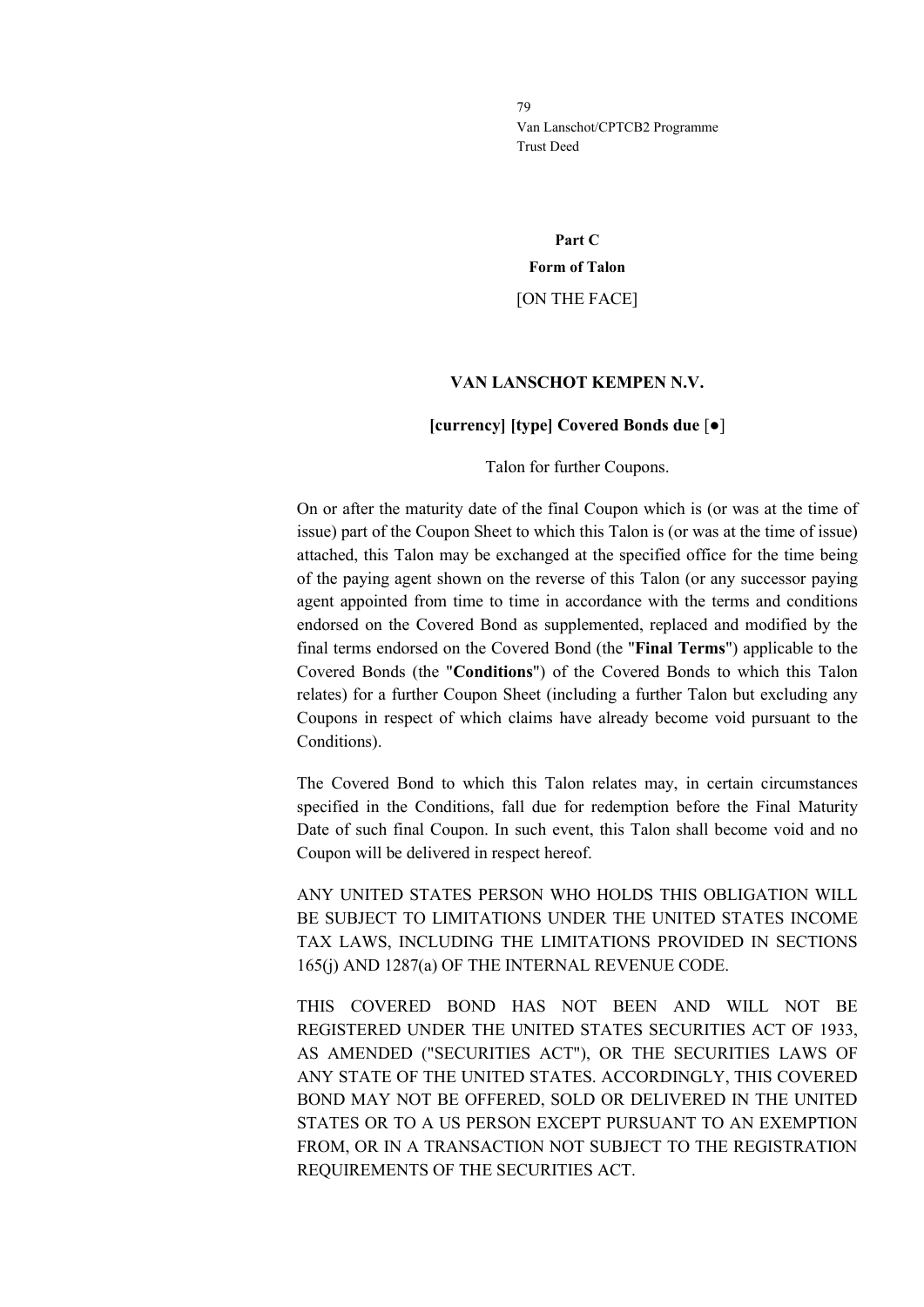**Part C**

**Form of Talon**

[ON THE FACE]

**VAN LANSCHOT KEMPEN N.V.**

**[currency] [type] Covered Bonds due** [●]

Talon for further Coupons.

On or after the maturity date of the final Coupon which is (or was at the time of issue) part of the Coupon Sheet to which this Talon is (or was at the time of issue) attached, this Talon may be exchanged at the specified office for the time being of the paying agent shown on the reverse of this Talon (or any successor paying agent appointed from time to time in accordance with the terms and conditions endorsed on the Covered Bond as supplemented, replaced and modified by the final terms endorsed on the Covered Bond (the "**Final Terms**") applicable to the Covered Bonds (the "**Conditions**") of the Covered Bonds to which this Talon relates) for a further Coupon Sheet (including a further Talon but excluding any Coupons in respect of which claims have already become void pursuant to the Conditions).

The Covered Bond to which this Talon relates may, in certain circumstances specified in the Conditions, fall due for redemption before the Final Maturity Date of such final Coupon. In such event, this Talon shall become void and no Coupon will be delivered in respect hereof.

ANY UNITED STATES PERSON WHO HOLDS THIS OBLIGATION WILL BE SUBJECT TO LIMITATIONS UNDER THE UNITED STATES INCOME TAX LAWS, INCLUDING THE LIMITATIONS PROVIDED IN SECTIONS 165(j) AND 1287(a) OF THE INTERNAL REVENUE CODE.

THIS COVERED BOND HAS NOT BEEN AND WILL NOT BE REGISTERED UNDER THE UNITED STATES SECURITIES ACT OF 1933, AS AMENDED ("SECURITIES ACT"), OR THE SECURITIES LAWS OF ANY STATE OF THE UNITED STATES. ACCORDINGLY, THIS COVERED BOND MAY NOT BE OFFERED, SOLD OR DELIVERED IN THE UNITED STATES OR TO A US PERSON EXCEPT PURSUANT TO AN EXEMPTION FROM, OR IN A TRANSACTION NOT SUBJECT TO THE REGISTRATION REQUIREMENTS OF THE SECURITIES ACT.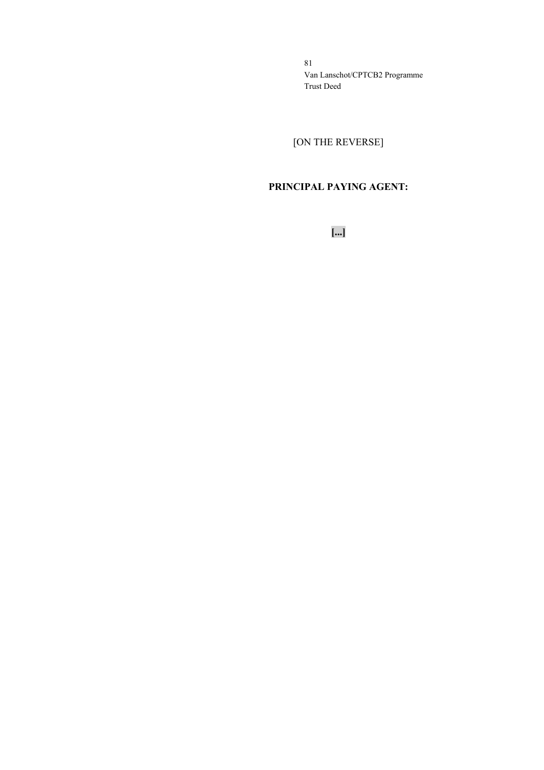[ON THE REVERSE]

**PRINCIPAL PAYING AGENT:**

**[...]**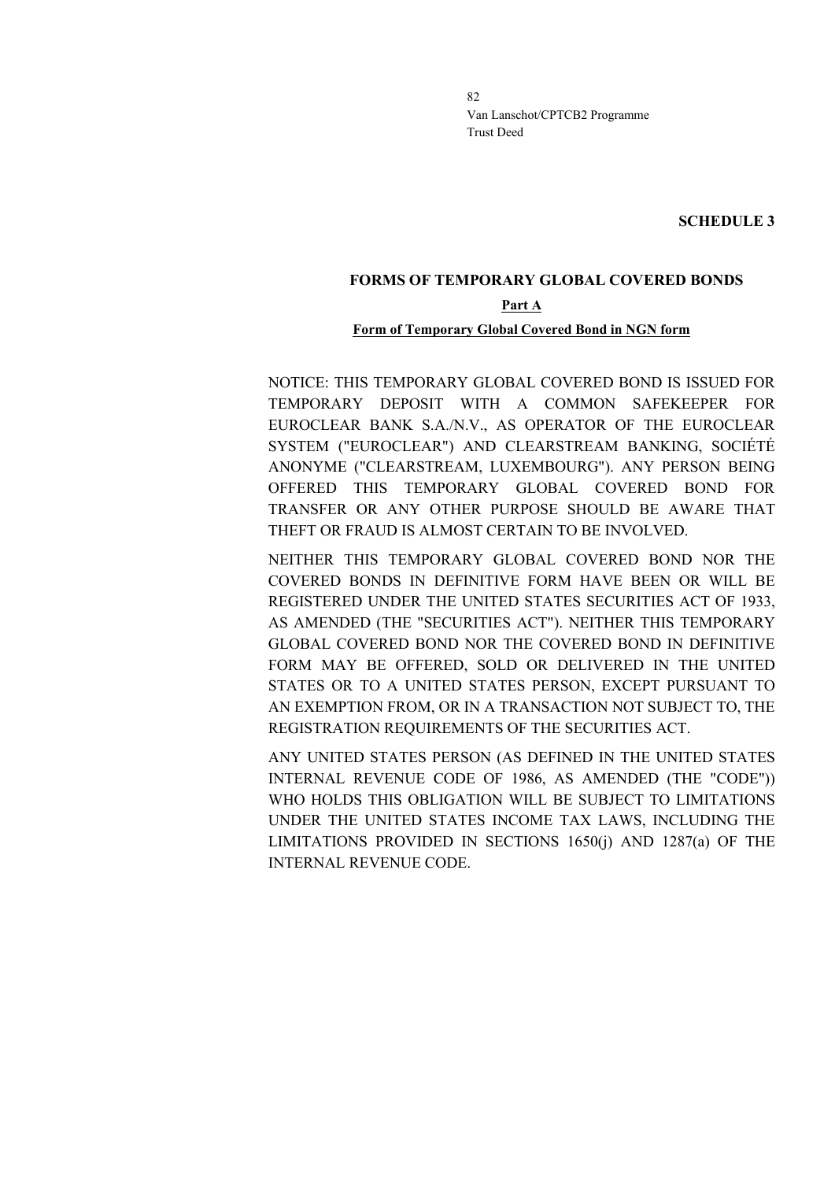**SCHEDULE 3**

## FORMS OF TEMPORARY GLOBAL COVERED BONDS

### Part A

### Form of Temporary Global Covered Bond in NGN form

NOTICE: THIS TEMPORARY GLOBAL COVERED BOND IS ISSUED FOR TEMPORARY DEPOSIT WITH A COMMON SAFEKEEPER FOR EUROCLEAR BANK S.A./N.V., AS OPERATOR OF THE EUROCLEAR SYSTEM ("EUROCLEAR") AND CLEARSTREAM BANKING, SOCIÉTÉ ANONYME ("CLEARSTREAM, LUXEMBOURG"). ANY PERSON BEING OFFERED THIS TEMPORARY GLOBAL COVERED BOND FOR TRANSFER OR ANY OTHER PURPOSE SHOULD BE AWARE THAT THEFT OR FRAUD IS ALMOST CERTAIN TO BE INVOLVED.

NEITHER THIS TEMPORARY GLOBAL COVERED BOND NOR THE COVERED BONDS IN DEFINITIVE FORM HAVE BEEN OR WILL BE REGISTERED UNDER THE UNITED STATES SECURITIES ACT OF 1933, AS AMENDED (THE "SECURITIES ACT"). NEITHER THIS TEMPORARY GLOBAL COVERED BOND NOR THE COVERED BOND IN DEFINITIVE FORM MAY BE OFFERED, SOLD OR DELIVERED IN THE UNITED STATES OR TO A UNITED STATES PERSON, EXCEPT PURSUANT TO AN EXEMPTION FROM, OR IN A TRANSACTION NOT SUBJECT TO, THE REGISTRATION REQUIREMENTS OF THE SECURITIES ACT.

ANY UNITED STATES PERSON (AS DEFINED IN THE UNITED STATES INTERNAL REVENUE CODE OF 1986, AS AMENDED (THE "CODE")) WHO HOLDS THIS OBLIGATION WILL BE SUBJECT TO LIMITATIONS UNDER THE UNITED STATES INCOME TAX LAWS, INCLUDING THE LIMITATIONS PROVIDED IN SECTIONS 1650(j) AND 1287(a) OF THE INTERNAL REVENUE CODE.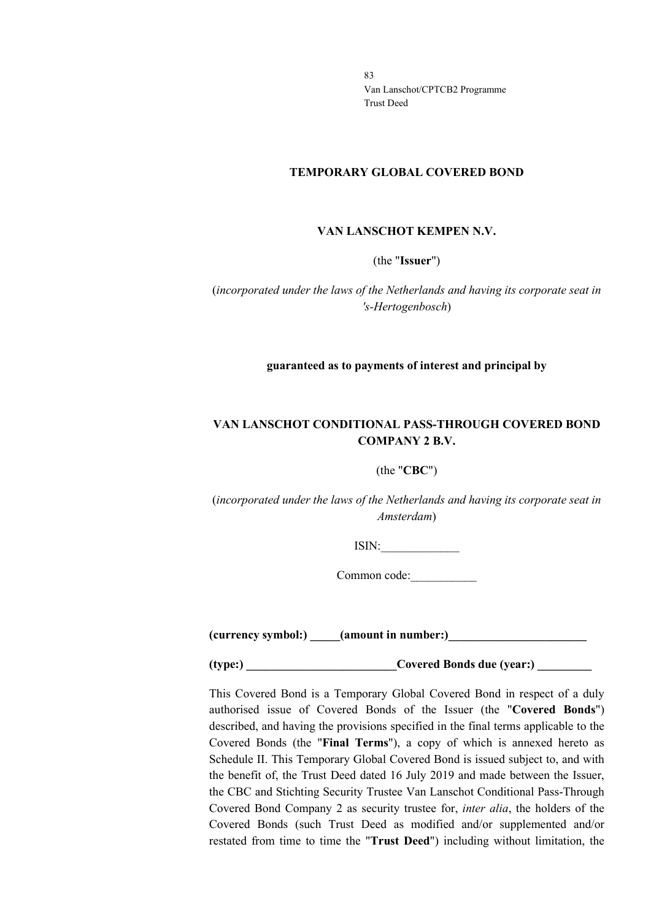**TEMPORARY GLOBAL COVERED BOND**

**VAN LANSCHOT KEMPEN N.V.**

(the "**Issuer**")

(*incorporated under the laws of the Netherlands and having its corporate seat in 's-Hertogenbosch*)

**guaranteed as to payments of interest and principal by**

**VAN LANSCHOT CONDITIONAL PASS-THROUGH COVERED BOND COMPANY 2 B.V.**

(the "**CBC**")

(*incorporated under the laws of the Netherlands and having its corporate seat in Amsterdam*)

ISIN:_____________

Common code:___________

**(currency symbol:) _____(amount in number:)_______________________**

**(type:) _________________________Covered Bonds due (year:) _________**

This Covered Bond is a Temporary Global Covered Bond in respect of a duly authorised issue of Covered Bonds of the Issuer (the "**Covered Bonds**") described, and having the provisions specified in the final terms applicable to the Covered Bonds (the "**Final Terms**"), a copy of which is annexed hereto as Schedule II. This Temporary Global Covered Bond is issued subject to, and with the benefit of, the Trust Deed dated 16 July 2019 and made between the Issuer, the CBC and Stichting Security Trustee Van Lanschot Conditional Pass-Through Covered Bond Company 2 as security trustee for, *inter alia*, the holders of the Covered Bonds (such Trust Deed as modified and/or supplemented and/or restated from time to time the "**Trust Deed**") including without limitation, the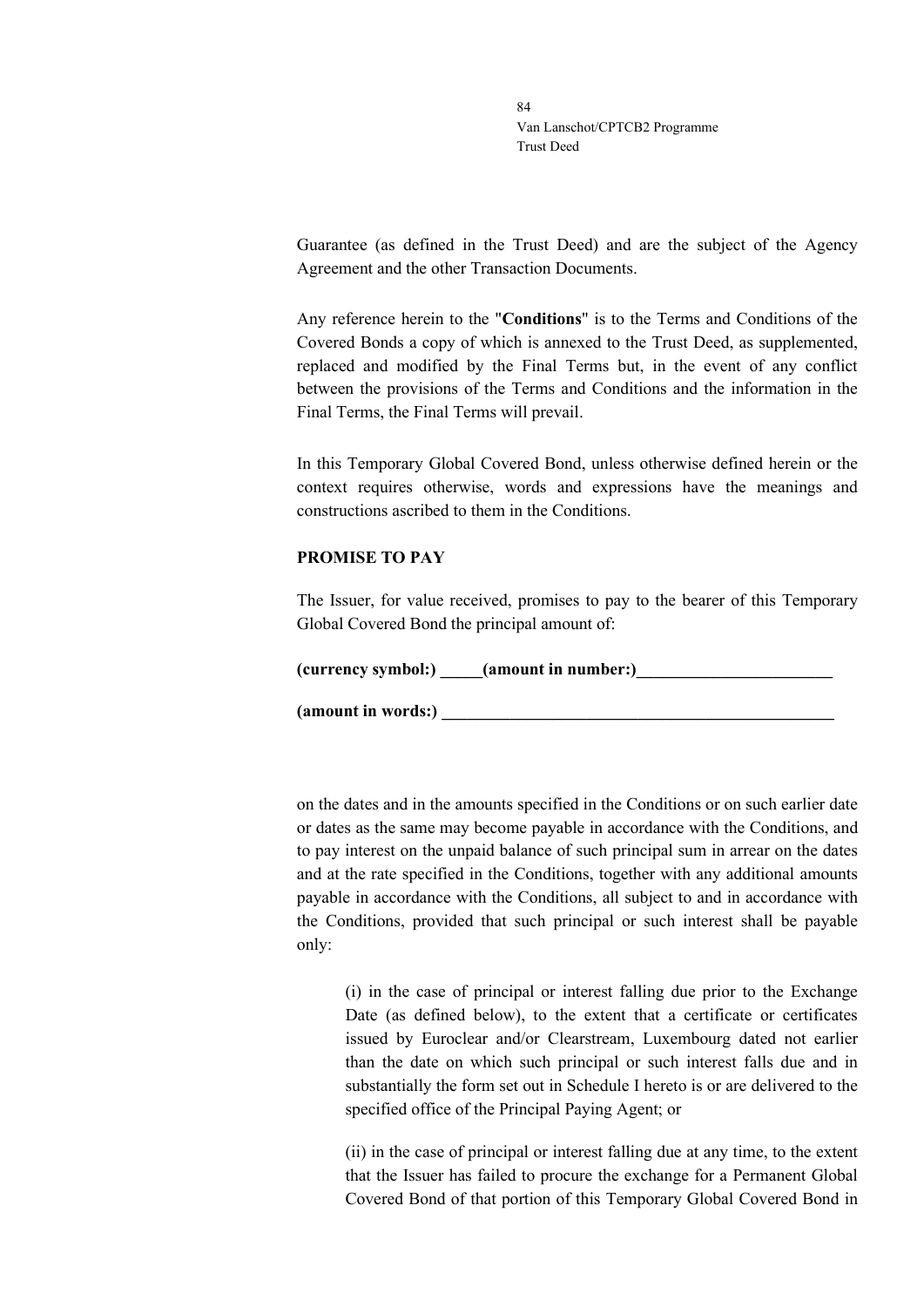Guarantee (as defined in the Trust Deed) and are the subject of the Agency Agreement and the other Transaction Documents.

Any reference herein to the "**Conditions**" is to the Terms and Conditions of the Covered Bonds a copy of which is annexed to the Trust Deed, as supplemented, replaced and modified by the Final Terms but, in the event of any conflict between the provisions of the Terms and Conditions and the information in the Final Terms, the Final Terms will prevail.

In this Temporary Global Covered Bond, unless otherwise defined herein or the context requires otherwise, words and expressions have the meanings and constructions ascribed to them in the Conditions.

**PROMISE TO PAY**

The Issuer, for value received, promises to pay to the bearer of this Temporary Global Covered Bond the principal amount of:

**(currency symbol:) _____(amount in number:)________________________**

**(amount in words:) ________________________________________________**

on the dates and in the amounts specified in the Conditions or on such earlier date or dates as the same may become payable in accordance with the Conditions, and to pay interest on the unpaid balance of such principal sum in arrear on the dates and at the rate specified in the Conditions, together with any additional amounts payable in accordance with the Conditions, all subject to and in accordance with the Conditions, provided that such principal or such interest shall be payable only:

(i) in the case of principal or interest falling due prior to the Exchange Date (as defined below), to the extent that a certificate or certificates issued by Euroclear and/or Clearstream, Luxembourg dated not earlier than the date on which such principal or such interest falls due and in substantially the form set out in Schedule I hereto is or are delivered to the specified office of the Principal Paying Agent; or

(ii) in the case of principal or interest falling due at any time, to the extent that the Issuer has failed to procure the exchange for a Permanent Global Covered Bond of that portion of this Temporary Global Covered Bond in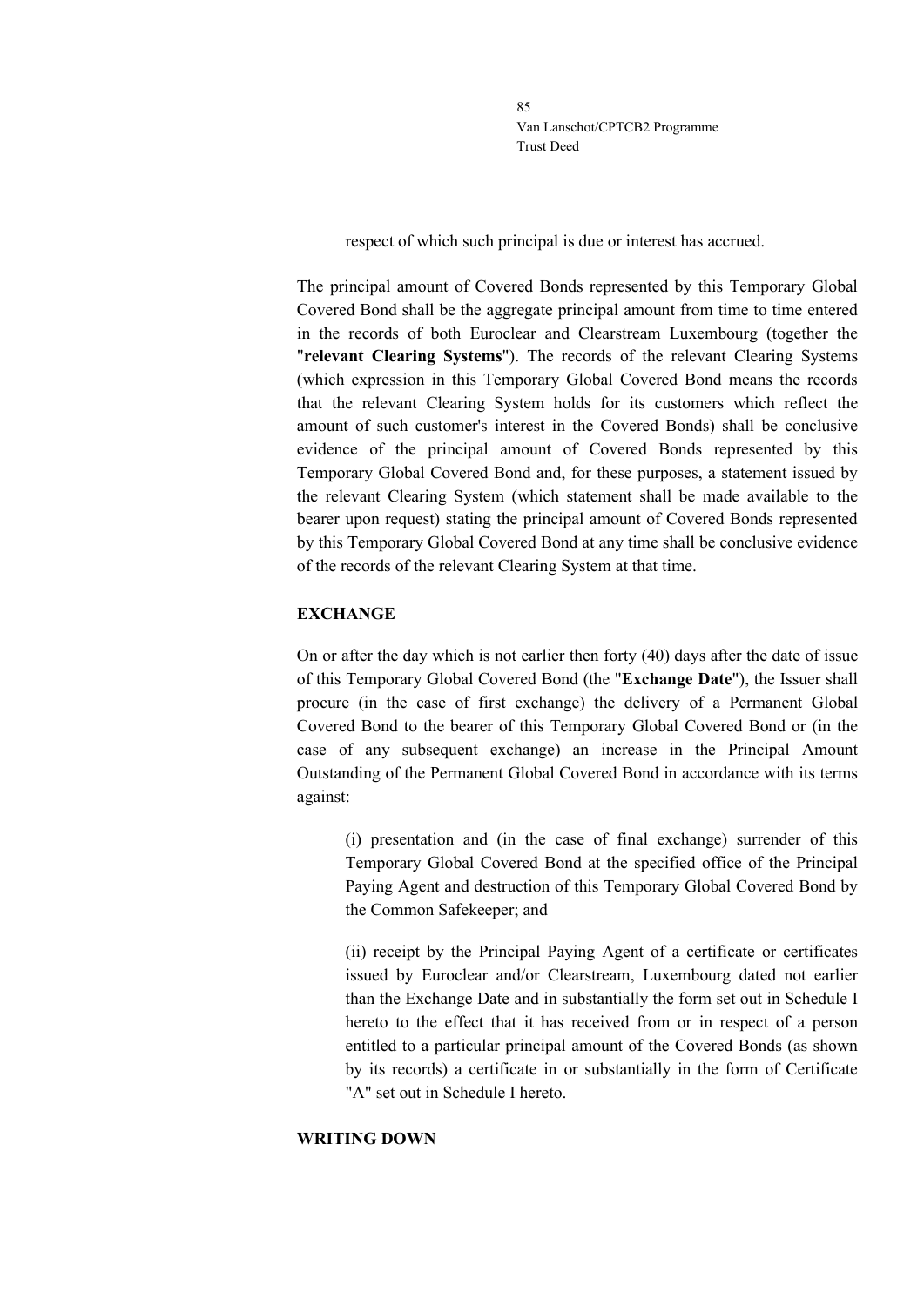respect of which such principal is due or interest has accrued.

The principal amount of Covered Bonds represented by this Temporary Global Covered Bond shall be the aggregate principal amount from time to time entered in the records of both Euroclear and Clearstream Luxembourg (together the "**relevant Clearing Systems**"). The records of the relevant Clearing Systems (which expression in this Temporary Global Covered Bond means the records that the relevant Clearing System holds for its customers which reflect the amount of such customer's interest in the Covered Bonds) shall be conclusive evidence of the principal amount of Covered Bonds represented by this Temporary Global Covered Bond and, for these purposes, a statement issued by the relevant Clearing System (which statement shall be made available to the bearer upon request) stating the principal amount of Covered Bonds represented by this Temporary Global Covered Bond at any time shall be conclusive evidence of the records of the relevant Clearing System at that time.

**EXCHANGE**

On or after the day which is not earlier then forty (40) days after the date of issue of this Temporary Global Covered Bond (the "**Exchange Date**"), the Issuer shall procure (in the case of first exchange) the delivery of a Permanent Global Covered Bond to the bearer of this Temporary Global Covered Bond or (in the case of any subsequent exchange) an increase in the Principal Amount Outstanding of the Permanent Global Covered Bond in accordance with its terms against:

(i) presentation and (in the case of final exchange) surrender of this Temporary Global Covered Bond at the specified office of the Principal Paying Agent and destruction of this Temporary Global Covered Bond by the Common Safekeeper; and

(ii) receipt by the Principal Paying Agent of a certificate or certificates issued by Euroclear and/or Clearstream, Luxembourg dated not earlier than the Exchange Date and in substantially the form set out in Schedule I hereto to the effect that it has received from or in respect of a person entitled to a particular principal amount of the Covered Bonds (as shown by its records) a certificate in or substantially in the form of Certificate "A" set out in Schedule I hereto.

**WRITING DOWN**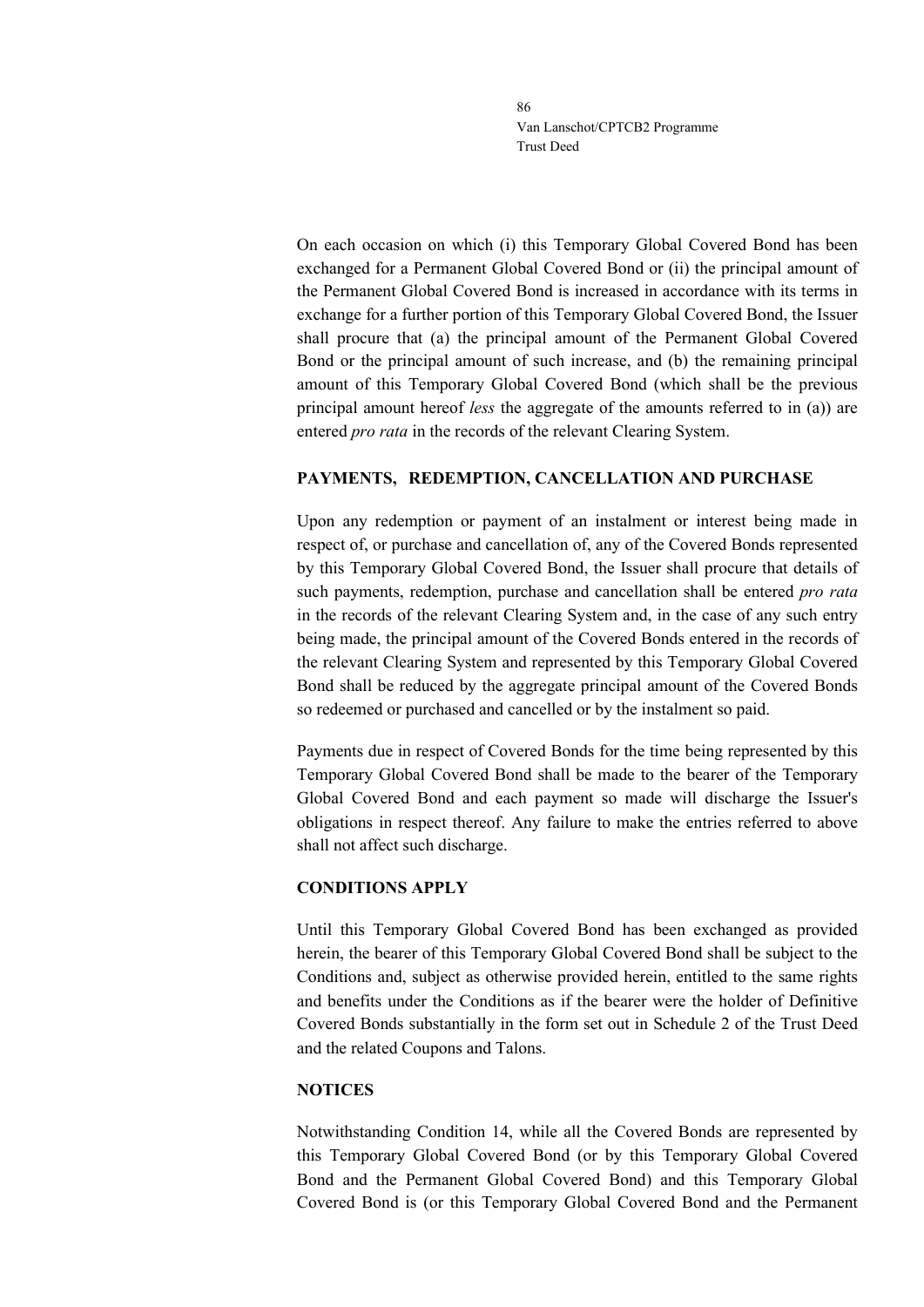On each occasion on which (i) this Temporary Global Covered Bond has been exchanged for a Permanent Global Covered Bond or (ii) the principal amount of the Permanent Global Covered Bond is increased in accordance with its terms in exchange for a further portion of this Temporary Global Covered Bond, the Issuer shall procure that (a) the principal amount of the Permanent Global Covered Bond or the principal amount of such increase, and (b) the remaining principal amount of this Temporary Global Covered Bond (which shall be the previous principal amount hereof *less* the aggregate of the amounts referred to in (a)) are entered *pro rata* in the records of the relevant Clearing System.

**PAYMENTS, REDEMPTION, CANCELLATION AND PURCHASE**

Upon any redemption or payment of an instalment or interest being made in respect of, or purchase and cancellation of, any of the Covered Bonds represented by this Temporary Global Covered Bond, the Issuer shall procure that details of such payments, redemption, purchase and cancellation shall be entered *pro rata* in the records of the relevant Clearing System and, in the case of any such entry being made, the principal amount of the Covered Bonds entered in the records of the relevant Clearing System and represented by this Temporary Global Covered Bond shall be reduced by the aggregate principal amount of the Covered Bonds so redeemed or purchased and cancelled or by the instalment so paid.

Payments due in respect of Covered Bonds for the time being represented by this Temporary Global Covered Bond shall be made to the bearer of the Temporary Global Covered Bond and each payment so made will discharge the Issuer's obligations in respect thereof. Any failure to make the entries referred to above shall not affect such discharge.

**CONDITIONS APPLY**

Until this Temporary Global Covered Bond has been exchanged as provided herein, the bearer of this Temporary Global Covered Bond shall be subject to the Conditions and, subject as otherwise provided herein, entitled to the same rights and benefits under the Conditions as if the bearer were the holder of Definitive Covered Bonds substantially in the form set out in Schedule 2 of the Trust Deed and the related Coupons and Talons.

**NOTICES**

Notwithstanding Condition 14, while all the Covered Bonds are represented by this Temporary Global Covered Bond (or by this Temporary Global Covered Bond and the Permanent Global Covered Bond) and this Temporary Global Covered Bond is (or this Temporary Global Covered Bond and the Permanent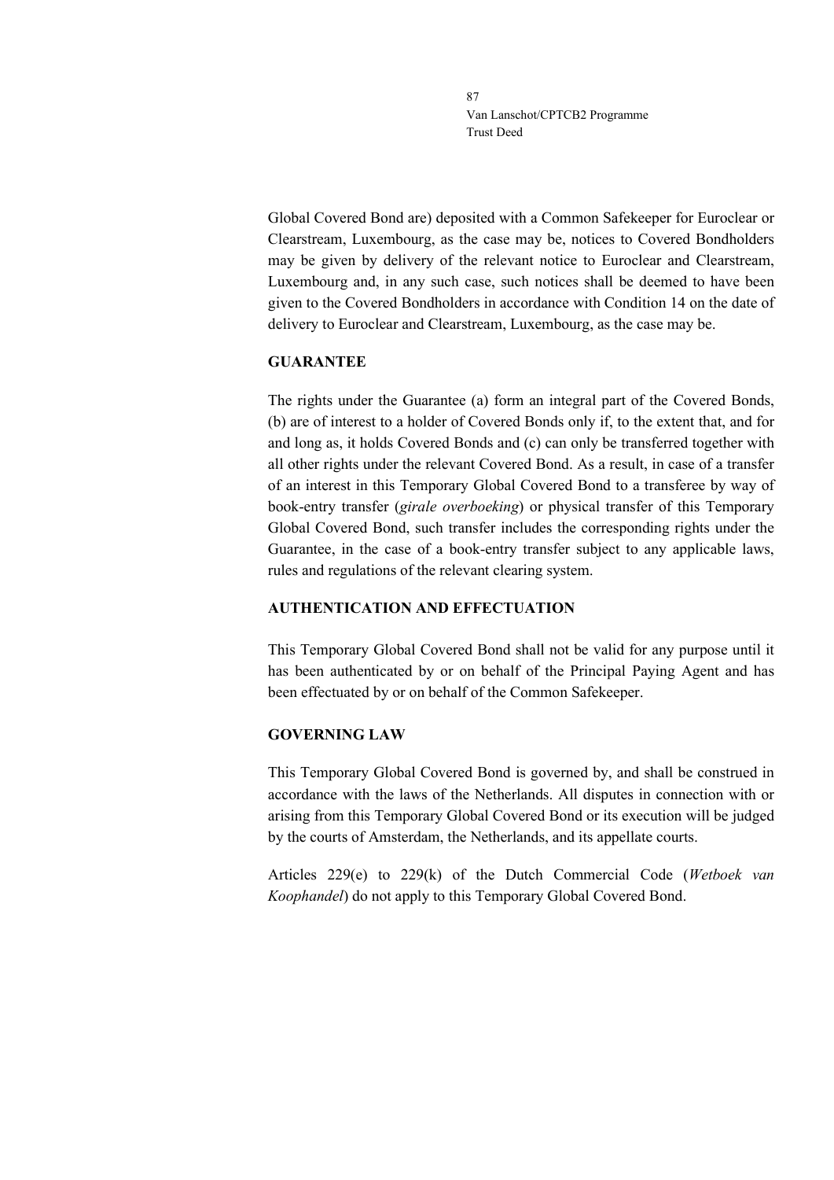Global Covered Bond are) deposited with a Common Safekeeper for Euroclear or Clearstream, Luxembourg, as the case may be, notices to Covered Bondholders may be given by delivery of the relevant notice to Euroclear and Clearstream, Luxembourg and, in any such case, such notices shall be deemed to have been given to the Covered Bondholders in accordance with Condition 14 on the date of delivery to Euroclear and Clearstream, Luxembourg, as the case may be.

**GUARANTEE**

The rights under the Guarantee (a) form an integral part of the Covered Bonds, (b) are of interest to a holder of Covered Bonds only if, to the extent that, and for and long as, it holds Covered Bonds and (c) can only be transferred together with all other rights under the relevant Covered Bond. As a result, in case of a transfer of an interest in this Temporary Global Covered Bond to a transferee by way of book-entry transfer (*girale overboeking*) or physical transfer of this Temporary Global Covered Bond, such transfer includes the corresponding rights under the Guarantee, in the case of a book-entry transfer subject to any applicable laws, rules and regulations of the relevant clearing system.

**AUTHENTICATION AND EFFECTUATION**

This Temporary Global Covered Bond shall not be valid for any purpose until it has been authenticated by or on behalf of the Principal Paying Agent and has been effectuated by or on behalf of the Common Safekeeper.

**GOVERNING LAW**

This Temporary Global Covered Bond is governed by, and shall be construed in accordance with the laws of the Netherlands. All disputes in connection with or arising from this Temporary Global Covered Bond or its execution will be judged by the courts of Amsterdam, the Netherlands, and its appellate courts.

Articles 229(e) to 229(k) of the Dutch Commercial Code (*Wetboek van Koophandel*) do not apply to this Temporary Global Covered Bond.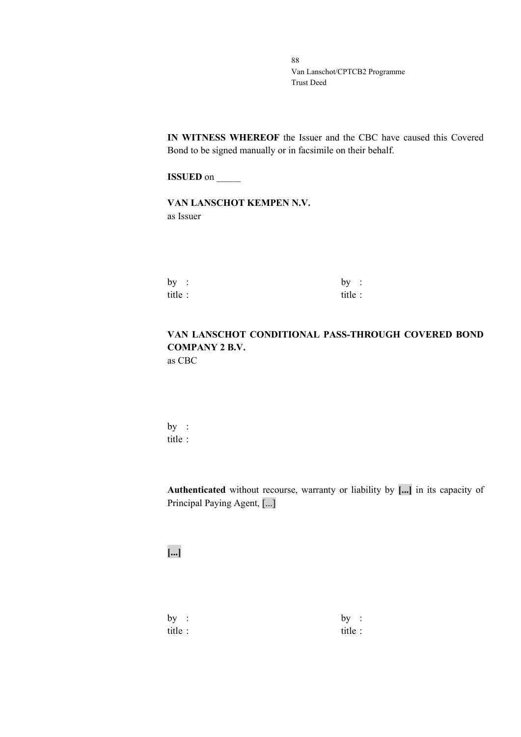**IN WITNESS WHEREOF** the Issuer and the CBC have caused this Covered Bond to be signed manually or in facsimile on their behalf.

**ISSUED** on _____

**VAN LANSCHOT KEMPEN N.V.**
as Issuer

by :
title :

by :
title :

**VAN LANSCHOT CONDITIONAL PASS-THROUGH COVERED BOND COMPANY 2 B.V.**
as CBC

by :
title :

**Authenticated** without recourse, warranty or liability by **[...]** in its capacity of Principal Paying Agent, [...]

**[...]**

by :
title :

by :
title :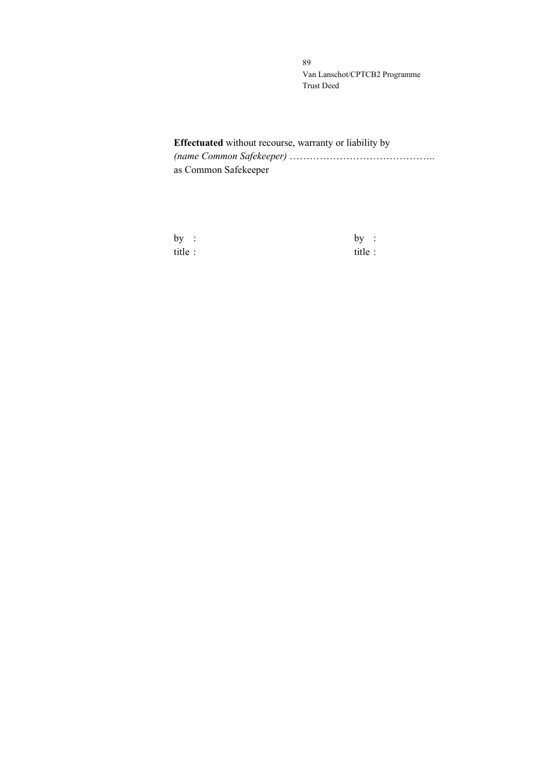**Effectuated** without recourse, warranty or liability by
*(name Common Safekeeper)* ……………………………………..
as Common Safekeeper

| | |
|---|---|
| by : | by : |
| title : | title : |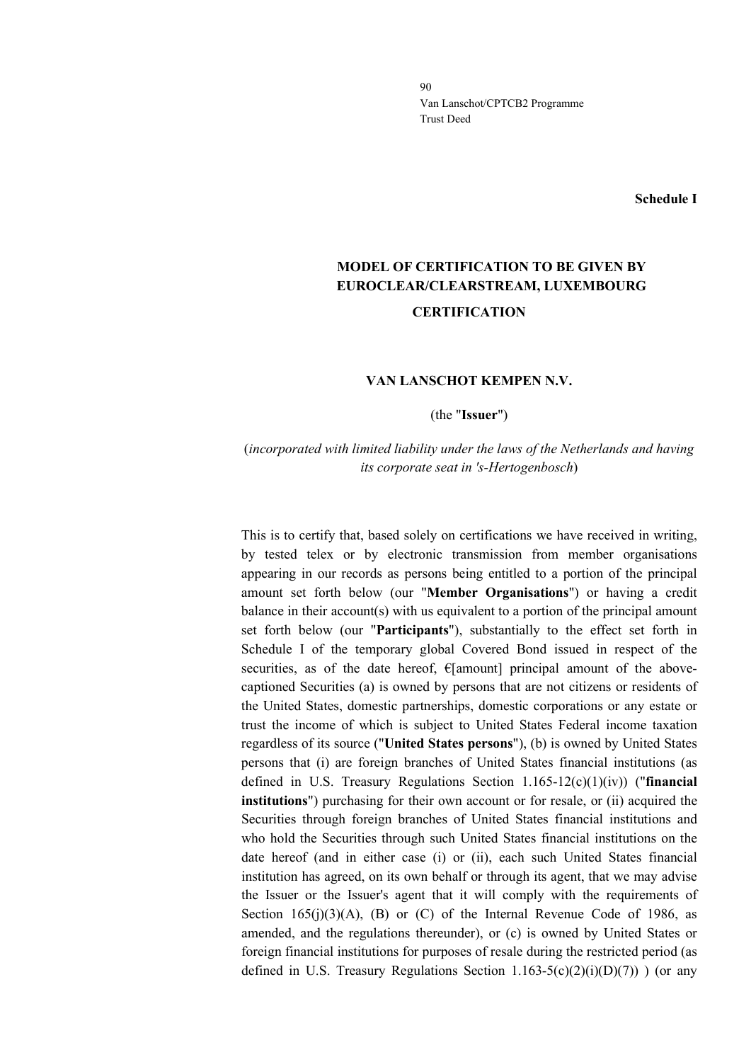**Schedule I**

**MODEL OF CERTIFICATION TO BE GIVEN BY EUROCLEAR/CLEARSTREAM, LUXEMBOURG**

**CERTIFICATION**

**VAN LANSCHOT KEMPEN N.V.**

(the "**Issuer**")

(*incorporated with limited liability under the laws of the Netherlands and having its corporate seat in 's-Hertogenbosch*)

This is to certify that, based solely on certifications we have received in writing, by tested telex or by electronic transmission from member organisations appearing in our records as persons being entitled to a portion of the principal amount set forth below (our "**Member Organisations**") or having a credit balance in their account(s) with us equivalent to a portion of the principal amount set forth below (our "**Participants**"), substantially to the effect set forth in Schedule I of the temporary global Covered Bond issued in respect of the securities, as of the date hereof, €[amount] principal amount of the above-captioned Securities (a) is owned by persons that are not citizens or residents of the United States, domestic partnerships, domestic corporations or any estate or trust the income of which is subject to United States Federal income taxation regardless of its source ("**United States persons**"), (b) is owned by United States persons that (i) are foreign branches of United States financial institutions (as defined in U.S. Treasury Regulations Section 1.165-12(c)(1)(iv)) ("**financial institutions**") purchasing for their own account or for resale, or (ii) acquired the Securities through foreign branches of United States financial institutions and who hold the Securities through such United States financial institutions on the date hereof (and in either case (i) or (ii), each such United States financial institution has agreed, on its own behalf or through its agent, that we may advise the Issuer or the Issuer's agent that it will comply with the requirements of Section 165(j)(3)(A), (B) or (C) of the Internal Revenue Code of 1986, as amended, and the regulations thereunder), or (c) is owned by United States or foreign financial institutions for purposes of resale during the restricted period (as defined in U.S. Treasury Regulations Section 1.163-5(c)(2)(i)(D)(7)) ) (or any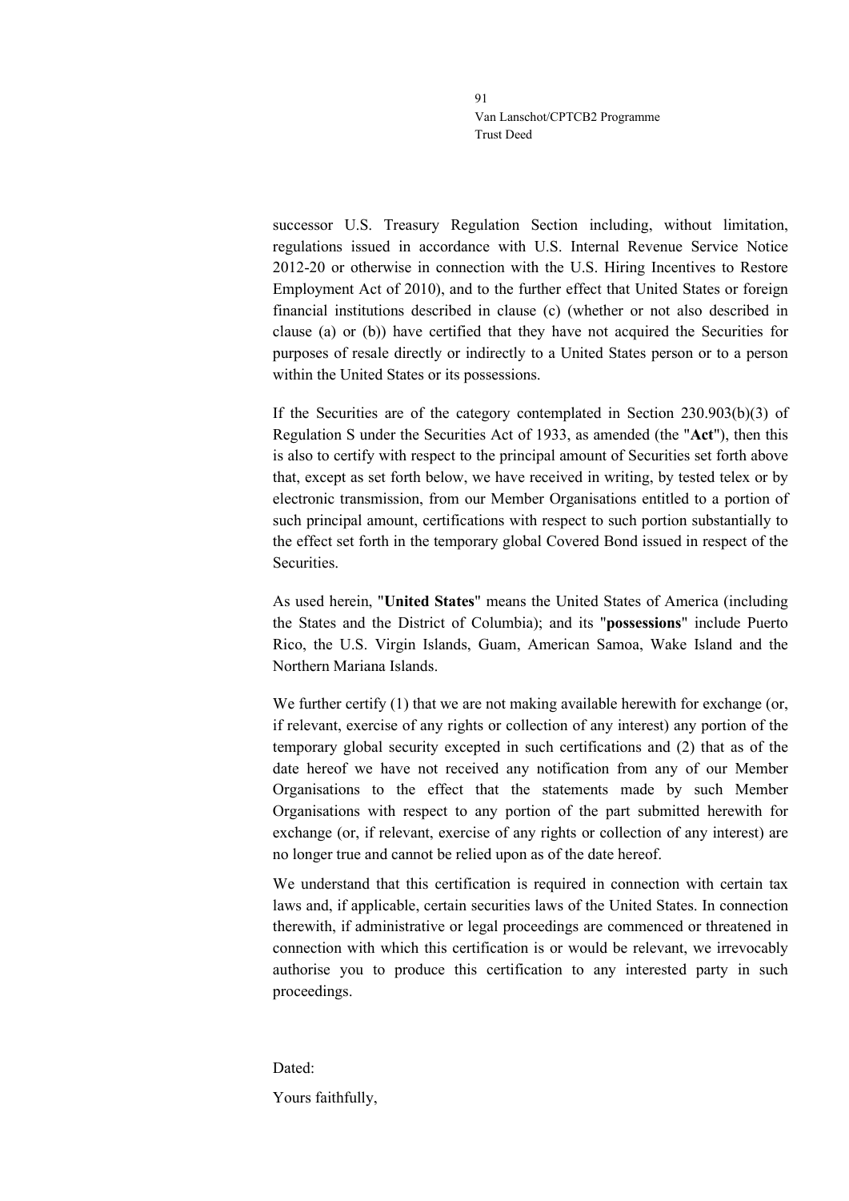successor U.S. Treasury Regulation Section including, without limitation, regulations issued in accordance with U.S. Internal Revenue Service Notice 2012-20 or otherwise in connection with the U.S. Hiring Incentives to Restore Employment Act of 2010), and to the further effect that United States or foreign financial institutions described in clause (c) (whether or not also described in clause (a) or (b)) have certified that they have not acquired the Securities for purposes of resale directly or indirectly to a United States person or to a person within the United States or its possessions.

If the Securities are of the category contemplated in Section 230.903(b)(3) of Regulation S under the Securities Act of 1933, as amended (the "**Act**"), then this is also to certify with respect to the principal amount of Securities set forth above that, except as set forth below, we have received in writing, by tested telex or by electronic transmission, from our Member Organisations entitled to a portion of such principal amount, certifications with respect to such portion substantially to the effect set forth in the temporary global Covered Bond issued in respect of the Securities.

As used herein, "**United States**" means the United States of America (including the States and the District of Columbia); and its "**possessions**" include Puerto Rico, the U.S. Virgin Islands, Guam, American Samoa, Wake Island and the Northern Mariana Islands.

We further certify (1) that we are not making available herewith for exchange (or, if relevant, exercise of any rights or collection of any interest) any portion of the temporary global security excepted in such certifications and (2) that as of the date hereof we have not received any notification from any of our Member Organisations to the effect that the statements made by such Member Organisations with respect to any portion of the part submitted herewith for exchange (or, if relevant, exercise of any rights or collection of any interest) are no longer true and cannot be relied upon as of the date hereof.

We understand that this certification is required in connection with certain tax laws and, if applicable, certain securities laws of the United States. In connection therewith, if administrative or legal proceedings are commenced or threatened in connection with which this certification is or would be relevant, we irrevocably authorise you to produce this certification to any interested party in such proceedings.

Dated:

Yours faithfully,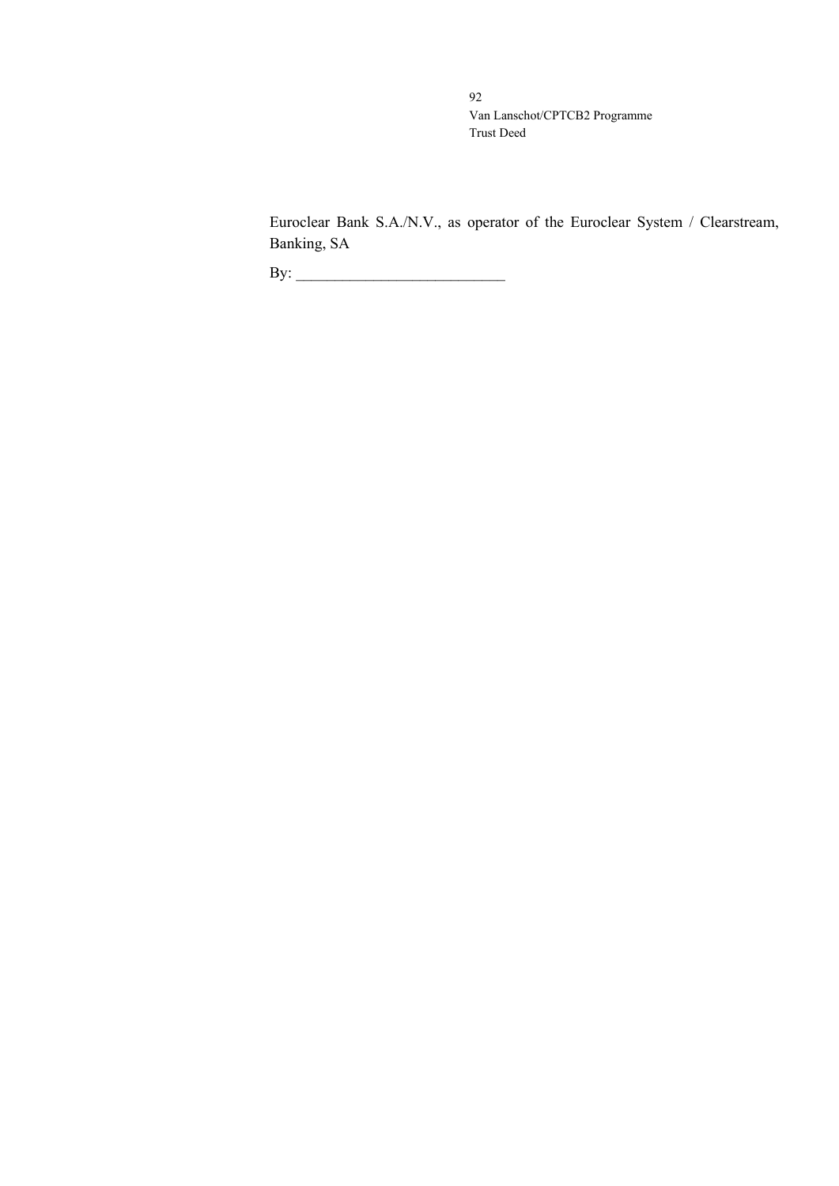Euroclear Bank S.A./N.V., as operator of the Euroclear System / Clearstream, Banking, SA

By: ___________________________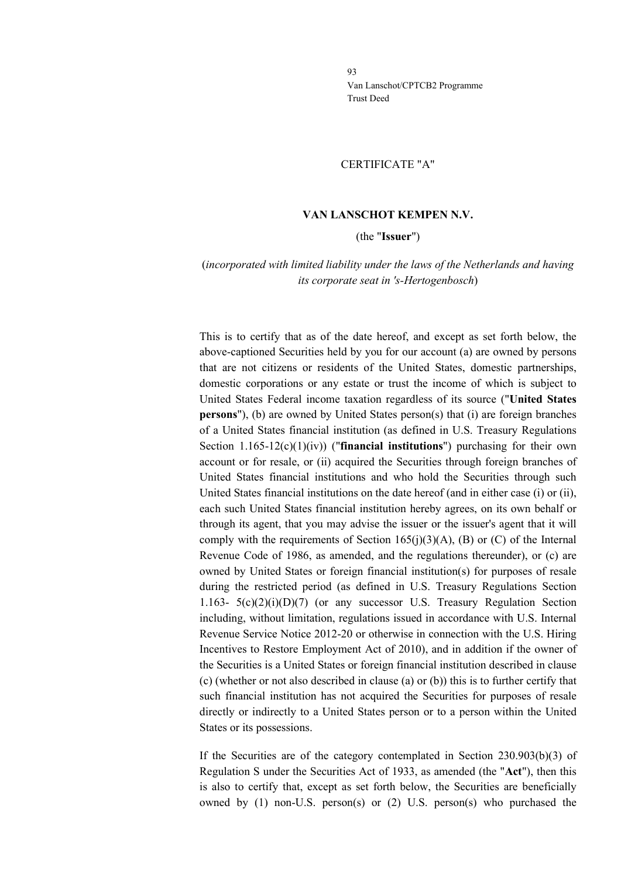CERTIFICATE "A"

**VAN LANSCHOT KEMPEN N.V.**

(the "**Issuer**")

(*incorporated with limited liability under the laws of the Netherlands and having its corporate seat in 's-Hertogenbosch*)

This is to certify that as of the date hereof, and except as set forth below, the above-captioned Securities held by you for our account (a) are owned by persons that are not citizens or residents of the United States, domestic partnerships, domestic corporations or any estate or trust the income of which is subject to United States Federal income taxation regardless of its source ("**United States persons**"), (b) are owned by United States person(s) that (i) are foreign branches of a United States financial institution (as defined in U.S. Treasury Regulations Section 1.165-12(c)(1)(iv)) ("**financial institutions**") purchasing for their own account or for resale, or (ii) acquired the Securities through foreign branches of United States financial institutions and who hold the Securities through such United States financial institutions on the date hereof (and in either case (i) or (ii), each such United States financial institution hereby agrees, on its own behalf or through its agent, that you may advise the issuer or the issuer's agent that it will comply with the requirements of Section 165(j)(3)(A), (B) or (C) of the Internal Revenue Code of 1986, as amended, and the regulations thereunder), or (c) are owned by United States or foreign financial institution(s) for purposes of resale during the restricted period (as defined in U.S. Treasury Regulations Section 1.163- 5(c)(2)(i)(D)(7) (or any successor U.S. Treasury Regulation Section including, without limitation, regulations issued in accordance with U.S. Internal Revenue Service Notice 2012-20 or otherwise in connection with the U.S. Hiring Incentives to Restore Employment Act of 2010), and in addition if the owner of the Securities is a United States or foreign financial institution described in clause (c) (whether or not also described in clause (a) or (b)) this is to further certify that such financial institution has not acquired the Securities for purposes of resale directly or indirectly to a United States person or to a person within the United States or its possessions.

If the Securities are of the category contemplated in Section 230.903(b)(3) of Regulation S under the Securities Act of 1933, as amended (the "**Act**"), then this is also to certify that, except as set forth below, the Securities are beneficially owned by (1) non-U.S. person(s) or (2) U.S. person(s) who purchased the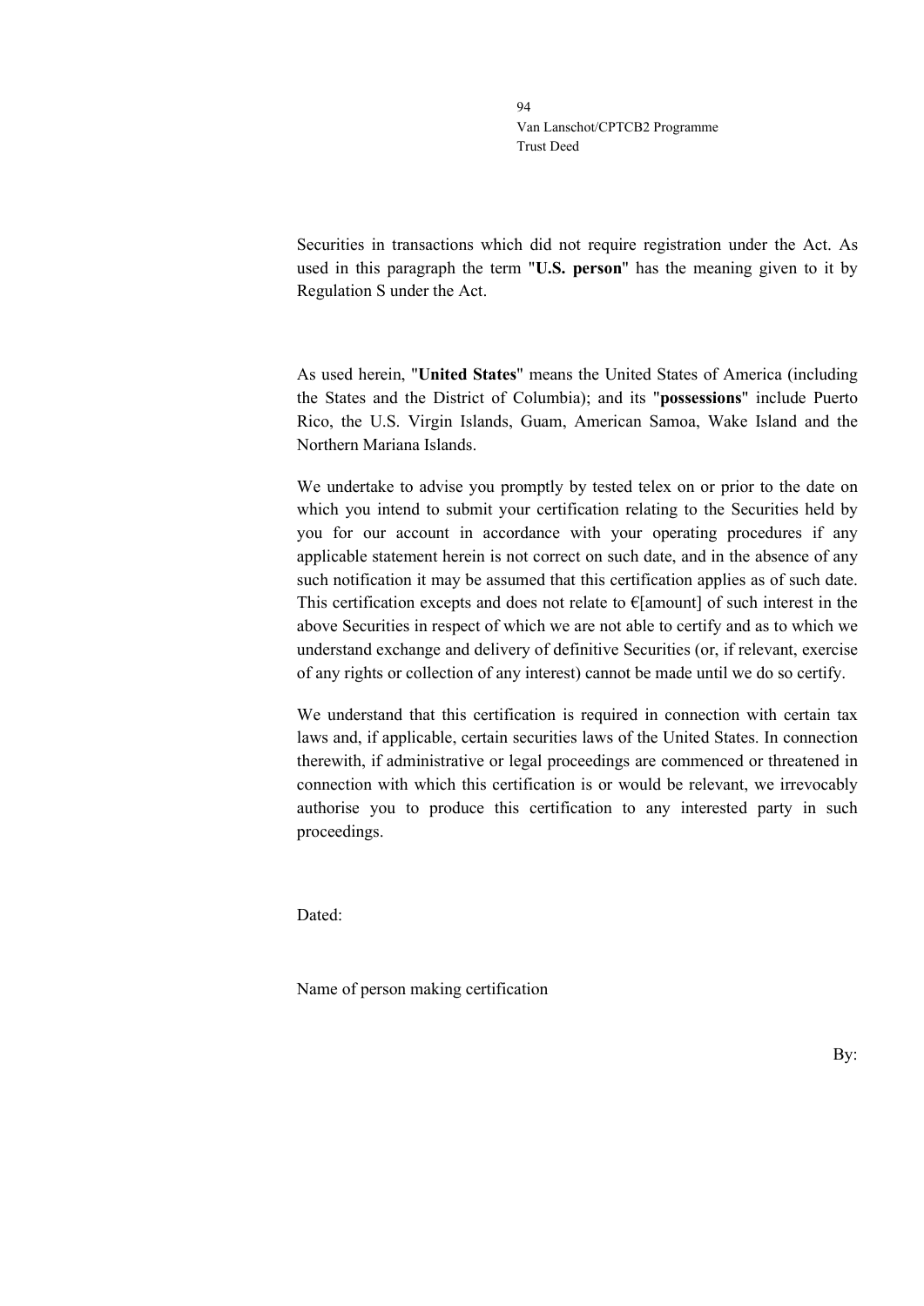Securities in transactions which did not require registration under the Act. As used in this paragraph the term "**U.S. person**" has the meaning given to it by Regulation S under the Act.

As used herein, "**United States**" means the United States of America (including the States and the District of Columbia); and its "**possessions**" include Puerto Rico, the U.S. Virgin Islands, Guam, American Samoa, Wake Island and the Northern Mariana Islands.

We undertake to advise you promptly by tested telex on or prior to the date on which you intend to submit your certification relating to the Securities held by you for our account in accordance with your operating procedures if any applicable statement herein is not correct on such date, and in the absence of any such notification it may be assumed that this certification applies as of such date. This certification excepts and does not relate to €[amount] of such interest in the above Securities in respect of which we are not able to certify and as to which we understand exchange and delivery of definitive Securities (or, if relevant, exercise of any rights or collection of any interest) cannot be made until we do so certify.

We understand that this certification is required in connection with certain tax laws and, if applicable, certain securities laws of the United States. In connection therewith, if administrative or legal proceedings are commenced or threatened in connection with which this certification is or would be relevant, we irrevocably authorise you to produce this certification to any interested party in such proceedings.

Dated:

Name of person making certification

By: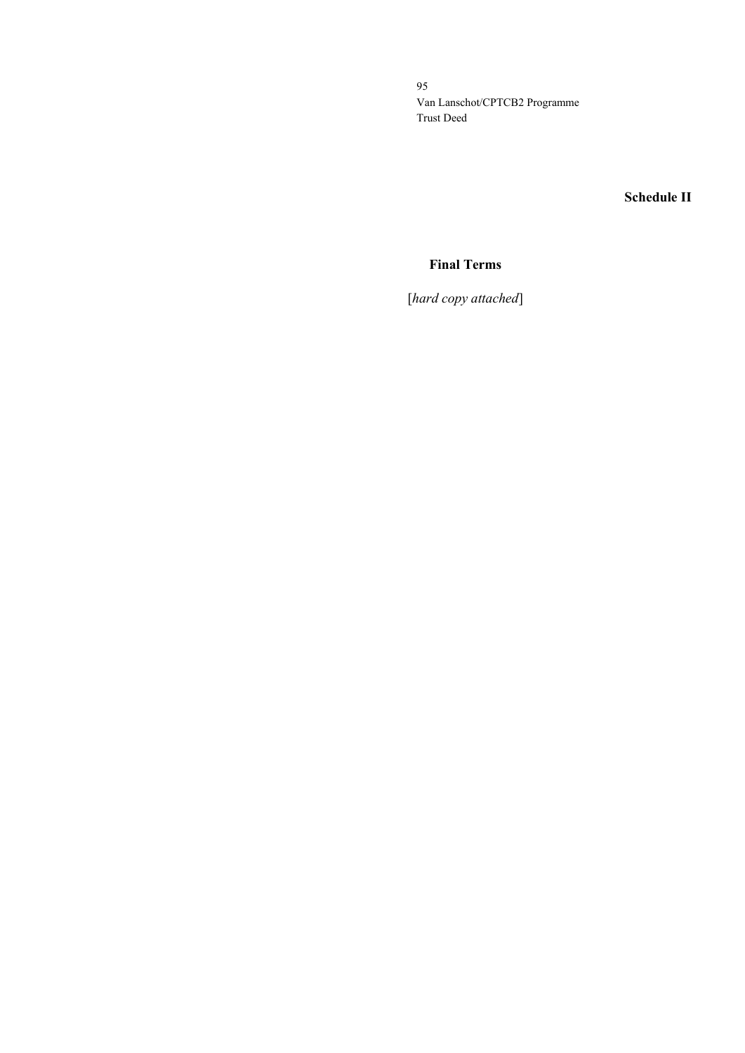**Schedule II**

## Final Terms

[*hard copy attached*]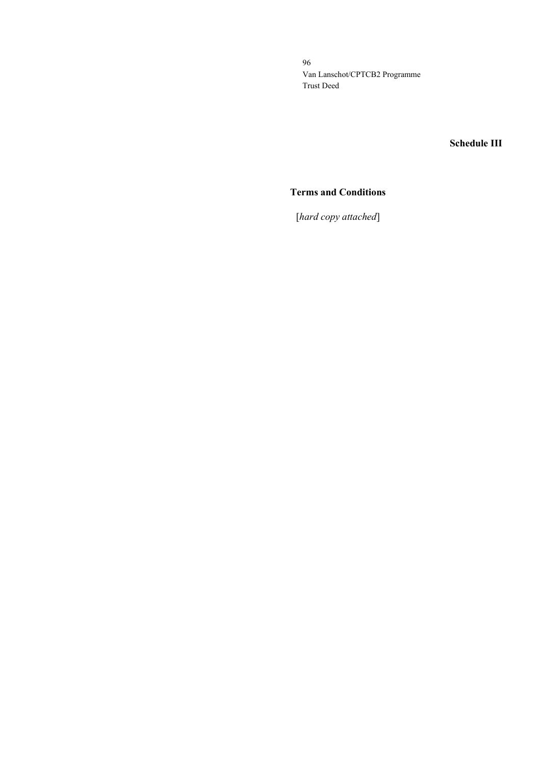# Schedule III

## Terms and Conditions

[*hard copy attached*]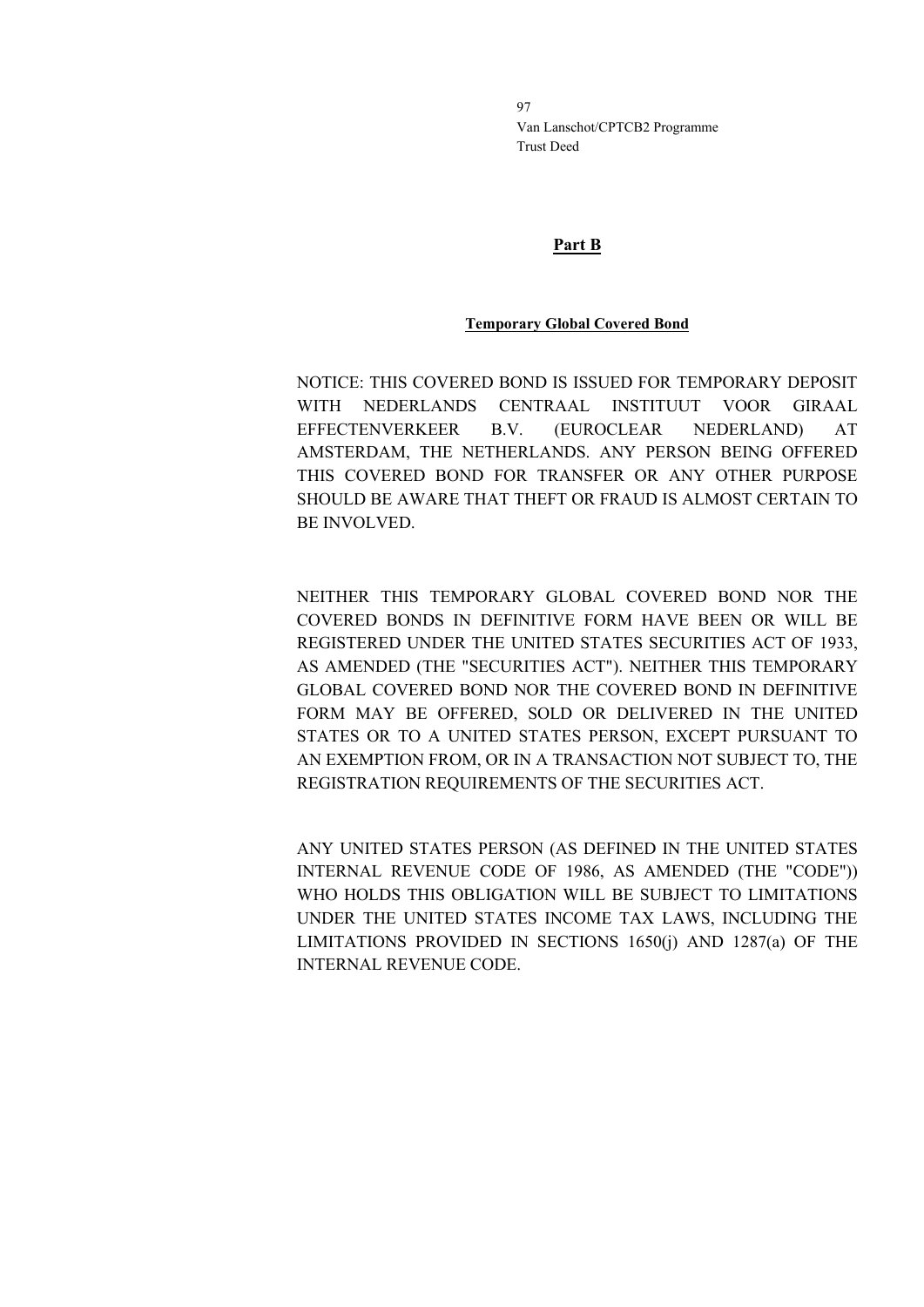**Part B**

**Temporary Global Covered Bond**

NOTICE: THIS COVERED BOND IS ISSUED FOR TEMPORARY DEPOSIT WITH NEDERLANDS CENTRAAL INSTITUUT VOOR GIRAAL EFFECTENVERKEER B.V. (EUROCLEAR NEDERLAND) AT AMSTERDAM, THE NETHERLANDS. ANY PERSON BEING OFFERED THIS COVERED BOND FOR TRANSFER OR ANY OTHER PURPOSE SHOULD BE AWARE THAT THEFT OR FRAUD IS ALMOST CERTAIN TO BE INVOLVED.

NEITHER THIS TEMPORARY GLOBAL COVERED BOND NOR THE COVERED BONDS IN DEFINITIVE FORM HAVE BEEN OR WILL BE REGISTERED UNDER THE UNITED STATES SECURITIES ACT OF 1933, AS AMENDED (THE "SECURITIES ACT"). NEITHER THIS TEMPORARY GLOBAL COVERED BOND NOR THE COVERED BOND IN DEFINITIVE FORM MAY BE OFFERED, SOLD OR DELIVERED IN THE UNITED STATES OR TO A UNITED STATES PERSON, EXCEPT PURSUANT TO AN EXEMPTION FROM, OR IN A TRANSACTION NOT SUBJECT TO, THE REGISTRATION REQUIREMENTS OF THE SECURITIES ACT.

ANY UNITED STATES PERSON (AS DEFINED IN THE UNITED STATES INTERNAL REVENUE CODE OF 1986, AS AMENDED (THE "CODE")) WHO HOLDS THIS OBLIGATION WILL BE SUBJECT TO LIMITATIONS UNDER THE UNITED STATES INCOME TAX LAWS, INCLUDING THE LIMITATIONS PROVIDED IN SECTIONS 1650(j) AND 1287(a) OF THE INTERNAL REVENUE CODE.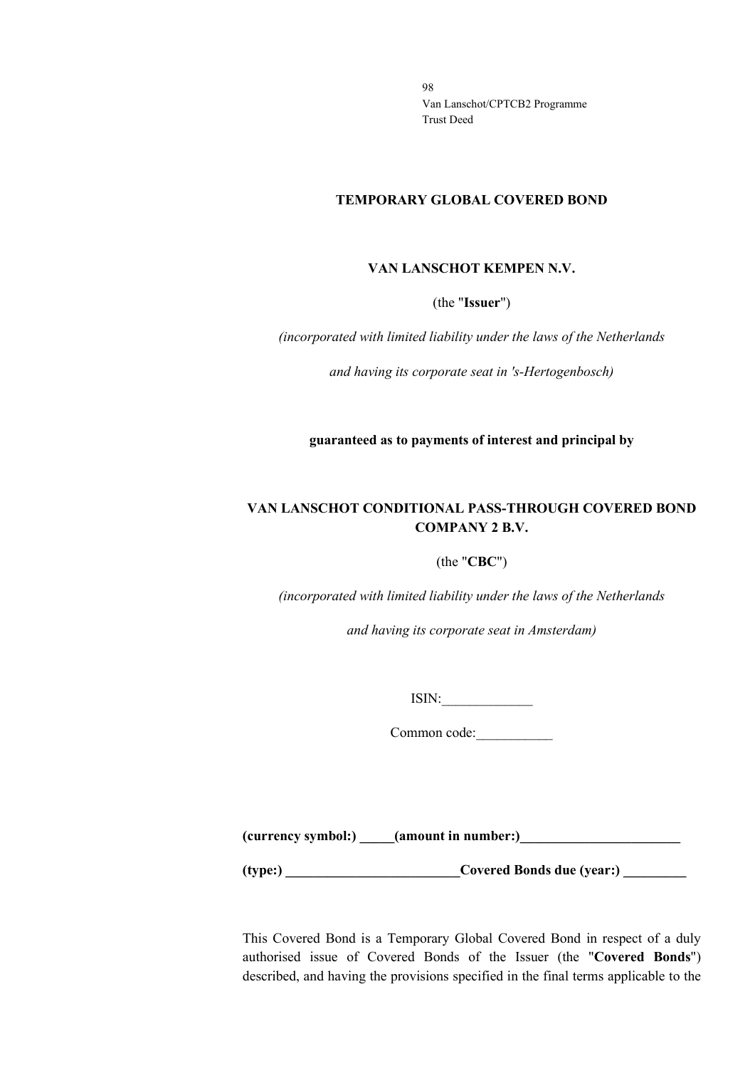# TEMPORARY GLOBAL COVERED BOND

**VAN LANSCHOT KEMPEN N.V.**

(the "**Issuer**")

*(incorporated with limited liability under the laws of the Netherlands*

*and having its corporate seat in 's-Hertogenbosch)*

**guaranteed as to payments of interest and principal by**

**VAN LANSCHOT CONDITIONAL PASS-THROUGH COVERED BOND COMPANY 2 B.V.**

(the "**CBC**")

*(incorporated with limited liability under the laws of the Netherlands*

*and having its corporate seat in Amsterdam)*

ISIN:_____________

Common code:___________

**(currency symbol:) _____(amount in number:)_______________________**

**(type:) _________________________Covered Bonds due (year:) _________**

This Covered Bond is a Temporary Global Covered Bond in respect of a duly authorised issue of Covered Bonds of the Issuer (the "**Covered Bonds**") described, and having the provisions specified in the final terms applicable to the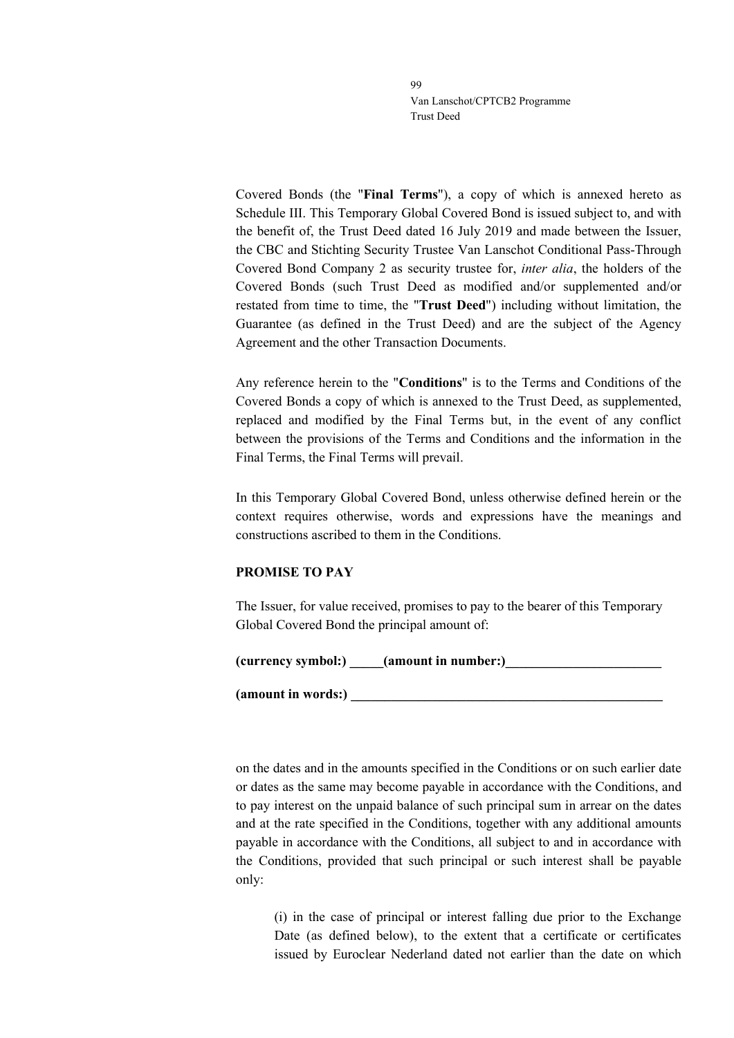Covered Bonds (the "**Final Terms**"), a copy of which is annexed hereto as Schedule III. This Temporary Global Covered Bond is issued subject to, and with the benefit of, the Trust Deed dated 16 July 2019 and made between the Issuer, the CBC and Stichting Security Trustee Van Lanschot Conditional Pass-Through Covered Bond Company 2 as security trustee for, *inter alia*, the holders of the Covered Bonds (such Trust Deed as modified and/or supplemented and/or restated from time to time, the "**Trust Deed**") including without limitation, the Guarantee (as defined in the Trust Deed) and are the subject of the Agency Agreement and the other Transaction Documents.

Any reference herein to the "**Conditions**" is to the Terms and Conditions of the Covered Bonds a copy of which is annexed to the Trust Deed, as supplemented, replaced and modified by the Final Terms but, in the event of any conflict between the provisions of the Terms and Conditions and the information in the Final Terms, the Final Terms will prevail.

In this Temporary Global Covered Bond, unless otherwise defined herein or the context requires otherwise, words and expressions have the meanings and constructions ascribed to them in the Conditions.

**PROMISE TO PAY**

The Issuer, for value received, promises to pay to the bearer of this Temporary Global Covered Bond the principal amount of:

**(currency symbol:) _____(amount in number:)_______________________**

**(amount in words:) _______________________________________________**

on the dates and in the amounts specified in the Conditions or on such earlier date or dates as the same may become payable in accordance with the Conditions, and to pay interest on the unpaid balance of such principal sum in arrear on the dates and at the rate specified in the Conditions, together with any additional amounts payable in accordance with the Conditions, all subject to and in accordance with the Conditions, provided that such principal or such interest shall be payable only:

(i) in the case of principal or interest falling due prior to the Exchange Date (as defined below), to the extent that a certificate or certificates issued by Euroclear Nederland dated not earlier than the date on which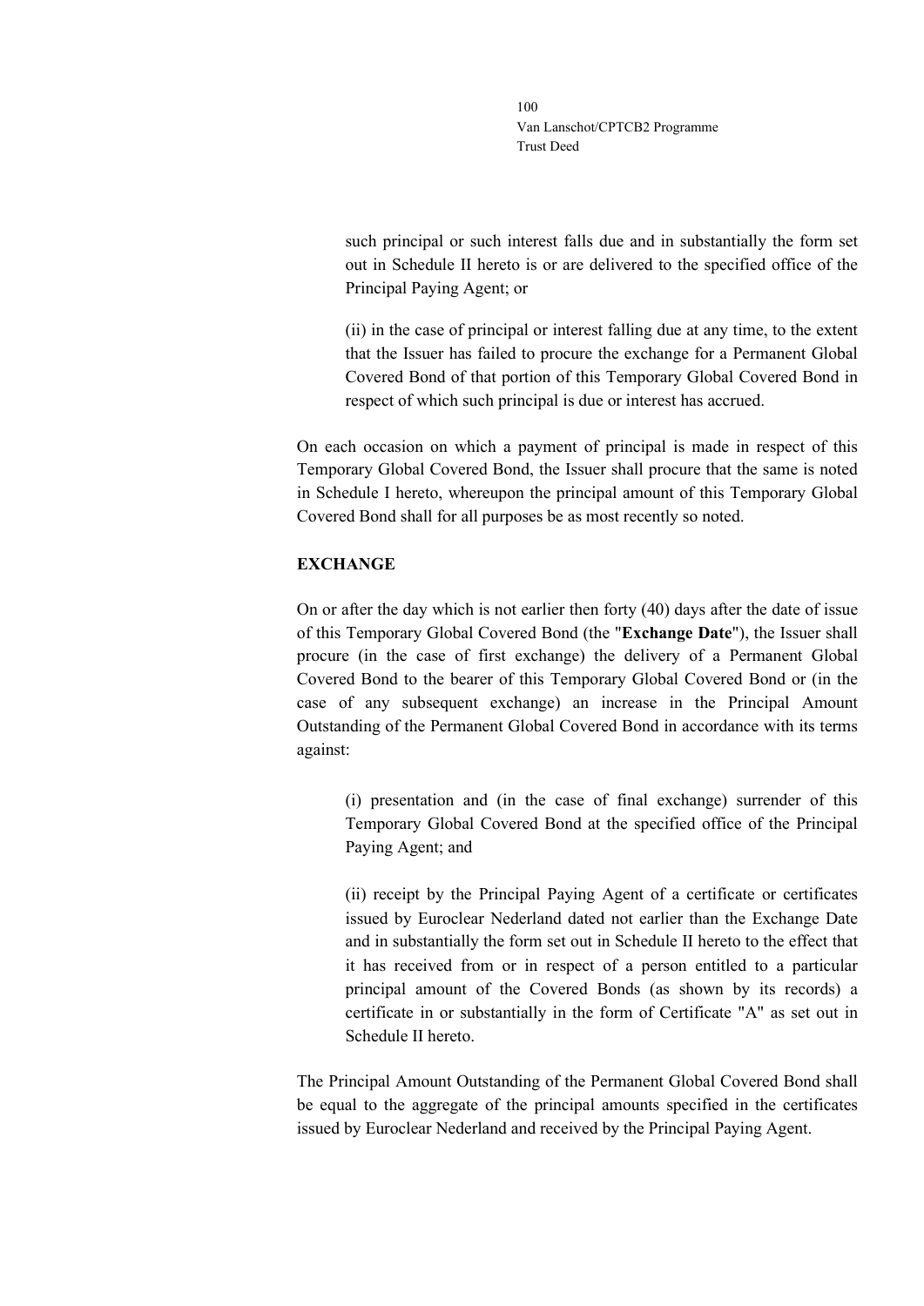such principal or such interest falls due and in substantially the form set out in Schedule II hereto is or are delivered to the specified office of the Principal Paying Agent; or

(ii) in the case of principal or interest falling due at any time, to the extent that the Issuer has failed to procure the exchange for a Permanent Global Covered Bond of that portion of this Temporary Global Covered Bond in respect of which such principal is due or interest has accrued.

On each occasion on which a payment of principal is made in respect of this Temporary Global Covered Bond, the Issuer shall procure that the same is noted in Schedule I hereto, whereupon the principal amount of this Temporary Global Covered Bond shall for all purposes be as most recently so noted.

**EXCHANGE**

On or after the day which is not earlier then forty (40) days after the date of issue of this Temporary Global Covered Bond (the "**Exchange Date**"), the Issuer shall procure (in the case of first exchange) the delivery of a Permanent Global Covered Bond to the bearer of this Temporary Global Covered Bond or (in the case of any subsequent exchange) an increase in the Principal Amount Outstanding of the Permanent Global Covered Bond in accordance with its terms against:

(i) presentation and (in the case of final exchange) surrender of this Temporary Global Covered Bond at the specified office of the Principal Paying Agent; and

(ii) receipt by the Principal Paying Agent of a certificate or certificates issued by Euroclear Nederland dated not earlier than the Exchange Date and in substantially the form set out in Schedule II hereto to the effect that it has received from or in respect of a person entitled to a particular principal amount of the Covered Bonds (as shown by its records) a certificate in or substantially in the form of Certificate "A" as set out in Schedule II hereto.

The Principal Amount Outstanding of the Permanent Global Covered Bond shall be equal to the aggregate of the principal amounts specified in the certificates issued by Euroclear Nederland and received by the Principal Paying Agent.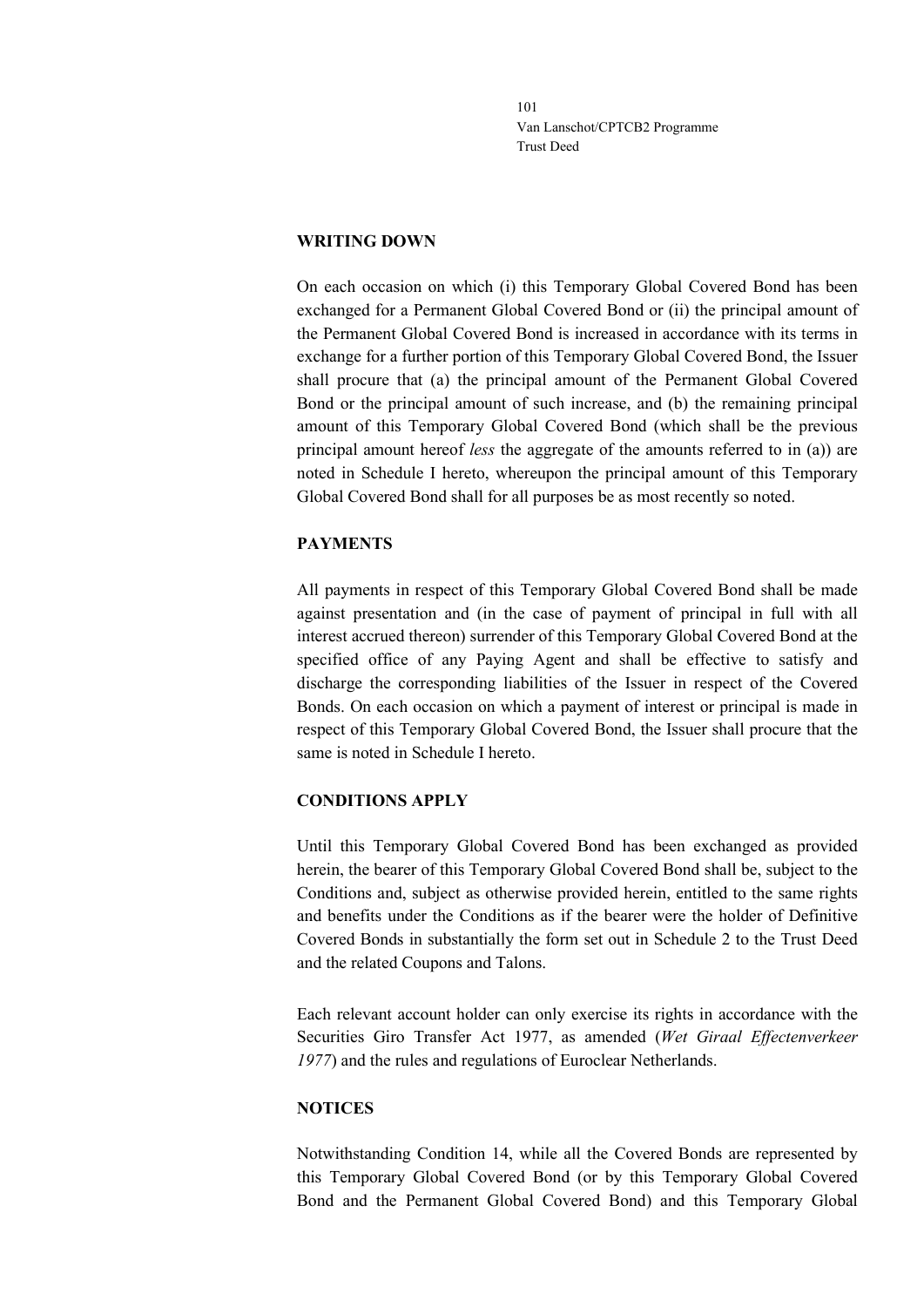**WRITING DOWN**

On each occasion on which (i) this Temporary Global Covered Bond has been exchanged for a Permanent Global Covered Bond or (ii) the principal amount of the Permanent Global Covered Bond is increased in accordance with its terms in exchange for a further portion of this Temporary Global Covered Bond, the Issuer shall procure that (a) the principal amount of the Permanent Global Covered Bond or the principal amount of such increase, and (b) the remaining principal amount of this Temporary Global Covered Bond (which shall be the previous principal amount hereof *less* the aggregate of the amounts referred to in (a)) are noted in Schedule I hereto, whereupon the principal amount of this Temporary Global Covered Bond shall for all purposes be as most recently so noted.

**PAYMENTS**

All payments in respect of this Temporary Global Covered Bond shall be made against presentation and (in the case of payment of principal in full with all interest accrued thereon) surrender of this Temporary Global Covered Bond at the specified office of any Paying Agent and shall be effective to satisfy and discharge the corresponding liabilities of the Issuer in respect of the Covered Bonds. On each occasion on which a payment of interest or principal is made in respect of this Temporary Global Covered Bond, the Issuer shall procure that the same is noted in Schedule I hereto.

**CONDITIONS APPLY**

Until this Temporary Global Covered Bond has been exchanged as provided herein, the bearer of this Temporary Global Covered Bond shall be, subject to the Conditions and, subject as otherwise provided herein, entitled to the same rights and benefits under the Conditions as if the bearer were the holder of Definitive Covered Bonds in substantially the form set out in Schedule 2 to the Trust Deed and the related Coupons and Talons.

Each relevant account holder can only exercise its rights in accordance with the Securities Giro Transfer Act 1977, as amended (*Wet Giraal Effectenverkeer 1977*) and the rules and regulations of Euroclear Netherlands.

**NOTICES**

Notwithstanding Condition 14, while all the Covered Bonds are represented by this Temporary Global Covered Bond (or by this Temporary Global Covered Bond and the Permanent Global Covered Bond) and this Temporary Global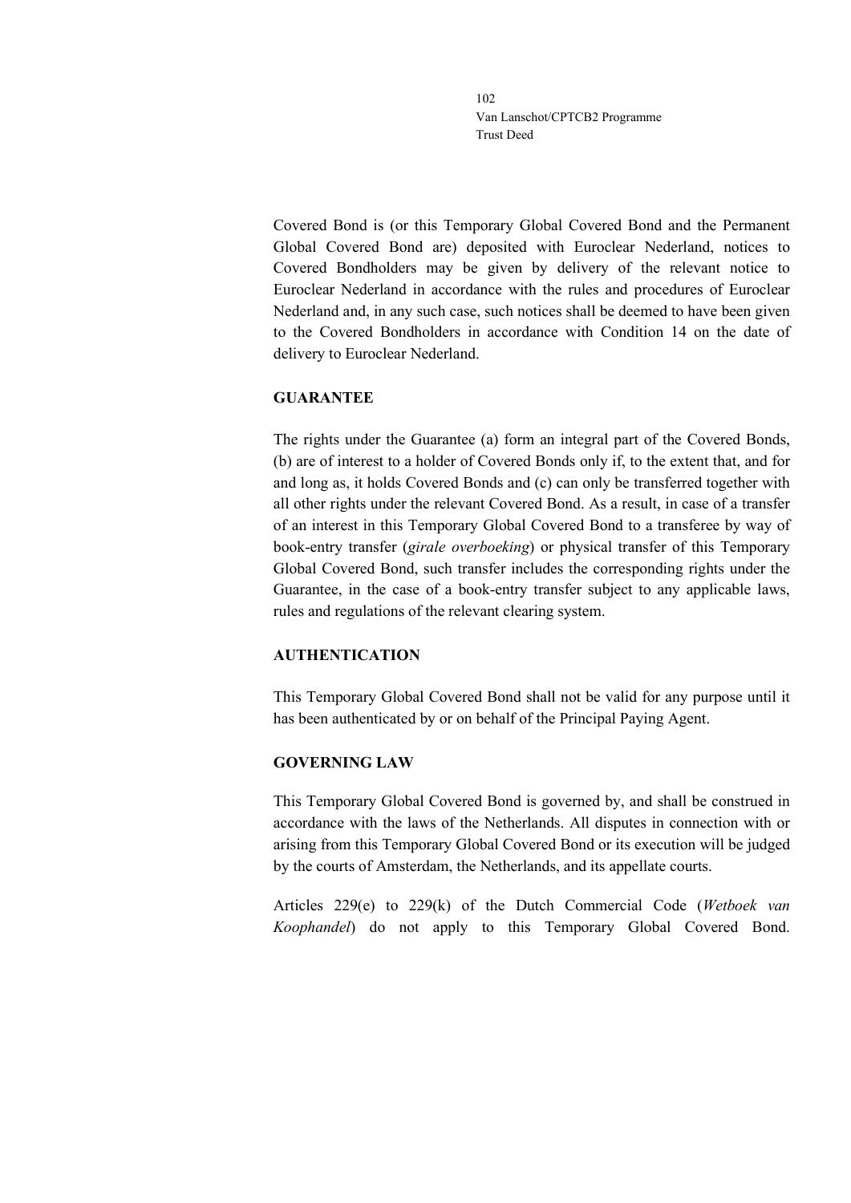Covered Bond is (or this Temporary Global Covered Bond and the Permanent Global Covered Bond are) deposited with Euroclear Nederland, notices to Covered Bondholders may be given by delivery of the relevant notice to Euroclear Nederland in accordance with the rules and procedures of Euroclear Nederland and, in any such case, such notices shall be deemed to have been given to the Covered Bondholders in accordance with Condition 14 on the date of delivery to Euroclear Nederland.

**GUARANTEE**

The rights under the Guarantee (a) form an integral part of the Covered Bonds, (b) are of interest to a holder of Covered Bonds only if, to the extent that, and for and long as, it holds Covered Bonds and (c) can only be transferred together with all other rights under the relevant Covered Bond. As a result, in case of a transfer of an interest in this Temporary Global Covered Bond to a transferee by way of book-entry transfer (*girale overboeking*) or physical transfer of this Temporary Global Covered Bond, such transfer includes the corresponding rights under the Guarantee, in the case of a book-entry transfer subject to any applicable laws, rules and regulations of the relevant clearing system.

**AUTHENTICATION**

This Temporary Global Covered Bond shall not be valid for any purpose until it has been authenticated by or on behalf of the Principal Paying Agent.

**GOVERNING LAW**

This Temporary Global Covered Bond is governed by, and shall be construed in accordance with the laws of the Netherlands. All disputes in connection with or arising from this Temporary Global Covered Bond or its execution will be judged by the courts of Amsterdam, the Netherlands, and its appellate courts.

Articles 229(e) to 229(k) of the Dutch Commercial Code (*Wetboek van Koophandel*) do not apply to this Temporary Global Covered Bond.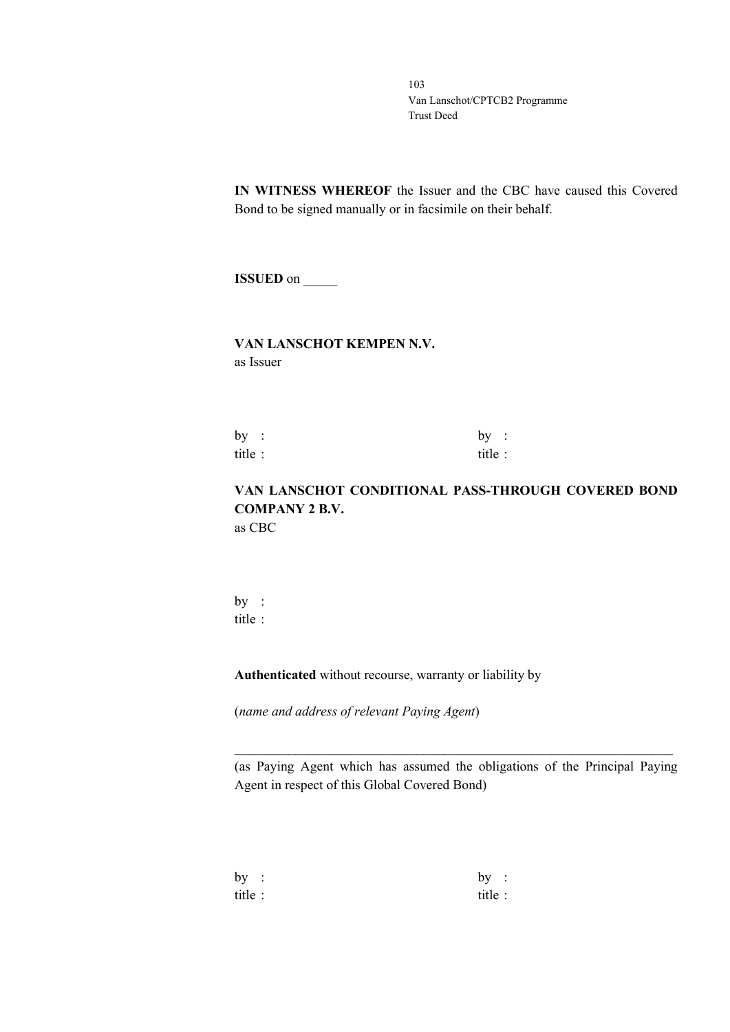**IN WITNESS WHEREOF** the Issuer and the CBC have caused this Covered Bond to be signed manually or in facsimile on their behalf.

**ISSUED** on _____

**VAN LANSCHOT KEMPEN N.V.**
as Issuer

| | |
|---|---|
| by : | by : |
| title : | title : |

**VAN LANSCHOT CONDITIONAL PASS-THROUGH COVERED BOND COMPANY 2 B.V.**
as CBC

by :
title :

**Authenticated** without recourse, warranty or liability by

(*name and address of relevant Paying Agent*)

_____________________________________________________________________

(as Paying Agent which has assumed the obligations of the Principal Paying Agent in respect of this Global Covered Bond)

| | |
|---|---|
| by : | by : |
| title : | title : |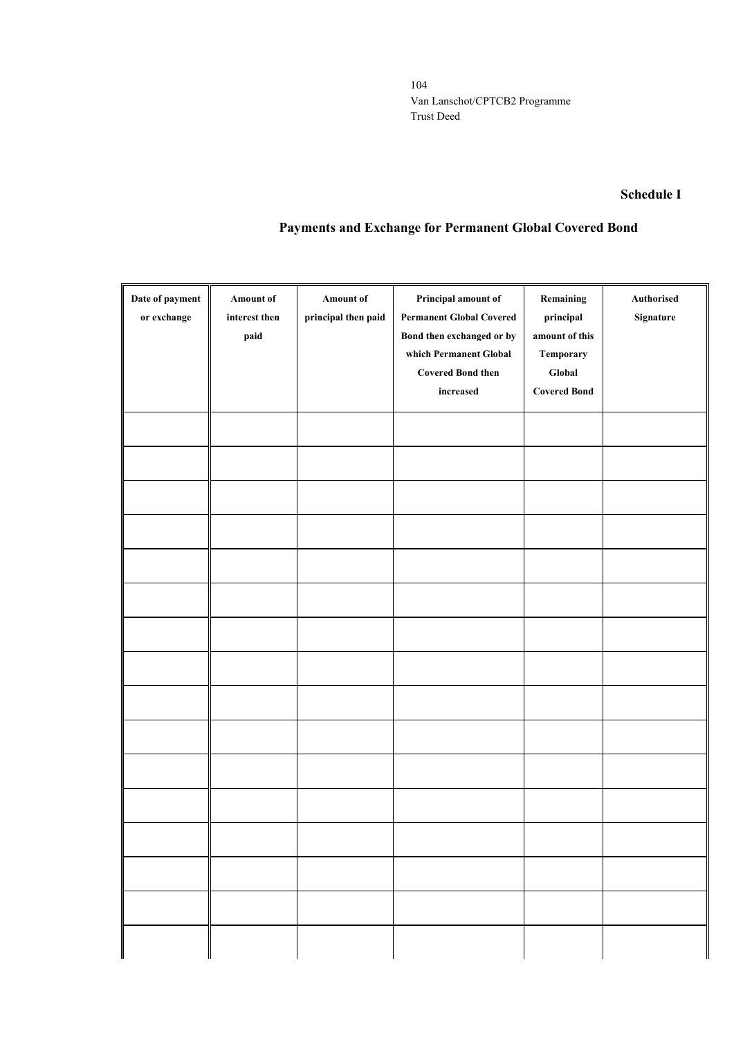## Schedule I

## Payments and Exchange for Permanent Global Covered Bond

| Date of payment or exchange | Amount of interest then paid | Amount of principal then paid | Principal amount of Permanent Global Covered Bond then exchanged or by which Permanent Global Covered Bond then increased | Remaining principal amount of this Temporary Global Covered Bond | Authorised Signature |
|---|---|---|---|---|---|
| | | | | | |
| | | | | | |
| | | | | | |
| | | | | | |
| | | | | | |
| | | | | | |
| | | | | | |
| | | | | | |
| | | | | | |
| | | | | | |
| | | | | | |
| | | | | | |
| | | | | | |
| | | | | | |
| | | | | | |
| | | | | | |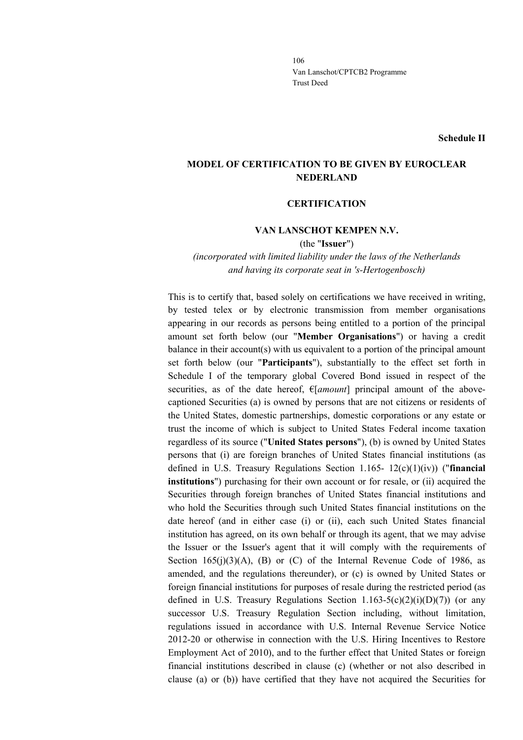**Schedule II**

## MODEL OF CERTIFICATION TO BE GIVEN BY EUROCLEAR NEDERLAND

### CERTIFICATION

**VAN LANSCHOT KEMPEN N.V.**

(the "**Issuer**")

*(incorporated with limited liability under the laws of the Netherlands and having its corporate seat in 's-Hertogenbosch)*

This is to certify that, based solely on certifications we have received in writing, by tested telex or by electronic transmission from member organisations appearing in our records as persons being entitled to a portion of the principal amount set forth below (our "**Member Organisations**") or having a credit balance in their account(s) with us equivalent to a portion of the principal amount set forth below (our "**Participants**"), substantially to the effect set forth in Schedule I of the temporary global Covered Bond issued in respect of the securities, as of the date hereof, €[*amount*] principal amount of the above-captioned Securities (a) is owned by persons that are not citizens or residents of the United States, domestic partnerships, domestic corporations or any estate or trust the income of which is subject to United States Federal income taxation regardless of its source ("**United States persons**"), (b) is owned by United States persons that (i) are foreign branches of United States financial institutions (as defined in U.S. Treasury Regulations Section 1.165- 12(c)(1)(iv)) ("**financial institutions**") purchasing for their own account or for resale, or (ii) acquired the Securities through foreign branches of United States financial institutions and who hold the Securities through such United States financial institutions on the date hereof (and in either case (i) or (ii), each such United States financial institution has agreed, on its own behalf or through its agent, that we may advise the Issuer or the Issuer's agent that it will comply with the requirements of Section 165(j)(3)(A), (B) or (C) of the Internal Revenue Code of 1986, as amended, and the regulations thereunder), or (c) is owned by United States or foreign financial institutions for purposes of resale during the restricted period (as defined in U.S. Treasury Regulations Section 1.163-5(c)(2)(i)(D)(7)) (or any successor U.S. Treasury Regulation Section including, without limitation, regulations issued in accordance with U.S. Internal Revenue Service Notice 2012-20 or otherwise in connection with the U.S. Hiring Incentives to Restore Employment Act of 2010), and to the further effect that United States or foreign financial institutions described in clause (c) (whether or not also described in clause (a) or (b)) have certified that they have not acquired the Securities for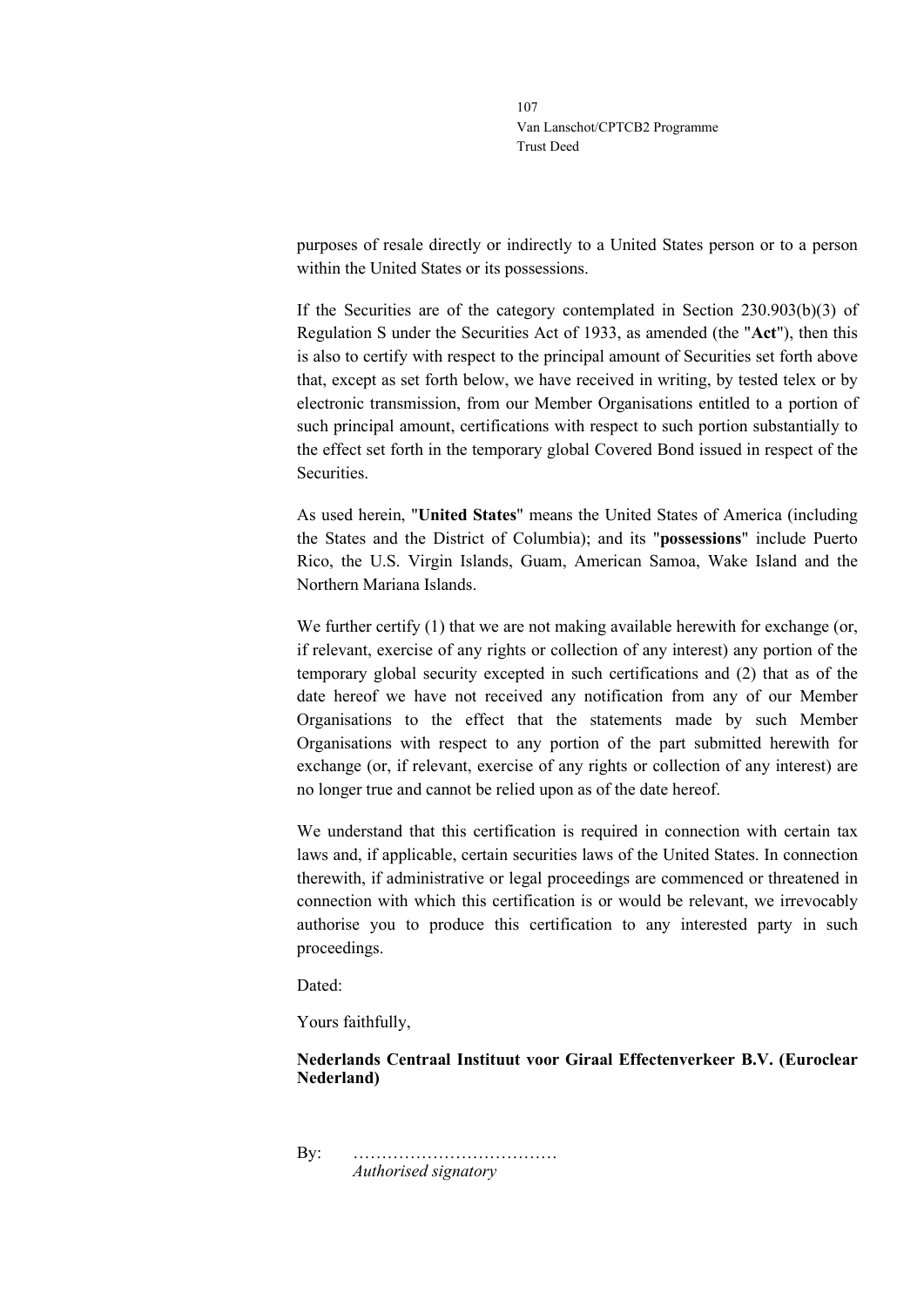purposes of resale directly or indirectly to a United States person or to a person within the United States or its possessions.

If the Securities are of the category contemplated in Section 230.903(b)(3) of Regulation S under the Securities Act of 1933, as amended (the "**Act**"), then this is also to certify with respect to the principal amount of Securities set forth above that, except as set forth below, we have received in writing, by tested telex or by electronic transmission, from our Member Organisations entitled to a portion of such principal amount, certifications with respect to such portion substantially to the effect set forth in the temporary global Covered Bond issued in respect of the Securities.

As used herein, "**United States**" means the United States of America (including the States and the District of Columbia); and its "**possessions**" include Puerto Rico, the U.S. Virgin Islands, Guam, American Samoa, Wake Island and the Northern Mariana Islands.

We further certify (1) that we are not making available herewith for exchange (or, if relevant, exercise of any rights or collection of any interest) any portion of the temporary global security excepted in such certifications and (2) that as of the date hereof we have not received any notification from any of our Member Organisations to the effect that the statements made by such Member Organisations with respect to any portion of the part submitted herewith for exchange (or, if relevant, exercise of any rights or collection of any interest) are no longer true and cannot be relied upon as of the date hereof.

We understand that this certification is required in connection with certain tax laws and, if applicable, certain securities laws of the United States. In connection therewith, if administrative or legal proceedings are commenced or threatened in connection with which this certification is or would be relevant, we irrevocably authorise you to produce this certification to any interested party in such proceedings.

Dated:

Yours faithfully,

**Nederlands Centraal Instituut voor Giraal Effectenverkeer B.V. (Euroclear Nederland)**

By: ………………………………
*Authorised signatory*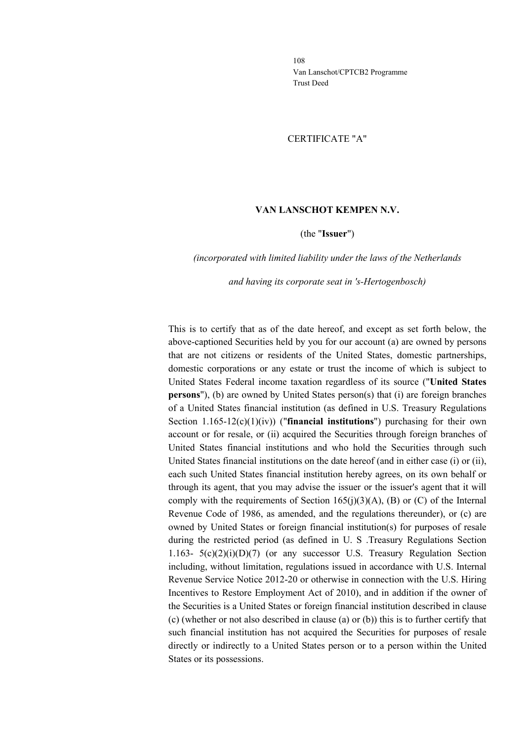CERTIFICATE "A"

**VAN LANSCHOT KEMPEN N.V.**

(the "**Issuer**")

*(incorporated with limited liability under the laws of the Netherlands*

*and having its corporate seat in 's-Hertogenbosch)*

This is to certify that as of the date hereof, and except as set forth below, the above-captioned Securities held by you for our account (a) are owned by persons that are not citizens or residents of the United States, domestic partnerships, domestic corporations or any estate or trust the income of which is subject to United States Federal income taxation regardless of its source ("**United States persons**"), (b) are owned by United States person(s) that (i) are foreign branches of a United States financial institution (as defined in U.S. Treasury Regulations Section 1.165-12(c)(1)(iv)) ("**financial institutions**") purchasing for their own account or for resale, or (ii) acquired the Securities through foreign branches of United States financial institutions and who hold the Securities through such United States financial institutions on the date hereof (and in either case (i) or (ii), each such United States financial institution hereby agrees, on its own behalf or through its agent, that you may advise the issuer or the issuer's agent that it will comply with the requirements of Section 165(j)(3)(A), (B) or (C) of the Internal Revenue Code of 1986, as amended, and the regulations thereunder), or (c) are owned by United States or foreign financial institution(s) for purposes of resale during the restricted period (as defined in U. S .Treasury Regulations Section 1.163- 5(c)(2)(i)(D)(7) (or any successor U.S. Treasury Regulation Section including, without limitation, regulations issued in accordance with U.S. Internal Revenue Service Notice 2012-20 or otherwise in connection with the U.S. Hiring Incentives to Restore Employment Act of 2010), and in addition if the owner of the Securities is a United States or foreign financial institution described in clause (c) (whether or not also described in clause (a) or (b)) this is to further certify that such financial institution has not acquired the Securities for purposes of resale directly or indirectly to a United States person or to a person within the United States or its possessions.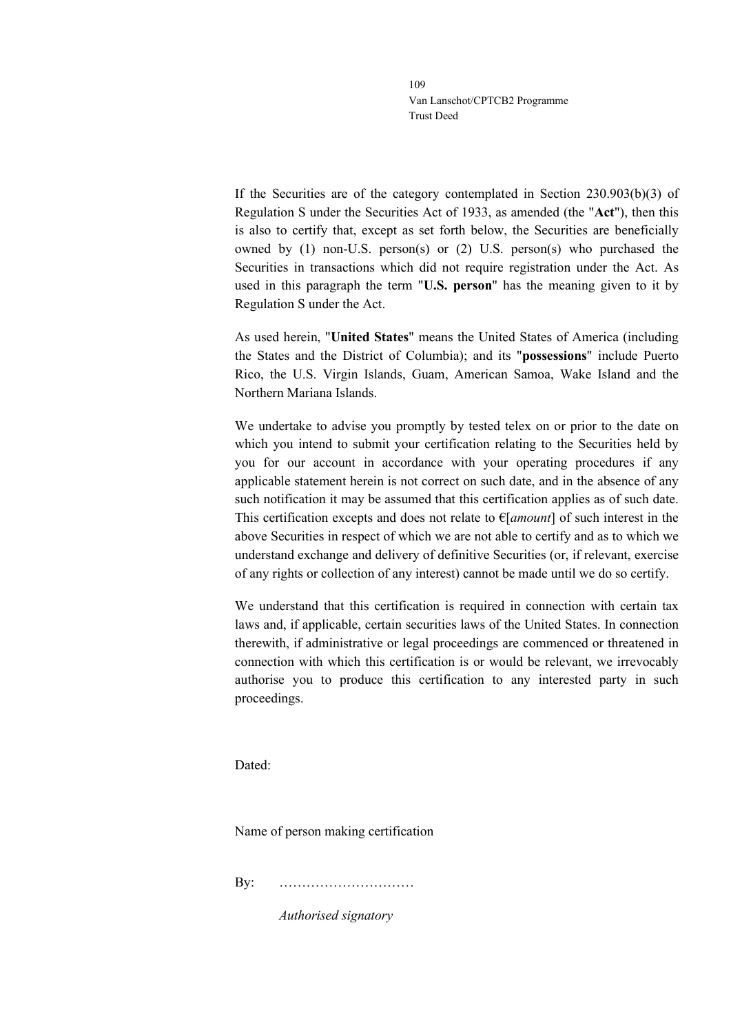If the Securities are of the category contemplated in Section 230.903(b)(3) of Regulation S under the Securities Act of 1933, as amended (the "**Act**"), then this is also to certify that, except as set forth below, the Securities are beneficially owned by (1) non-U.S. person(s) or (2) U.S. person(s) who purchased the Securities in transactions which did not require registration under the Act. As used in this paragraph the term "**U.S. person**" has the meaning given to it by Regulation S under the Act.

As used herein, "**United States**" means the United States of America (including the States and the District of Columbia); and its "**possessions**" include Puerto Rico, the U.S. Virgin Islands, Guam, American Samoa, Wake Island and the Northern Mariana Islands.

We undertake to advise you promptly by tested telex on or prior to the date on which you intend to submit your certification relating to the Securities held by you for our account in accordance with your operating procedures if any applicable statement herein is not correct on such date, and in the absence of any such notification it may be assumed that this certification applies as of such date. This certification excepts and does not relate to €[*amount*] of such interest in the above Securities in respect of which we are not able to certify and as to which we understand exchange and delivery of definitive Securities (or, if relevant, exercise of any rights or collection of any interest) cannot be made until we do so certify.

We understand that this certification is required in connection with certain tax laws and, if applicable, certain securities laws of the United States. In connection therewith, if administrative or legal proceedings are commenced or threatened in connection with which this certification is or would be relevant, we irrevocably authorise you to produce this certification to any interested party in such proceedings.

Dated:

Name of person making certification

By: …………………………

*Authorised signatory*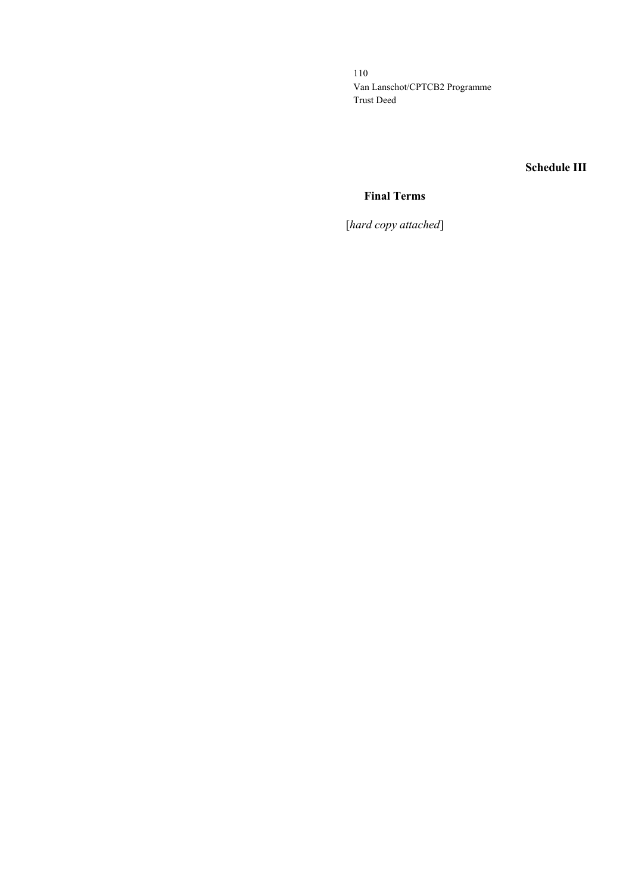# Schedule III

## Final Terms

[*hard copy attached*]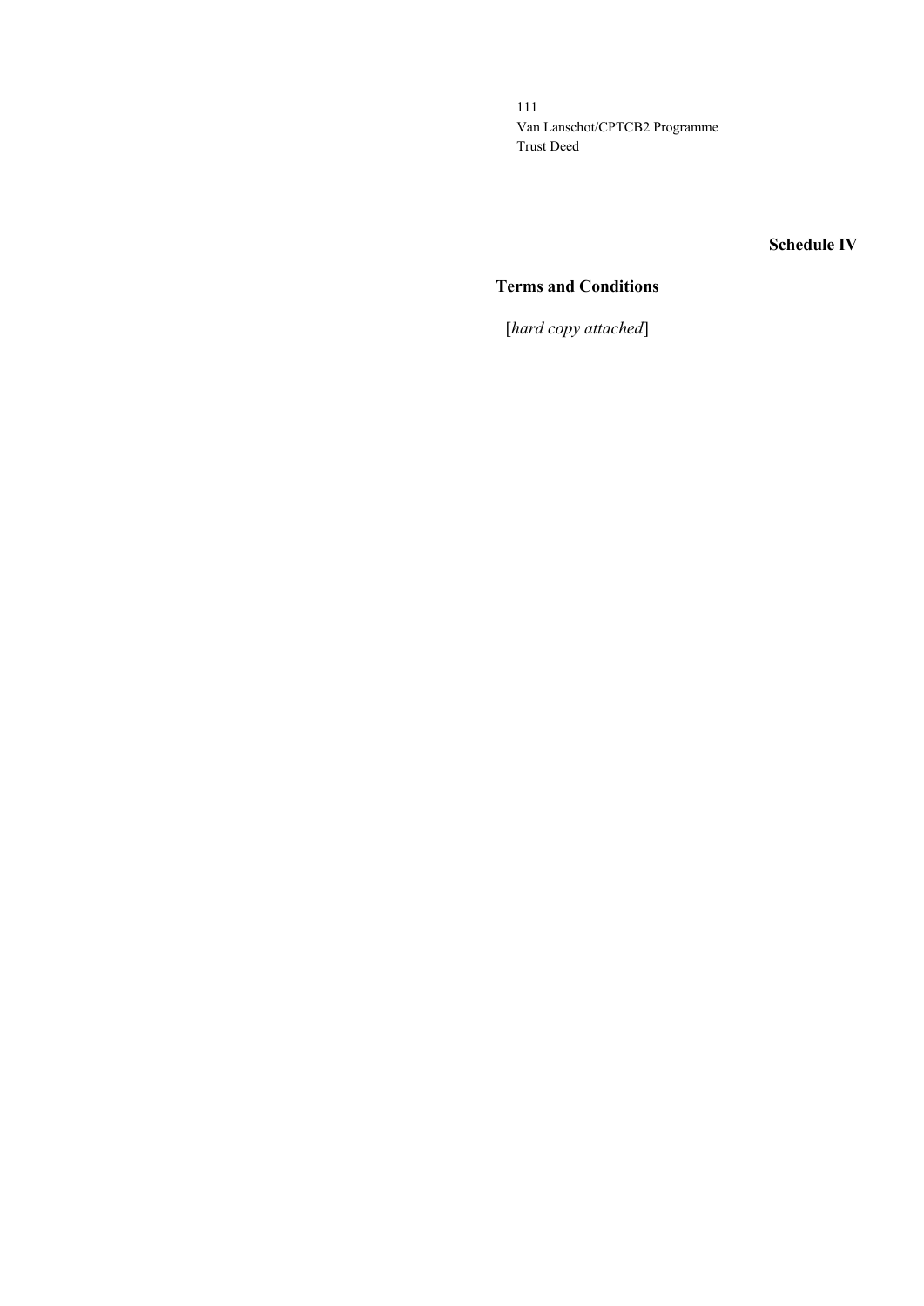## Schedule IV

## Terms and Conditions

[*hard copy attached*]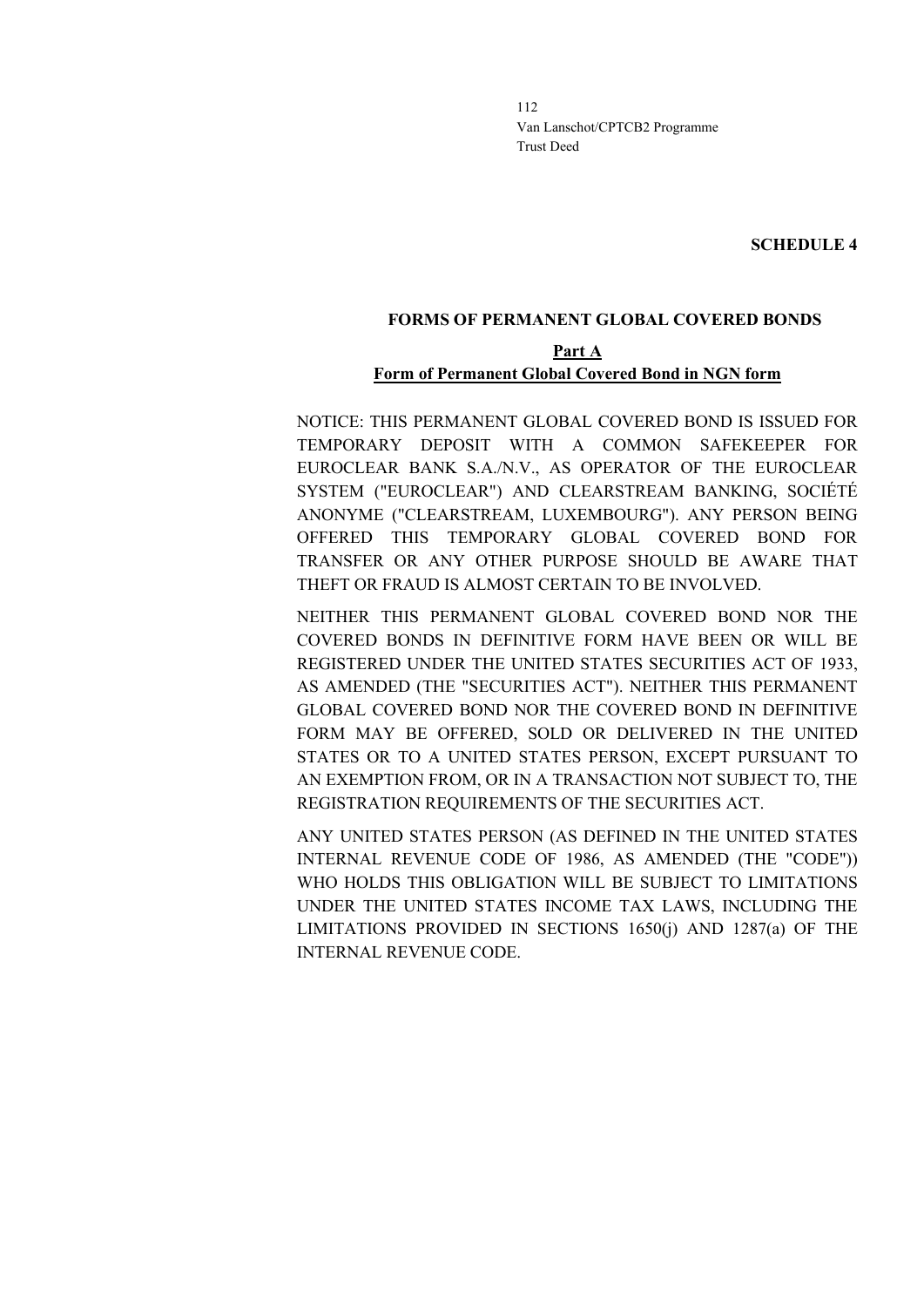**SCHEDULE 4**

**FORMS OF PERMANENT GLOBAL COVERED BONDS**

**Part A**
**Form of Permanent Global Covered Bond in NGN form**

NOTICE: THIS PERMANENT GLOBAL COVERED BOND IS ISSUED FOR TEMPORARY DEPOSIT WITH A COMMON SAFEKEEPER FOR EUROCLEAR BANK S.A./N.V., AS OPERATOR OF THE EUROCLEAR SYSTEM ("EUROCLEAR") AND CLEARSTREAM BANKING, SOCIÉTÉ ANONYME ("CLEARSTREAM, LUXEMBOURG"). ANY PERSON BEING OFFERED THIS TEMPORARY GLOBAL COVERED BOND FOR TRANSFER OR ANY OTHER PURPOSE SHOULD BE AWARE THAT THEFT OR FRAUD IS ALMOST CERTAIN TO BE INVOLVED.

NEITHER THIS PERMANENT GLOBAL COVERED BOND NOR THE COVERED BONDS IN DEFINITIVE FORM HAVE BEEN OR WILL BE REGISTERED UNDER THE UNITED STATES SECURITIES ACT OF 1933, AS AMENDED (THE "SECURITIES ACT"). NEITHER THIS PERMANENT GLOBAL COVERED BOND NOR THE COVERED BOND IN DEFINITIVE FORM MAY BE OFFERED, SOLD OR DELIVERED IN THE UNITED STATES OR TO A UNITED STATES PERSON, EXCEPT PURSUANT TO AN EXEMPTION FROM, OR IN A TRANSACTION NOT SUBJECT TO, THE REGISTRATION REQUIREMENTS OF THE SECURITIES ACT.

ANY UNITED STATES PERSON (AS DEFINED IN THE UNITED STATES INTERNAL REVENUE CODE OF 1986, AS AMENDED (THE "CODE")) WHO HOLDS THIS OBLIGATION WILL BE SUBJECT TO LIMITATIONS UNDER THE UNITED STATES INCOME TAX LAWS, INCLUDING THE LIMITATIONS PROVIDED IN SECTIONS 1650(j) AND 1287(a) OF THE INTERNAL REVENUE CODE.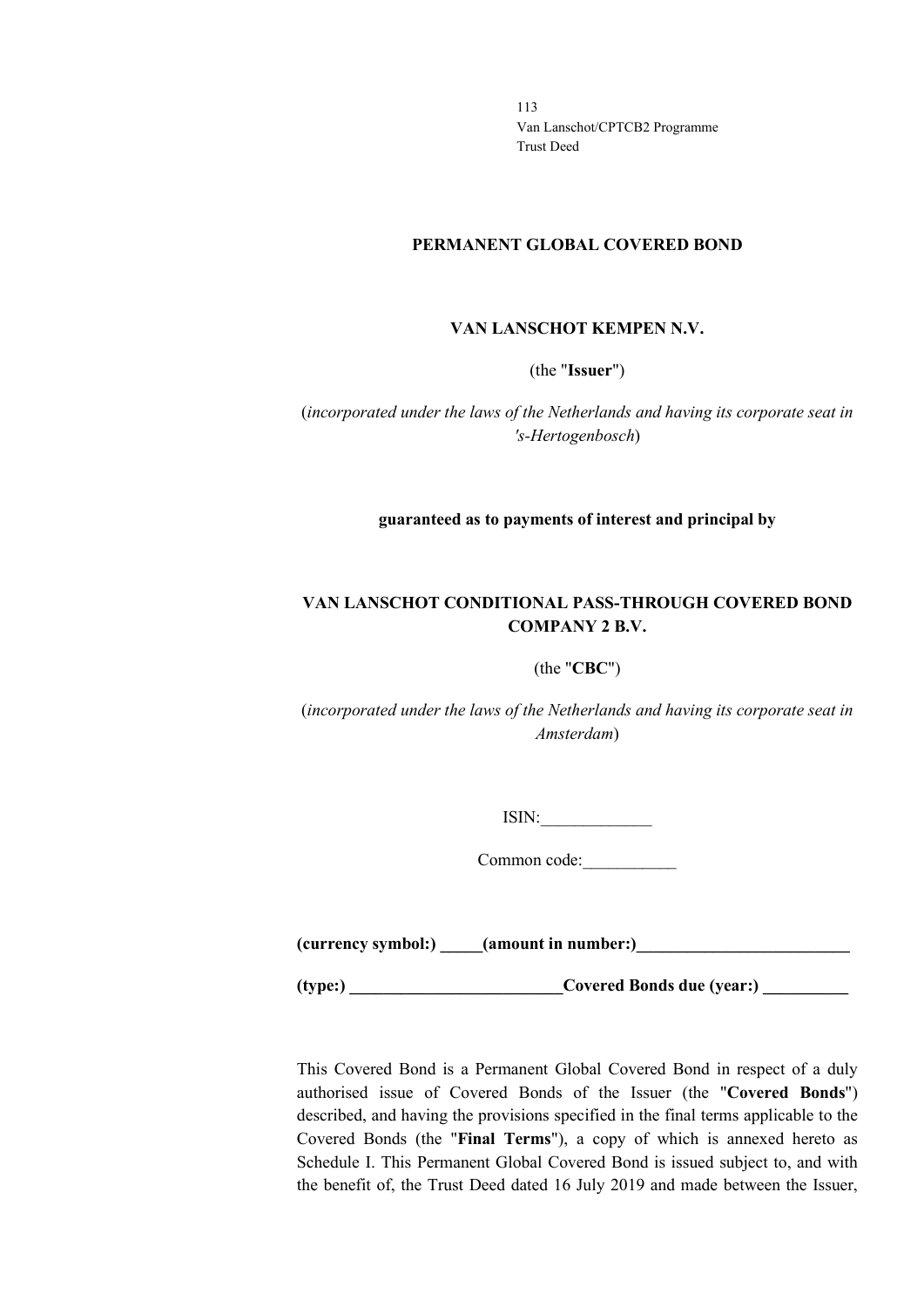**PERMANENT GLOBAL COVERED BOND**

**VAN LANSCHOT KEMPEN N.V.**

(the "**Issuer**")

(*incorporated under the laws of the Netherlands and having its corporate seat in 's-Hertogenbosch*)

**guaranteed as to payments of interest and principal by**

**VAN LANSCHOT CONDITIONAL PASS-THROUGH COVERED BOND COMPANY 2 B.V.**

(the "**CBC**")

(*incorporated under the laws of the Netherlands and having its corporate seat in Amsterdam*)

ISIN:_____________

Common code:___________

**(currency symbol:) _____(amount in number:)_________________________**

**(type:) _________________________Covered Bonds due (year:) __________**

This Covered Bond is a Permanent Global Covered Bond in respect of a duly authorised issue of Covered Bonds of the Issuer (the "**Covered Bonds**") described, and having the provisions specified in the final terms applicable to the Covered Bonds (the "**Final Terms**"), a copy of which is annexed hereto as Schedule I. This Permanent Global Covered Bond is issued subject to, and with the benefit of, the Trust Deed dated 16 July 2019 and made between the Issuer,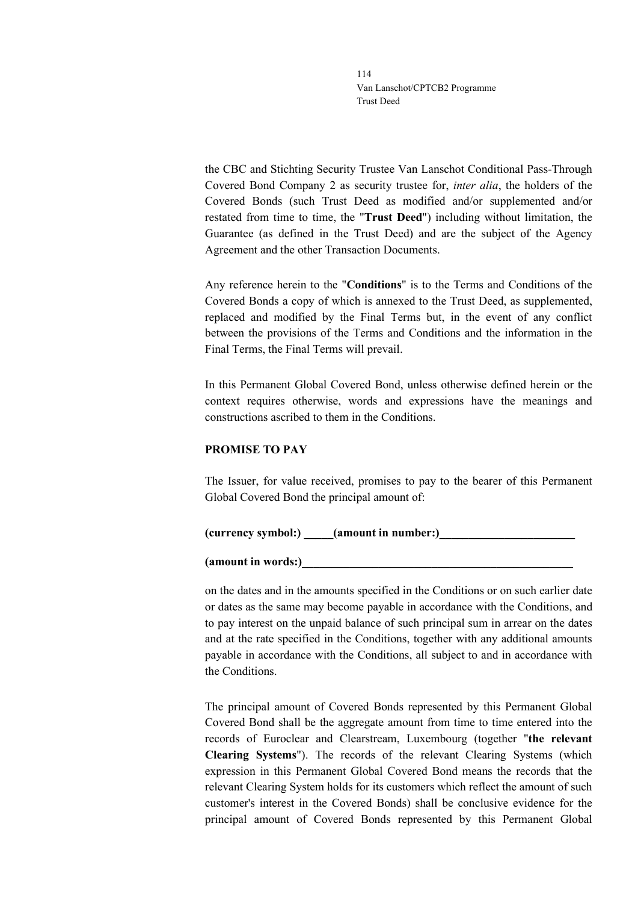the CBC and Stichting Security Trustee Van Lanschot Conditional Pass-Through Covered Bond Company 2 as security trustee for, *inter alia*, the holders of the Covered Bonds (such Trust Deed as modified and/or supplemented and/or restated from time to time, the "**Trust Deed**") including without limitation, the Guarantee (as defined in the Trust Deed) and are the subject of the Agency Agreement and the other Transaction Documents.

Any reference herein to the "**Conditions**" is to the Terms and Conditions of the Covered Bonds a copy of which is annexed to the Trust Deed, as supplemented, replaced and modified by the Final Terms but, in the event of any conflict between the provisions of the Terms and Conditions and the information in the Final Terms, the Final Terms will prevail.

In this Permanent Global Covered Bond, unless otherwise defined herein or the context requires otherwise, words and expressions have the meanings and constructions ascribed to them in the Conditions.

**PROMISE TO PAY**

The Issuer, for value received, promises to pay to the bearer of this Permanent Global Covered Bond the principal amount of:

**(currency symbol:) _____(amount in number:)_______________________**

**(amount in words:)_______________________________________________**

on the dates and in the amounts specified in the Conditions or on such earlier date or dates as the same may become payable in accordance with the Conditions, and to pay interest on the unpaid balance of such principal sum in arrear on the dates and at the rate specified in the Conditions, together with any additional amounts payable in accordance with the Conditions, all subject to and in accordance with the Conditions.

The principal amount of Covered Bonds represented by this Permanent Global Covered Bond shall be the aggregate amount from time to time entered into the records of Euroclear and Clearstream, Luxembourg (together "**the relevant Clearing Systems**"). The records of the relevant Clearing Systems (which expression in this Permanent Global Covered Bond means the records that the relevant Clearing System holds for its customers which reflect the amount of such customer's interest in the Covered Bonds) shall be conclusive evidence for the principal amount of Covered Bonds represented by this Permanent Global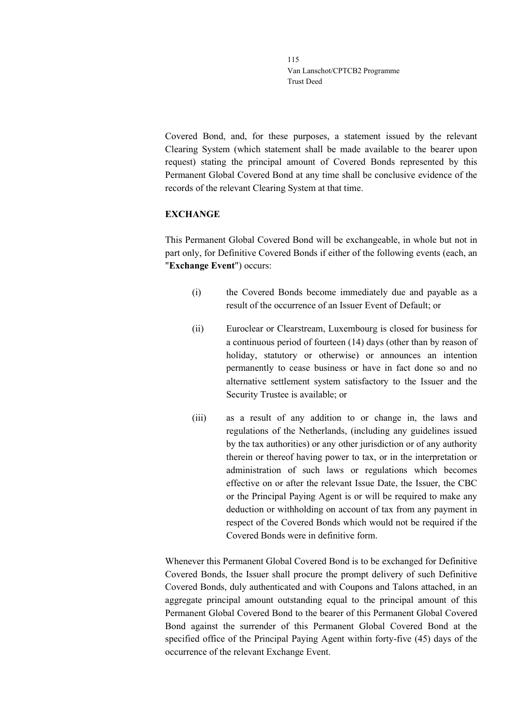Covered Bond, and, for these purposes, a statement issued by the relevant Clearing System (which statement shall be made available to the bearer upon request) stating the principal amount of Covered Bonds represented by this Permanent Global Covered Bond at any time shall be conclusive evidence of the records of the relevant Clearing System at that time.

**EXCHANGE**

This Permanent Global Covered Bond will be exchangeable, in whole but not in part only, for Definitive Covered Bonds if either of the following events (each, an "**Exchange Event**") occurs:

(i) the Covered Bonds become immediately due and payable as a result of the occurrence of an Issuer Event of Default; or

(ii) Euroclear or Clearstream, Luxembourg is closed for business for a continuous period of fourteen (14) days (other than by reason of holiday, statutory or otherwise) or announces an intention permanently to cease business or have in fact done so and no alternative settlement system satisfactory to the Issuer and the Security Trustee is available; or

(iii) as a result of any addition to or change in, the laws and regulations of the Netherlands, (including any guidelines issued by the tax authorities) or any other jurisdiction or of any authority therein or thereof having power to tax, or in the interpretation or administration of such laws or regulations which becomes effective on or after the relevant Issue Date, the Issuer, the CBC or the Principal Paying Agent is or will be required to make any deduction or withholding on account of tax from any payment in respect of the Covered Bonds which would not be required if the Covered Bonds were in definitive form.

Whenever this Permanent Global Covered Bond is to be exchanged for Definitive Covered Bonds, the Issuer shall procure the prompt delivery of such Definitive Covered Bonds, duly authenticated and with Coupons and Talons attached, in an aggregate principal amount outstanding equal to the principal amount of this Permanent Global Covered Bond to the bearer of this Permanent Global Covered Bond against the surrender of this Permanent Global Covered Bond at the specified office of the Principal Paying Agent within forty-five (45) days of the occurrence of the relevant Exchange Event.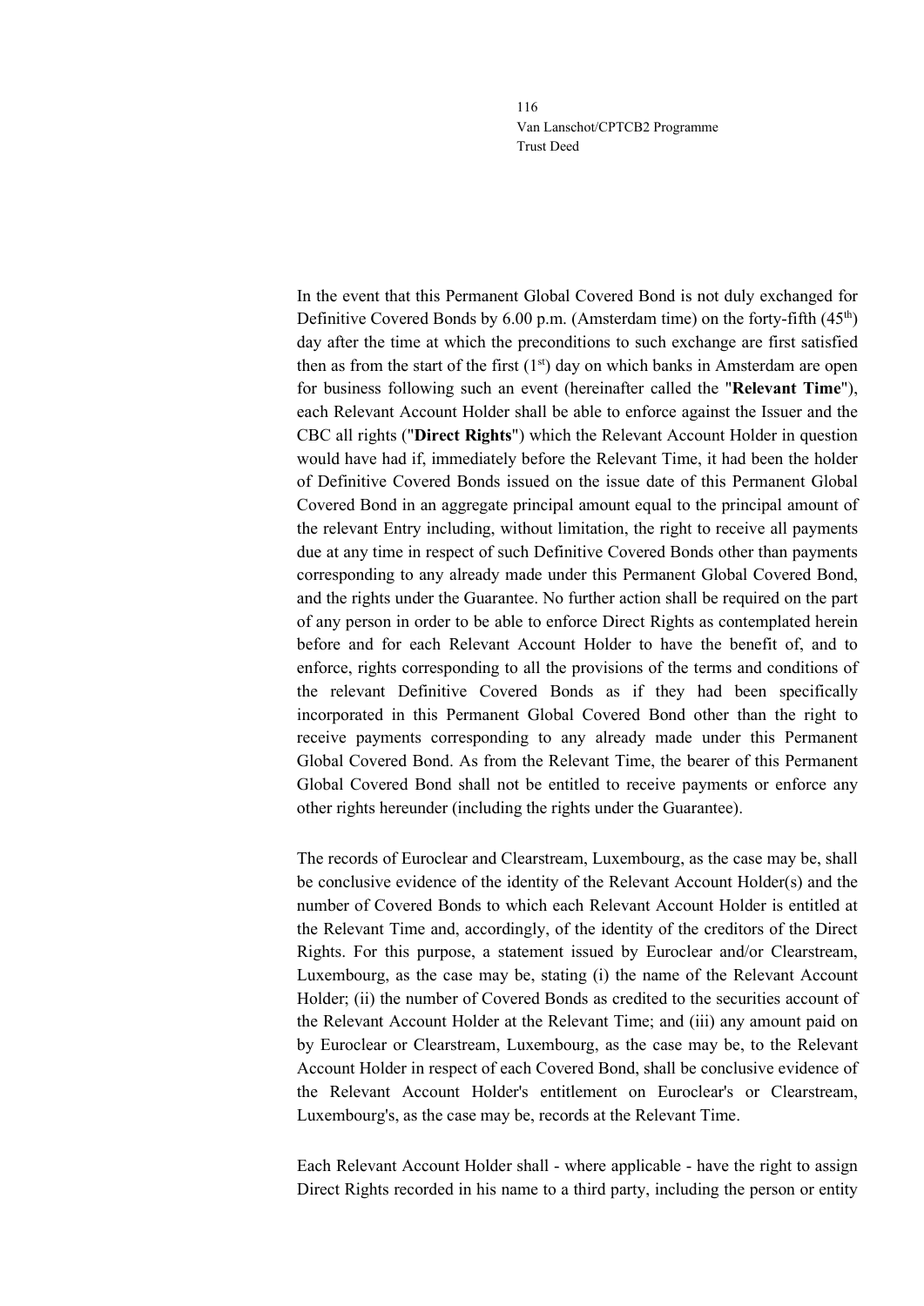In the event that this Permanent Global Covered Bond is not duly exchanged for Definitive Covered Bonds by 6.00 p.m. (Amsterdam time) on the forty-fifth (45th) day after the time at which the preconditions to such exchange are first satisfied then as from the start of the first (1st) day on which banks in Amsterdam are open for business following such an event (hereinafter called the "**Relevant Time**"), each Relevant Account Holder shall be able to enforce against the Issuer and the CBC all rights ("**Direct Rights**") which the Relevant Account Holder in question would have had if, immediately before the Relevant Time, it had been the holder of Definitive Covered Bonds issued on the issue date of this Permanent Global Covered Bond in an aggregate principal amount equal to the principal amount of the relevant Entry including, without limitation, the right to receive all payments due at any time in respect of such Definitive Covered Bonds other than payments corresponding to any already made under this Permanent Global Covered Bond, and the rights under the Guarantee. No further action shall be required on the part of any person in order to be able to enforce Direct Rights as contemplated herein before and for each Relevant Account Holder to have the benefit of, and to enforce, rights corresponding to all the provisions of the terms and conditions of the relevant Definitive Covered Bonds as if they had been specifically incorporated in this Permanent Global Covered Bond other than the right to receive payments corresponding to any already made under this Permanent Global Covered Bond. As from the Relevant Time, the bearer of this Permanent Global Covered Bond shall not be entitled to receive payments or enforce any other rights hereunder (including the rights under the Guarantee).

The records of Euroclear and Clearstream, Luxembourg, as the case may be, shall be conclusive evidence of the identity of the Relevant Account Holder(s) and the number of Covered Bonds to which each Relevant Account Holder is entitled at the Relevant Time and, accordingly, of the identity of the creditors of the Direct Rights. For this purpose, a statement issued by Euroclear and/or Clearstream, Luxembourg, as the case may be, stating (i) the name of the Relevant Account Holder; (ii) the number of Covered Bonds as credited to the securities account of the Relevant Account Holder at the Relevant Time; and (iii) any amount paid on by Euroclear or Clearstream, Luxembourg, as the case may be, to the Relevant Account Holder in respect of each Covered Bond, shall be conclusive evidence of the Relevant Account Holder's entitlement on Euroclear's or Clearstream, Luxembourg's, as the case may be, records at the Relevant Time.

Each Relevant Account Holder shall - where applicable - have the right to assign Direct Rights recorded in his name to a third party, including the person or entity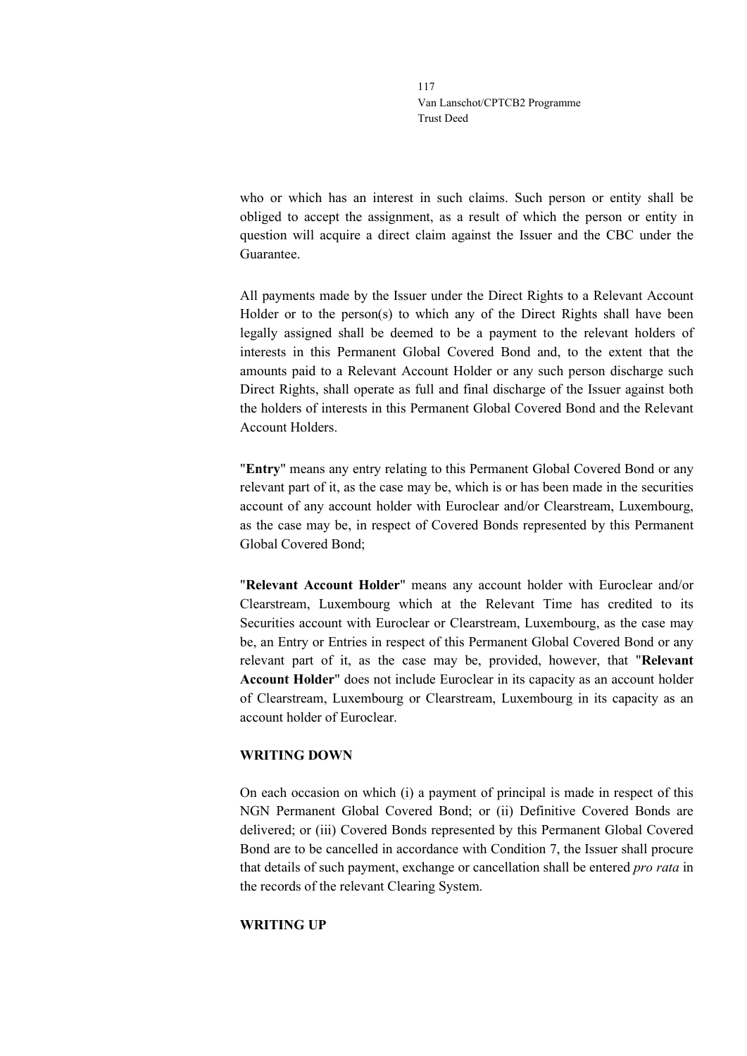who or which has an interest in such claims. Such person or entity shall be obliged to accept the assignment, as a result of which the person or entity in question will acquire a direct claim against the Issuer and the CBC under the Guarantee.

All payments made by the Issuer under the Direct Rights to a Relevant Account Holder or to the person(s) to which any of the Direct Rights shall have been legally assigned shall be deemed to be a payment to the relevant holders of interests in this Permanent Global Covered Bond and, to the extent that the amounts paid to a Relevant Account Holder or any such person discharge such Direct Rights, shall operate as full and final discharge of the Issuer against both the holders of interests in this Permanent Global Covered Bond and the Relevant Account Holders.

"**Entry**" means any entry relating to this Permanent Global Covered Bond or any relevant part of it, as the case may be, which is or has been made in the securities account of any account holder with Euroclear and/or Clearstream, Luxembourg, as the case may be, in respect of Covered Bonds represented by this Permanent Global Covered Bond;

"**Relevant Account Holder**" means any account holder with Euroclear and/or Clearstream, Luxembourg which at the Relevant Time has credited to its Securities account with Euroclear or Clearstream, Luxembourg, as the case may be, an Entry or Entries in respect of this Permanent Global Covered Bond or any relevant part of it, as the case may be, provided, however, that "**Relevant Account Holder**" does not include Euroclear in its capacity as an account holder of Clearstream, Luxembourg or Clearstream, Luxembourg in its capacity as an account holder of Euroclear.

**WRITING DOWN**

On each occasion on which (i) a payment of principal is made in respect of this NGN Permanent Global Covered Bond; or (ii) Definitive Covered Bonds are delivered; or (iii) Covered Bonds represented by this Permanent Global Covered Bond are to be cancelled in accordance with Condition 7, the Issuer shall procure that details of such payment, exchange or cancellation shall be entered *pro rata* in the records of the relevant Clearing System.

**WRITING UP**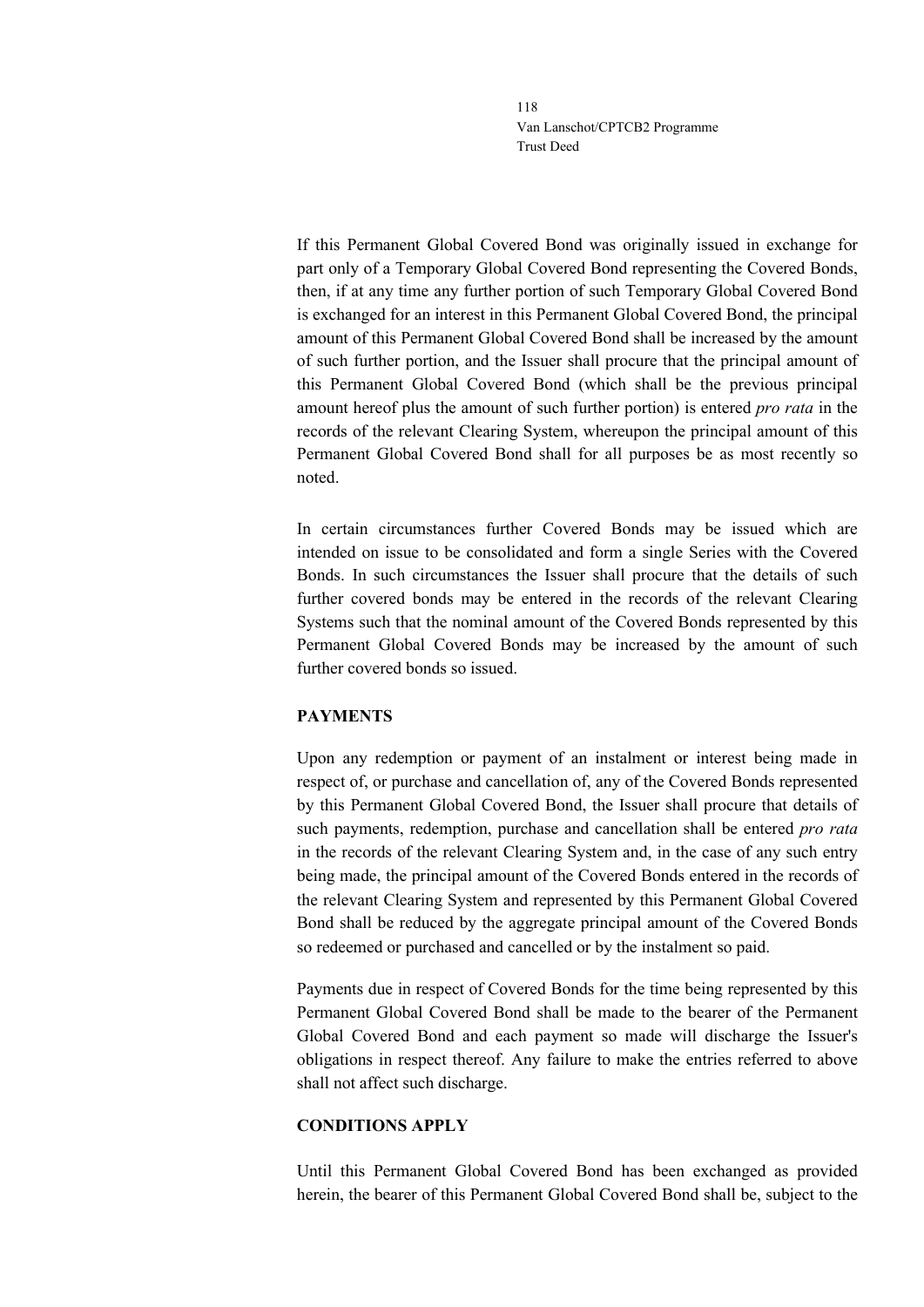If this Permanent Global Covered Bond was originally issued in exchange for part only of a Temporary Global Covered Bond representing the Covered Bonds, then, if at any time any further portion of such Temporary Global Covered Bond is exchanged for an interest in this Permanent Global Covered Bond, the principal amount of this Permanent Global Covered Bond shall be increased by the amount of such further portion, and the Issuer shall procure that the principal amount of this Permanent Global Covered Bond (which shall be the previous principal amount hereof plus the amount of such further portion) is entered *pro rata* in the records of the relevant Clearing System, whereupon the principal amount of this Permanent Global Covered Bond shall for all purposes be as most recently so noted.

In certain circumstances further Covered Bonds may be issued which are intended on issue to be consolidated and form a single Series with the Covered Bonds. In such circumstances the Issuer shall procure that the details of such further covered bonds may be entered in the records of the relevant Clearing Systems such that the nominal amount of the Covered Bonds represented by this Permanent Global Covered Bonds may be increased by the amount of such further covered bonds so issued.

**PAYMENTS**

Upon any redemption or payment of an instalment or interest being made in respect of, or purchase and cancellation of, any of the Covered Bonds represented by this Permanent Global Covered Bond, the Issuer shall procure that details of such payments, redemption, purchase and cancellation shall be entered *pro rata* in the records of the relevant Clearing System and, in the case of any such entry being made, the principal amount of the Covered Bonds entered in the records of the relevant Clearing System and represented by this Permanent Global Covered Bond shall be reduced by the aggregate principal amount of the Covered Bonds so redeemed or purchased and cancelled or by the instalment so paid.

Payments due in respect of Covered Bonds for the time being represented by this Permanent Global Covered Bond shall be made to the bearer of the Permanent Global Covered Bond and each payment so made will discharge the Issuer's obligations in respect thereof. Any failure to make the entries referred to above shall not affect such discharge.

**CONDITIONS APPLY**

Until this Permanent Global Covered Bond has been exchanged as provided herein, the bearer of this Permanent Global Covered Bond shall be, subject to the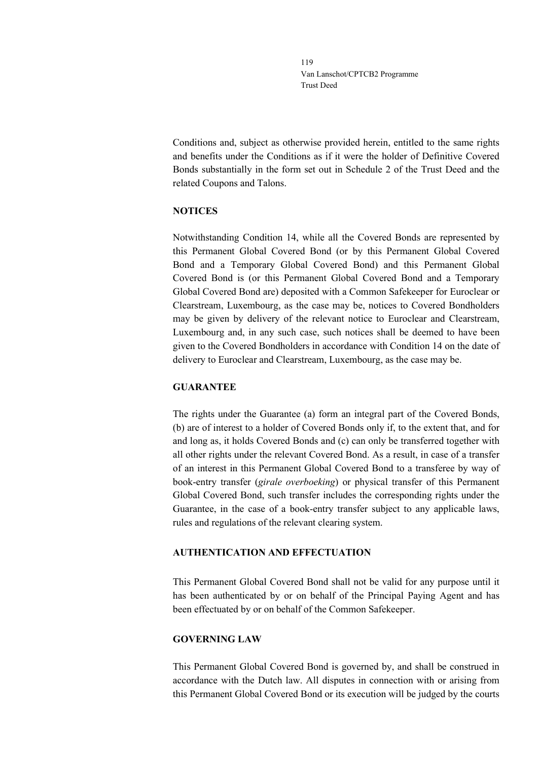Conditions and, subject as otherwise provided herein, entitled to the same rights and benefits under the Conditions as if it were the holder of Definitive Covered Bonds substantially in the form set out in Schedule 2 of the Trust Deed and the related Coupons and Talons.

**NOTICES**

Notwithstanding Condition 14, while all the Covered Bonds are represented by this Permanent Global Covered Bond (or by this Permanent Global Covered Bond and a Temporary Global Covered Bond) and this Permanent Global Covered Bond is (or this Permanent Global Covered Bond and a Temporary Global Covered Bond are) deposited with a Common Safekeeper for Euroclear or Clearstream, Luxembourg, as the case may be, notices to Covered Bondholders may be given by delivery of the relevant notice to Euroclear and Clearstream, Luxembourg and, in any such case, such notices shall be deemed to have been given to the Covered Bondholders in accordance with Condition 14 on the date of delivery to Euroclear and Clearstream, Luxembourg, as the case may be.

**GUARANTEE**

The rights under the Guarantee (a) form an integral part of the Covered Bonds, (b) are of interest to a holder of Covered Bonds only if, to the extent that, and for and long as, it holds Covered Bonds and (c) can only be transferred together with all other rights under the relevant Covered Bond. As a result, in case of a transfer of an interest in this Permanent Global Covered Bond to a transferee by way of book-entry transfer (*girale overboeking*) or physical transfer of this Permanent Global Covered Bond, such transfer includes the corresponding rights under the Guarantee, in the case of a book-entry transfer subject to any applicable laws, rules and regulations of the relevant clearing system.

**AUTHENTICATION AND EFFECTUATION**

This Permanent Global Covered Bond shall not be valid for any purpose until it has been authenticated by or on behalf of the Principal Paying Agent and has been effectuated by or on behalf of the Common Safekeeper.

**GOVERNING LAW**

This Permanent Global Covered Bond is governed by, and shall be construed in accordance with the Dutch law. All disputes in connection with or arising from this Permanent Global Covered Bond or its execution will be judged by the courts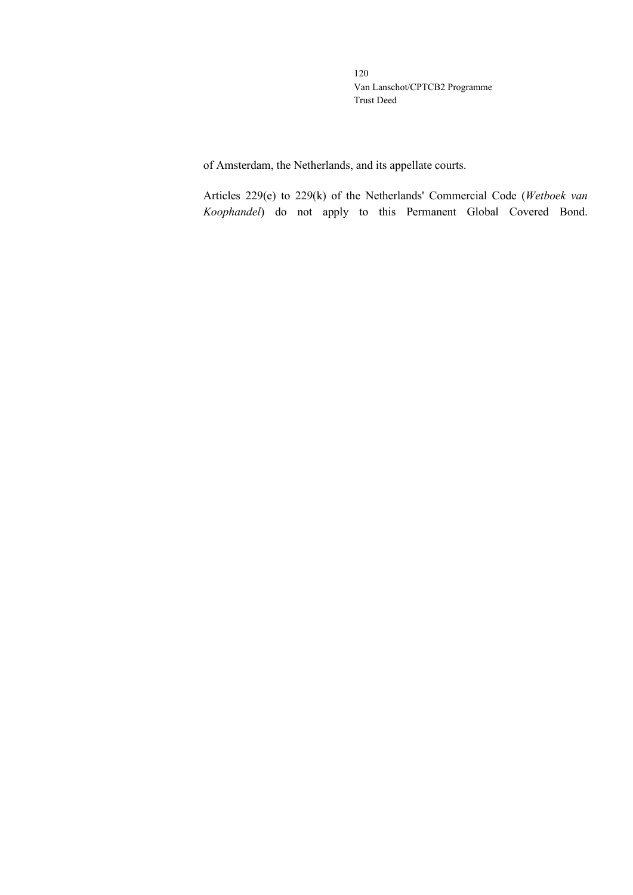of Amsterdam, the Netherlands, and its appellate courts.

Articles 229(e) to 229(k) of the Netherlands' Commercial Code (*Wetboek van Koophandel*) do not apply to this Permanent Global Covered Bond.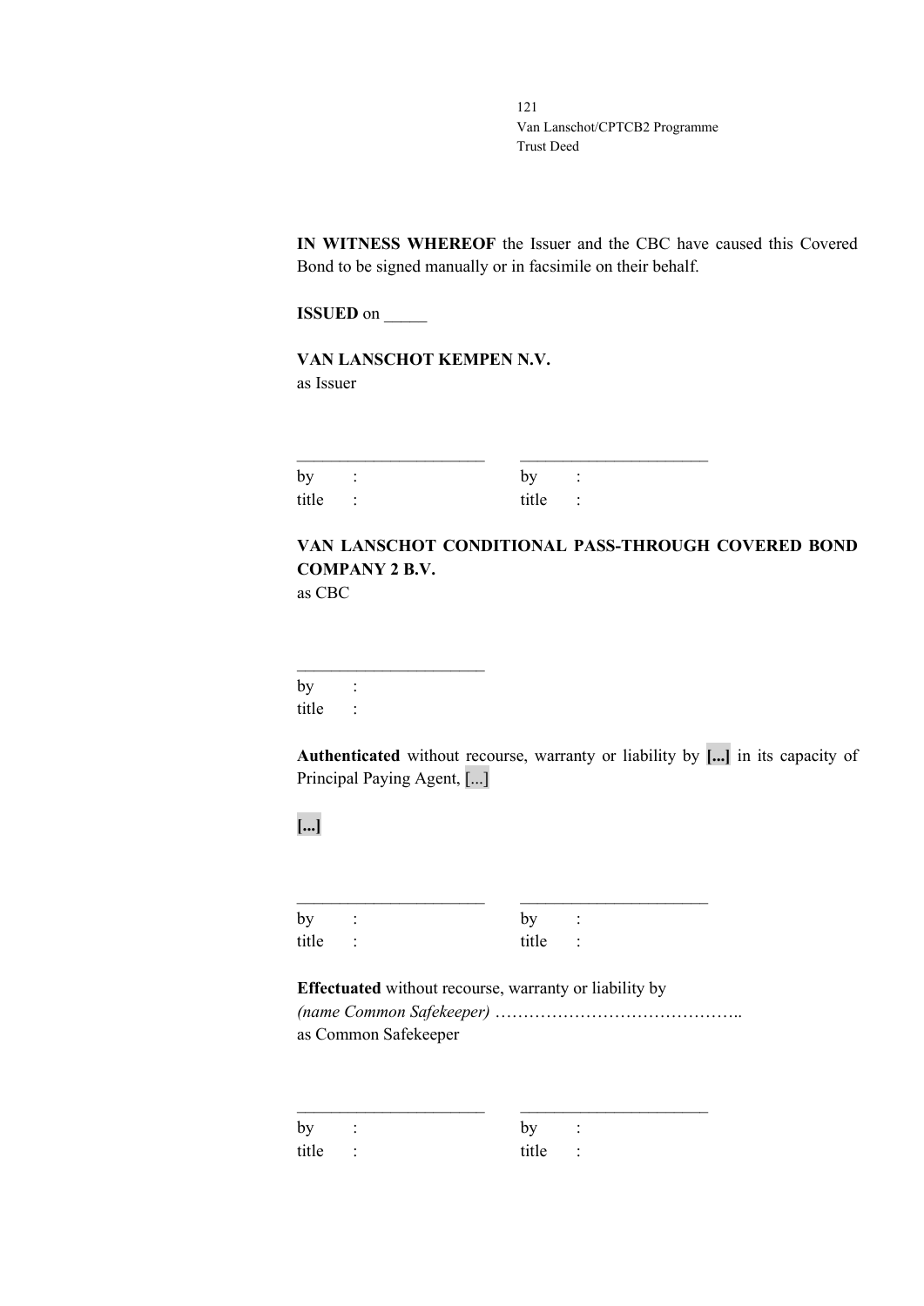**IN WITNESS WHEREOF** the Issuer and the CBC have caused this Covered Bond to be signed manually or in facsimile on their behalf.

**ISSUED** on _____

**VAN LANSCHOT KEMPEN N.V.**
as Issuer

| | |
|---|---|
| ______________________ | ______________________ |
| by : | by : |
| title : | title : |

**VAN LANSCHOT CONDITIONAL PASS-THROUGH COVERED BOND COMPANY 2 B.V.**
as CBC

______________________
by :
title :

**Authenticated** without recourse, warranty or liability by **[...]** in its capacity of Principal Paying Agent, [...]

**[...]**

| | |
|---|---|
| ______________________ | ______________________ |
| by : | by : |
| title : | title : |

**Effectuated** without recourse, warranty or liability by
*(name Common Safekeeper)* ……………………………………..
as Common Safekeeper

| | |
|---|---|
| ______________________ | ______________________ |
| by : | by : |
| title : | title : |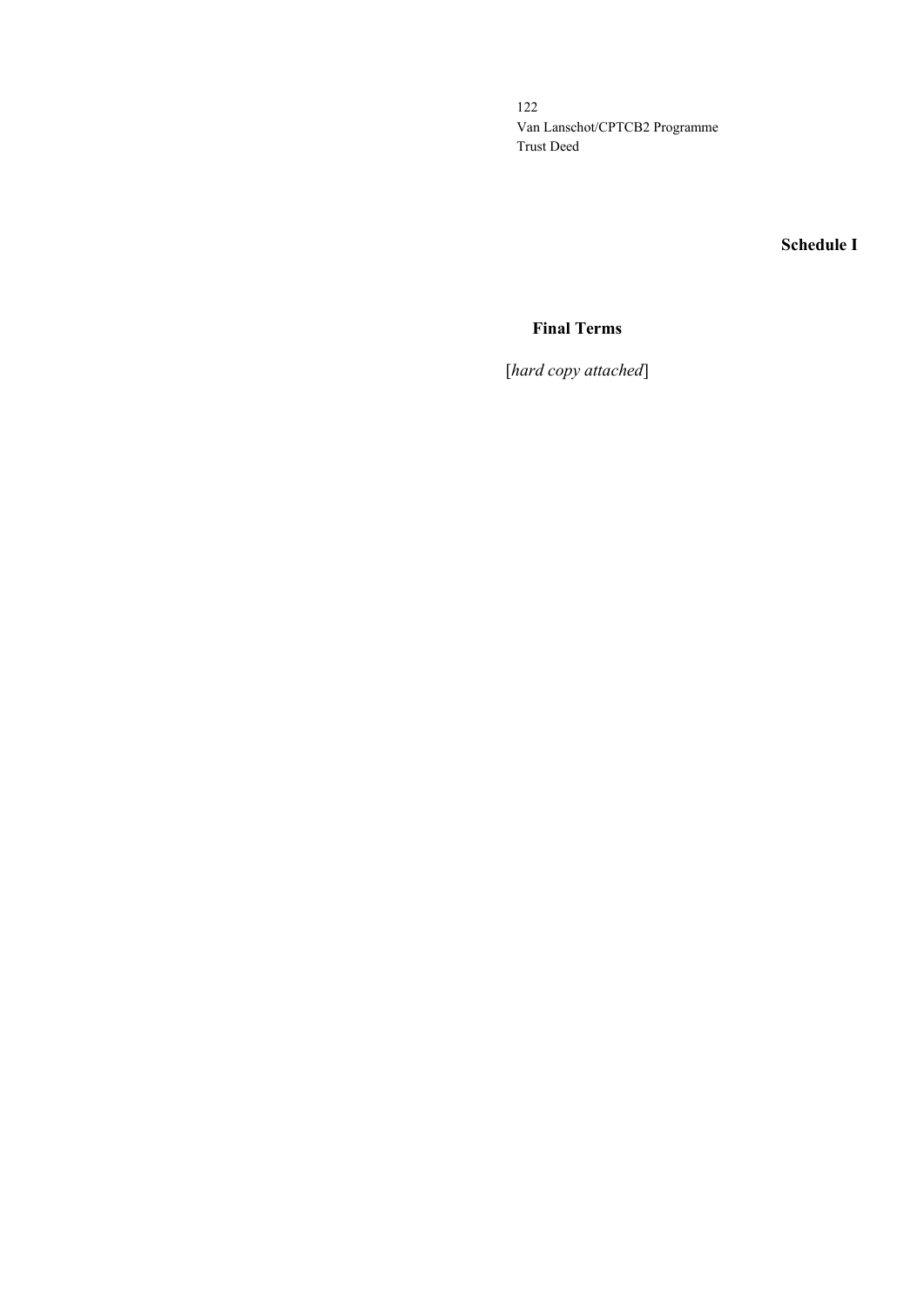**Schedule I**

**Final Terms**

[*hard copy attached*]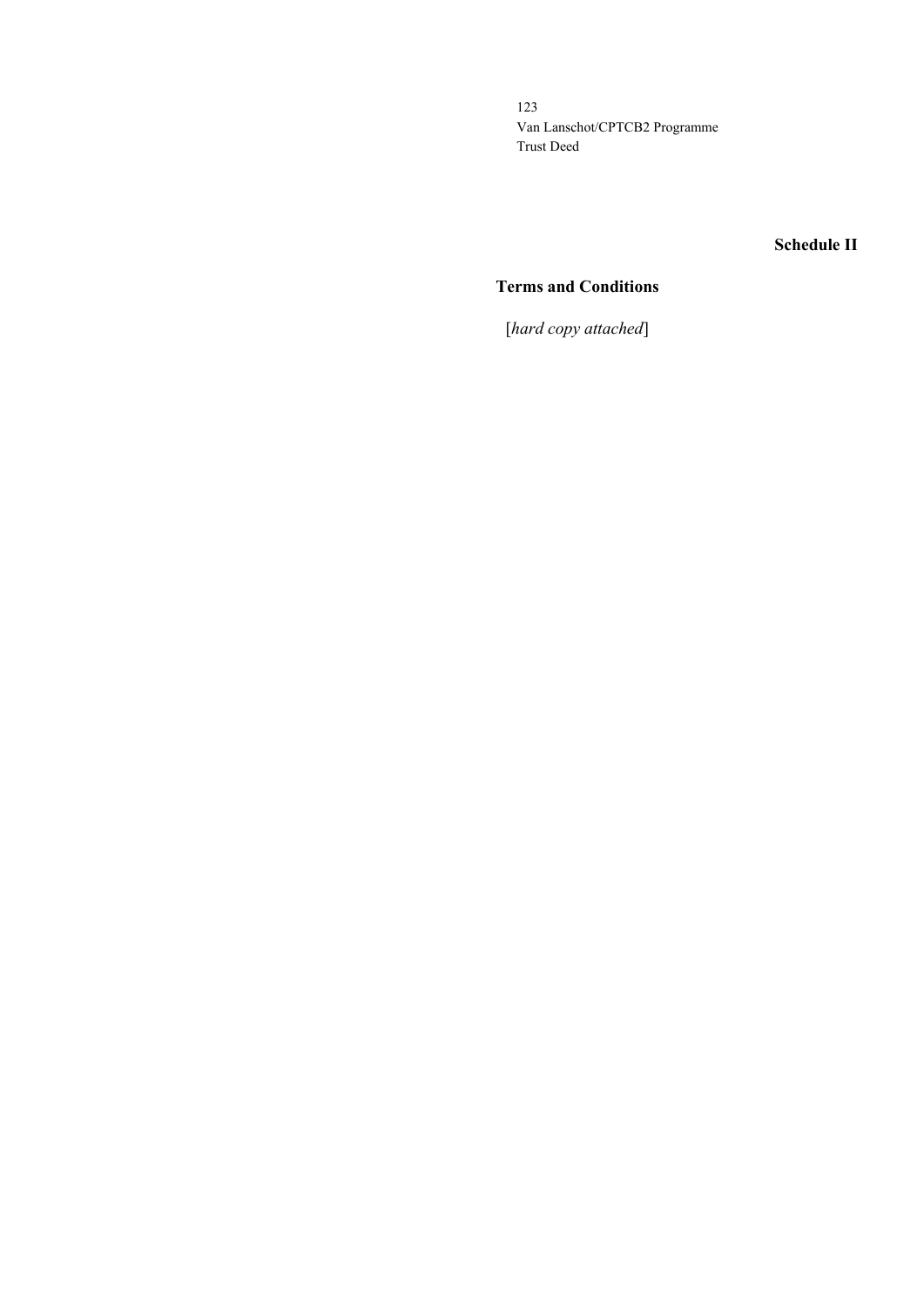**Schedule II**

## Terms and Conditions

[*hard copy attached*]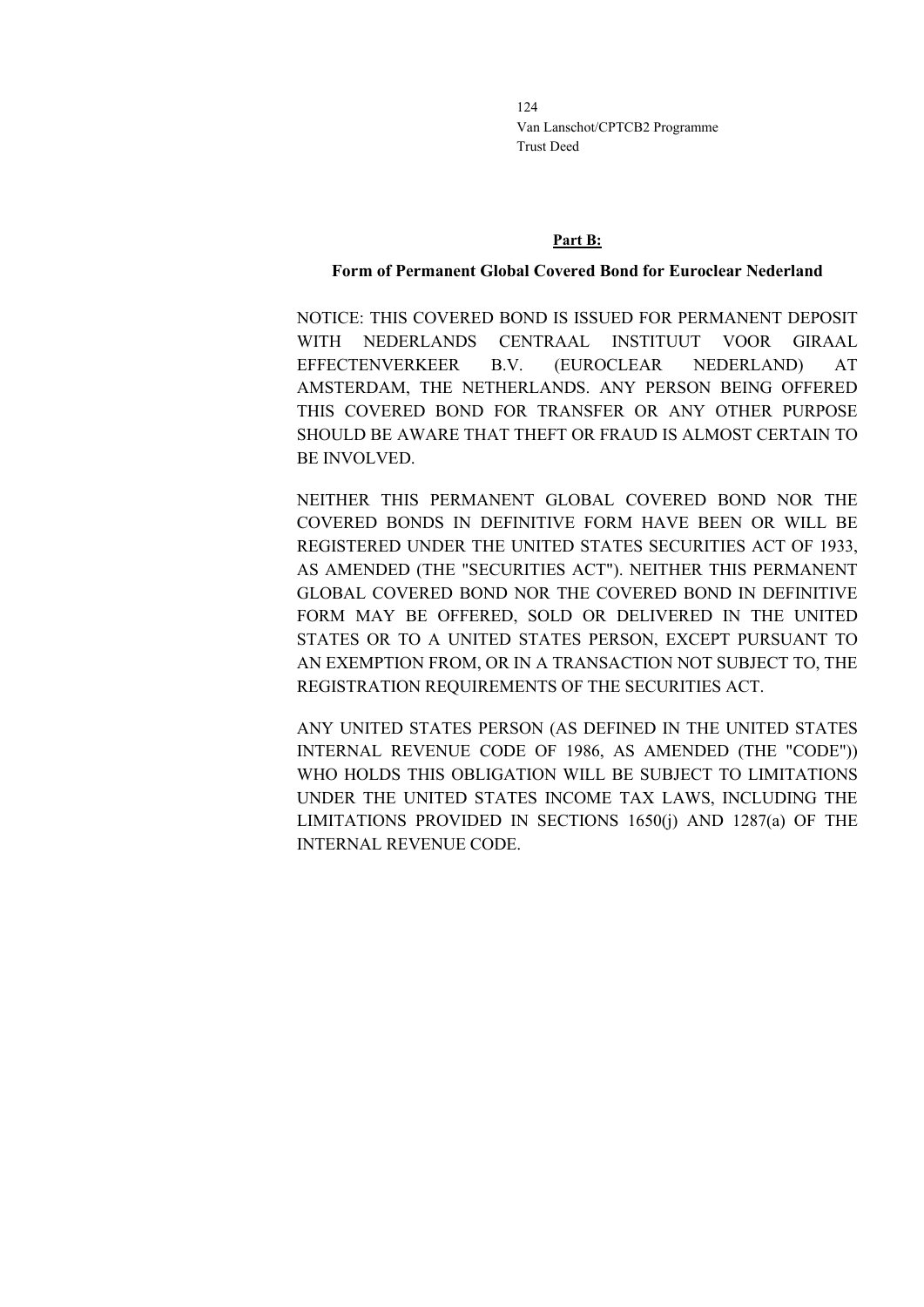## Part B:

### Form of Permanent Global Covered Bond for Euroclear Nederland

NOTICE: THIS COVERED BOND IS ISSUED FOR PERMANENT DEPOSIT WITH NEDERLANDS CENTRAAL INSTITUUT VOOR GIRAAL EFFECTENVERKEER B.V. (EUROCLEAR NEDERLAND) AT AMSTERDAM, THE NETHERLANDS. ANY PERSON BEING OFFERED THIS COVERED BOND FOR TRANSFER OR ANY OTHER PURPOSE SHOULD BE AWARE THAT THEFT OR FRAUD IS ALMOST CERTAIN TO BE INVOLVED.

NEITHER THIS PERMANENT GLOBAL COVERED BOND NOR THE COVERED BONDS IN DEFINITIVE FORM HAVE BEEN OR WILL BE REGISTERED UNDER THE UNITED STATES SECURITIES ACT OF 1933, AS AMENDED (THE "SECURITIES ACT"). NEITHER THIS PERMANENT GLOBAL COVERED BOND NOR THE COVERED BOND IN DEFINITIVE FORM MAY BE OFFERED, SOLD OR DELIVERED IN THE UNITED STATES OR TO A UNITED STATES PERSON, EXCEPT PURSUANT TO AN EXEMPTION FROM, OR IN A TRANSACTION NOT SUBJECT TO, THE REGISTRATION REQUIREMENTS OF THE SECURITIES ACT.

ANY UNITED STATES PERSON (AS DEFINED IN THE UNITED STATES INTERNAL REVENUE CODE OF 1986, AS AMENDED (THE "CODE")) WHO HOLDS THIS OBLIGATION WILL BE SUBJECT TO LIMITATIONS UNDER THE UNITED STATES INCOME TAX LAWS, INCLUDING THE LIMITATIONS PROVIDED IN SECTIONS 1650(j) AND 1287(a) OF THE INTERNAL REVENUE CODE.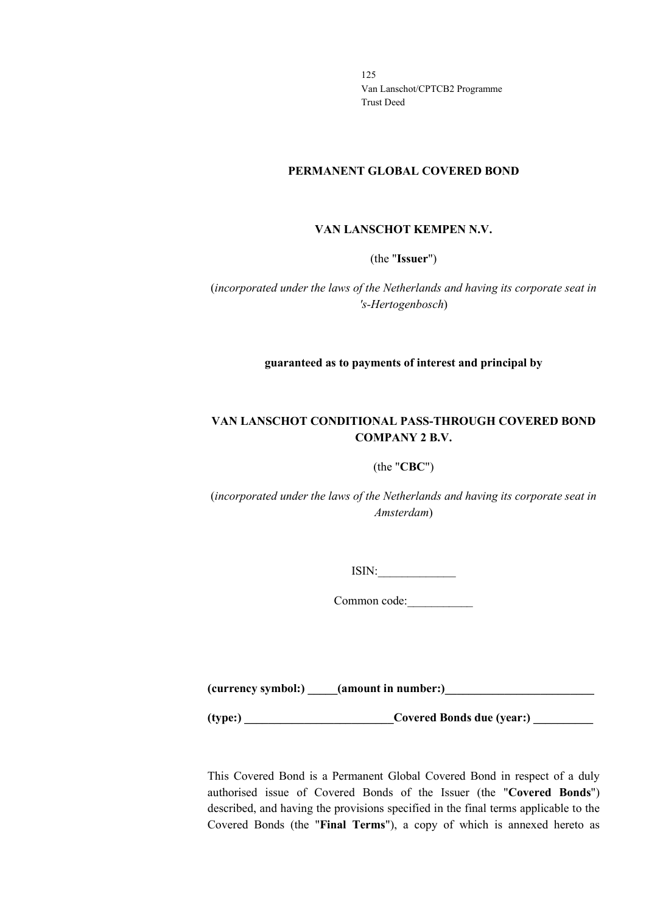**PERMANENT GLOBAL COVERED BOND**

**VAN LANSCHOT KEMPEN N.V.**

(the "**Issuer**")

(*incorporated under the laws of the Netherlands and having its corporate seat in 's-Hertogenbosch*)

**guaranteed as to payments of interest and principal by**

**VAN LANSCHOT CONDITIONAL PASS-THROUGH COVERED BOND COMPANY 2 B.V.**

(the "**CBC**")

(*incorporated under the laws of the Netherlands and having its corporate seat in Amsterdam*)

ISIN:_____________

Common code:___________

**(currency symbol:) _____(amount in number:)_________________________**

**(type:) _________________________Covered Bonds due (year:) __________**

This Covered Bond is a Permanent Global Covered Bond in respect of a duly authorised issue of Covered Bonds of the Issuer (the "**Covered Bonds**") described, and having the provisions specified in the final terms applicable to the Covered Bonds (the "**Final Terms**"), a copy of which is annexed hereto as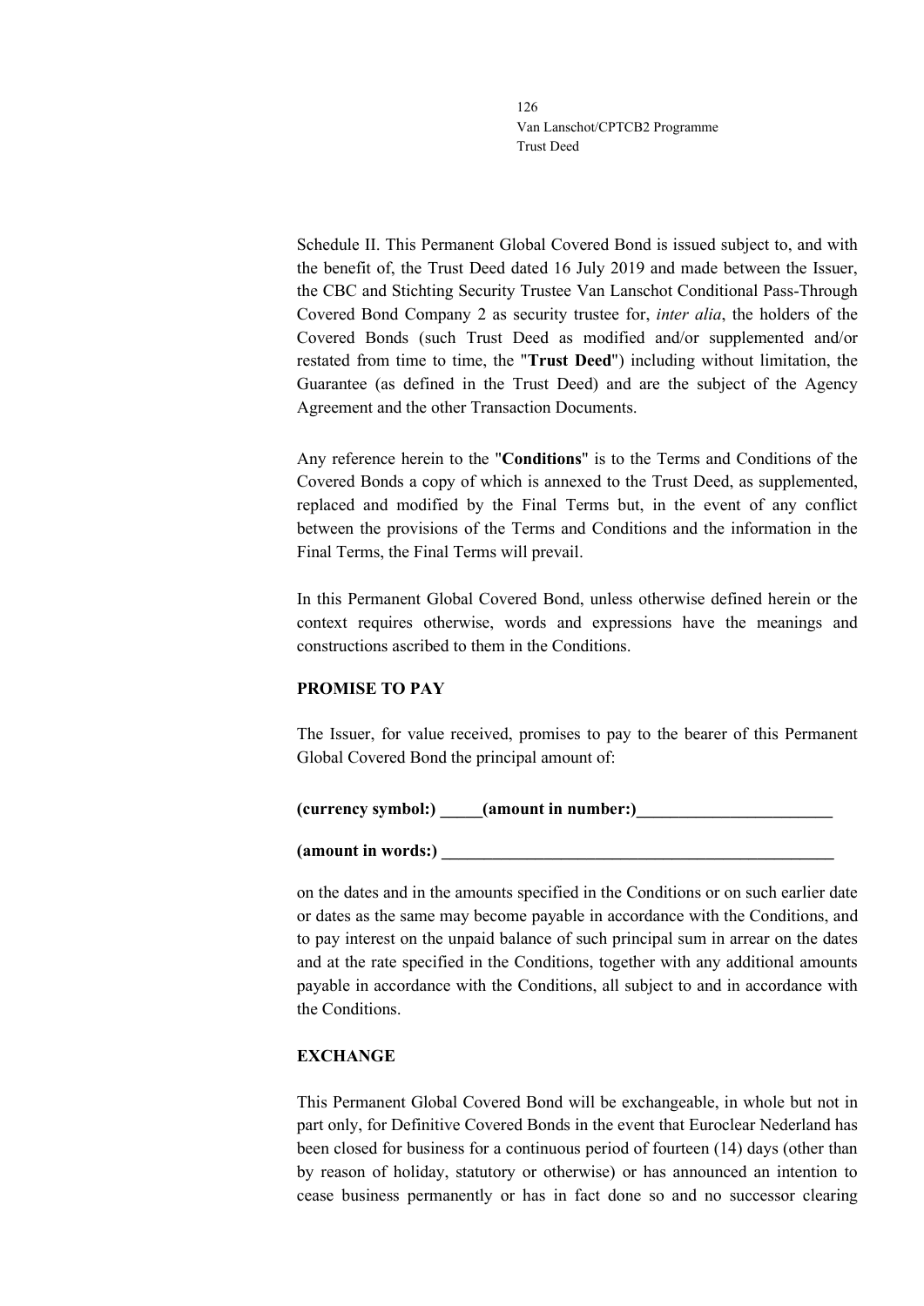Schedule II. This Permanent Global Covered Bond is issued subject to, and with the benefit of, the Trust Deed dated 16 July 2019 and made between the Issuer, the CBC and Stichting Security Trustee Van Lanschot Conditional Pass-Through Covered Bond Company 2 as security trustee for, *inter alia*, the holders of the Covered Bonds (such Trust Deed as modified and/or supplemented and/or restated from time to time, the "**Trust Deed**") including without limitation, the Guarantee (as defined in the Trust Deed) and are the subject of the Agency Agreement and the other Transaction Documents.

Any reference herein to the "**Conditions**" is to the Terms and Conditions of the Covered Bonds a copy of which is annexed to the Trust Deed, as supplemented, replaced and modified by the Final Terms but, in the event of any conflict between the provisions of the Terms and Conditions and the information in the Final Terms, the Final Terms will prevail.

In this Permanent Global Covered Bond, unless otherwise defined herein or the context requires otherwise, words and expressions have the meanings and constructions ascribed to them in the Conditions.

**PROMISE TO PAY**

The Issuer, for value received, promises to pay to the bearer of this Permanent Global Covered Bond the principal amount of:

**(currency symbol:) _____(amount in number:)_______________________**

**(amount in words:) ________________________________________________**

on the dates and in the amounts specified in the Conditions or on such earlier date or dates as the same may become payable in accordance with the Conditions, and to pay interest on the unpaid balance of such principal sum in arrear on the dates and at the rate specified in the Conditions, together with any additional amounts payable in accordance with the Conditions, all subject to and in accordance with the Conditions.

**EXCHANGE**

This Permanent Global Covered Bond will be exchangeable, in whole but not in part only, for Definitive Covered Bonds in the event that Euroclear Nederland has been closed for business for a continuous period of fourteen (14) days (other than by reason of holiday, statutory or otherwise) or has announced an intention to cease business permanently or has in fact done so and no successor clearing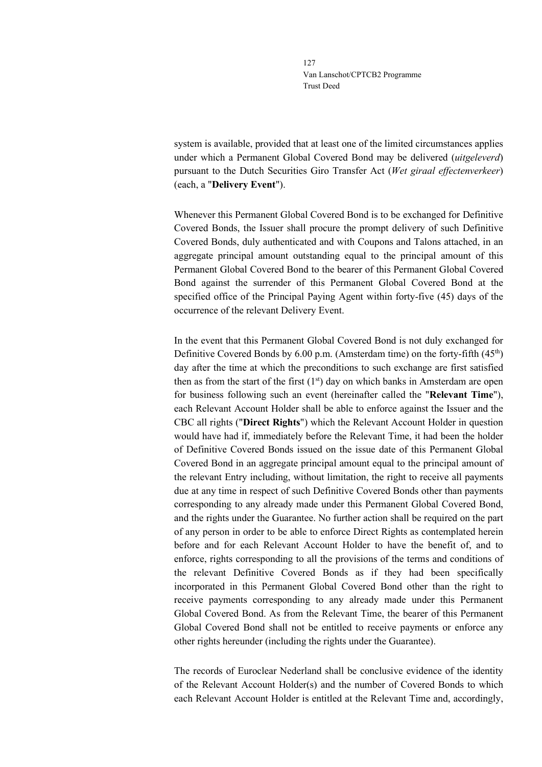system is available, provided that at least one of the limited circumstances applies under which a Permanent Global Covered Bond may be delivered (*uitgeleverd*) pursuant to the Dutch Securities Giro Transfer Act (*Wet giraal effectenverkeer*) (each, a "**Delivery Event**").

Whenever this Permanent Global Covered Bond is to be exchanged for Definitive Covered Bonds, the Issuer shall procure the prompt delivery of such Definitive Covered Bonds, duly authenticated and with Coupons and Talons attached, in an aggregate principal amount outstanding equal to the principal amount of this Permanent Global Covered Bond to the bearer of this Permanent Global Covered Bond against the surrender of this Permanent Global Covered Bond at the specified office of the Principal Paying Agent within forty-five (45) days of the occurrence of the relevant Delivery Event.

In the event that this Permanent Global Covered Bond is not duly exchanged for Definitive Covered Bonds by 6.00 p.m. (Amsterdam time) on the forty-fifth (45th) day after the time at which the preconditions to such exchange are first satisfied then as from the start of the first (1st) day on which banks in Amsterdam are open for business following such an event (hereinafter called the "**Relevant Time**"), each Relevant Account Holder shall be able to enforce against the Issuer and the CBC all rights ("**Direct Rights**") which the Relevant Account Holder in question would have had if, immediately before the Relevant Time, it had been the holder of Definitive Covered Bonds issued on the issue date of this Permanent Global Covered Bond in an aggregate principal amount equal to the principal amount of the relevant Entry including, without limitation, the right to receive all payments due at any time in respect of such Definitive Covered Bonds other than payments corresponding to any already made under this Permanent Global Covered Bond, and the rights under the Guarantee. No further action shall be required on the part of any person in order to be able to enforce Direct Rights as contemplated herein before and for each Relevant Account Holder to have the benefit of, and to enforce, rights corresponding to all the provisions of the terms and conditions of the relevant Definitive Covered Bonds as if they had been specifically incorporated in this Permanent Global Covered Bond other than the right to receive payments corresponding to any already made under this Permanent Global Covered Bond. As from the Relevant Time, the bearer of this Permanent Global Covered Bond shall not be entitled to receive payments or enforce any other rights hereunder (including the rights under the Guarantee).

The records of Euroclear Nederland shall be conclusive evidence of the identity of the Relevant Account Holder(s) and the number of Covered Bonds to which each Relevant Account Holder is entitled at the Relevant Time and, accordingly,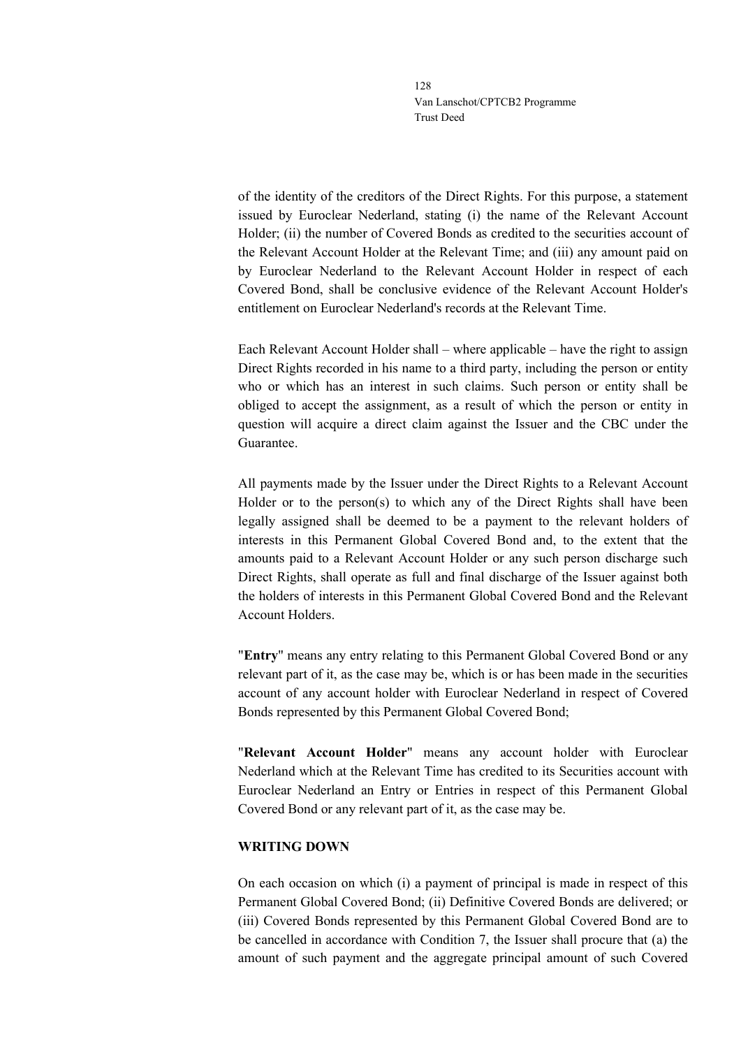of the identity of the creditors of the Direct Rights. For this purpose, a statement issued by Euroclear Nederland, stating (i) the name of the Relevant Account Holder; (ii) the number of Covered Bonds as credited to the securities account of the Relevant Account Holder at the Relevant Time; and (iii) any amount paid on by Euroclear Nederland to the Relevant Account Holder in respect of each Covered Bond, shall be conclusive evidence of the Relevant Account Holder's entitlement on Euroclear Nederland's records at the Relevant Time.

Each Relevant Account Holder shall – where applicable – have the right to assign Direct Rights recorded in his name to a third party, including the person or entity who or which has an interest in such claims. Such person or entity shall be obliged to accept the assignment, as a result of which the person or entity in question will acquire a direct claim against the Issuer and the CBC under the Guarantee.

All payments made by the Issuer under the Direct Rights to a Relevant Account Holder or to the person(s) to which any of the Direct Rights shall have been legally assigned shall be deemed to be a payment to the relevant holders of interests in this Permanent Global Covered Bond and, to the extent that the amounts paid to a Relevant Account Holder or any such person discharge such Direct Rights, shall operate as full and final discharge of the Issuer against both the holders of interests in this Permanent Global Covered Bond and the Relevant Account Holders.

"**Entry**" means any entry relating to this Permanent Global Covered Bond or any relevant part of it, as the case may be, which is or has been made in the securities account of any account holder with Euroclear Nederland in respect of Covered Bonds represented by this Permanent Global Covered Bond;

"**Relevant Account Holder**" means any account holder with Euroclear Nederland which at the Relevant Time has credited to its Securities account with Euroclear Nederland an Entry or Entries in respect of this Permanent Global Covered Bond or any relevant part of it, as the case may be.

**WRITING DOWN**

On each occasion on which (i) a payment of principal is made in respect of this Permanent Global Covered Bond; (ii) Definitive Covered Bonds are delivered; or (iii) Covered Bonds represented by this Permanent Global Covered Bond are to be cancelled in accordance with Condition 7, the Issuer shall procure that (a) the amount of such payment and the aggregate principal amount of such Covered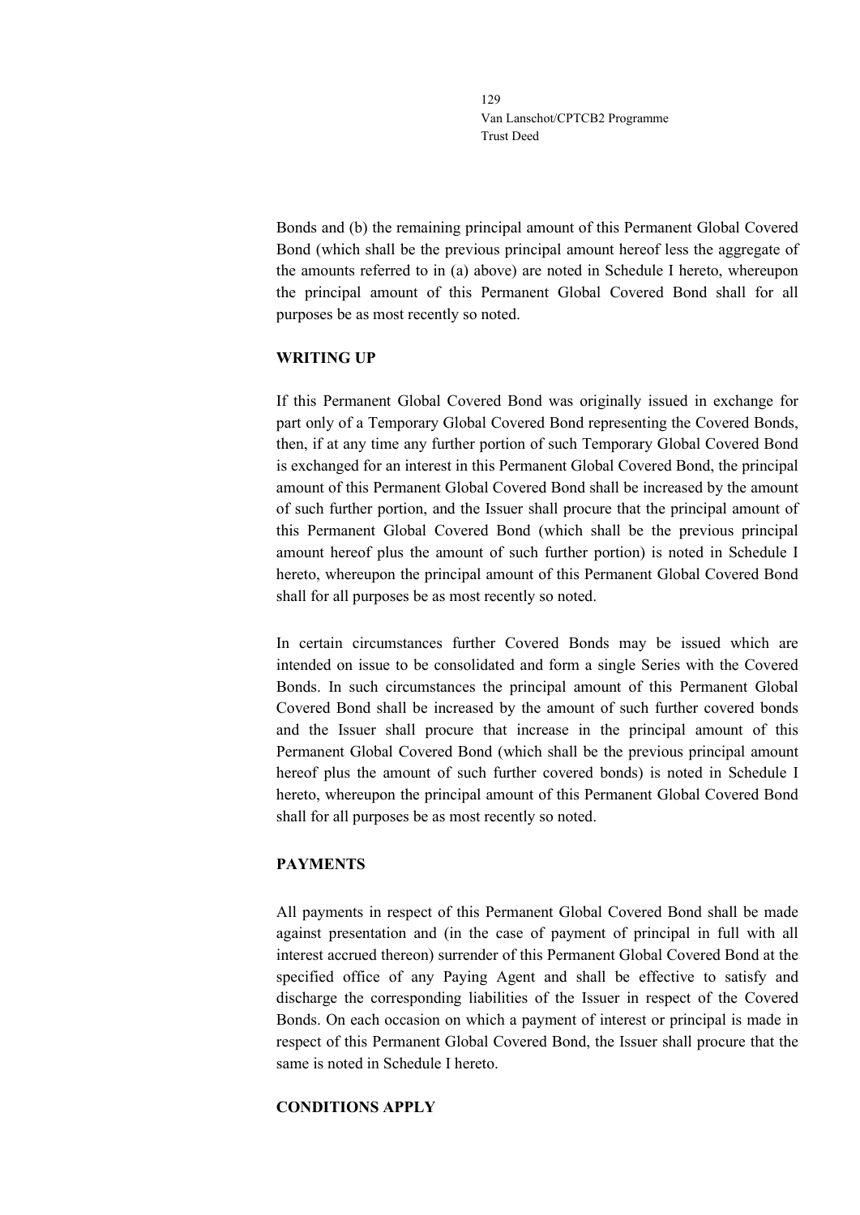Bonds and (b) the remaining principal amount of this Permanent Global Covered Bond (which shall be the previous principal amount hereof less the aggregate of the amounts referred to in (a) above) are noted in Schedule I hereto, whereupon the principal amount of this Permanent Global Covered Bond shall for all purposes be as most recently so noted.

**WRITING UP**

If this Permanent Global Covered Bond was originally issued in exchange for part only of a Temporary Global Covered Bond representing the Covered Bonds, then, if at any time any further portion of such Temporary Global Covered Bond is exchanged for an interest in this Permanent Global Covered Bond, the principal amount of this Permanent Global Covered Bond shall be increased by the amount of such further portion, and the Issuer shall procure that the principal amount of this Permanent Global Covered Bond (which shall be the previous principal amount hereof plus the amount of such further portion) is noted in Schedule I hereto, whereupon the principal amount of this Permanent Global Covered Bond shall for all purposes be as most recently so noted.

In certain circumstances further Covered Bonds may be issued which are intended on issue to be consolidated and form a single Series with the Covered Bonds. In such circumstances the principal amount of this Permanent Global Covered Bond shall be increased by the amount of such further covered bonds and the Issuer shall procure that increase in the principal amount of this Permanent Global Covered Bond (which shall be the previous principal amount hereof plus the amount of such further covered bonds) is noted in Schedule I hereto, whereupon the principal amount of this Permanent Global Covered Bond shall for all purposes be as most recently so noted.

**PAYMENTS**

All payments in respect of this Permanent Global Covered Bond shall be made against presentation and (in the case of payment of principal in full with all interest accrued thereon) surrender of this Permanent Global Covered Bond at the specified office of any Paying Agent and shall be effective to satisfy and discharge the corresponding liabilities of the Issuer in respect of the Covered Bonds. On each occasion on which a payment of interest or principal is made in respect of this Permanent Global Covered Bond, the Issuer shall procure that the same is noted in Schedule I hereto.

**CONDITIONS APPLY**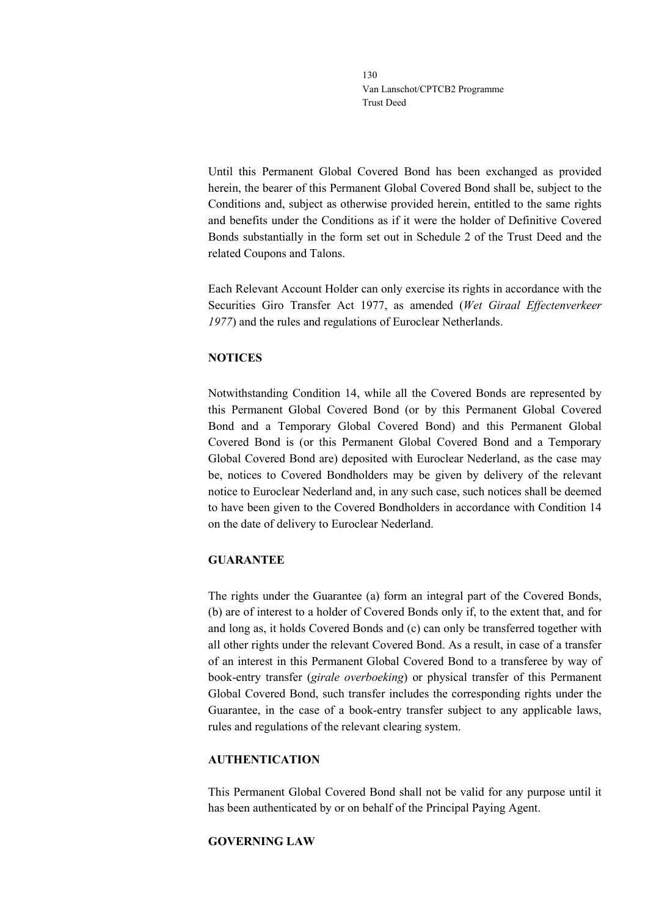Until this Permanent Global Covered Bond has been exchanged as provided herein, the bearer of this Permanent Global Covered Bond shall be, subject to the Conditions and, subject as otherwise provided herein, entitled to the same rights and benefits under the Conditions as if it were the holder of Definitive Covered Bonds substantially in the form set out in Schedule 2 of the Trust Deed and the related Coupons and Talons.

Each Relevant Account Holder can only exercise its rights in accordance with the Securities Giro Transfer Act 1977, as amended (*Wet Giraal Effectenverkeer 1977*) and the rules and regulations of Euroclear Netherlands.

**NOTICES**

Notwithstanding Condition 14, while all the Covered Bonds are represented by this Permanent Global Covered Bond (or by this Permanent Global Covered Bond and a Temporary Global Covered Bond) and this Permanent Global Covered Bond is (or this Permanent Global Covered Bond and a Temporary Global Covered Bond are) deposited with Euroclear Nederland, as the case may be, notices to Covered Bondholders may be given by delivery of the relevant notice to Euroclear Nederland and, in any such case, such notices shall be deemed to have been given to the Covered Bondholders in accordance with Condition 14 on the date of delivery to Euroclear Nederland.

**GUARANTEE**

The rights under the Guarantee (a) form an integral part of the Covered Bonds, (b) are of interest to a holder of Covered Bonds only if, to the extent that, and for and long as, it holds Covered Bonds and (c) can only be transferred together with all other rights under the relevant Covered Bond. As a result, in case of a transfer of an interest in this Permanent Global Covered Bond to a transferee by way of book-entry transfer (*girale overboeking*) or physical transfer of this Permanent Global Covered Bond, such transfer includes the corresponding rights under the Guarantee, in the case of a book-entry transfer subject to any applicable laws, rules and regulations of the relevant clearing system.

**AUTHENTICATION**

This Permanent Global Covered Bond shall not be valid for any purpose until it has been authenticated by or on behalf of the Principal Paying Agent.

**GOVERNING LAW**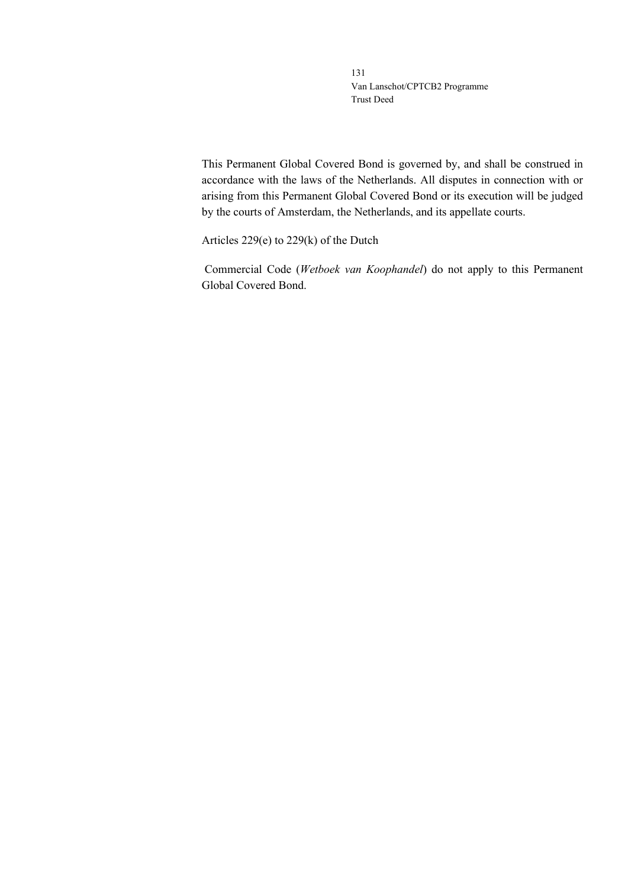This Permanent Global Covered Bond is governed by, and shall be construed in accordance with the laws of the Netherlands. All disputes in connection with or arising from this Permanent Global Covered Bond or its execution will be judged by the courts of Amsterdam, the Netherlands, and its appellate courts.

Articles 229(e) to 229(k) of the Dutch

Commercial Code (*Wetboek van Koophandel*) do not apply to this Permanent Global Covered Bond.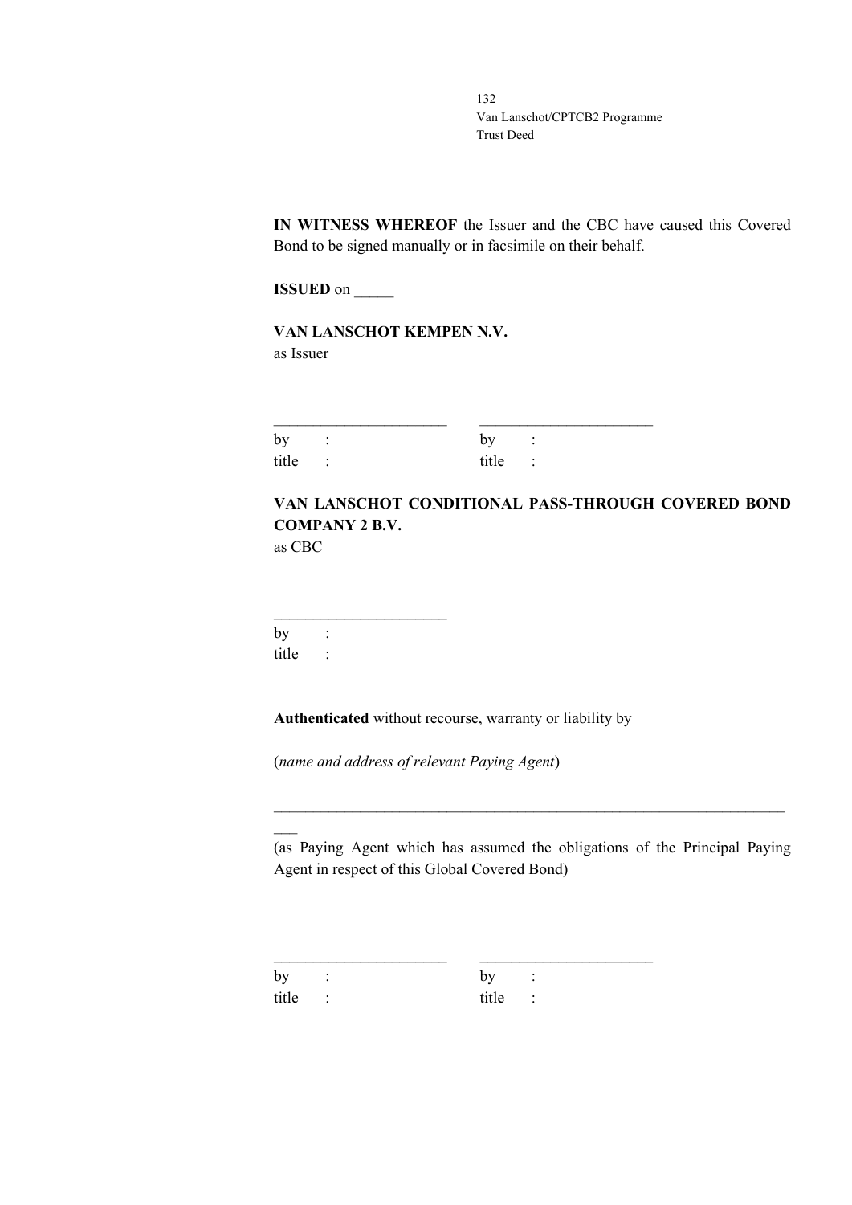**IN WITNESS WHEREOF** the Issuer and the CBC have caused this Covered Bond to be signed manually or in facsimile on their behalf.

**ISSUED** on _____

**VAN LANSCHOT KEMPEN N.V.**
as Issuer

| ______________________ | ______________________ |
|---|---|
| by : | by : |
| title : | title : |

**VAN LANSCHOT CONDITIONAL PASS-THROUGH COVERED BOND COMPANY 2 B.V.**
as CBC

______________________
by :
title :

**Authenticated** without recourse, warranty or liability by

(*name and address of relevant Paying Agent*)

_____________________________________________________________________
(as Paying Agent which has assumed the obligations of the Principal Paying Agent in respect of this Global Covered Bond)

| ______________________ | ______________________ |
|---|---|
| by : | by : |
| title : | title : |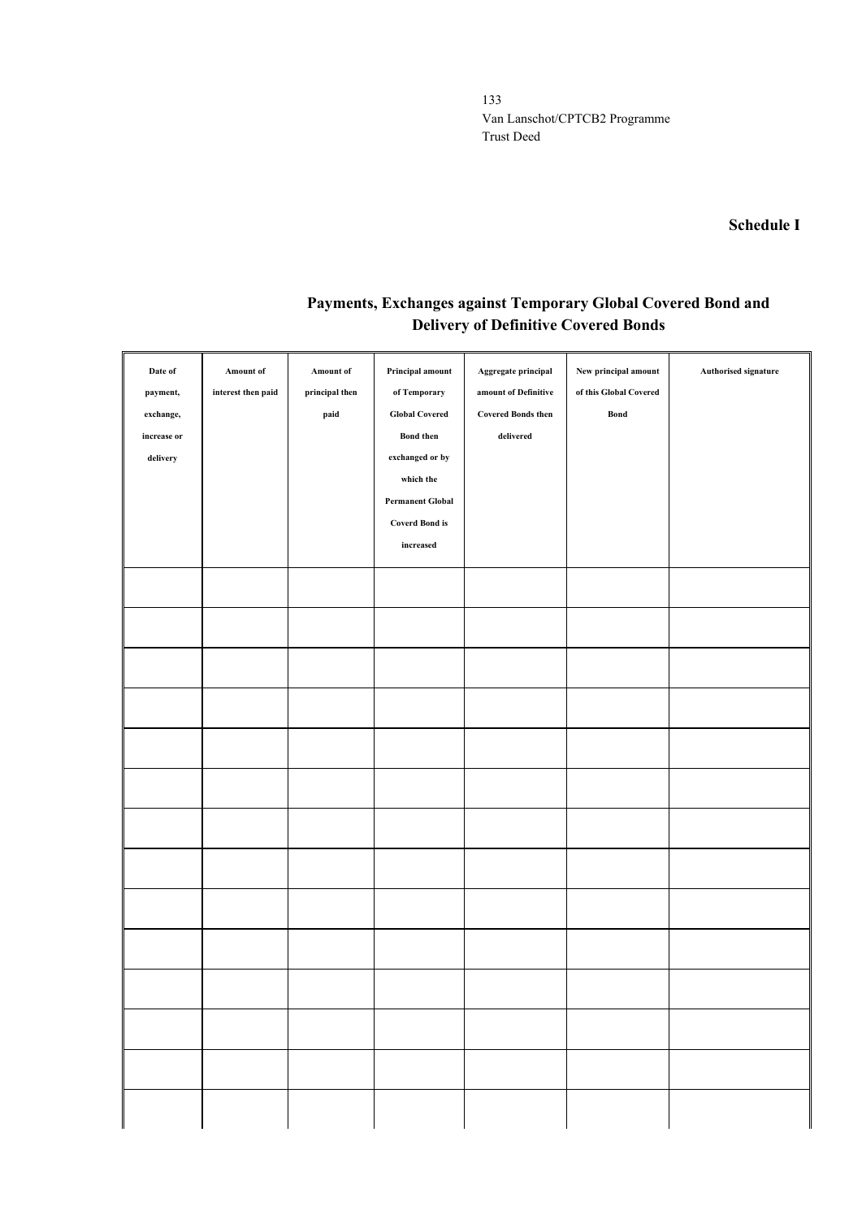**Schedule I**

## Payments, Exchanges against Temporary Global Covered Bond and Delivery of Definitive Covered Bonds

| Date of payment, exchange, increase or delivery | Amount of interest then paid | Amount of principal then paid | Principal amount of Temporary Global Covered Bond then exchanged or by which the Permanent Global Coverd Bond is increased | Aggregate principal amount of Definitive Covered Bonds then delivered | New principal amount of this Global Covered Bond | Authorised signature |
|---|---|---|---|---|---|---|
| | | | | | | |
| | | | | | | |
| | | | | | | |
| | | | | | | |
| | | | | | | |
| | | | | | | |
| | | | | | | |
| | | | | | | |
| | | | | | | |
| | | | | | | |
| | | | | | | |
| | | | | | | |
| | | | | | | |
| | | | | | | |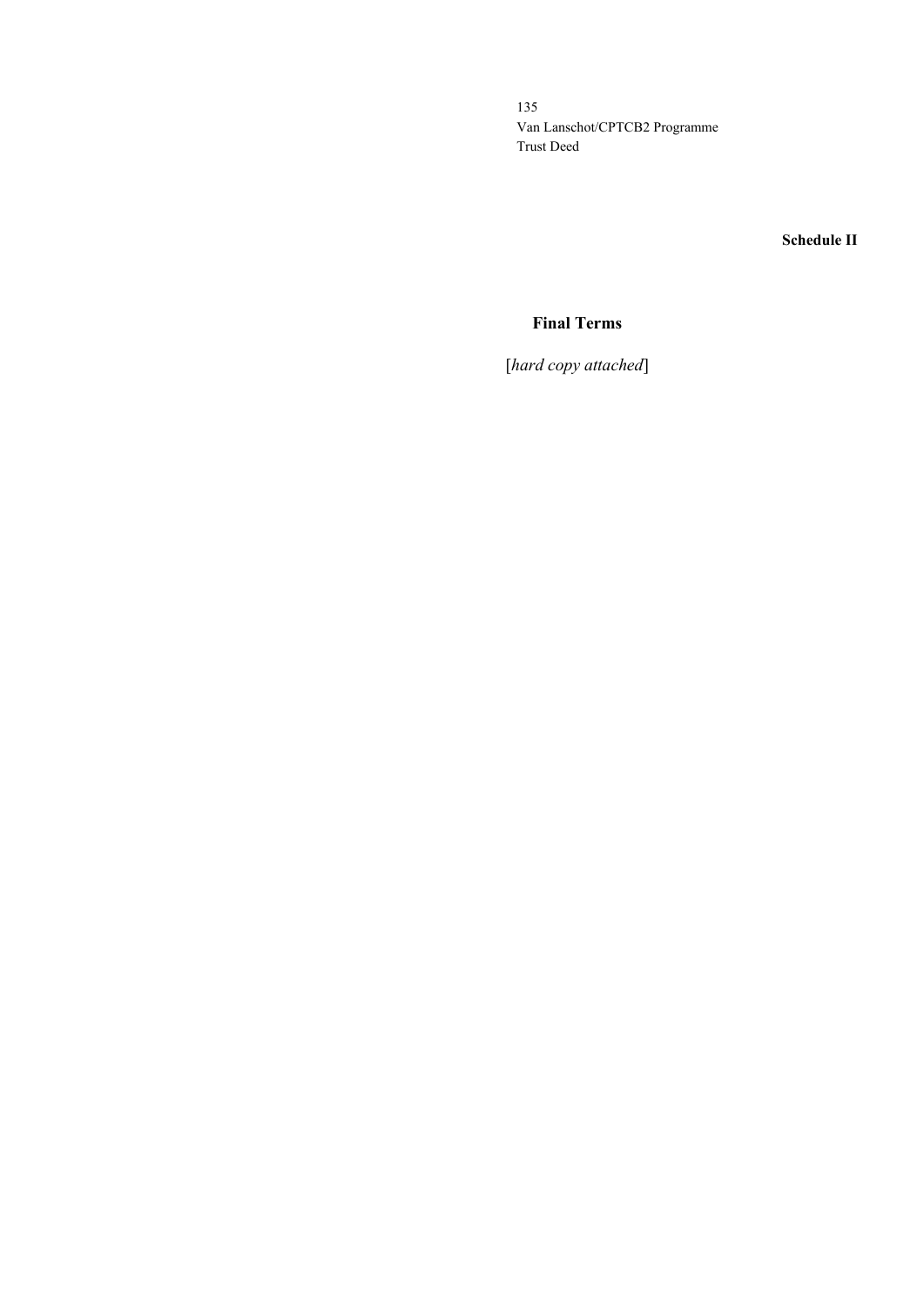**Schedule II**

## Final Terms

[*hard copy attached*]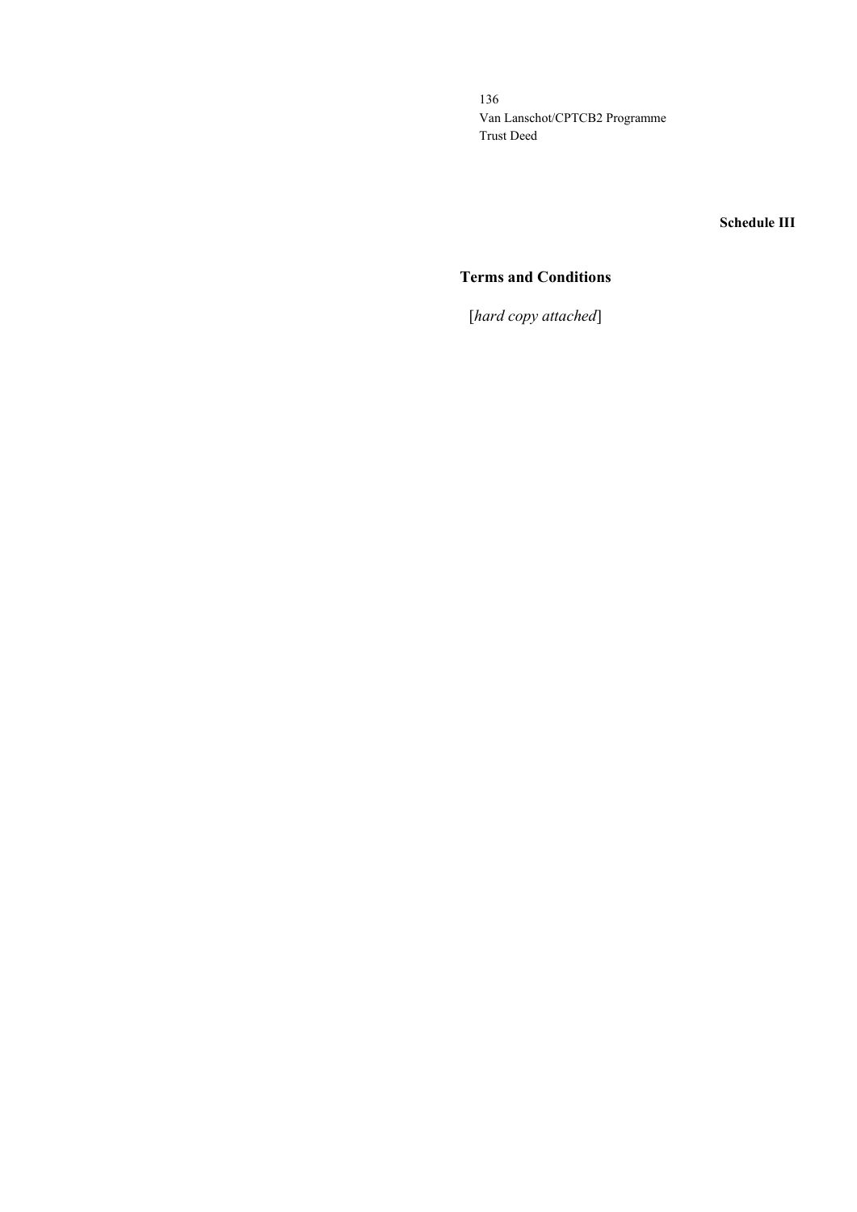**Schedule III**

## Terms and Conditions

[*hard copy attached*]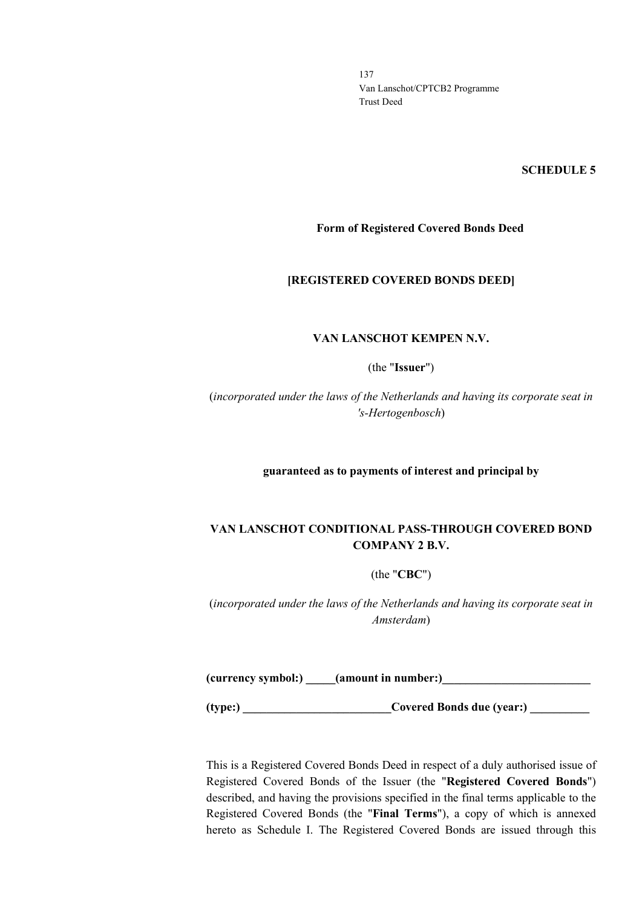## SCHEDULE 5

### Form of Registered Covered Bonds Deed

**[REGISTERED COVERED BONDS DEED]**

**VAN LANSCHOT KEMPEN N.V.**

(the "**Issuer**")

(*incorporated under the laws of the Netherlands and having its corporate seat in 's-Hertogenbosch*)

**guaranteed as to payments of interest and principal by**

**VAN LANSCHOT CONDITIONAL PASS-THROUGH COVERED BOND COMPANY 2 B.V.**

(the "**CBC**")

(*incorporated under the laws of the Netherlands and having its corporate seat in Amsterdam*)

**(currency symbol:) _____(amount in number:)_________________________**

**(type:) _________________________Covered Bonds due (year:) __________**

This is a Registered Covered Bonds Deed in respect of a duly authorised issue of Registered Covered Bonds of the Issuer (the "**Registered Covered Bonds**") described, and having the provisions specified in the final terms applicable to the Registered Covered Bonds (the "**Final Terms**"), a copy of which is annexed hereto as Schedule I. The Registered Covered Bonds are issued through this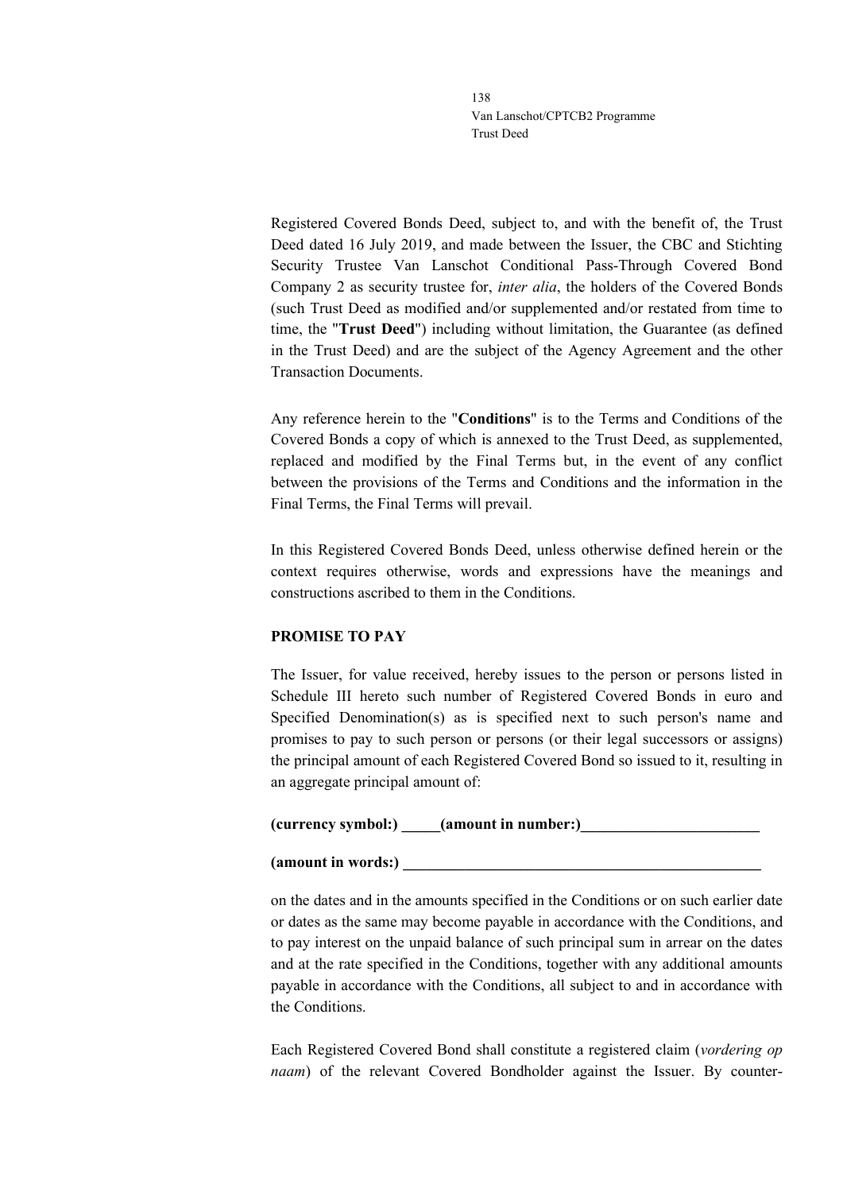Registered Covered Bonds Deed, subject to, and with the benefit of, the Trust Deed dated 16 July 2019, and made between the Issuer, the CBC and Stichting Security Trustee Van Lanschot Conditional Pass-Through Covered Bond Company 2 as security trustee for, *inter alia*, the holders of the Covered Bonds (such Trust Deed as modified and/or supplemented and/or restated from time to time, the "**Trust Deed**") including without limitation, the Guarantee (as defined in the Trust Deed) and are the subject of the Agency Agreement and the other Transaction Documents.

Any reference herein to the "**Conditions**" is to the Terms and Conditions of the Covered Bonds a copy of which is annexed to the Trust Deed, as supplemented, replaced and modified by the Final Terms but, in the event of any conflict between the provisions of the Terms and Conditions and the information in the Final Terms, the Final Terms will prevail.

In this Registered Covered Bonds Deed, unless otherwise defined herein or the context requires otherwise, words and expressions have the meanings and constructions ascribed to them in the Conditions.

**PROMISE TO PAY**

The Issuer, for value received, hereby issues to the person or persons listed in Schedule III hereto such number of Registered Covered Bonds in euro and Specified Denomination(s) as is specified next to such person's name and promises to pay to such person or persons (or their legal successors or assigns) the principal amount of each Registered Covered Bond so issued to it, resulting in an aggregate principal amount of:

**(currency symbol:) _____(amount in number:)_______________________**

**(amount in words:) _______________________________________________**

on the dates and in the amounts specified in the Conditions or on such earlier date or dates as the same may become payable in accordance with the Conditions, and to pay interest on the unpaid balance of such principal sum in arrear on the dates and at the rate specified in the Conditions, together with any additional amounts payable in accordance with the Conditions, all subject to and in accordance with the Conditions.

Each Registered Covered Bond shall constitute a registered claim (*vordering op naam*) of the relevant Covered Bondholder against the Issuer. By counter-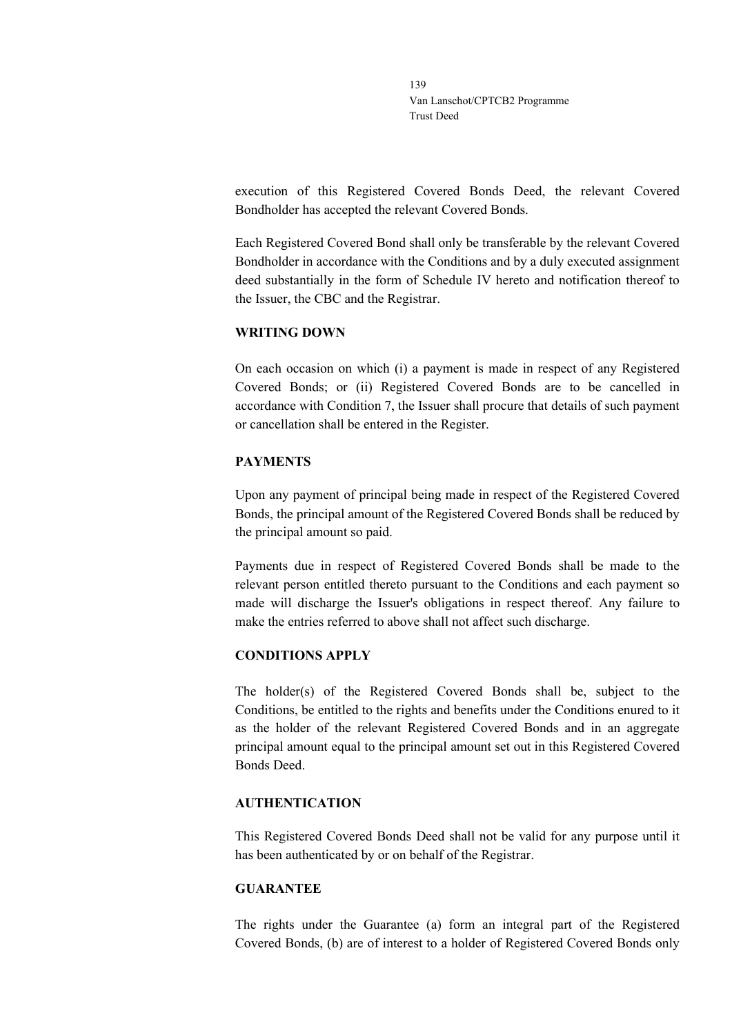execution of this Registered Covered Bonds Deed, the relevant Covered Bondholder has accepted the relevant Covered Bonds.

Each Registered Covered Bond shall only be transferable by the relevant Covered Bondholder in accordance with the Conditions and by a duly executed assignment deed substantially in the form of Schedule IV hereto and notification thereof to the Issuer, the CBC and the Registrar.

**WRITING DOWN**

On each occasion on which (i) a payment is made in respect of any Registered Covered Bonds; or (ii) Registered Covered Bonds are to be cancelled in accordance with Condition 7, the Issuer shall procure that details of such payment or cancellation shall be entered in the Register.

**PAYMENTS**

Upon any payment of principal being made in respect of the Registered Covered Bonds, the principal amount of the Registered Covered Bonds shall be reduced by the principal amount so paid.

Payments due in respect of Registered Covered Bonds shall be made to the relevant person entitled thereto pursuant to the Conditions and each payment so made will discharge the Issuer's obligations in respect thereof. Any failure to make the entries referred to above shall not affect such discharge.

**CONDITIONS APPLY**

The holder(s) of the Registered Covered Bonds shall be, subject to the Conditions, be entitled to the rights and benefits under the Conditions enured to it as the holder of the relevant Registered Covered Bonds and in an aggregate principal amount equal to the principal amount set out in this Registered Covered Bonds Deed.

**AUTHENTICATION**

This Registered Covered Bonds Deed shall not be valid for any purpose until it has been authenticated by or on behalf of the Registrar.

**GUARANTEE**

The rights under the Guarantee (a) form an integral part of the Registered Covered Bonds, (b) are of interest to a holder of Registered Covered Bonds only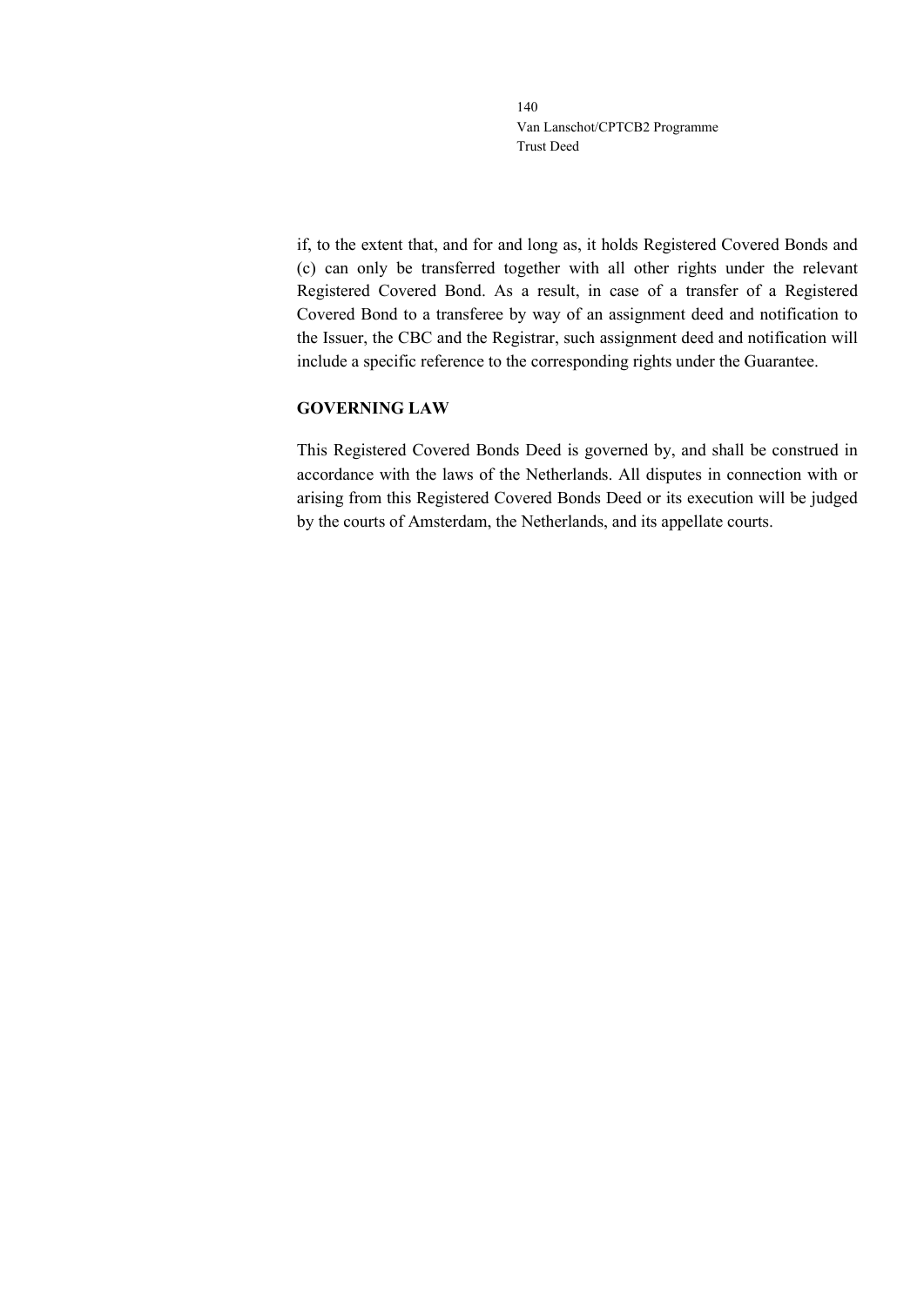if, to the extent that, and for and long as, it holds Registered Covered Bonds and (c) can only be transferred together with all other rights under the relevant Registered Covered Bond. As a result, in case of a transfer of a Registered Covered Bond to a transferee by way of an assignment deed and notification to the Issuer, the CBC and the Registrar, such assignment deed and notification will include a specific reference to the corresponding rights under the Guarantee.

**GOVERNING LAW**

This Registered Covered Bonds Deed is governed by, and shall be construed in accordance with the laws of the Netherlands. All disputes in connection with or arising from this Registered Covered Bonds Deed or its execution will be judged by the courts of Amsterdam, the Netherlands, and its appellate courts.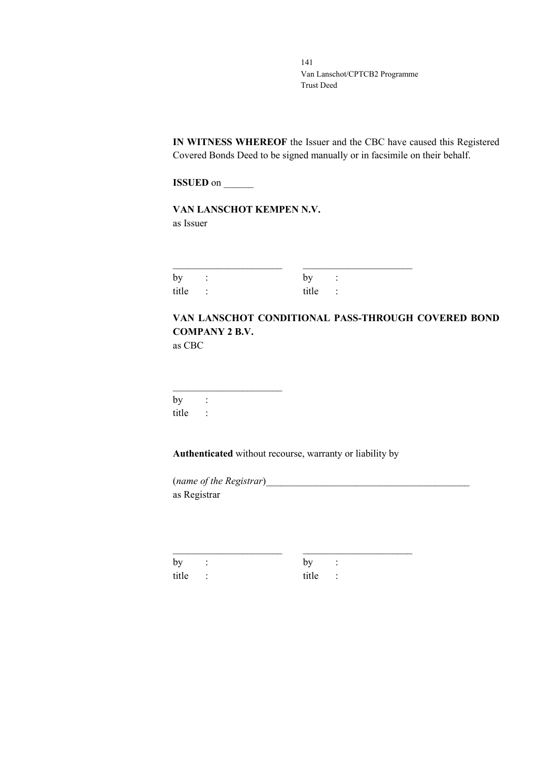**IN WITNESS WHEREOF** the Issuer and the CBC have caused this Registered Covered Bonds Deed to be signed manually or in facsimile on their behalf.

**ISSUED** on ______

**VAN LANSCHOT KEMPEN N.V.**
as Issuer

| ______________________ | ______________________ |
|---|---|
| by : | by : |
| title : | title : |

**VAN LANSCHOT CONDITIONAL PASS-THROUGH COVERED BOND COMPANY 2 B.V.**
as CBC

______________________
by :
title :

**Authenticated** without recourse, warranty or liability by

(*name of the Registrar*)__________________________________________
as Registrar

| ______________________ | ______________________ |
|---|---|
| by : | by : |
| title : | title : |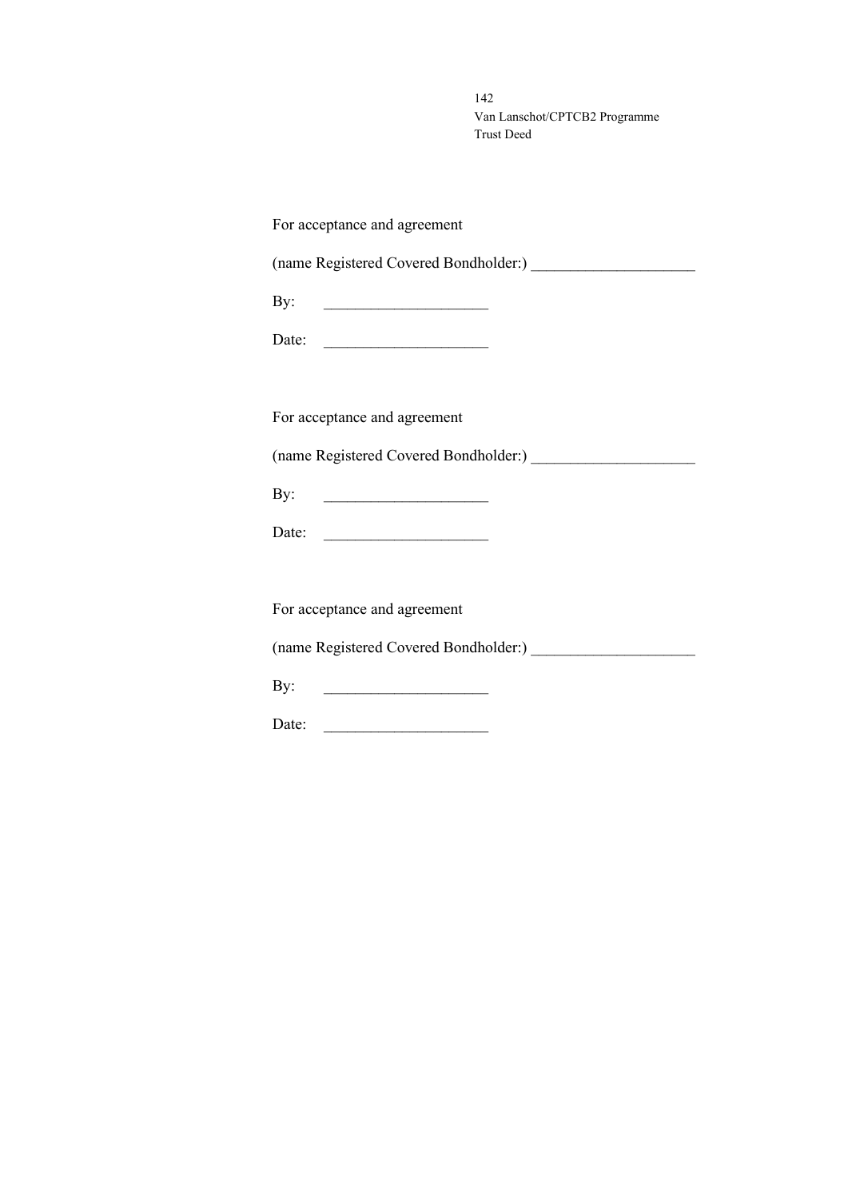For acceptance and agreement

(name Registered Covered Bondholder:) _____________________

By: _____________________

Date: _____________________

For acceptance and agreement

(name Registered Covered Bondholder:) _____________________

By: _____________________

Date: _____________________

For acceptance and agreement

(name Registered Covered Bondholder:) _____________________

By: _____________________

Date: _____________________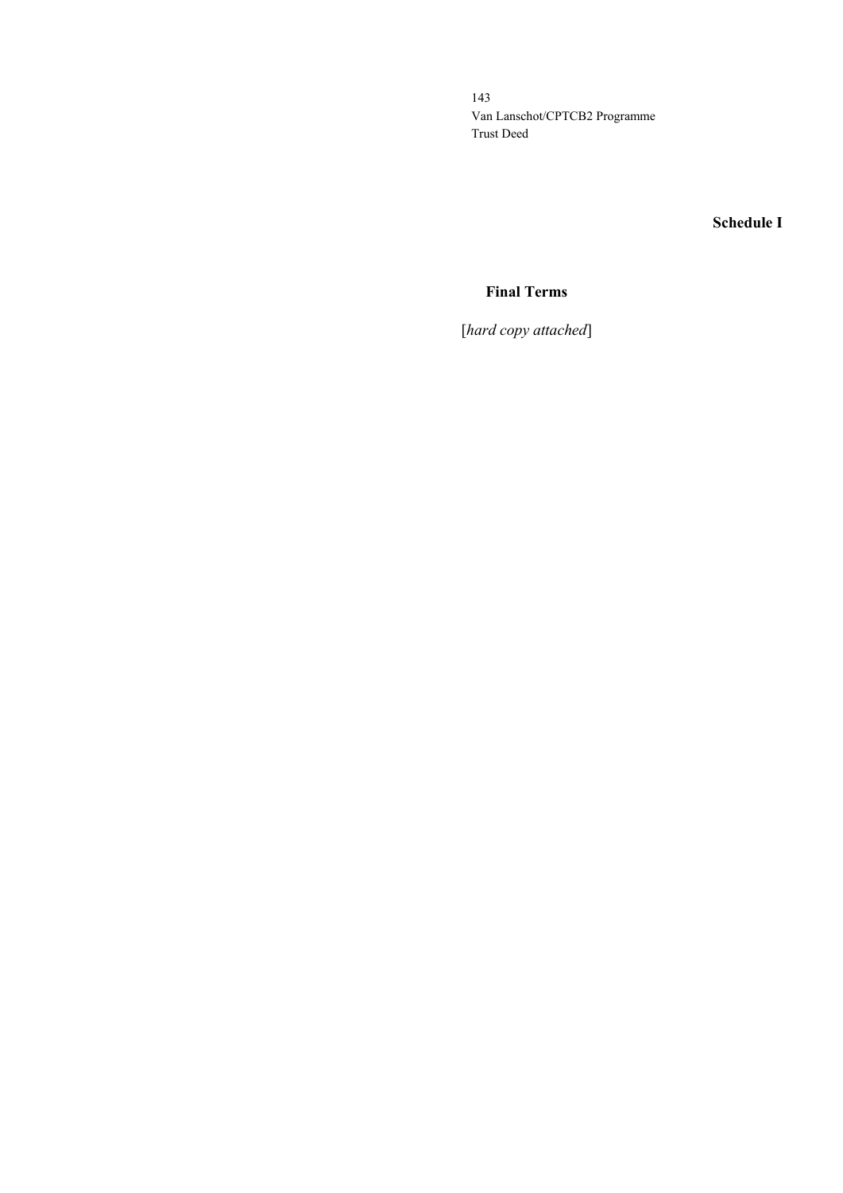**Schedule I**

**Final Terms**

[*hard copy attached*]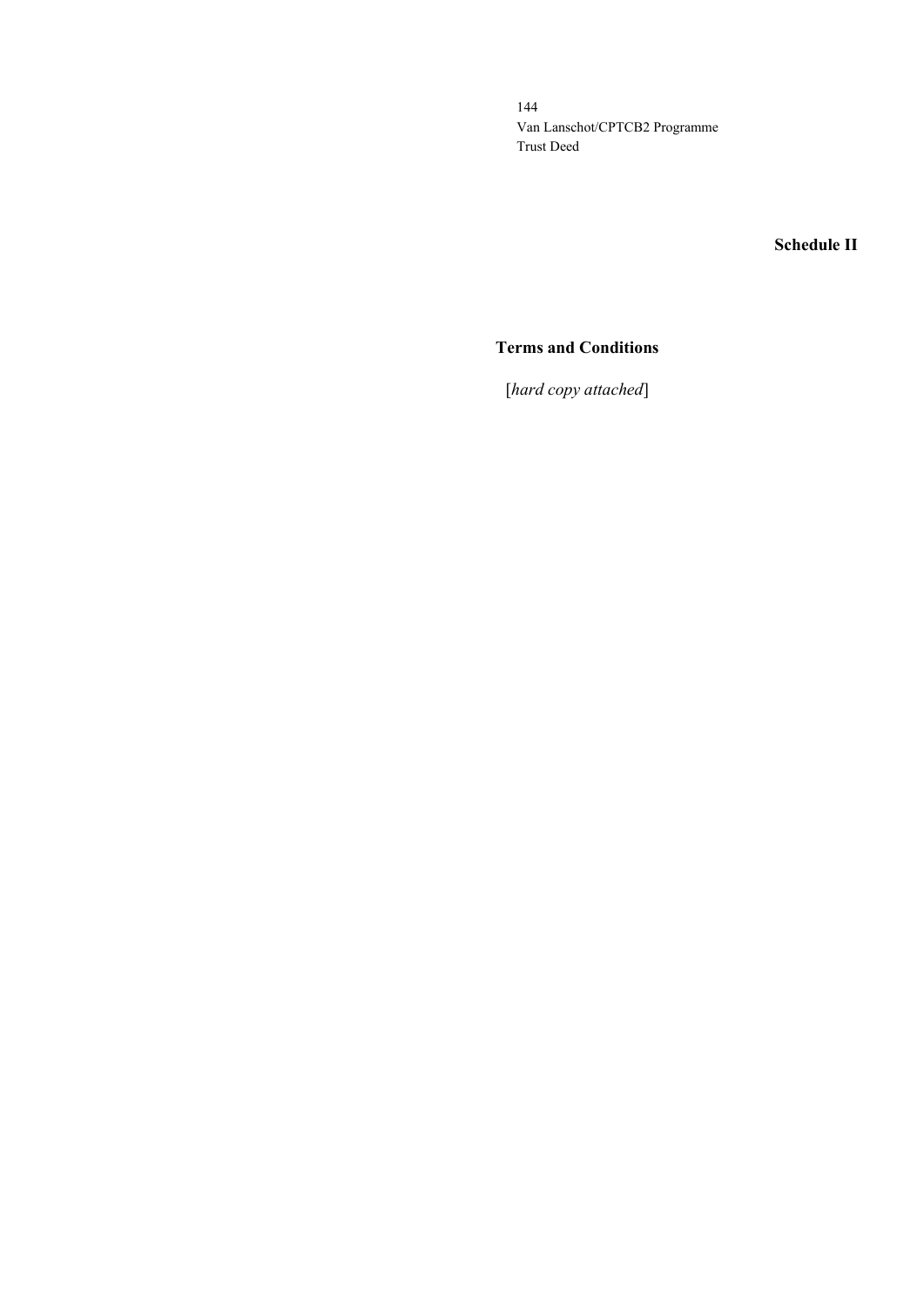**Schedule II**

## Terms and Conditions

[*hard copy attached*]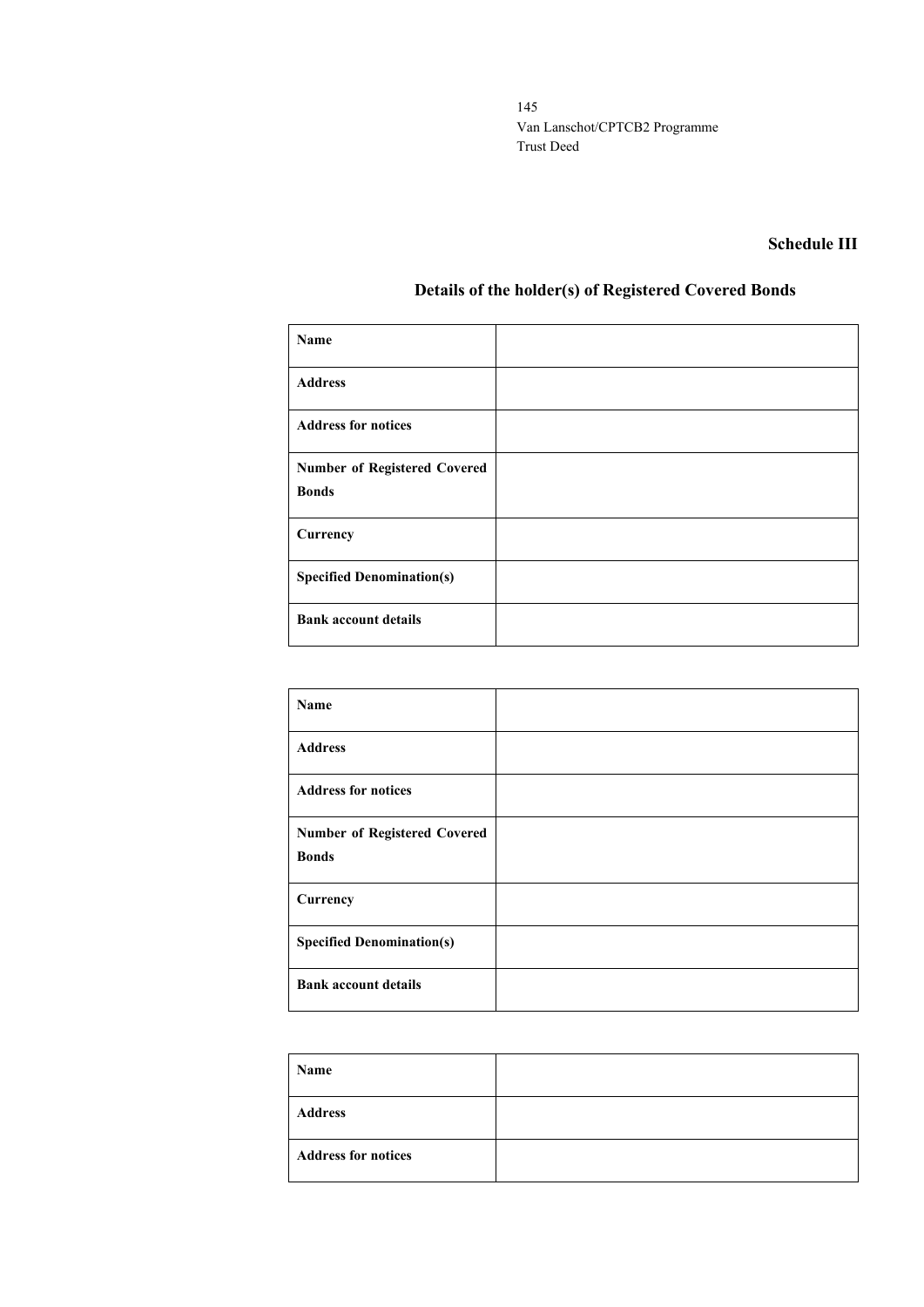## Schedule III

### Details of the holder(s) of Registered Covered Bonds

| | |
|---|---|
| **Name** | |
| **Address** | |
| **Address for notices** | |
| **Number of Registered Covered Bonds** | |
| **Currency** | |
| **Specified Denomination(s)** | |
| **Bank account details** | |

| | |
|---|---|
| **Name** | |
| **Address** | |
| **Address for notices** | |
| **Number of Registered Covered Bonds** | |
| **Currency** | |
| **Specified Denomination(s)** | |
| **Bank account details** | |

| | |
|---|---|
| **Name** | |
| **Address** | |
| **Address for notices** | |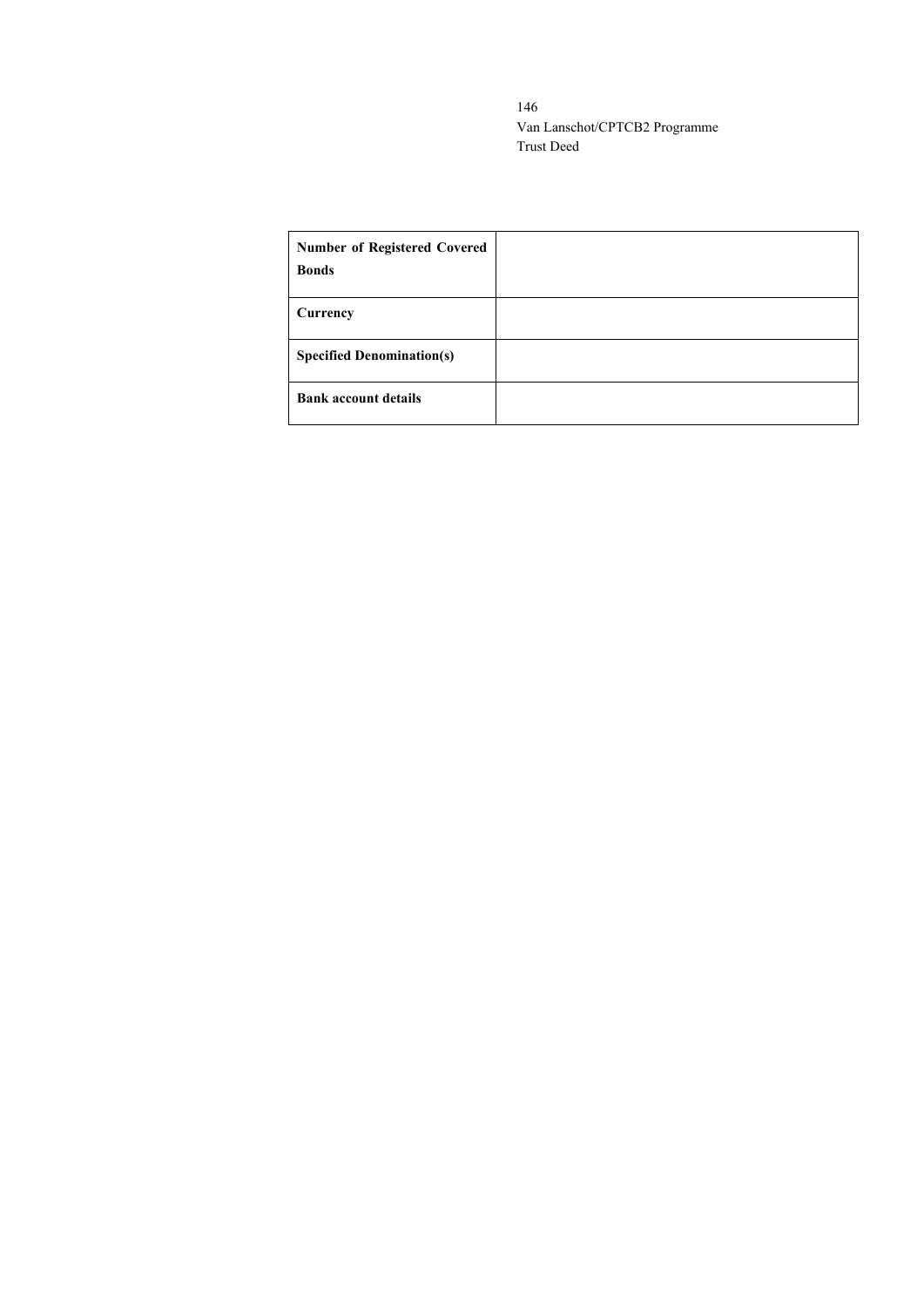| **Number of Registered Covered Bonds** | |
|---|---|
| **Currency** | |
| **Specified Denomination(s)** | |
| **Bank account details** | |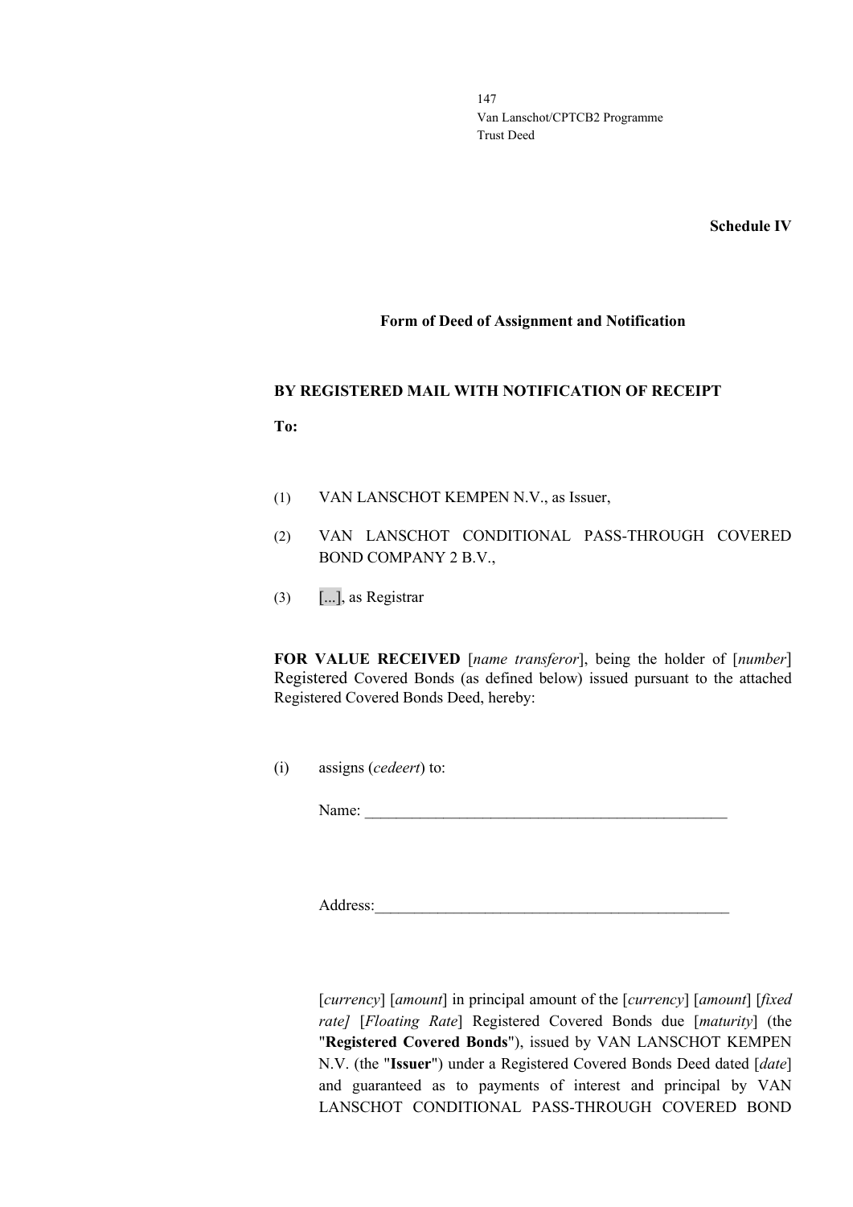**Schedule IV**

**Form of Deed of Assignment and Notification**

**BY REGISTERED MAIL WITH NOTIFICATION OF RECEIPT**

**To:**

(1) VAN LANSCHOT KEMPEN N.V., as Issuer,

(2) VAN LANSCHOT CONDITIONAL PASS-THROUGH COVERED BOND COMPANY 2 B.V.,

(3) [...], as Registrar

**FOR VALUE RECEIVED** [*name transferor*], being the holder of [*number*] Registered Covered Bonds (as defined below) issued pursuant to the attached Registered Covered Bonds Deed, hereby:

(i) assigns (*cedeert*) to:

Name: _______________________________________________

Address:_____________________________________________

[*currency*] [*amount*] in principal amount of the [*currency*] [*amount*] [*fixed rate]* [*Floating Rate*] Registered Covered Bonds due [*maturity*] (the "**Registered Covered Bonds**"), issued by VAN LANSCHOT KEMPEN N.V. (the "**Issuer**") under a Registered Covered Bonds Deed dated [*date*] and guaranteed as to payments of interest and principal by VAN LANSCHOT CONDITIONAL PASS-THROUGH COVERED BOND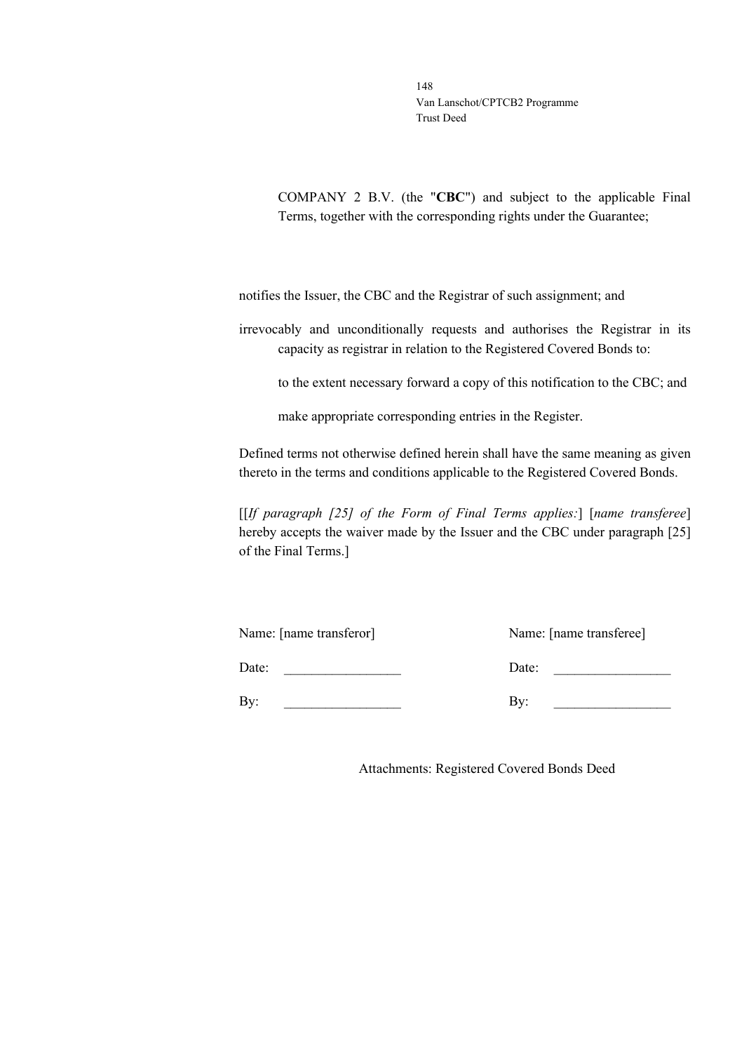COMPANY 2 B.V. (the "**CBC**") and subject to the applicable Final Terms, together with the corresponding rights under the Guarantee;

notifies the Issuer, the CBC and the Registrar of such assignment; and

irrevocably and unconditionally requests and authorises the Registrar in its capacity as registrar in relation to the Registered Covered Bonds to:

to the extent necessary forward a copy of this notification to the CBC; and

make appropriate corresponding entries in the Register.

Defined terms not otherwise defined herein shall have the same meaning as given thereto in the terms and conditions applicable to the Registered Covered Bonds.

[[*If paragraph [25] of the Form of Final Terms applies:*] [*name transferee*] hereby accepts the waiver made by the Issuer and the CBC under paragraph [25] of the Final Terms.]

| Name: [name transferor] | Name: [name transferee] |
|---|---|
| Date: _________________ | Date: _________________ |
| By: _________________ | By: _________________ |

Attachments: Registered Covered Bonds Deed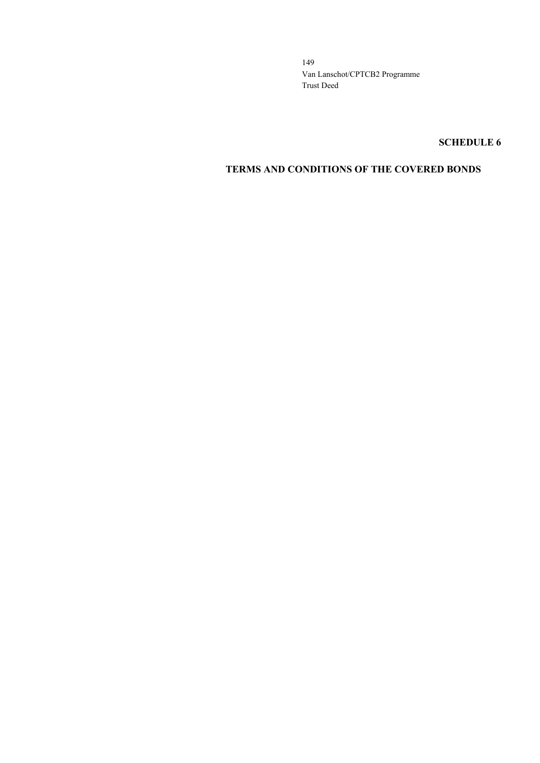## SCHEDULE 6

## TERMS AND CONDITIONS OF THE COVERED BONDS